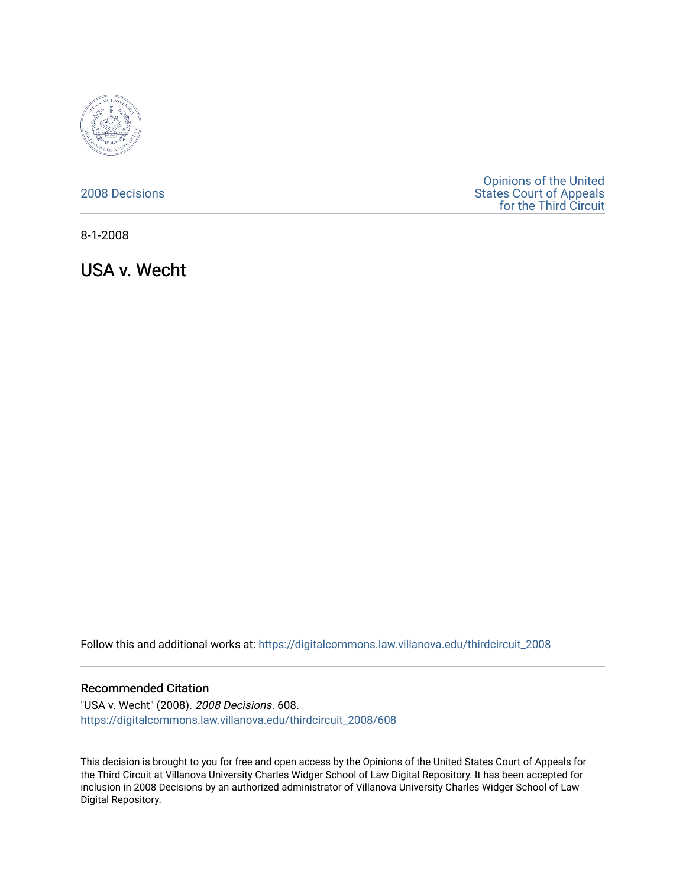2008 Decisions

Opinions of the United States Court of Appeals for the Third Circuit

8-1-2008

# USA v. Wecht

Follow this and additional works at: https://digitalcommons.law.villanova.edu/thirdcircuit_2008

## Recommended Citation

"USA v. Wecht" (2008). *2008 Decisions*. 608.
https://digitalcommons.law.villanova.edu/thirdcircuit_2008/608

This decision is brought to you for free and open access by the Opinions of the United States Court of Appeals for the Third Circuit at Villanova University Charles Widger School of Law Digital Repository. It has been accepted for inclusion in 2008 Decisions by an authorized administrator of Villanova University Charles Widger School of Law Digital Repository.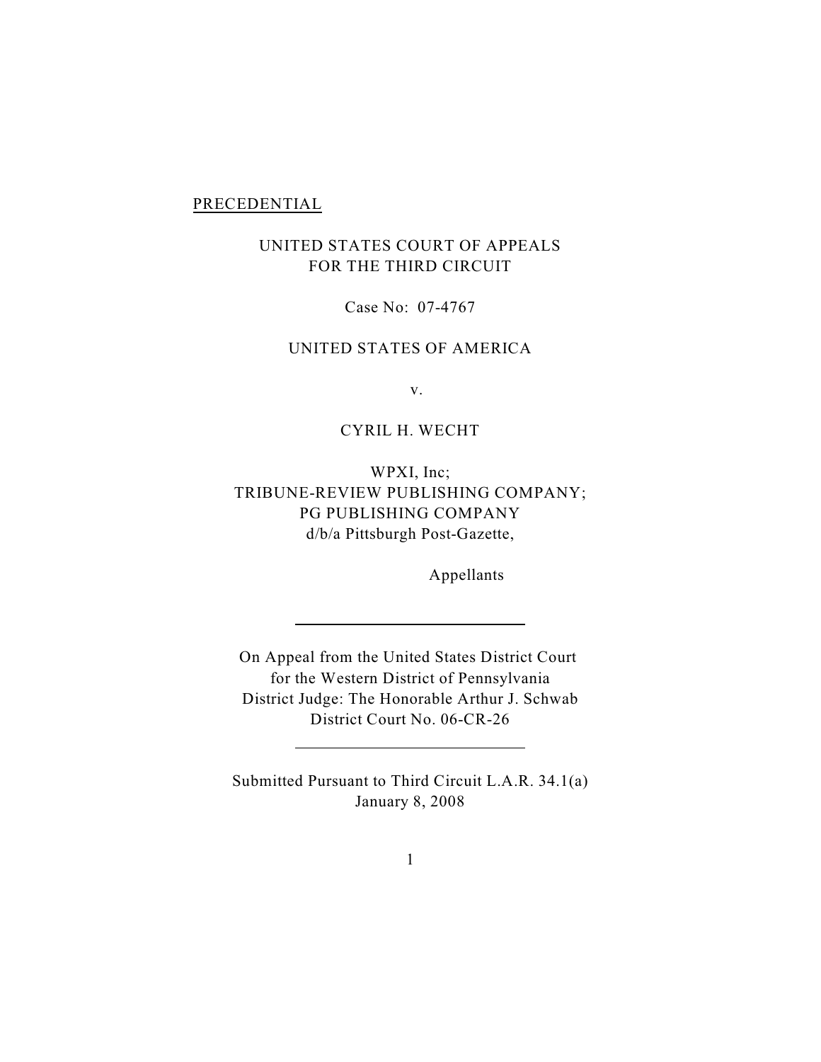PRECEDENTIAL

UNITED STATES COURT OF APPEALS
FOR THE THIRD CIRCUIT

Case No: 07-4767

UNITED STATES OF AMERICA

v.

CYRIL H. WECHT

WPXI, Inc;
TRIBUNE-REVIEW PUBLISHING COMPANY;
PG PUBLISHING COMPANY
d/b/a Pittsburgh Post-Gazette,

Appellants

---

On Appeal from the United States District Court
for the Western District of Pennsylvania
District Judge: The Honorable Arthur J. Schwab
District Court No. 06-CR-26

---

Submitted Pursuant to Third Circuit L.A.R. 34.1(a)
January 8, 2008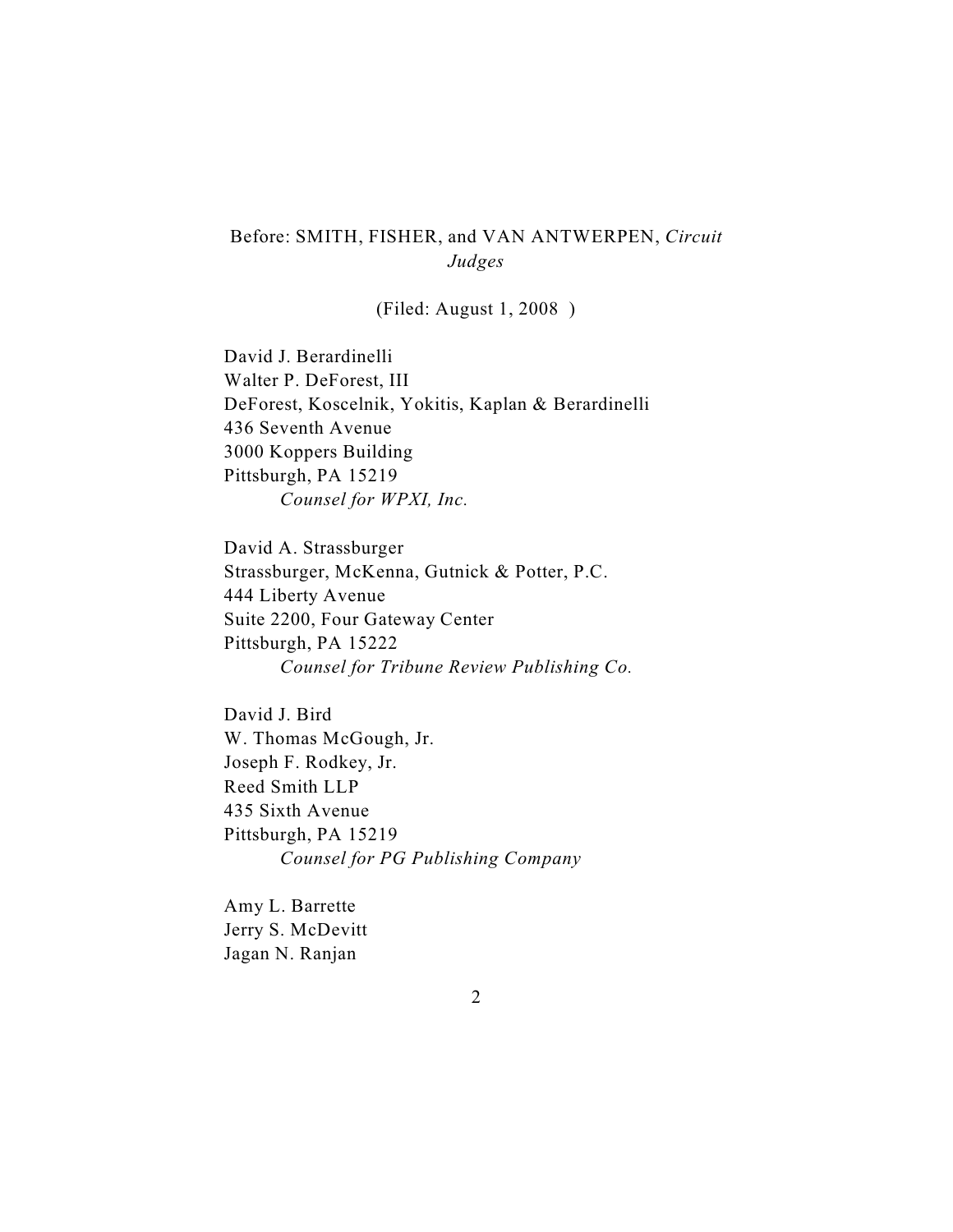Before: SMITH, FISHER, and VAN ANTWERPEN, *Circuit Judges*

(Filed: August 1, 2008 )

David J. Berardinelli
Walter P. DeForest, III
DeForest, Koscelnik, Yokitis, Kaplan & Berardinelli
436 Seventh Avenue
3000 Koppers Building
Pittsburgh, PA 15219
*Counsel for WPXI, Inc.*

David A. Strassburger
Strassburger, McKenna, Gutnick & Potter, P.C.
444 Liberty Avenue
Suite 2200, Four Gateway Center
Pittsburgh, PA 15222
*Counsel for Tribune Review Publishing Co.*

David J. Bird
W. Thomas McGough, Jr.
Joseph F. Rodkey, Jr.
Reed Smith LLP
435 Sixth Avenue
Pittsburgh, PA 15219
*Counsel for PG Publishing Company*

Amy L. Barrette
Jerry S. McDevitt
Jagan N. Ranjan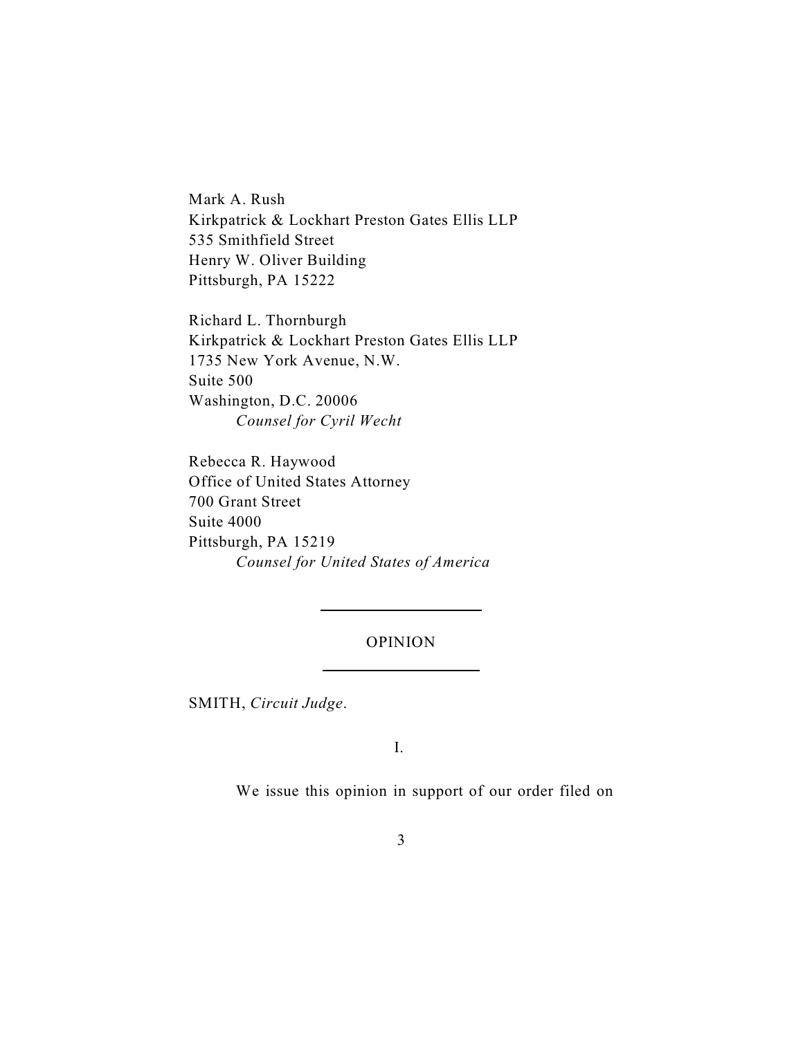Mark A. Rush
Kirkpatrick & Lockhart Preston Gates Ellis LLP
535 Smithfield Street
Henry W. Oliver Building
Pittsburgh, PA 15222

Richard L. Thornburgh
Kirkpatrick & Lockhart Preston Gates Ellis LLP
1735 New York Avenue, N.W.
Suite 500
Washington, D.C. 20006
*Counsel for Cyril Wecht*

Rebecca R. Haywood
Office of United States Attorney
700 Grant Street
Suite 4000
Pittsburgh, PA 15219
*Counsel for United States of America*

---

OPINION

---

SMITH, *Circuit Judge*.

I.

We issue this opinion in support of our order filed on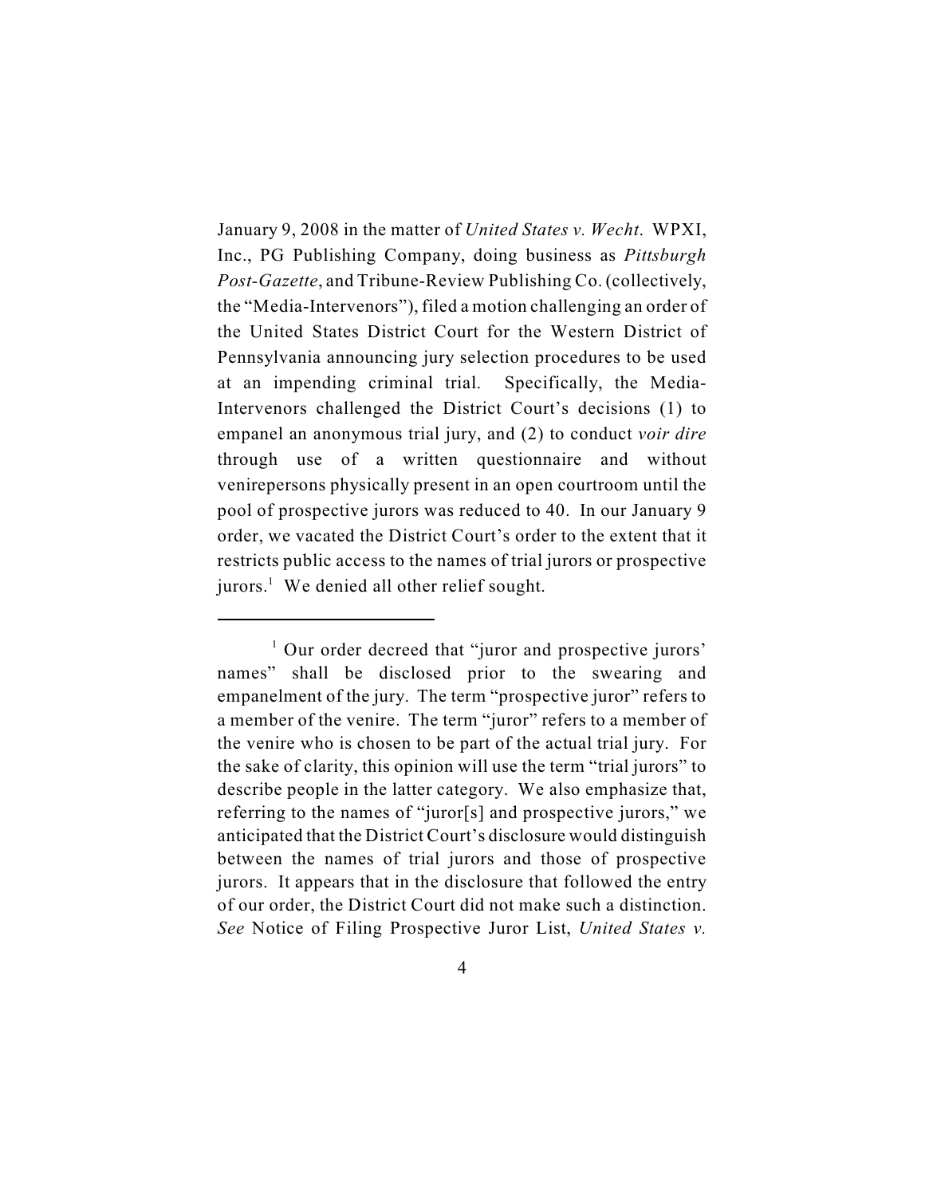January 9, 2008 in the matter of *United States v. Wecht*. WPXI, Inc., PG Publishing Company, doing business as *Pittsburgh Post-Gazette*, and Tribune-Review Publishing Co. (collectively, the "Media-Intervenors"), filed a motion challenging an order of the United States District Court for the Western District of Pennsylvania announcing jury selection procedures to be used at an impending criminal trial. Specifically, the Media-Intervenors challenged the District Court's decisions (1) to empanel an anonymous trial jury, and (2) to conduct *voir dire* through use of a written questionnaire and without venirepersons physically present in an open courtroom until the pool of prospective jurors was reduced to 40. In our January 9 order, we vacated the District Court's order to the extent that it restricts public access to the names of trial jurors or prospective jurors.[1] We denied all other relief sought.

---

[1] Our order decreed that "juror and prospective jurors' names" shall be disclosed prior to the swearing and empanelment of the jury. The term "prospective juror" refers to a member of the venire. The term "juror" refers to a member of the venire who is chosen to be part of the actual trial jury. For the sake of clarity, this opinion will use the term "trial jurors" to describe people in the latter category. We also emphasize that, referring to the names of "juror[s] and prospective jurors," we anticipated that the District Court's disclosure would distinguish between the names of trial jurors and those of prospective jurors. It appears that in the disclosure that followed the entry of our order, the District Court did not make such a distinction. *See* Notice of Filing Prospective Juror List, *United States v.*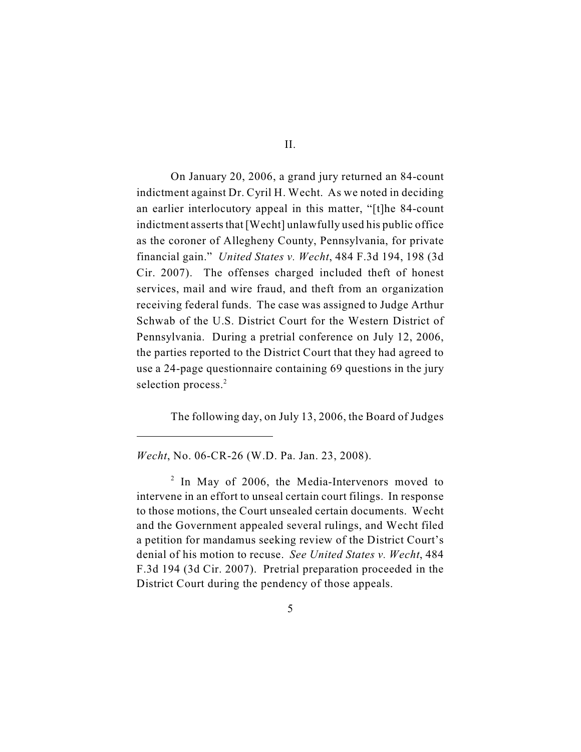## II.

On January 20, 2006, a grand jury returned an 84-count indictment against Dr. Cyril H. Wecht. As we noted in deciding an earlier interlocutory appeal in this matter, "[t]he 84-count indictment asserts that [Wecht] unlawfully used his public office as the coroner of Allegheny County, Pennsylvania, for private financial gain." *United States v. Wecht*, 484 F.3d 194, 198 (3d Cir. 2007). The offenses charged included theft of honest services, mail and wire fraud, and theft from an organization receiving federal funds. The case was assigned to Judge Arthur Schwab of the U.S. District Court for the Western District of Pennsylvania. During a pretrial conference on July 12, 2006, the parties reported to the District Court that they had agreed to use a 24-page questionnaire containing 69 questions in the jury selection process.[2]

The following day, on July 13, 2006, the Board of Judges

---

*Wecht*, No. 06-CR-26 (W.D. Pa. Jan. 23, 2008).

[2] In May of 2006, the Media-Intervenors moved to intervene in an effort to unseal certain court filings. In response to those motions, the Court unsealed certain documents. Wecht and the Government appealed several rulings, and Wecht filed a petition for mandamus seeking review of the District Court's denial of his motion to recuse. *See United States v. Wecht*, 484 F.3d 194 (3d Cir. 2007). Pretrial preparation proceeded in the District Court during the pendency of those appeals.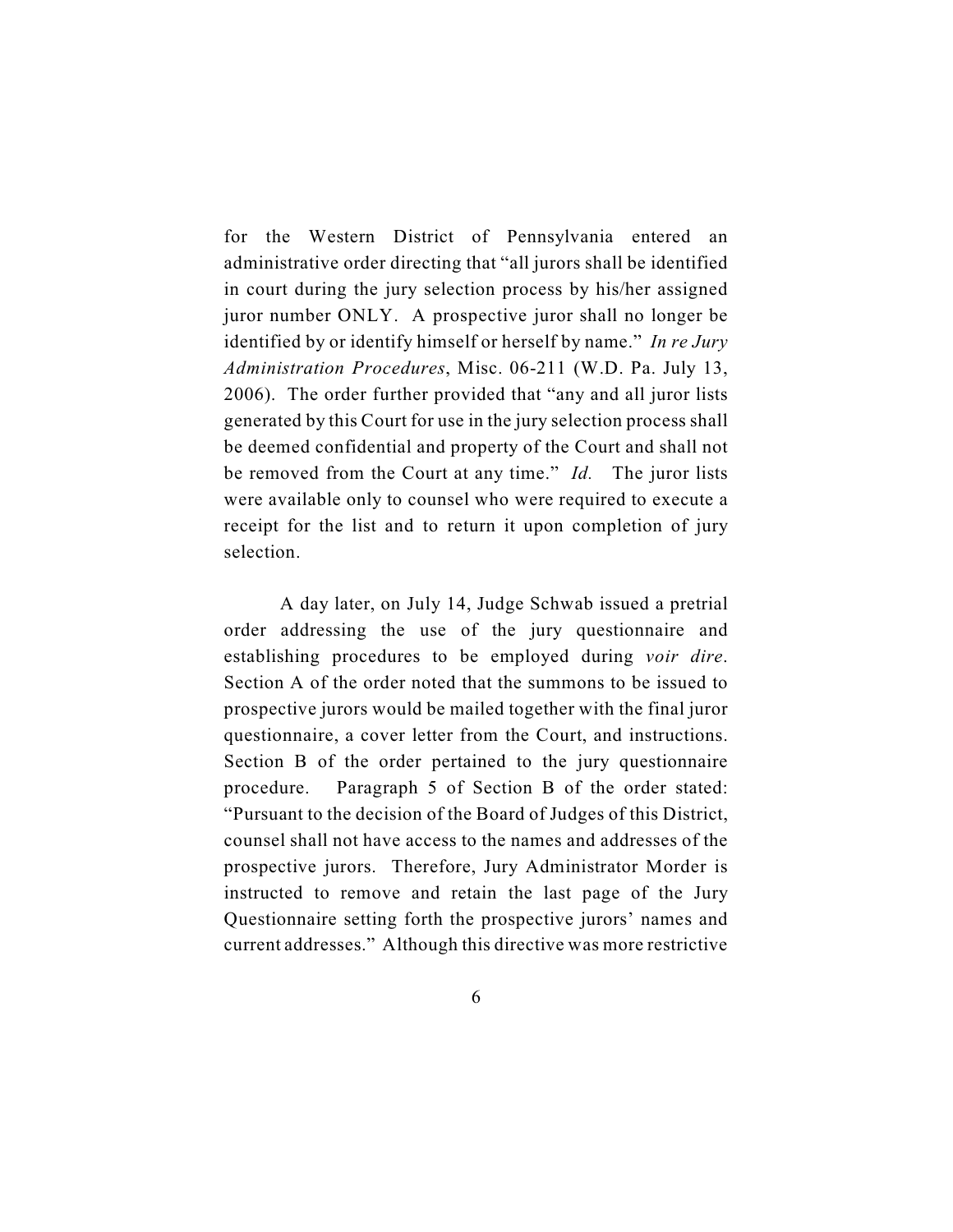for the Western District of Pennsylvania entered an administrative order directing that "all jurors shall be identified in court during the jury selection process by his/her assigned juror number ONLY. A prospective juror shall no longer be identified by or identify himself or herself by name." *In re Jury Administration Procedures*, Misc. 06-211 (W.D. Pa. July 13, 2006). The order further provided that "any and all juror lists generated by this Court for use in the jury selection process shall be deemed confidential and property of the Court and shall not be removed from the Court at any time." *Id.* The juror lists were available only to counsel who were required to execute a receipt for the list and to return it upon completion of jury selection.

A day later, on July 14, Judge Schwab issued a pretrial order addressing the use of the jury questionnaire and establishing procedures to be employed during *voir dire*. Section A of the order noted that the summons to be issued to prospective jurors would be mailed together with the final juror questionnaire, a cover letter from the Court, and instructions. Section B of the order pertained to the jury questionnaire procedure. Paragraph 5 of Section B of the order stated: "Pursuant to the decision of the Board of Judges of this District, counsel shall not have access to the names and addresses of the prospective jurors. Therefore, Jury Administrator Morder is instructed to remove and retain the last page of the Jury Questionnaire setting forth the prospective jurors' names and current addresses." Although this directive was more restrictive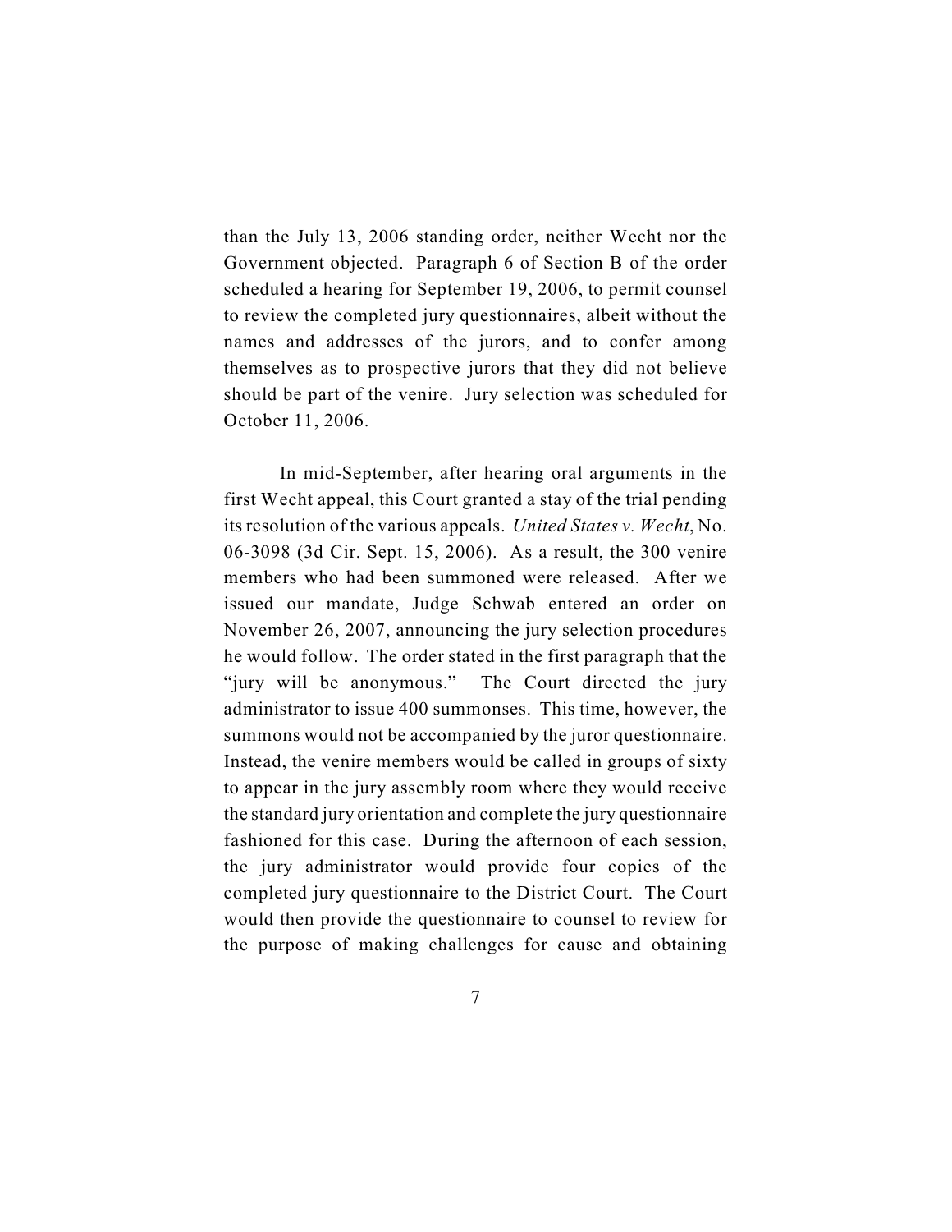than the July 13, 2006 standing order, neither Wecht nor the Government objected. Paragraph 6 of Section B of the order scheduled a hearing for September 19, 2006, to permit counsel to review the completed jury questionnaires, albeit without the names and addresses of the jurors, and to confer among themselves as to prospective jurors that they did not believe should be part of the venire. Jury selection was scheduled for October 11, 2006.

In mid-September, after hearing oral arguments in the first Wecht appeal, this Court granted a stay of the trial pending its resolution of the various appeals. *United States v. Wecht*, No. 06-3098 (3d Cir. Sept. 15, 2006). As a result, the 300 venire members who had been summoned were released. After we issued our mandate, Judge Schwab entered an order on November 26, 2007, announcing the jury selection procedures he would follow. The order stated in the first paragraph that the "jury will be anonymous." The Court directed the jury administrator to issue 400 summonses. This time, however, the summons would not be accompanied by the juror questionnaire. Instead, the venire members would be called in groups of sixty to appear in the jury assembly room where they would receive the standard jury orientation and complete the jury questionnaire fashioned for this case. During the afternoon of each session, the jury administrator would provide four copies of the completed jury questionnaire to the District Court. The Court would then provide the questionnaire to counsel to review for the purpose of making challenges for cause and obtaining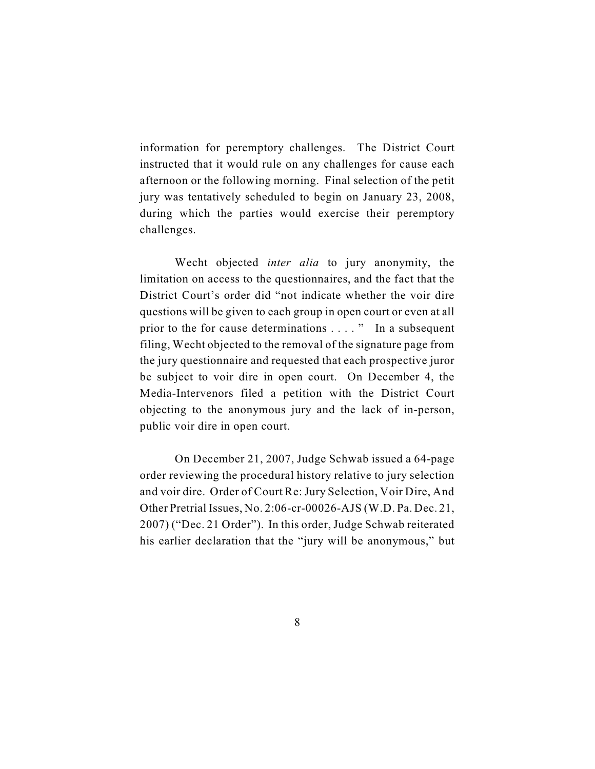information for peremptory challenges. The District Court instructed that it would rule on any challenges for cause each afternoon or the following morning. Final selection of the petit jury was tentatively scheduled to begin on January 23, 2008, during which the parties would exercise their peremptory challenges.

Wecht objected *inter alia* to jury anonymity, the limitation on access to the questionnaires, and the fact that the District Court's order did "not indicate whether the voir dire questions will be given to each group in open court or even at all prior to the for cause determinations . . . . " In a subsequent filing, Wecht objected to the removal of the signature page from the jury questionnaire and requested that each prospective juror be subject to voir dire in open court. On December 4, the Media-Intervenors filed a petition with the District Court objecting to the anonymous jury and the lack of in-person, public voir dire in open court.

On December 21, 2007, Judge Schwab issued a 64-page order reviewing the procedural history relative to jury selection and voir dire. Order of Court Re: Jury Selection, Voir Dire, And Other Pretrial Issues, No. 2:06-cr-00026-AJS (W.D. Pa. Dec. 21, 2007) ("Dec. 21 Order"). In this order, Judge Schwab reiterated his earlier declaration that the "jury will be anonymous," but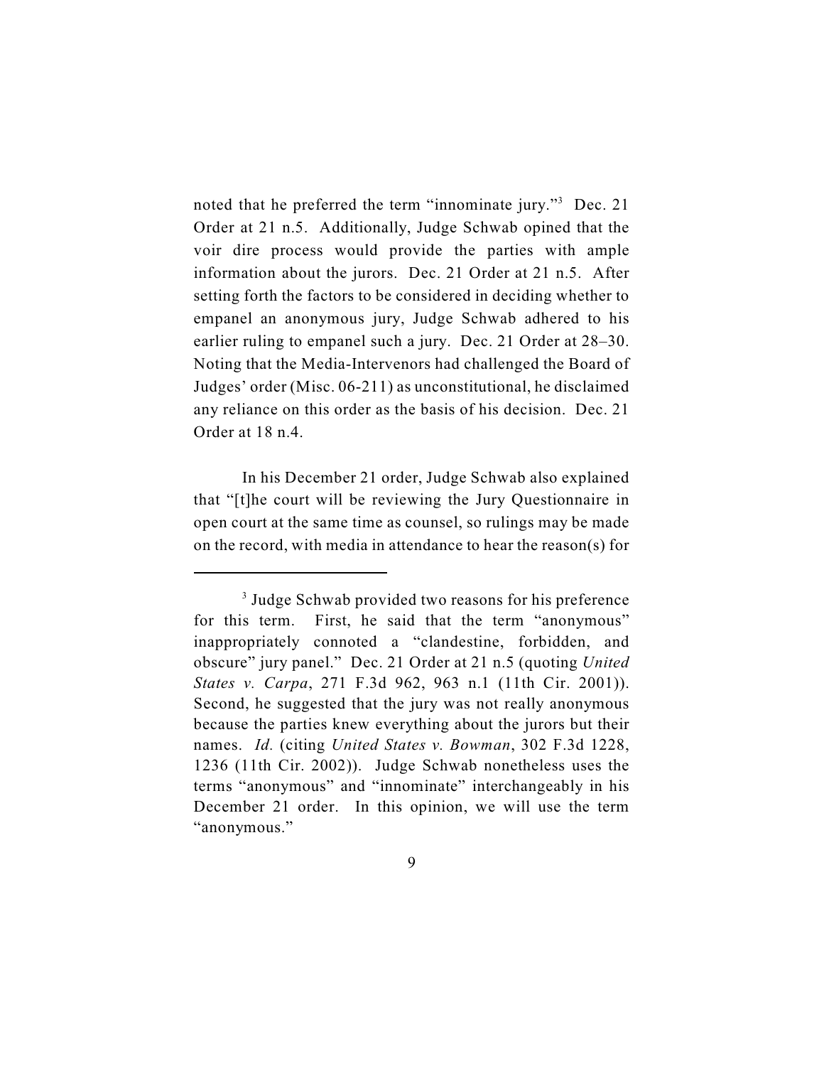noted that he preferred the term "innominate jury."[3] Dec. 21 Order at 21 n.5. Additionally, Judge Schwab opined that the voir dire process would provide the parties with ample information about the jurors. Dec. 21 Order at 21 n.5. After setting forth the factors to be considered in deciding whether to empanel an anonymous jury, Judge Schwab adhered to his earlier ruling to empanel such a jury. Dec. 21 Order at 28–30. Noting that the Media-Intervenors had challenged the Board of Judges' order (Misc. 06-211) as unconstitutional, he disclaimed any reliance on this order as the basis of his decision. Dec. 21 Order at 18 n.4.

In his December 21 order, Judge Schwab also explained that "[t]he court will be reviewing the Jury Questionnaire in open court at the same time as counsel, so rulings may be made on the record, with media in attendance to hear the reason(s) for

---

[3] Judge Schwab provided two reasons for his preference for this term. First, he said that the term "anonymous" inappropriately connoted a "clandestine, forbidden, and obscure" jury panel." Dec. 21 Order at 21 n.5 (quoting *United States v. Carpa*, 271 F.3d 962, 963 n.1 (11th Cir. 2001)). Second, he suggested that the jury was not really anonymous because the parties knew everything about the jurors but their names. *Id.* (citing *United States v. Bowman*, 302 F.3d 1228, 1236 (11th Cir. 2002)). Judge Schwab nonetheless uses the terms "anonymous" and "innominate" interchangeably in his December 21 order. In this opinion, we will use the term "anonymous."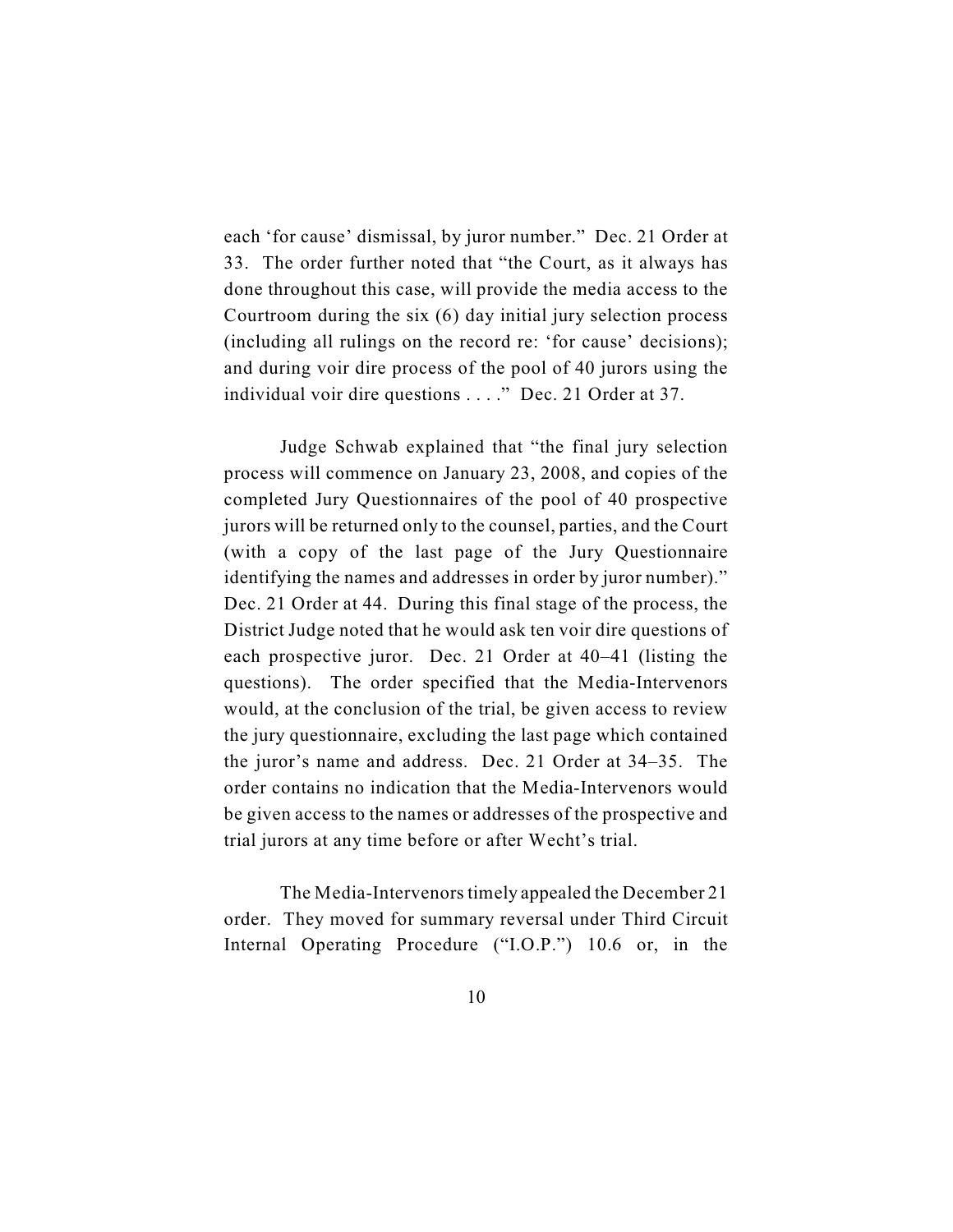each 'for cause' dismissal, by juror number." Dec. 21 Order at 33. The order further noted that "the Court, as it always has done throughout this case, will provide the media access to the Courtroom during the six (6) day initial jury selection process (including all rulings on the record re: 'for cause' decisions); and during voir dire process of the pool of 40 jurors using the individual voir dire questions . . . ." Dec. 21 Order at 37.

Judge Schwab explained that "the final jury selection process will commence on January 23, 2008, and copies of the completed Jury Questionnaires of the pool of 40 prospective jurors will be returned only to the counsel, parties, and the Court (with a copy of the last page of the Jury Questionnaire identifying the names and addresses in order by juror number)." Dec. 21 Order at 44. During this final stage of the process, the District Judge noted that he would ask ten voir dire questions of each prospective juror. Dec. 21 Order at 40–41 (listing the questions). The order specified that the Media-Intervenors would, at the conclusion of the trial, be given access to review the jury questionnaire, excluding the last page which contained the juror's name and address. Dec. 21 Order at 34–35. The order contains no indication that the Media-Intervenors would be given access to the names or addresses of the prospective and trial jurors at any time before or after Wecht's trial.

The Media-Intervenors timely appealed the December 21 order. They moved for summary reversal under Third Circuit Internal Operating Procedure ("I.O.P.") 10.6 or, in the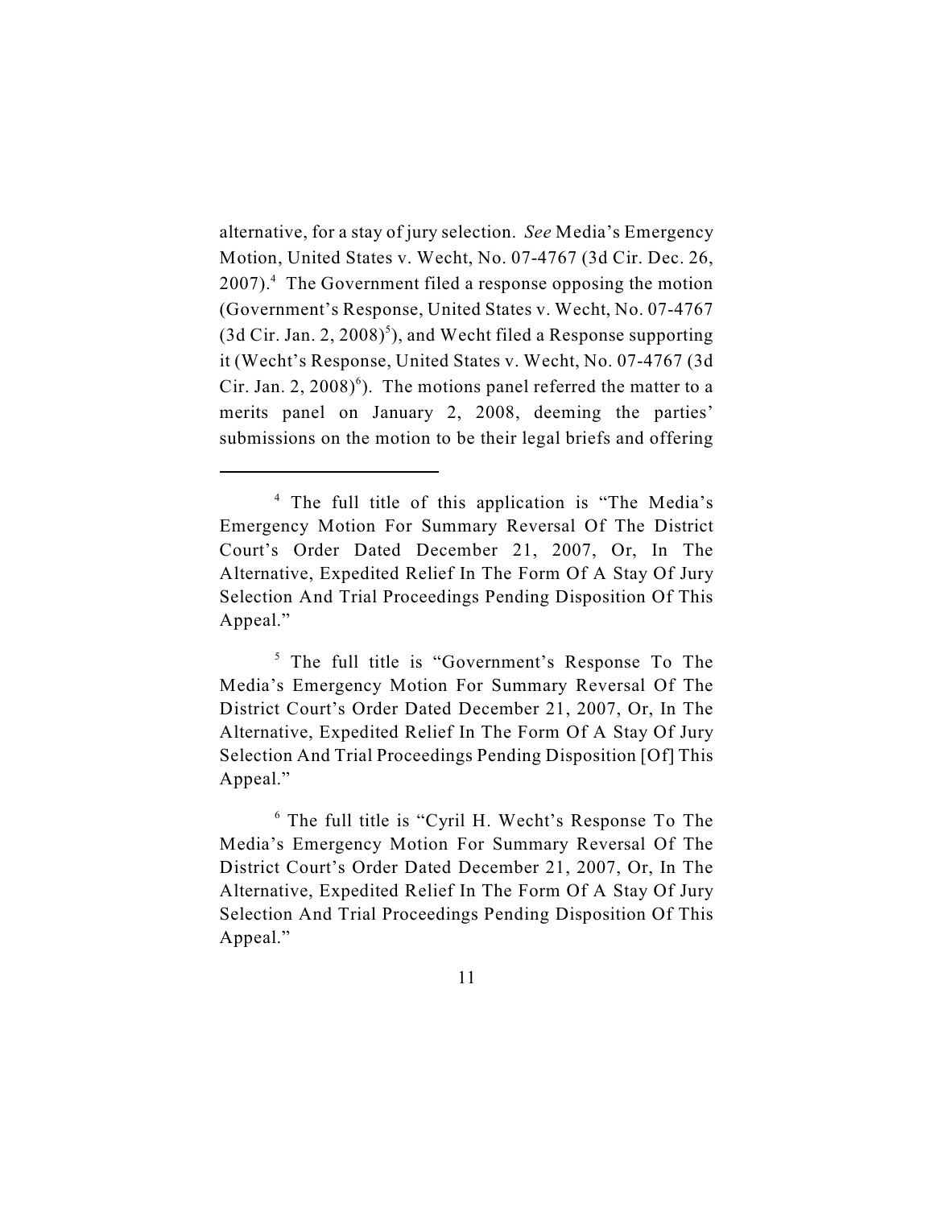alternative, for a stay of jury selection. *See* Media's Emergency Motion, United States v. Wecht, No. 07-4767 (3d Cir. Dec. 26, 2007).[4] The Government filed a response opposing the motion (Government's Response, United States v. Wecht, No. 07-4767 (3d Cir. Jan. 2, 2008)[5]), and Wecht filed a Response supporting it (Wecht's Response, United States v. Wecht, No. 07-4767 (3d Cir. Jan. 2, 2008)[6]). The motions panel referred the matter to a merits panel on January 2, 2008, deeming the parties' submissions on the motion to be their legal briefs and offering

---

[4] The full title of this application is "The Media's Emergency Motion For Summary Reversal Of The District Court's Order Dated December 21, 2007, Or, In The Alternative, Expedited Relief In The Form Of A Stay Of Jury Selection And Trial Proceedings Pending Disposition Of This Appeal."

[5] The full title is "Government's Response To The Media's Emergency Motion For Summary Reversal Of The District Court's Order Dated December 21, 2007, Or, In The Alternative, Expedited Relief In The Form Of A Stay Of Jury Selection And Trial Proceedings Pending Disposition [Of] This Appeal."

[6] The full title is "Cyril H. Wecht's Response To The Media's Emergency Motion For Summary Reversal Of The District Court's Order Dated December 21, 2007, Or, In The Alternative, Expedited Relief In The Form Of A Stay Of Jury Selection And Trial Proceedings Pending Disposition Of This Appeal."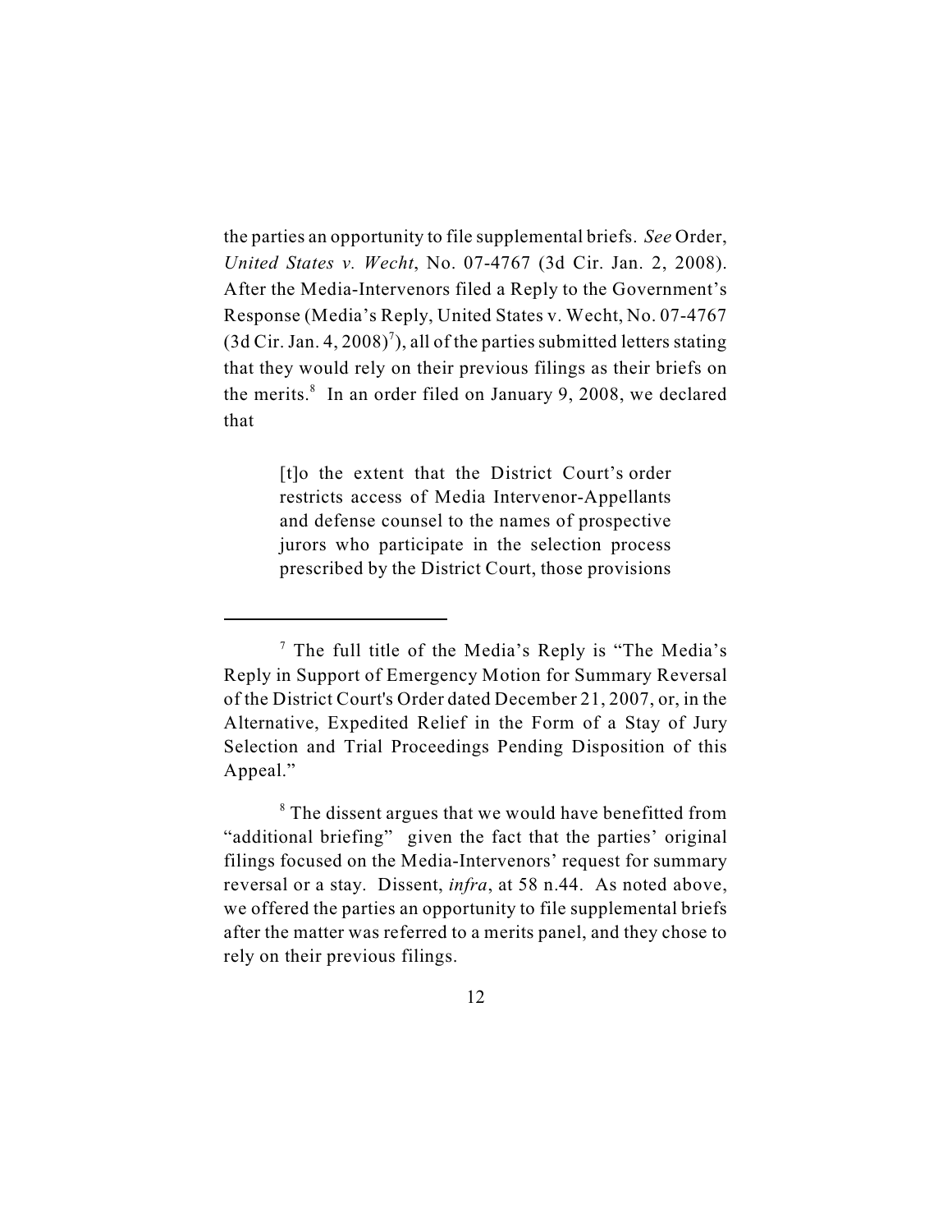the parties an opportunity to file supplemental briefs. *See* Order, *United States v. Wecht*, No. 07-4767 (3d Cir. Jan. 2, 2008). After the Media-Intervenors filed a Reply to the Government's Response (Media's Reply, United States v. Wecht, No. 07-4767 (3d Cir. Jan. 4, 2008)[7]), all of the parties submitted letters stating that they would rely on their previous filings as their briefs on the merits.[8] In an order filed on January 9, 2008, we declared that

> [t]o the extent that the District Court's order restricts access of Media Intervenor-Appellants and defense counsel to the names of prospective jurors who participate in the selection process prescribed by the District Court, those provisions

---

[7] The full title of the Media's Reply is "The Media's Reply in Support of Emergency Motion for Summary Reversal of the District Court's Order dated December 21, 2007, or, in the Alternative, Expedited Relief in the Form of a Stay of Jury Selection and Trial Proceedings Pending Disposition of this Appeal."

[8] The dissent argues that we would have benefitted from "additional briefing" given the fact that the parties' original filings focused on the Media-Intervenors' request for summary reversal or a stay. Dissent, *infra*, at 58 n.44. As noted above, we offered the parties an opportunity to file supplemental briefs after the matter was referred to a merits panel, and they chose to rely on their previous filings.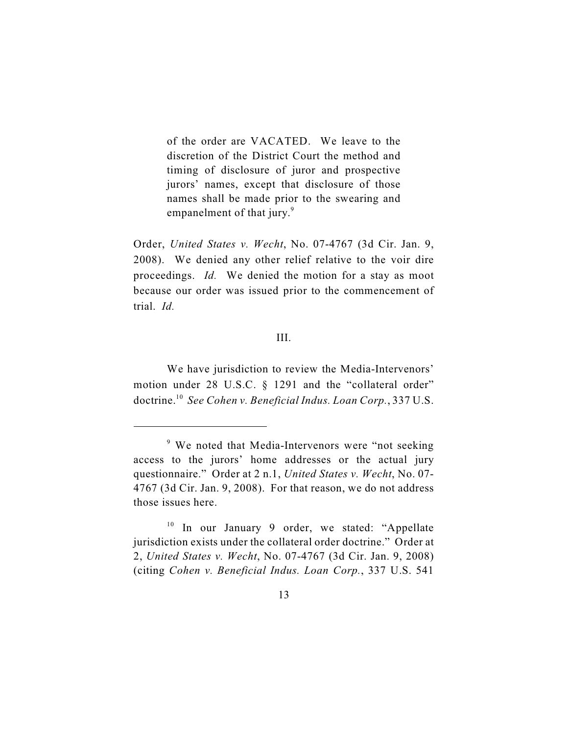> of the order are VACATED. We leave to the discretion of the District Court the method and timing of disclosure of juror and prospective jurors' names, except that disclosure of those names shall be made prior to the swearing and empanelment of that jury.[9]

Order, *United States v. Wecht*, No. 07-4767 (3d Cir. Jan. 9, 2008). We denied any other relief relative to the voir dire proceedings. *Id.* We denied the motion for a stay as moot because our order was issued prior to the commencement of trial. *Id.*

III.

We have jurisdiction to review the Media-Intervenors' motion under 28 U.S.C. § 1291 and the "collateral order" doctrine.[10] *See Cohen v. Beneficial Indus. Loan Corp.*, 337 U.S.

---

[9] We noted that Media-Intervenors were "not seeking access to the jurors' home addresses or the actual jury questionnaire." Order at 2 n.1, *United States v. Wecht*, No. 07-4767 (3d Cir. Jan. 9, 2008). For that reason, we do not address those issues here.

[10] In our January 9 order, we stated: "Appellate jurisdiction exists under the collateral order doctrine." Order at 2, *United States v. Wecht*, No. 07-4767 (3d Cir. Jan. 9, 2008) (citing *Cohen v. Beneficial Indus. Loan Corp.*, 337 U.S. 541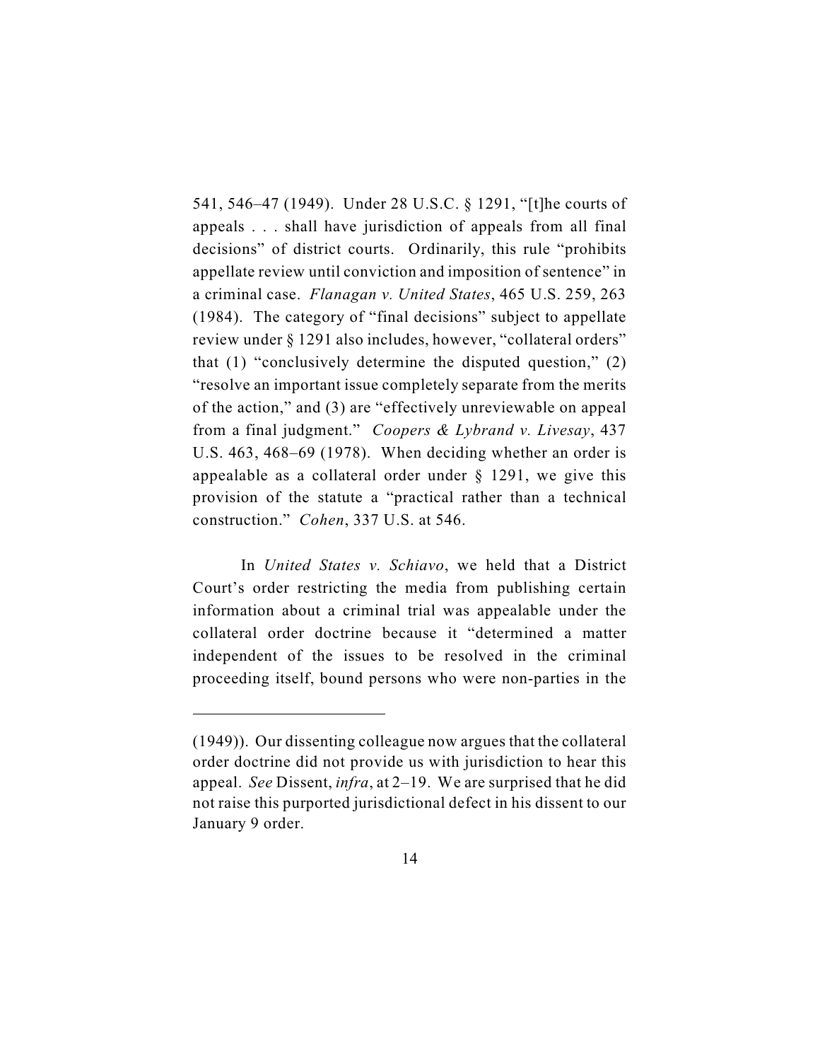541, 546–47 (1949). Under 28 U.S.C. § 1291, "[t]he courts of appeals . . . shall have jurisdiction of appeals from all final decisions" of district courts. Ordinarily, this rule "prohibits appellate review until conviction and imposition of sentence" in a criminal case. *Flanagan v. United States*, 465 U.S. 259, 263 (1984). The category of "final decisions" subject to appellate review under § 1291 also includes, however, "collateral orders" that (1) "conclusively determine the disputed question," (2) "resolve an important issue completely separate from the merits of the action," and (3) are "effectively unreviewable on appeal from a final judgment." *Coopers & Lybrand v. Livesay*, 437 U.S. 463, 468–69 (1978). When deciding whether an order is appealable as a collateral order under § 1291, we give this provision of the statute a "practical rather than a technical construction." *Cohen*, 337 U.S. at 546.

In *United States v. Schiavo*, we held that a District Court's order restricting the media from publishing certain information about a criminal trial was appealable under the collateral order doctrine because it "determined a matter independent of the issues to be resolved in the criminal proceeding itself, bound persons who were non-parties in the

---

(1949)). Our dissenting colleague now argues that the collateral order doctrine did not provide us with jurisdiction to hear this appeal. *See* Dissent, *infra*, at 2–19. We are surprised that he did not raise this purported jurisdictional defect in his dissent to our January 9 order.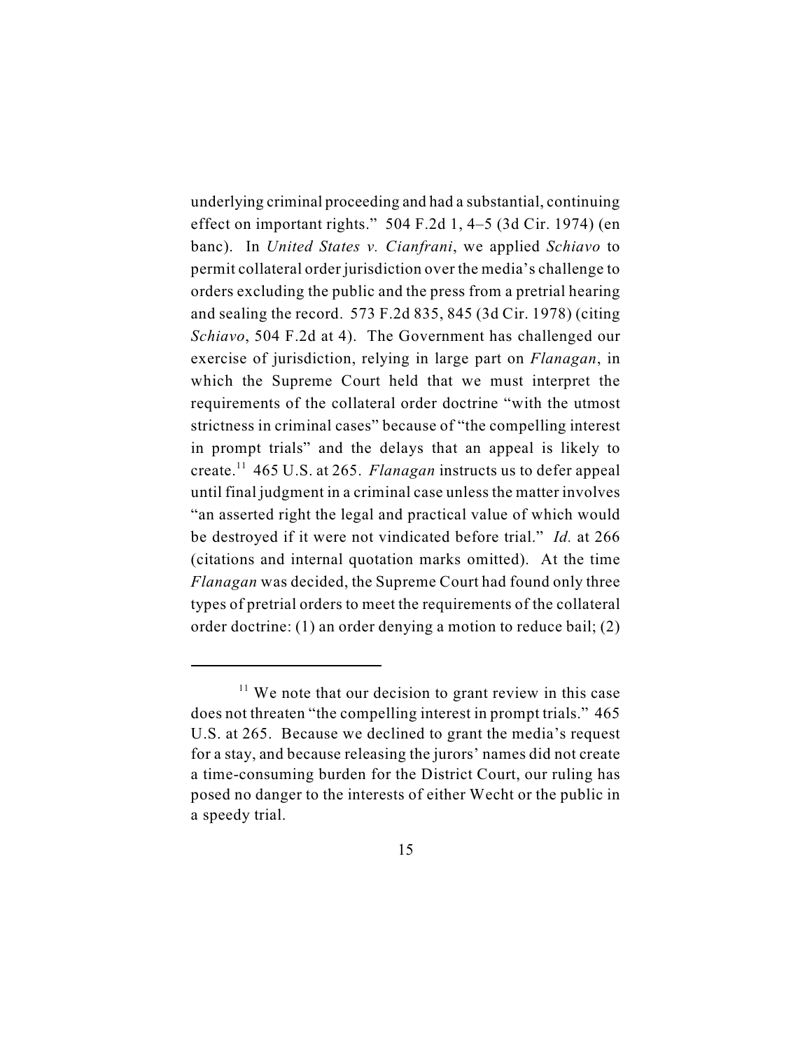underlying criminal proceeding and had a substantial, continuing effect on important rights." 504 F.2d 1, 4–5 (3d Cir. 1974) (en banc). In *United States v. Cianfrani*, we applied *Schiavo* to permit collateral order jurisdiction over the media's challenge to orders excluding the public and the press from a pretrial hearing and sealing the record. 573 F.2d 835, 845 (3d Cir. 1978) (citing *Schiavo*, 504 F.2d at 4). The Government has challenged our exercise of jurisdiction, relying in large part on *Flanagan*, in which the Supreme Court held that we must interpret the requirements of the collateral order doctrine "with the utmost strictness in criminal cases" because of "the compelling interest in prompt trials" and the delays that an appeal is likely to create.[11] 465 U.S. at 265. *Flanagan* instructs us to defer appeal until final judgment in a criminal case unless the matter involves "an asserted right the legal and practical value of which would be destroyed if it were not vindicated before trial." *Id.* at 266 (citations and internal quotation marks omitted). At the time *Flanagan* was decided, the Supreme Court had found only three types of pretrial orders to meet the requirements of the collateral order doctrine: (1) an order denying a motion to reduce bail; (2)

[11] We note that our decision to grant review in this case does not threaten "the compelling interest in prompt trials." 465 U.S. at 265. Because we declined to grant the media's request for a stay, and because releasing the jurors' names did not create a time-consuming burden for the District Court, our ruling has posed no danger to the interests of either Wecht or the public in a speedy trial.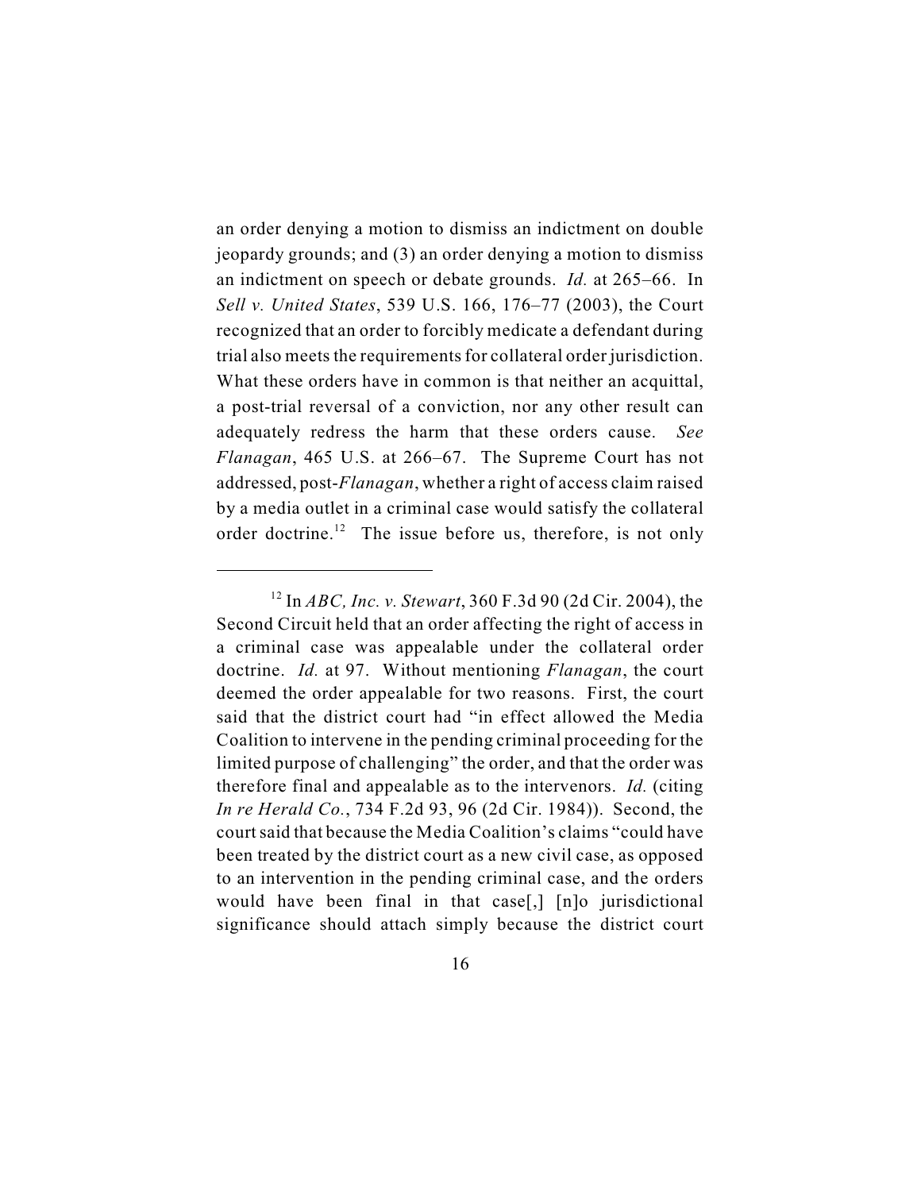an order denying a motion to dismiss an indictment on double jeopardy grounds; and (3) an order denying a motion to dismiss an indictment on speech or debate grounds. *Id.* at 265–66. In *Sell v. United States*, 539 U.S. 166, 176–77 (2003), the Court recognized that an order to forcibly medicate a defendant during trial also meets the requirements for collateral order jurisdiction. What these orders have in common is that neither an acquittal, a post-trial reversal of a conviction, nor any other result can adequately redress the harm that these orders cause. *See Flanagan*, 465 U.S. at 266–67. The Supreme Court has not addressed, post-*Flanagan*, whether a right of access claim raised by a media outlet in a criminal case would satisfy the collateral order doctrine.[12] The issue before us, therefore, is not only

---

[12] In *ABC, Inc. v. Stewart*, 360 F.3d 90 (2d Cir. 2004), the Second Circuit held that an order affecting the right of access in a criminal case was appealable under the collateral order doctrine. *Id.* at 97. Without mentioning *Flanagan*, the court deemed the order appealable for two reasons. First, the court said that the district court had "in effect allowed the Media Coalition to intervene in the pending criminal proceeding for the limited purpose of challenging" the order, and that the order was therefore final and appealable as to the intervenors. *Id.* (citing *In re Herald Co.*, 734 F.2d 93, 96 (2d Cir. 1984)). Second, the court said that because the Media Coalition's claims "could have been treated by the district court as a new civil case, as opposed to an intervention in the pending criminal case, and the orders would have been final in that case[,] [n]o jurisdictional significance should attach simply because the district court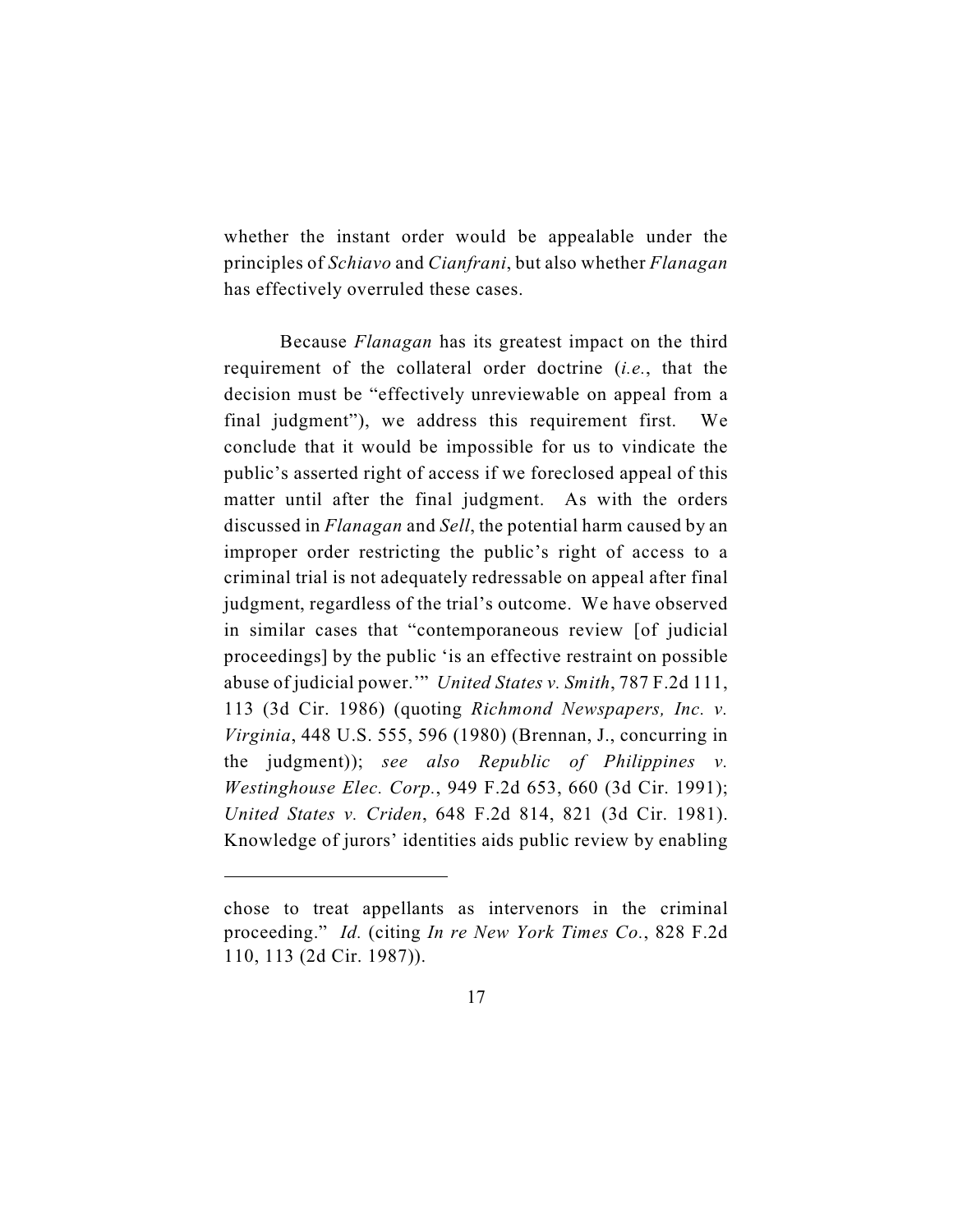whether the instant order would be appealable under the principles of *Schiavo* and *Cianfrani*, but also whether *Flanagan* has effectively overruled these cases.

Because *Flanagan* has its greatest impact on the third requirement of the collateral order doctrine (*i.e.*, that the decision must be "effectively unreviewable on appeal from a final judgment"), we address this requirement first. We conclude that it would be impossible for us to vindicate the public's asserted right of access if we foreclosed appeal of this matter until after the final judgment. As with the orders discussed in *Flanagan* and *Sell*, the potential harm caused by an improper order restricting the public's right of access to a criminal trial is not adequately redressable on appeal after final judgment, regardless of the trial's outcome. We have observed in similar cases that "contemporaneous review [of judicial proceedings] by the public 'is an effective restraint on possible abuse of judicial power.'" *United States v. Smith*, 787 F.2d 111, 113 (3d Cir. 1986) (quoting *Richmond Newspapers, Inc. v. Virginia*, 448 U.S. 555, 596 (1980) (Brennan, J., concurring in the judgment)); *see also Republic of Philippines v. Westinghouse Elec. Corp.*, 949 F.2d 653, 660 (3d Cir. 1991); *United States v. Criden*, 648 F.2d 814, 821 (3d Cir. 1981). Knowledge of jurors' identities aids public review by enabling

---

chose to treat appellants as intervenors in the criminal proceeding." *Id.* (citing *In re New York Times Co.*, 828 F.2d 110, 113 (2d Cir. 1987)).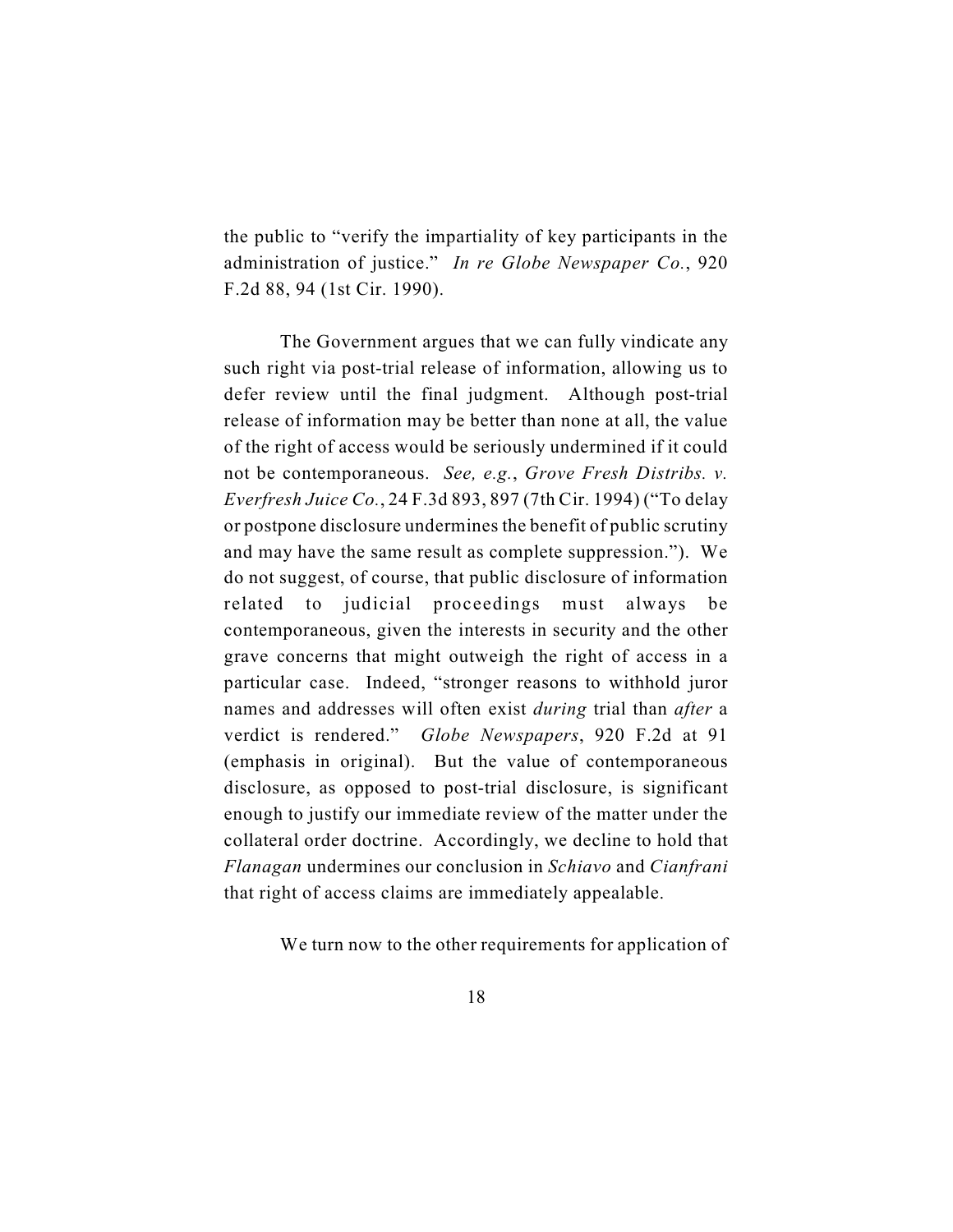the public to "verify the impartiality of key participants in the administration of justice." *In re Globe Newspaper Co.*, 920 F.2d 88, 94 (1st Cir. 1990).

The Government argues that we can fully vindicate any such right via post-trial release of information, allowing us to defer review until the final judgment. Although post-trial release of information may be better than none at all, the value of the right of access would be seriously undermined if it could not be contemporaneous. *See, e.g.*, *Grove Fresh Distribs. v. Everfresh Juice Co.*, 24 F.3d 893, 897 (7th Cir. 1994) ("To delay or postpone disclosure undermines the benefit of public scrutiny and may have the same result as complete suppression."). We do not suggest, of course, that public disclosure of information related to judicial proceedings must always be contemporaneous, given the interests in security and the other grave concerns that might outweigh the right of access in a particular case. Indeed, "stronger reasons to withhold juror names and addresses will often exist *during* trial than *after* a verdict is rendered." *Globe Newspapers*, 920 F.2d at 91 (emphasis in original). But the value of contemporaneous disclosure, as opposed to post-trial disclosure, is significant enough to justify our immediate review of the matter under the collateral order doctrine. Accordingly, we decline to hold that *Flanagan* undermines our conclusion in *Schiavo* and *Cianfrani* that right of access claims are immediately appealable.

We turn now to the other requirements for application of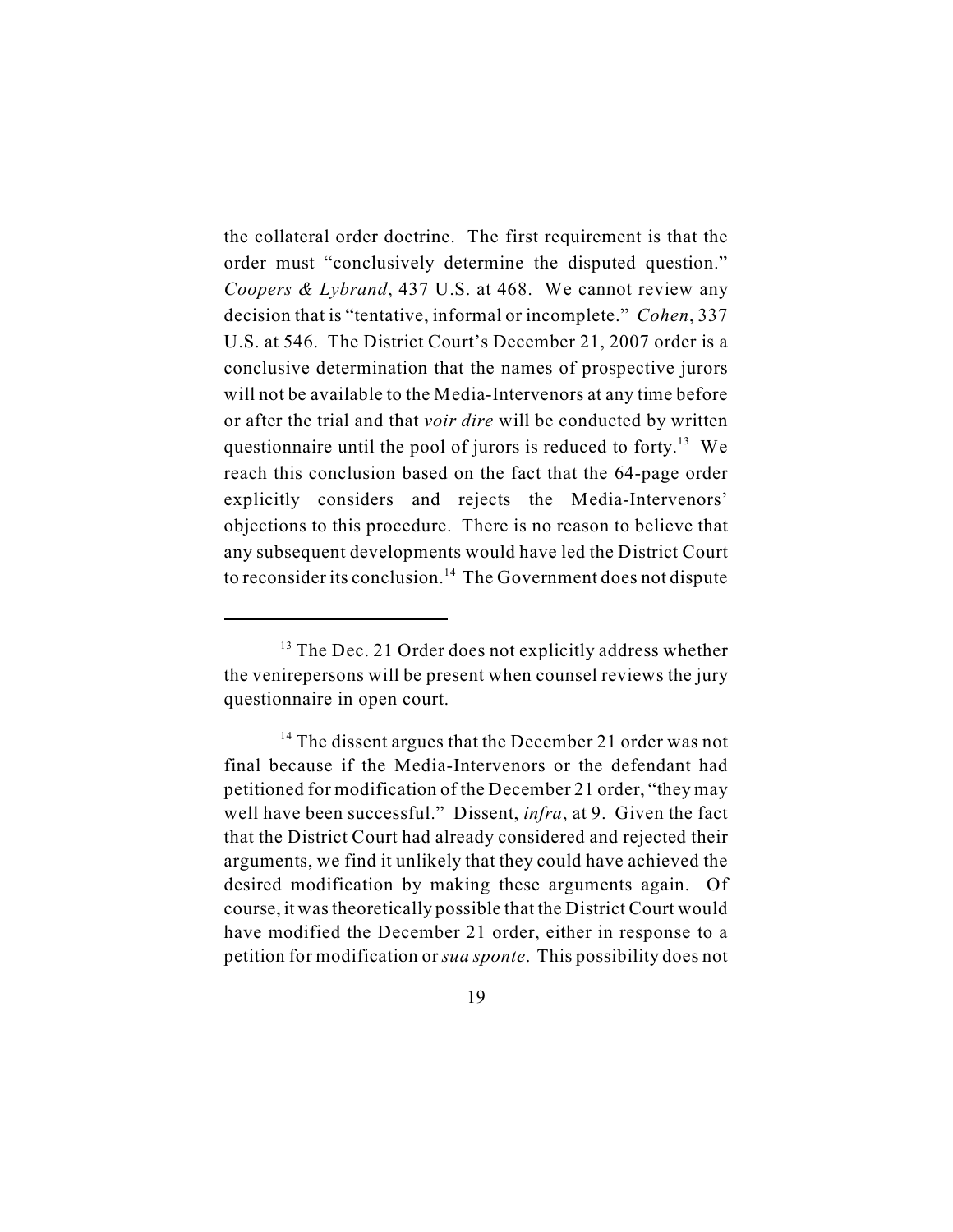the collateral order doctrine. The first requirement is that the order must "conclusively determine the disputed question." *Coopers & Lybrand*, 437 U.S. at 468. We cannot review any decision that is "tentative, informal or incomplete." *Cohen*, 337 U.S. at 546. The District Court's December 21, 2007 order is a conclusive determination that the names of prospective jurors will not be available to the Media-Intervenors at any time before or after the trial and that *voir dire* will be conducted by written questionnaire until the pool of jurors is reduced to forty.[13] We reach this conclusion based on the fact that the 64-page order explicitly considers and rejects the Media-Intervenors' objections to this procedure. There is no reason to believe that any subsequent developments would have led the District Court to reconsider its conclusion.[14] The Government does not dispute

---

[13] The Dec. 21 Order does not explicitly address whether the venirepersons will be present when counsel reviews the jury questionnaire in open court.

[14] The dissent argues that the December 21 order was not final because if the Media-Intervenors or the defendant had petitioned for modification of the December 21 order, "they may well have been successful." Dissent, *infra*, at 9. Given the fact that the District Court had already considered and rejected their arguments, we find it unlikely that they could have achieved the desired modification by making these arguments again. Of course, it was theoretically possible that the District Court would have modified the December 21 order, either in response to a petition for modification or *sua sponte*. This possibility does not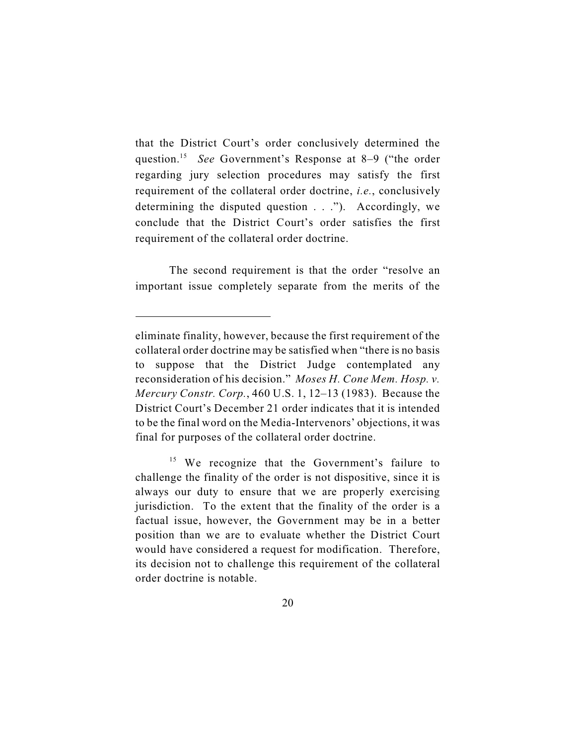that the District Court's order conclusively determined the question.[15] *See* Government's Response at 8–9 ("the order regarding jury selection procedures may satisfy the first requirement of the collateral order doctrine, *i.e.*, conclusively determining the disputed question . . ."). Accordingly, we conclude that the District Court's order satisfies the first requirement of the collateral order doctrine.

The second requirement is that the order "resolve an important issue completely separate from the merits of the

---

eliminate finality, however, because the first requirement of the collateral order doctrine may be satisfied when "there is no basis to suppose that the District Judge contemplated any reconsideration of his decision." *Moses H. Cone Mem. Hosp. v. Mercury Constr. Corp.*, 460 U.S. 1, 12–13 (1983). Because the District Court's December 21 order indicates that it is intended to be the final word on the Media-Intervenors' objections, it was final for purposes of the collateral order doctrine.

[15] We recognize that the Government's failure to challenge the finality of the order is not dispositive, since it is always our duty to ensure that we are properly exercising jurisdiction. To the extent that the finality of the order is a factual issue, however, the Government may be in a better position than we are to evaluate whether the District Court would have considered a request for modification. Therefore, its decision not to challenge this requirement of the collateral order doctrine is notable.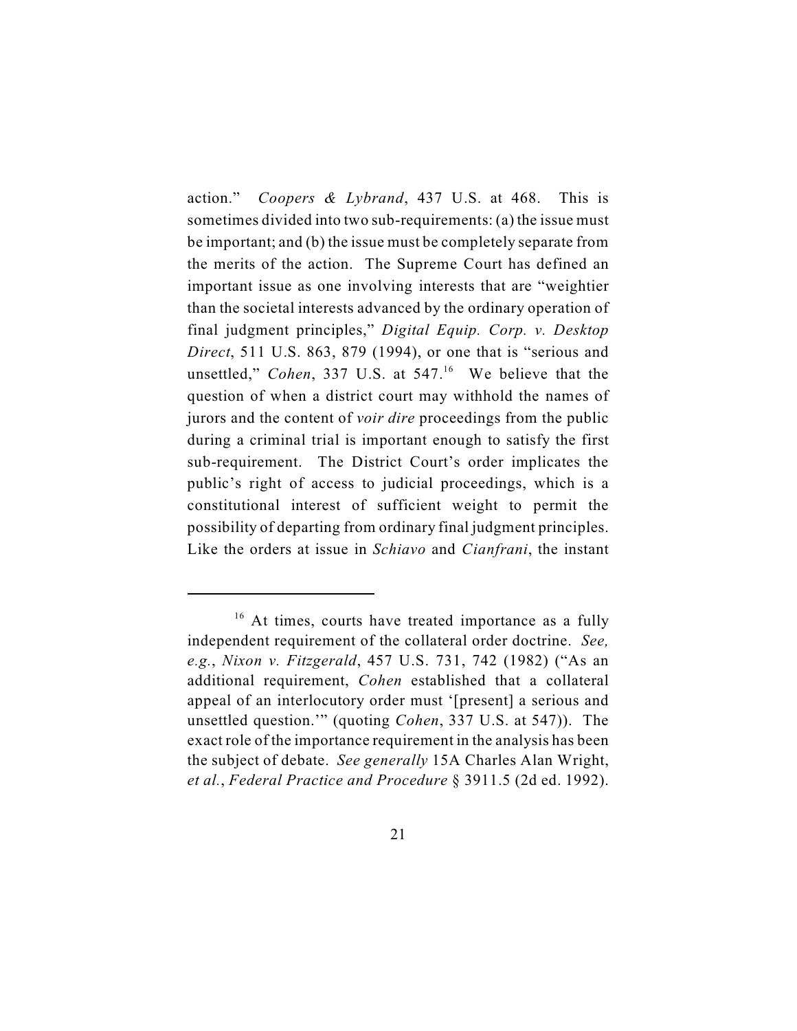action." *Coopers & Lybrand*, 437 U.S. at 468. This is sometimes divided into two sub-requirements: (a) the issue must be important; and (b) the issue must be completely separate from the merits of the action. The Supreme Court has defined an important issue as one involving interests that are "weightier than the societal interests advanced by the ordinary operation of final judgment principles," *Digital Equip. Corp. v. Desktop Direct*, 511 U.S. 863, 879 (1994), or one that is "serious and unsettled," *Cohen*, 337 U.S. at 547.[16] We believe that the question of when a district court may withhold the names of jurors and the content of *voir dire* proceedings from the public during a criminal trial is important enough to satisfy the first sub-requirement. The District Court's order implicates the public's right of access to judicial proceedings, which is a constitutional interest of sufficient weight to permit the possibility of departing from ordinary final judgment principles. Like the orders at issue in *Schiavo* and *Cianfrani*, the instant

---

[16] At times, courts have treated importance as a fully independent requirement of the collateral order doctrine. *See, e.g.*, *Nixon v. Fitzgerald*, 457 U.S. 731, 742 (1982) ("As an additional requirement, *Cohen* established that a collateral appeal of an interlocutory order must '[present] a serious and unsettled question.'" (quoting *Cohen*, 337 U.S. at 547)). The exact role of the importance requirement in the analysis has been the subject of debate. *See generally* 15A Charles Alan Wright, *et al.*, *Federal Practice and Procedure* § 3911.5 (2d ed. 1992).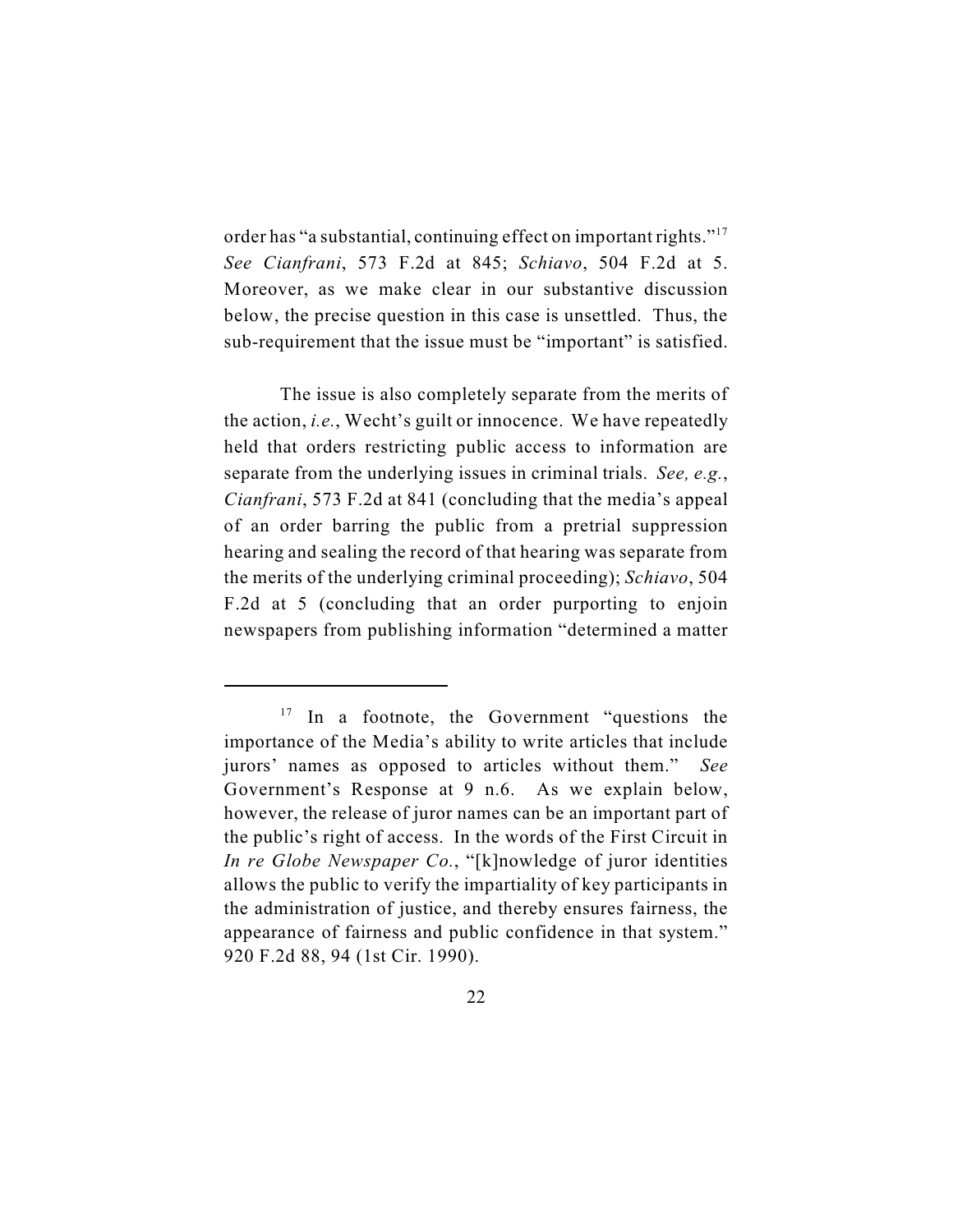order has "a substantial, continuing effect on important rights."[17] *See Cianfrani*, 573 F.2d at 845; *Schiavo*, 504 F.2d at 5. Moreover, as we make clear in our substantive discussion below, the precise question in this case is unsettled. Thus, the sub-requirement that the issue must be "important" is satisfied.

The issue is also completely separate from the merits of the action, *i.e.*, Wecht's guilt or innocence. We have repeatedly held that orders restricting public access to information are separate from the underlying issues in criminal trials. *See, e.g.*, *Cianfrani*, 573 F.2d at 841 (concluding that the media's appeal of an order barring the public from a pretrial suppression hearing and sealing the record of that hearing was separate from the merits of the underlying criminal proceeding); *Schiavo*, 504 F.2d at 5 (concluding that an order purporting to enjoin newspapers from publishing information "determined a matter

---

[17] In a footnote, the Government "questions the importance of the Media's ability to write articles that include jurors' names as opposed to articles without them." *See* Government's Response at 9 n.6. As we explain below, however, the release of juror names can be an important part of the public's right of access. In the words of the First Circuit in *In re Globe Newspaper Co.*, "[k]nowledge of juror identities allows the public to verify the impartiality of key participants in the administration of justice, and thereby ensures fairness, the appearance of fairness and public confidence in that system." 920 F.2d 88, 94 (1st Cir. 1990).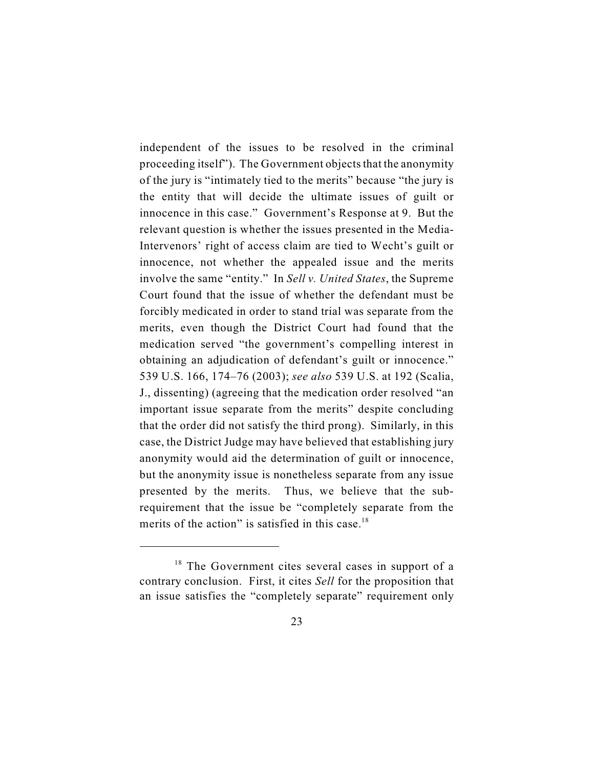independent of the issues to be resolved in the criminal proceeding itself"). The Government objects that the anonymity of the jury is "intimately tied to the merits" because "the jury is the entity that will decide the ultimate issues of guilt or innocence in this case." Government's Response at 9. But the relevant question is whether the issues presented in the Media-Intervenors' right of access claim are tied to Wecht's guilt or innocence, not whether the appealed issue and the merits involve the same "entity." In *Sell v. United States*, the Supreme Court found that the issue of whether the defendant must be forcibly medicated in order to stand trial was separate from the merits, even though the District Court had found that the medication served "the government's compelling interest in obtaining an adjudication of defendant's guilt or innocence." 539 U.S. 166, 174–76 (2003); *see also* 539 U.S. at 192 (Scalia, J., dissenting) (agreeing that the medication order resolved "an important issue separate from the merits" despite concluding that the order did not satisfy the third prong). Similarly, in this case, the District Judge may have believed that establishing jury anonymity would aid the determination of guilt or innocence, but the anonymity issue is nonetheless separate from any issue presented by the merits. Thus, we believe that the sub-requirement that the issue be "completely separate from the merits of the action" is satisfied in this case.[18]

---

[18] The Government cites several cases in support of a contrary conclusion. First, it cites *Sell* for the proposition that an issue satisfies the "completely separate" requirement only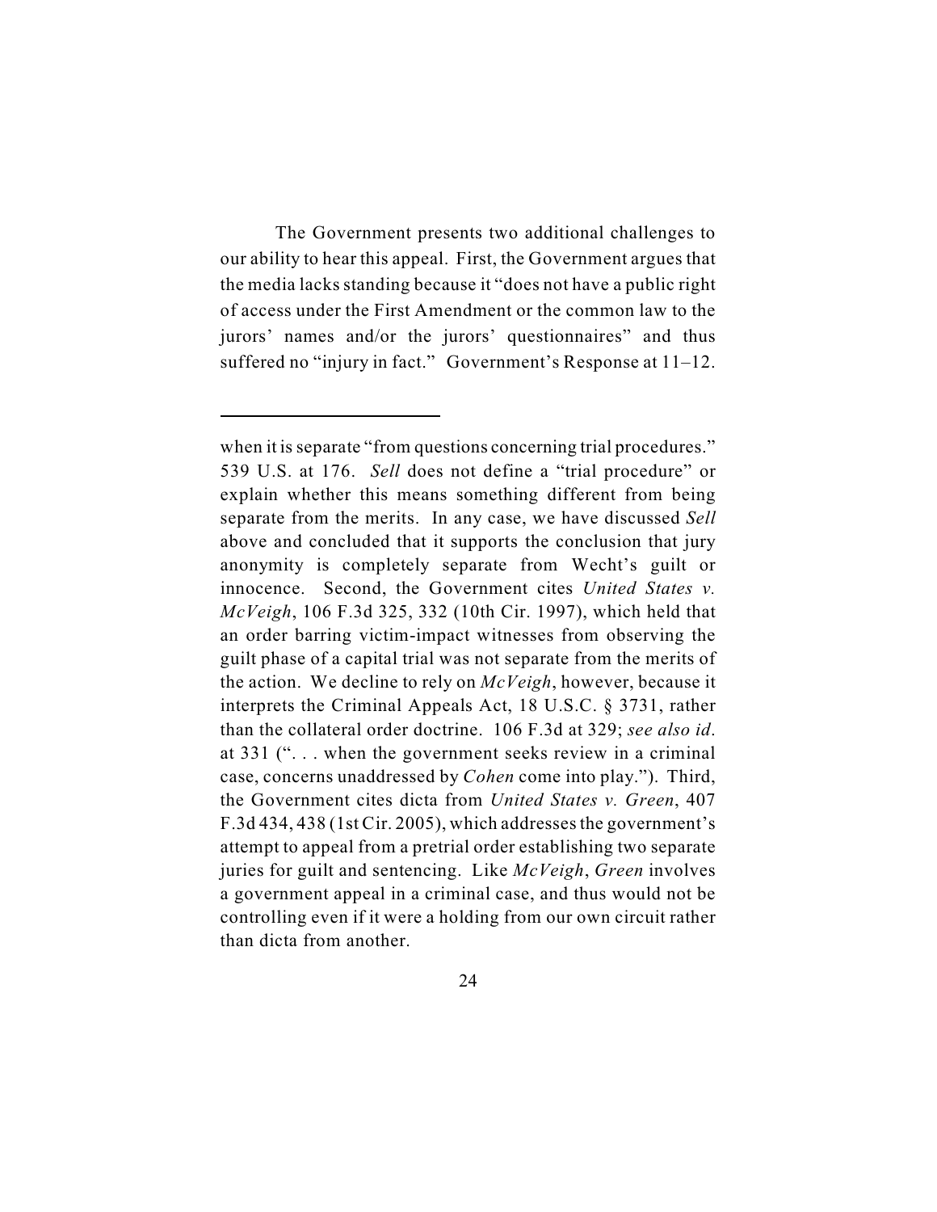The Government presents two additional challenges to our ability to hear this appeal. First, the Government argues that the media lacks standing because it "does not have a public right of access under the First Amendment or the common law to the jurors' names and/or the jurors' questionnaires" and thus suffered no "injury in fact." Government's Response at 11–12.

---

when it is separate "from questions concerning trial procedures." 539 U.S. at 176. *Sell* does not define a "trial procedure" or explain whether this means something different from being separate from the merits. In any case, we have discussed *Sell* above and concluded that it supports the conclusion that jury anonymity is completely separate from Wecht's guilt or innocence. Second, the Government cites *United States v. McVeigh*, 106 F.3d 325, 332 (10th Cir. 1997), which held that an order barring victim-impact witnesses from observing the guilt phase of a capital trial was not separate from the merits of the action. We decline to rely on *McVeigh*, however, because it interprets the Criminal Appeals Act, 18 U.S.C. § 3731, rather than the collateral order doctrine. 106 F.3d at 329; *see also id*. at 331 (". . . when the government seeks review in a criminal case, concerns unaddressed by *Cohen* come into play."). Third, the Government cites dicta from *United States v. Green*, 407 F.3d 434, 438 (1st Cir. 2005), which addresses the government's attempt to appeal from a pretrial order establishing two separate juries for guilt and sentencing. Like *McVeigh*, *Green* involves a government appeal in a criminal case, and thus would not be controlling even if it were a holding from our own circuit rather than dicta from another.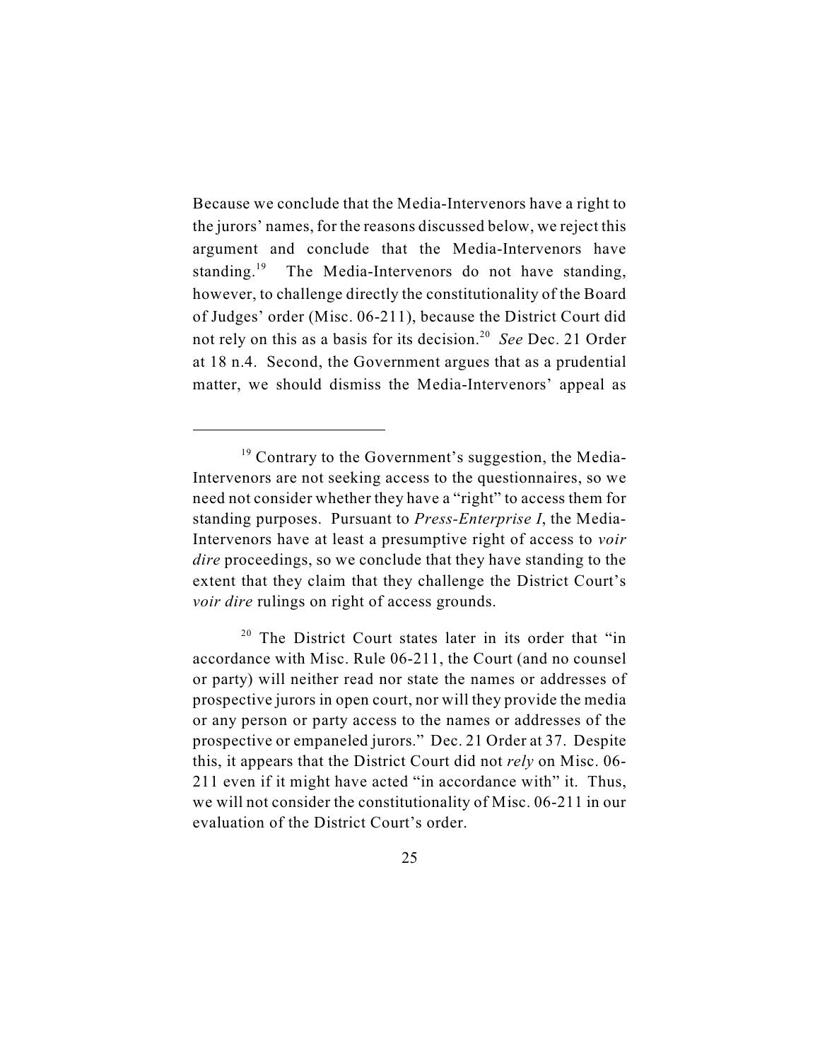Because we conclude that the Media-Intervenors have a right to the jurors' names, for the reasons discussed below, we reject this argument and conclude that the Media-Intervenors have standing.[19] The Media-Intervenors do not have standing, however, to challenge directly the constitutionality of the Board of Judges' order (Misc. 06-211), because the District Court did not rely on this as a basis for its decision.[20] *See* Dec. 21 Order at 18 n.4. Second, the Government argues that as a prudential matter, we should dismiss the Media-Intervenors' appeal as

---

[19] Contrary to the Government's suggestion, the Media-Intervenors are not seeking access to the questionnaires, so we need not consider whether they have a "right" to access them for standing purposes. Pursuant to *Press-Enterprise I*, the Media-Intervenors have at least a presumptive right of access to *voir dire* proceedings, so we conclude that they have standing to the extent that they claim that they challenge the District Court's *voir dire* rulings on right of access grounds.

[20] The District Court states later in its order that "in accordance with Misc. Rule 06-211, the Court (and no counsel or party) will neither read nor state the names or addresses of prospective jurors in open court, nor will they provide the media or any person or party access to the names or addresses of the prospective or empaneled jurors." Dec. 21 Order at 37. Despite this, it appears that the District Court did not *rely* on Misc. 06-211 even if it might have acted "in accordance with" it. Thus, we will not consider the constitutionality of Misc. 06-211 in our evaluation of the District Court's order.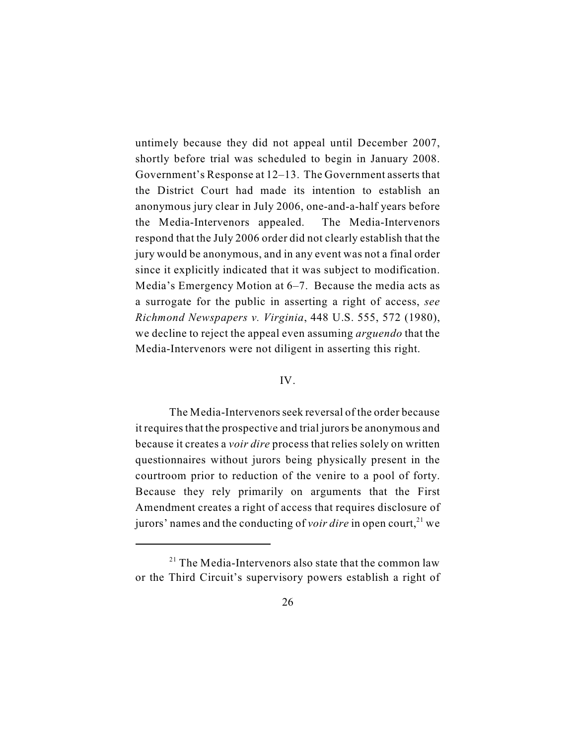untimely because they did not appeal until December 2007, shortly before trial was scheduled to begin in January 2008. Government's Response at 12–13. The Government asserts that the District Court had made its intention to establish an anonymous jury clear in July 2006, one-and-a-half years before the Media-Intervenors appealed. The Media-Intervenors respond that the July 2006 order did not clearly establish that the jury would be anonymous, and in any event was not a final order since it explicitly indicated that it was subject to modification. Media's Emergency Motion at 6–7. Because the media acts as a surrogate for the public in asserting a right of access, *see Richmond Newspapers v. Virginia*, 448 U.S. 555, 572 (1980), we decline to reject the appeal even assuming *arguendo* that the Media-Intervenors were not diligent in asserting this right.

## IV.

The Media-Intervenors seek reversal of the order because it requires that the prospective and trial jurors be anonymous and because it creates a *voir dire* process that relies solely on written questionnaires without jurors being physically present in the courtroom prior to reduction of the venire to a pool of forty. Because they rely primarily on arguments that the First Amendment creates a right of access that requires disclosure of jurors' names and the conducting of *voir dire* in open court,[21] we

---

[21] The Media-Intervenors also state that the common law or the Third Circuit's supervisory powers establish a right of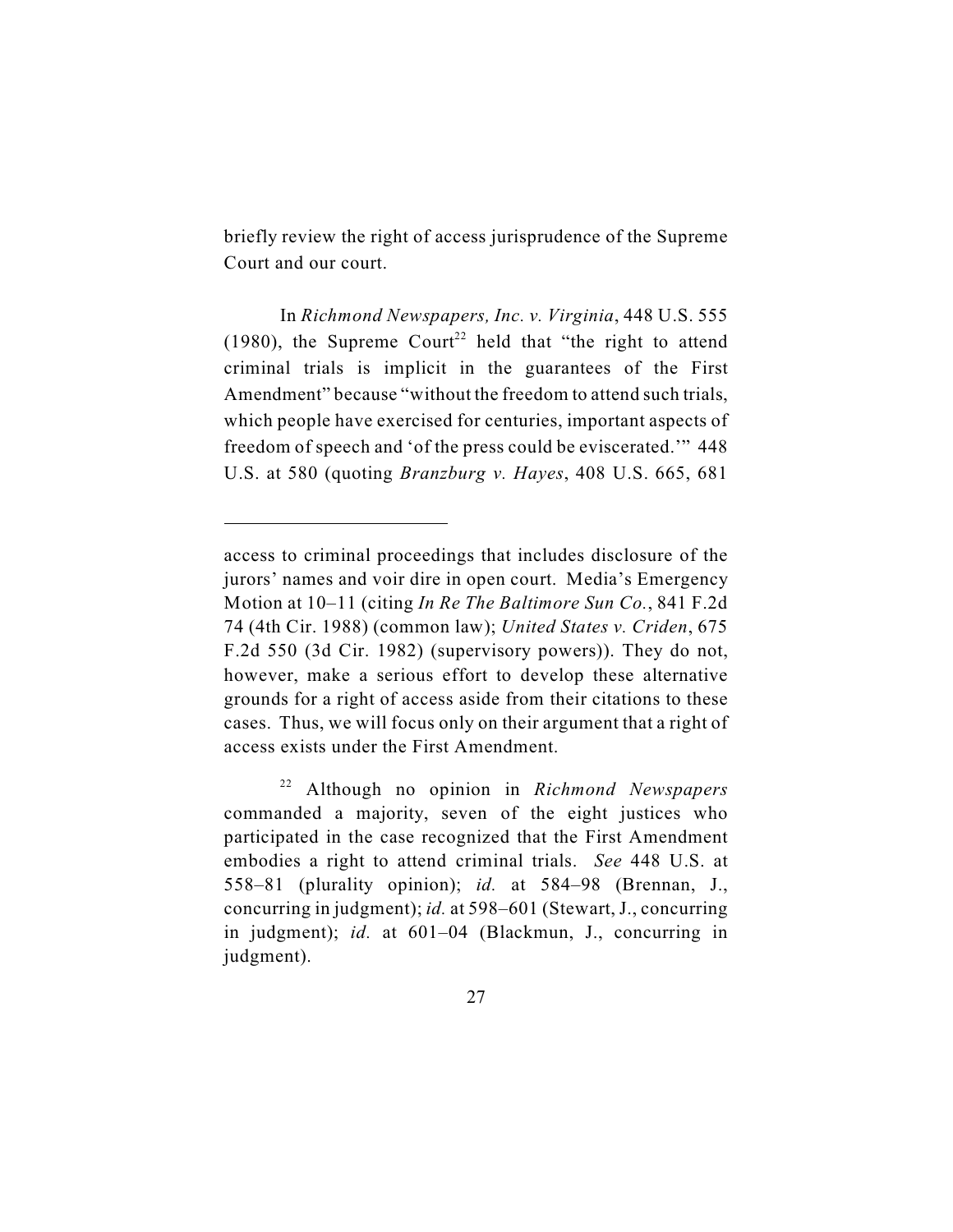briefly review the right of access jurisprudence of the Supreme Court and our court.

In *Richmond Newspapers, Inc. v. Virginia*, 448 U.S. 555 (1980), the Supreme Court[22] held that "the right to attend criminal trials is implicit in the guarantees of the First Amendment" because "without the freedom to attend such trials, which people have exercised for centuries, important aspects of freedom of speech and 'of the press could be eviscerated.'" 448 U.S. at 580 (quoting *Branzburg v. Hayes*, 408 U.S. 665, 681

---

access to criminal proceedings that includes disclosure of the jurors' names and voir dire in open court. Media's Emergency Motion at 10–11 (citing *In Re The Baltimore Sun Co.*, 841 F.2d 74 (4th Cir. 1988) (common law); *United States v. Criden*, 675 F.2d 550 (3d Cir. 1982) (supervisory powers)). They do not, however, make a serious effort to develop these alternative grounds for a right of access aside from their citations to these cases. Thus, we will focus only on their argument that a right of access exists under the First Amendment.

[22] Although no opinion in *Richmond Newspapers* commanded a majority, seven of the eight justices who participated in the case recognized that the First Amendment embodies a right to attend criminal trials. *See* 448 U.S. at 558–81 (plurality opinion); *id.* at 584–98 (Brennan, J., concurring in judgment); *id.* at 598–601 (Stewart, J., concurring in judgment); *id.* at 601–04 (Blackmun, J., concurring in judgment).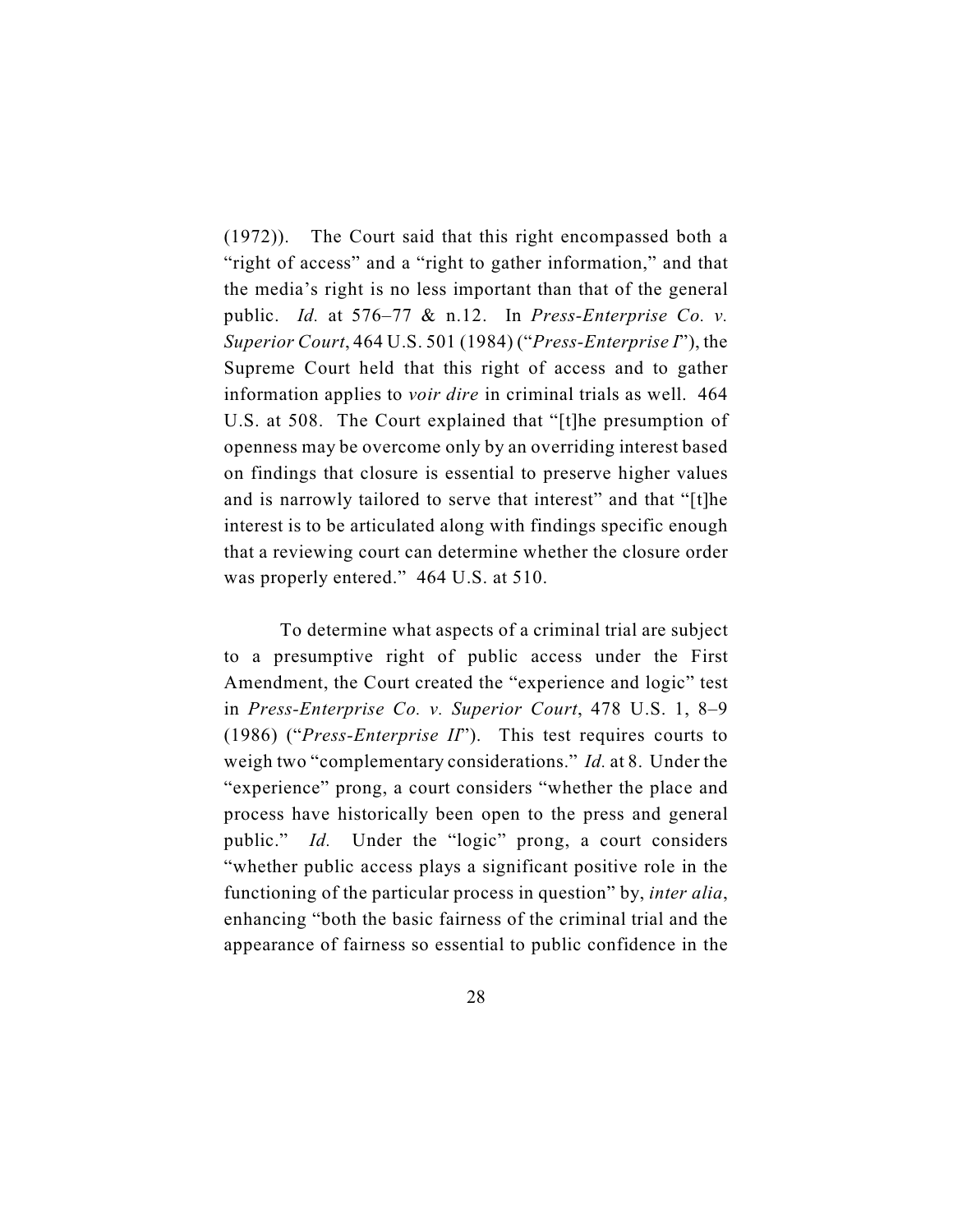(1972)). The Court said that this right encompassed both a "right of access" and a "right to gather information," and that the media's right is no less important than that of the general public. *Id.* at 576–77 & n.12. In *Press-Enterprise Co. v. Superior Court*, 464 U.S. 501 (1984) ("*Press-Enterprise I*"), the Supreme Court held that this right of access and to gather information applies to *voir dire* in criminal trials as well. 464 U.S. at 508. The Court explained that "[t]he presumption of openness may be overcome only by an overriding interest based on findings that closure is essential to preserve higher values and is narrowly tailored to serve that interest" and that "[t]he interest is to be articulated along with findings specific enough that a reviewing court can determine whether the closure order was properly entered." 464 U.S. at 510.

To determine what aspects of a criminal trial are subject to a presumptive right of public access under the First Amendment, the Court created the "experience and logic" test in *Press-Enterprise Co. v. Superior Court*, 478 U.S. 1, 8–9 (1986) ("*Press-Enterprise II*"). This test requires courts to weigh two "complementary considerations." *Id.* at 8. Under the "experience" prong, a court considers "whether the place and process have historically been open to the press and general public." *Id.* Under the "logic" prong, a court considers "whether public access plays a significant positive role in the functioning of the particular process in question" by, *inter alia*, enhancing "both the basic fairness of the criminal trial and the appearance of fairness so essential to public confidence in the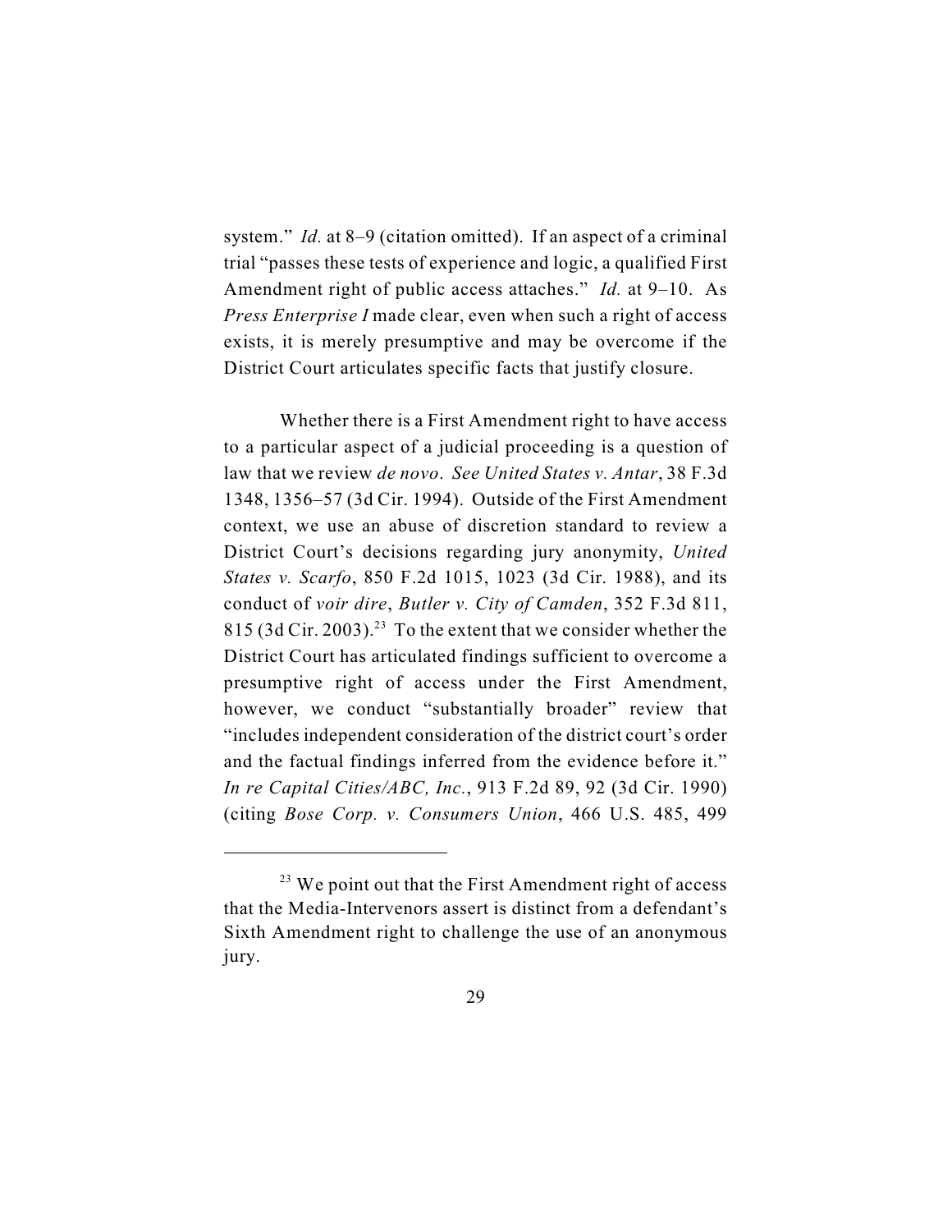system." *Id.* at 8–9 (citation omitted). If an aspect of a criminal trial "passes these tests of experience and logic, a qualified First Amendment right of public access attaches." *Id.* at 9–10. As *Press Enterprise I* made clear, even when such a right of access exists, it is merely presumptive and may be overcome if the District Court articulates specific facts that justify closure.

Whether there is a First Amendment right to have access to a particular aspect of a judicial proceeding is a question of law that we review *de novo*. *See United States v. Antar*, 38 F.3d 1348, 1356–57 (3d Cir. 1994). Outside of the First Amendment context, we use an abuse of discretion standard to review a District Court's decisions regarding jury anonymity, *United States v. Scarfo*, 850 F.2d 1015, 1023 (3d Cir. 1988), and its conduct of *voir dire*, *Butler v. City of Camden*, 352 F.3d 811, 815 (3d Cir. 2003).[23] To the extent that we consider whether the District Court has articulated findings sufficient to overcome a presumptive right of access under the First Amendment, however, we conduct "substantially broader" review that "includes independent consideration of the district court's order and the factual findings inferred from the evidence before it." *In re Capital Cities/ABC, Inc.*, 913 F.2d 89, 92 (3d Cir. 1990) (citing *Bose Corp. v. Consumers Union*, 466 U.S. 485, 499

---

[23] We point out that the First Amendment right of access that the Media-Intervenors assert is distinct from a defendant's Sixth Amendment right to challenge the use of an anonymous jury.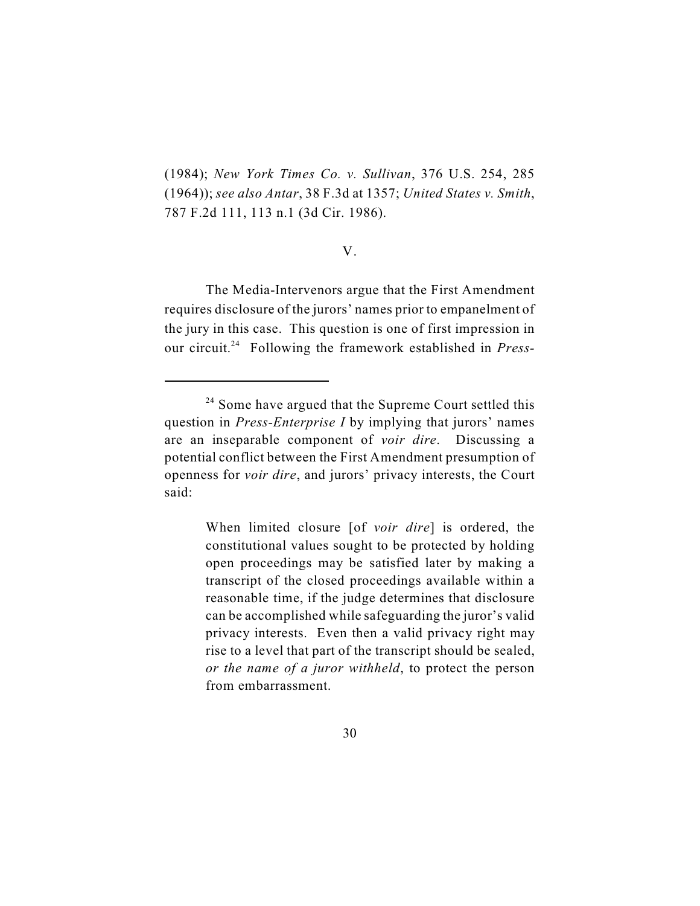(1984); *New York Times Co. v. Sullivan*, 376 U.S. 254, 285 (1964)); *see also Antar*, 38 F.3d at 1357; *United States v. Smith*, 787 F.2d 111, 113 n.1 (3d Cir. 1986).

## V.

The Media-Intervenors argue that the First Amendment requires disclosure of the jurors' names prior to empanelment of the jury in this case. This question is one of first impression in our circuit.[24] Following the framework established in *Press-*

---

[24] Some have argued that the Supreme Court settled this question in *Press-Enterprise I* by implying that jurors' names are an inseparable component of *voir dire*. Discussing a potential conflict between the First Amendment presumption of openness for *voir dire*, and jurors' privacy interests, the Court said:

> When limited closure [of *voir dire*] is ordered, the constitutional values sought to be protected by holding open proceedings may be satisfied later by making a transcript of the closed proceedings available within a reasonable time, if the judge determines that disclosure can be accomplished while safeguarding the juror's valid privacy interests. Even then a valid privacy right may rise to a level that part of the transcript should be sealed, *or the name of a juror withheld*, to protect the person from embarrassment.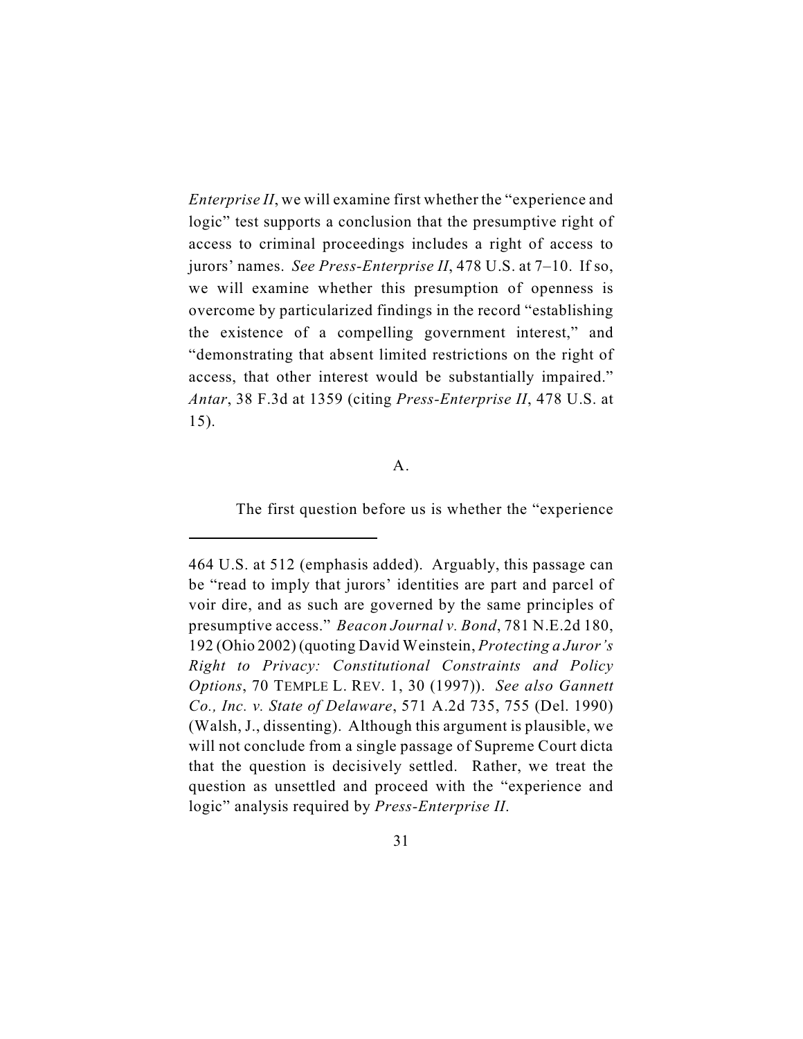*Enterprise II*, we will examine first whether the "experience and logic" test supports a conclusion that the presumptive right of access to criminal proceedings includes a right of access to jurors' names. *See Press-Enterprise II*, 478 U.S. at 7–10. If so, we will examine whether this presumption of openness is overcome by particularized findings in the record "establishing the existence of a compelling government interest," and "demonstrating that absent limited restrictions on the right of access, that other interest would be substantially impaired." *Antar*, 38 F.3d at 1359 (citing *Press-Enterprise II*, 478 U.S. at 15).

A.

The first question before us is whether the "experience

---

464 U.S. at 512 (emphasis added). Arguably, this passage can be "read to imply that jurors' identities are part and parcel of voir dire, and as such are governed by the same principles of presumptive access." *Beacon Journal v. Bond*, 781 N.E.2d 180, 192 (Ohio 2002) (quoting David Weinstein, *Protecting a Juror's Right to Privacy: Constitutional Constraints and Policy Options*, 70 TEMPLE L. REV. 1, 30 (1997)). *See also Gannett Co., Inc. v. State of Delaware*, 571 A.2d 735, 755 (Del. 1990) (Walsh, J., dissenting). Although this argument is plausible, we will not conclude from a single passage of Supreme Court dicta that the question is decisively settled. Rather, we treat the question as unsettled and proceed with the "experience and logic" analysis required by *Press-Enterprise II*.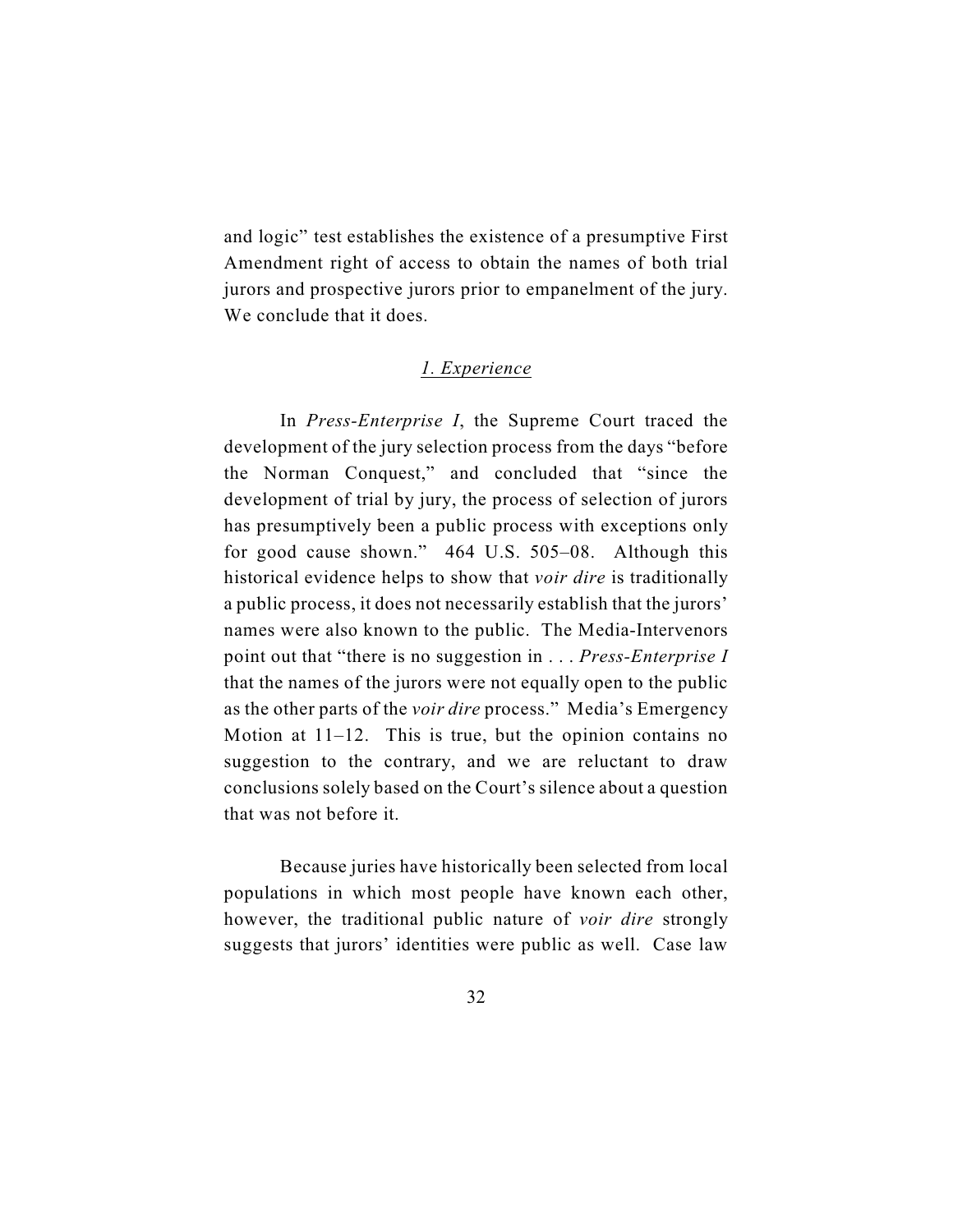and logic" test establishes the existence of a presumptive First Amendment right of access to obtain the names of both trial jurors and prospective jurors prior to empanelment of the jury. We conclude that it does.

### *1. Experience*

In *Press-Enterprise I*, the Supreme Court traced the development of the jury selection process from the days "before the Norman Conquest," and concluded that "since the development of trial by jury, the process of selection of jurors has presumptively been a public process with exceptions only for good cause shown." 464 U.S. 505–08. Although this historical evidence helps to show that *voir dire* is traditionally a public process, it does not necessarily establish that the jurors' names were also known to the public. The Media-Intervenors point out that "there is no suggestion in . . . *Press-Enterprise I* that the names of the jurors were not equally open to the public as the other parts of the *voir dire* process." Media's Emergency Motion at 11–12. This is true, but the opinion contains no suggestion to the contrary, and we are reluctant to draw conclusions solely based on the Court's silence about a question that was not before it.

Because juries have historically been selected from local populations in which most people have known each other, however, the traditional public nature of *voir dire* strongly suggests that jurors' identities were public as well. Case law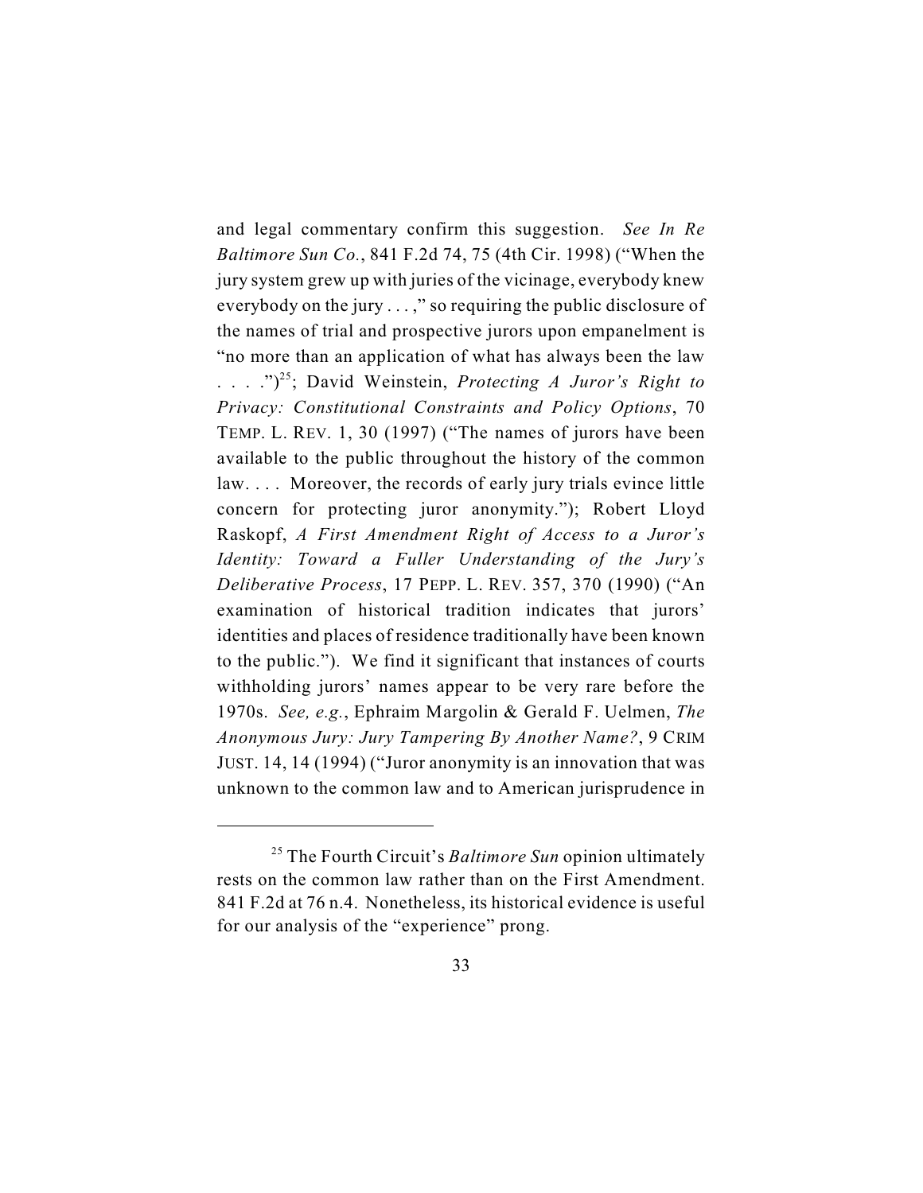and legal commentary confirm this suggestion. *See In Re Baltimore Sun Co.*, 841 F.2d 74, 75 (4th Cir. 1998) ("When the jury system grew up with juries of the vicinage, everybody knew everybody on the jury . . . ," so requiring the public disclosure of the names of trial and prospective jurors upon empanelment is "no more than an application of what has always been the law . . . .")[25]; David Weinstein, *Protecting A Juror's Right to Privacy: Constitutional Constraints and Policy Options*, 70 TEMP. L. REV. 1, 30 (1997) ("The names of jurors have been available to the public throughout the history of the common law. . . . Moreover, the records of early jury trials evince little concern for protecting juror anonymity."); Robert Lloyd Raskopf, *A First Amendment Right of Access to a Juror's Identity: Toward a Fuller Understanding of the Jury's Deliberative Process*, 17 PEPP. L. REV. 357, 370 (1990) ("An examination of historical tradition indicates that jurors' identities and places of residence traditionally have been known to the public."). We find it significant that instances of courts withholding jurors' names appear to be very rare before the 1970s. *See, e.g.*, Ephraim Margolin & Gerald F. Uelmen, *The Anonymous Jury: Jury Tampering By Another Name?*, 9 CRIM JUST. 14, 14 (1994) ("Juror anonymity is an innovation that was unknown to the common law and to American jurisprudence in

---

[25] The Fourth Circuit's *Baltimore Sun* opinion ultimately rests on the common law rather than on the First Amendment. 841 F.2d at 76 n.4. Nonetheless, its historical evidence is useful for our analysis of the "experience" prong.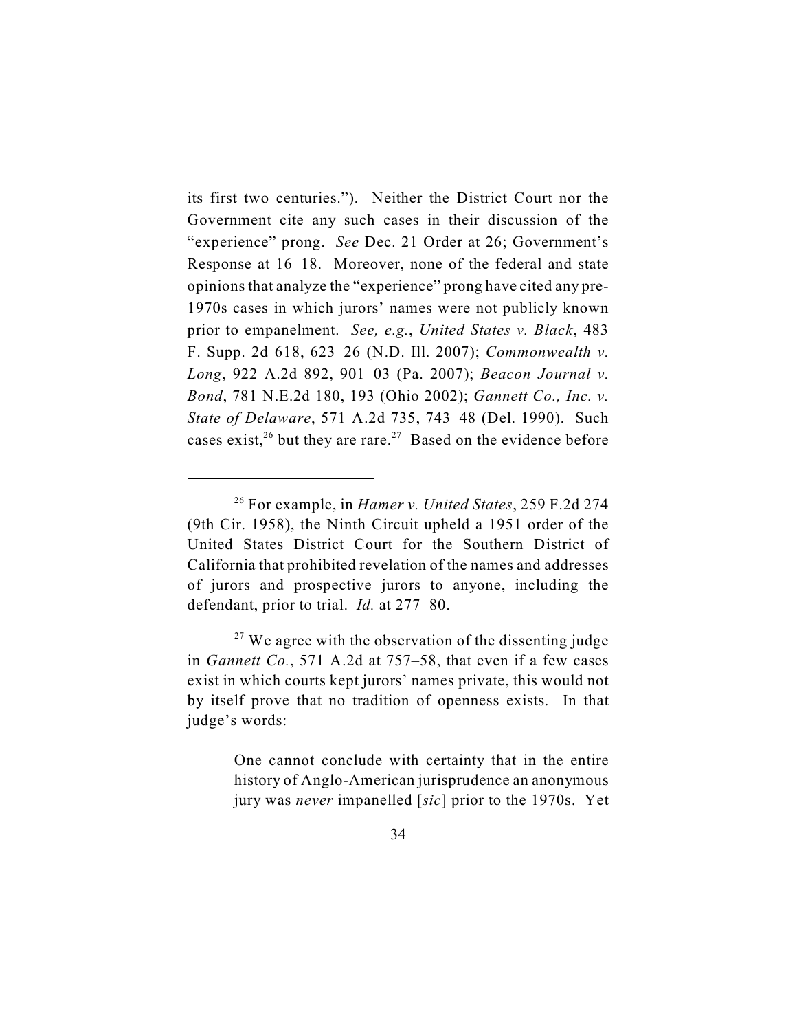its first two centuries."). Neither the District Court nor the Government cite any such cases in their discussion of the "experience" prong. *See* Dec. 21 Order at 26; Government's Response at 16–18. Moreover, none of the federal and state opinions that analyze the "experience" prong have cited any pre-1970s cases in which jurors' names were not publicly known prior to empanelment. *See, e.g.*, *United States v. Black*, 483 F. Supp. 2d 618, 623–26 (N.D. Ill. 2007); *Commonwealth v. Long*, 922 A.2d 892, 901–03 (Pa. 2007); *Beacon Journal v. Bond*, 781 N.E.2d 180, 193 (Ohio 2002); *Gannett Co., Inc. v. State of Delaware*, 571 A.2d 735, 743–48 (Del. 1990). Such cases exist,[26] but they are rare.[27] Based on the evidence before

---

[26] For example, in *Hamer v. United States*, 259 F.2d 274 (9th Cir. 1958), the Ninth Circuit upheld a 1951 order of the United States District Court for the Southern District of California that prohibited revelation of the names and addresses of jurors and prospective jurors to anyone, including the defendant, prior to trial. *Id.* at 277–80.

[27] We agree with the observation of the dissenting judge in *Gannett Co.*, 571 A.2d at 757–58, that even if a few cases exist in which courts kept jurors' names private, this would not by itself prove that no tradition of openness exists. In that judge's words:

> One cannot conclude with certainty that in the entire history of Anglo-American jurisprudence an anonymous jury was *never* impanelled [*sic*] prior to the 1970s. Yet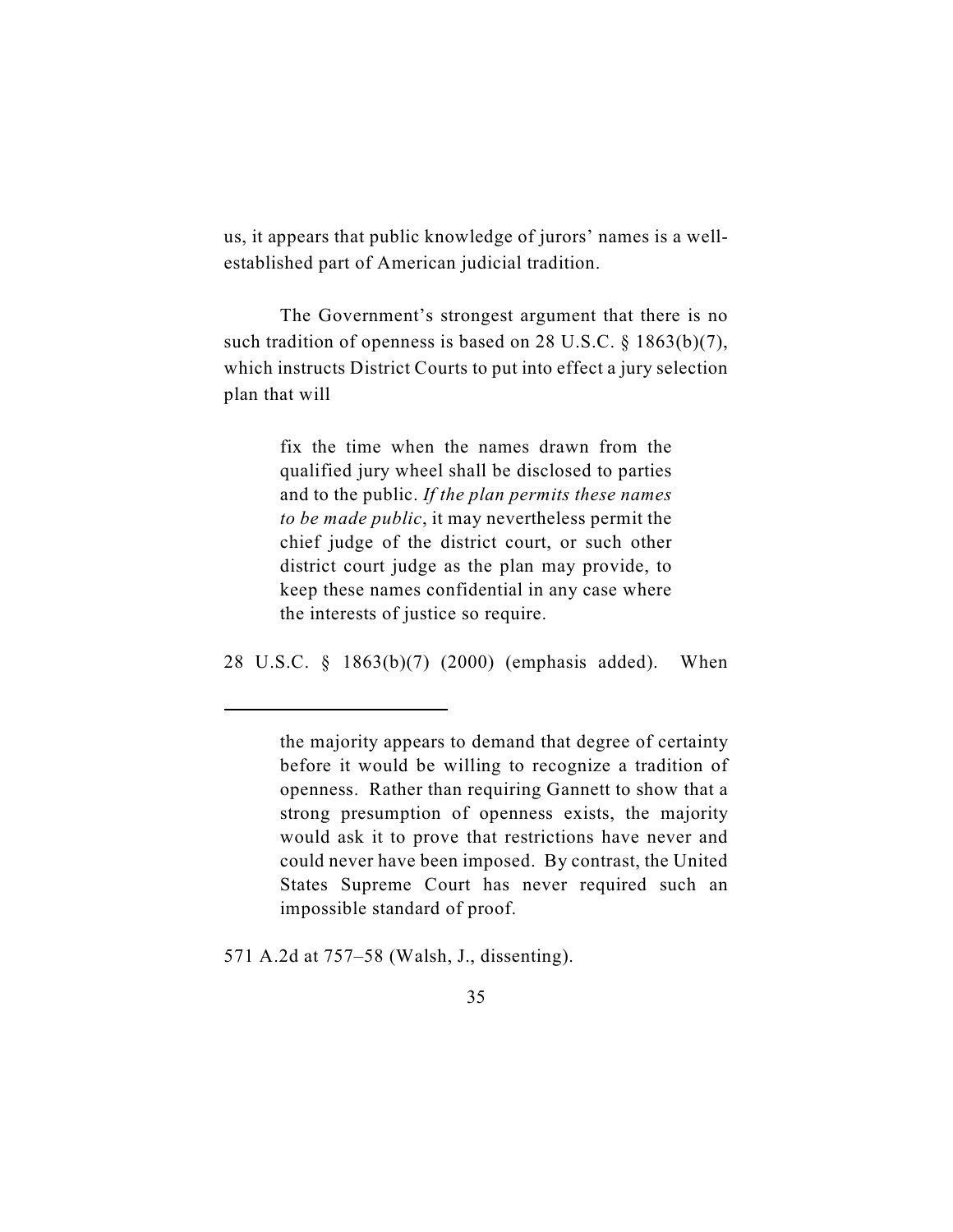us, it appears that public knowledge of jurors' names is a well-established part of American judicial tradition.

The Government's strongest argument that there is no such tradition of openness is based on 28 U.S.C. § 1863(b)(7), which instructs District Courts to put into effect a jury selection plan that will

> fix the time when the names drawn from the qualified jury wheel shall be disclosed to parties and to the public. *If the plan permits these names to be made public*, it may nevertheless permit the chief judge of the district court, or such other district court judge as the plan may provide, to keep these names confidential in any case where the interests of justice so require.

28 U.S.C. § 1863(b)(7) (2000) (emphasis added). When

---

> the majority appears to demand that degree of certainty before it would be willing to recognize a tradition of openness. Rather than requiring Gannett to show that a strong presumption of openness exists, the majority would ask it to prove that restrictions have never and could never have been imposed. By contrast, the United States Supreme Court has never required such an impossible standard of proof.

571 A.2d at 757–58 (Walsh, J., dissenting).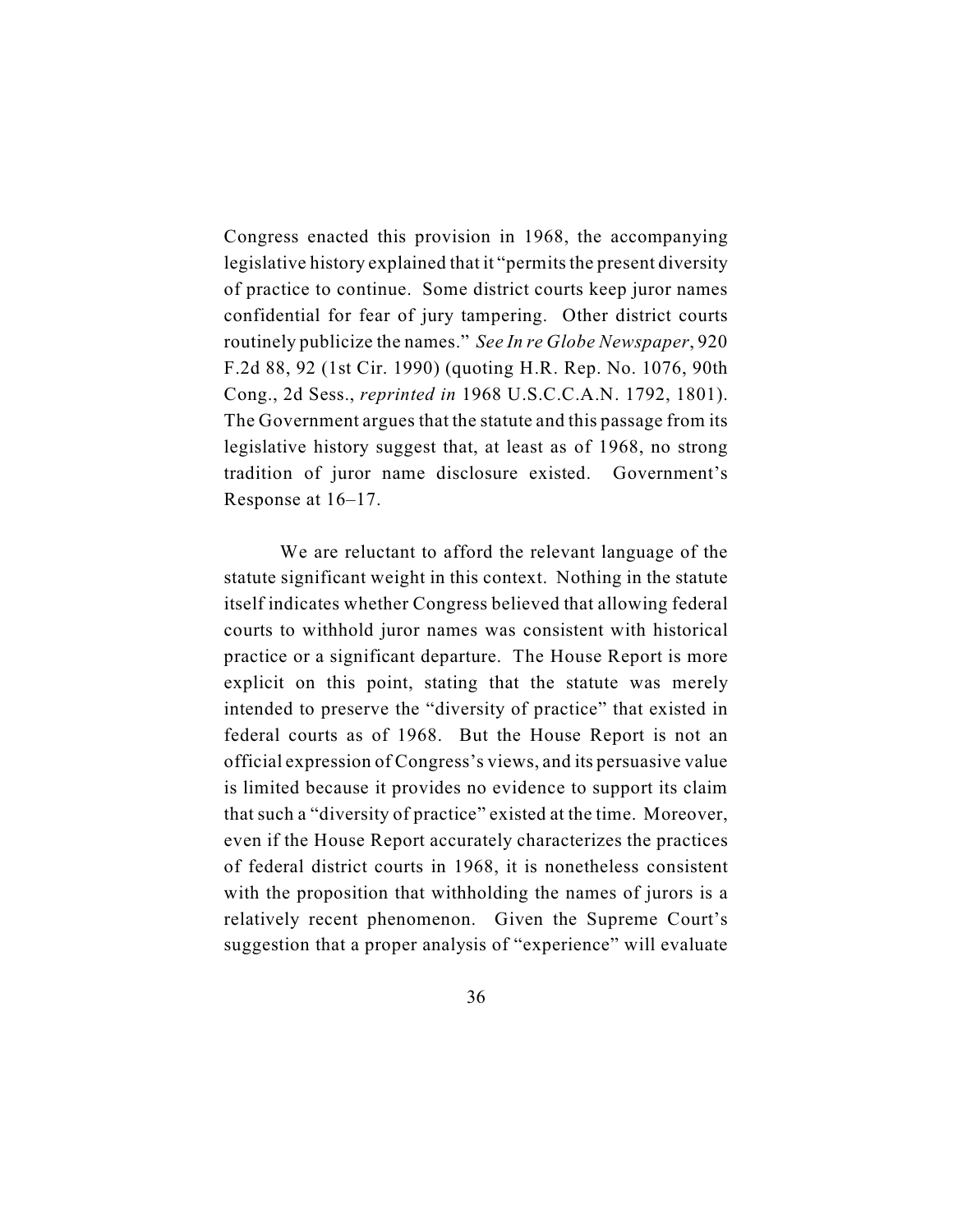Congress enacted this provision in 1968, the accompanying legislative history explained that it "permits the present diversity of practice to continue. Some district courts keep juror names confidential for fear of jury tampering. Other district courts routinely publicize the names." *See In re Globe Newspaper*, 920 F.2d 88, 92 (1st Cir. 1990) (quoting H.R. Rep. No. 1076, 90th Cong., 2d Sess., *reprinted in* 1968 U.S.C.C.A.N. 1792, 1801). The Government argues that the statute and this passage from its legislative history suggest that, at least as of 1968, no strong tradition of juror name disclosure existed. Government's Response at 16–17.

We are reluctant to afford the relevant language of the statute significant weight in this context. Nothing in the statute itself indicates whether Congress believed that allowing federal courts to withhold juror names was consistent with historical practice or a significant departure. The House Report is more explicit on this point, stating that the statute was merely intended to preserve the "diversity of practice" that existed in federal courts as of 1968. But the House Report is not an official expression of Congress's views, and its persuasive value is limited because it provides no evidence to support its claim that such a "diversity of practice" existed at the time. Moreover, even if the House Report accurately characterizes the practices of federal district courts in 1968, it is nonetheless consistent with the proposition that withholding the names of jurors is a relatively recent phenomenon. Given the Supreme Court's suggestion that a proper analysis of "experience" will evaluate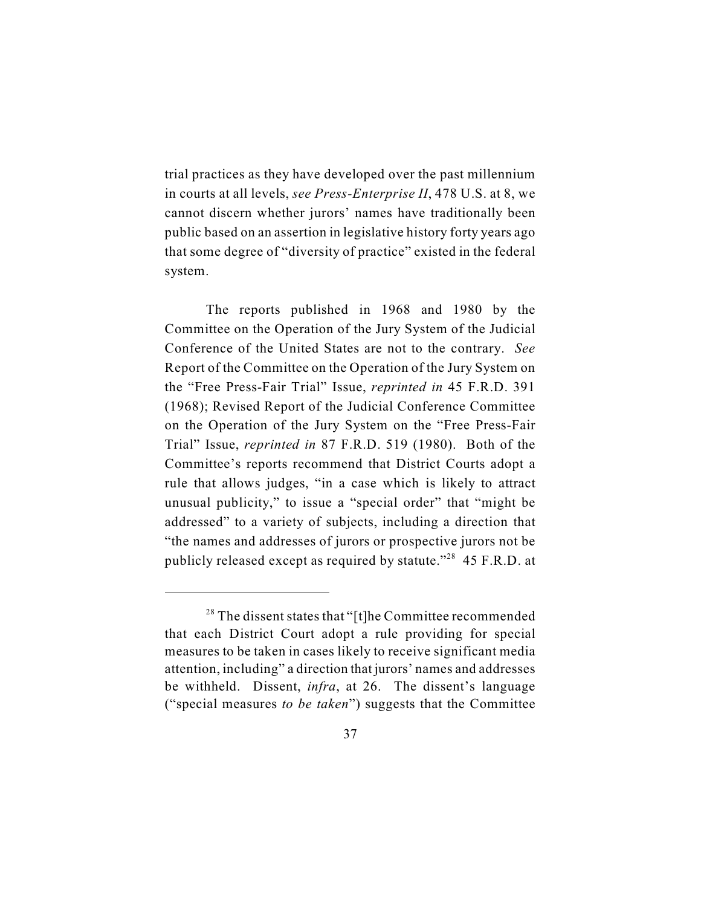trial practices as they have developed over the past millennium in courts at all levels, *see Press-Enterprise II*, 478 U.S. at 8, we cannot discern whether jurors' names have traditionally been public based on an assertion in legislative history forty years ago that some degree of "diversity of practice" existed in the federal system.

The reports published in 1968 and 1980 by the Committee on the Operation of the Jury System of the Judicial Conference of the United States are not to the contrary. *See* Report of the Committee on the Operation of the Jury System on the "Free Press-Fair Trial" Issue, *reprinted in* 45 F.R.D. 391 (1968); Revised Report of the Judicial Conference Committee on the Operation of the Jury System on the "Free Press-Fair Trial" Issue, *reprinted in* 87 F.R.D. 519 (1980). Both of the Committee's reports recommend that District Courts adopt a rule that allows judges, "in a case which is likely to attract unusual publicity," to issue a "special order" that "might be addressed" to a variety of subjects, including a direction that "the names and addresses of jurors or prospective jurors not be publicly released except as required by statute."[28] 45 F.R.D. at

---

[28] The dissent states that "[t]he Committee recommended that each District Court adopt a rule providing for special measures to be taken in cases likely to receive significant media attention, including" a direction that jurors' names and addresses be withheld. Dissent, *infra*, at 26. The dissent's language ("special measures *to be taken*") suggests that the Committee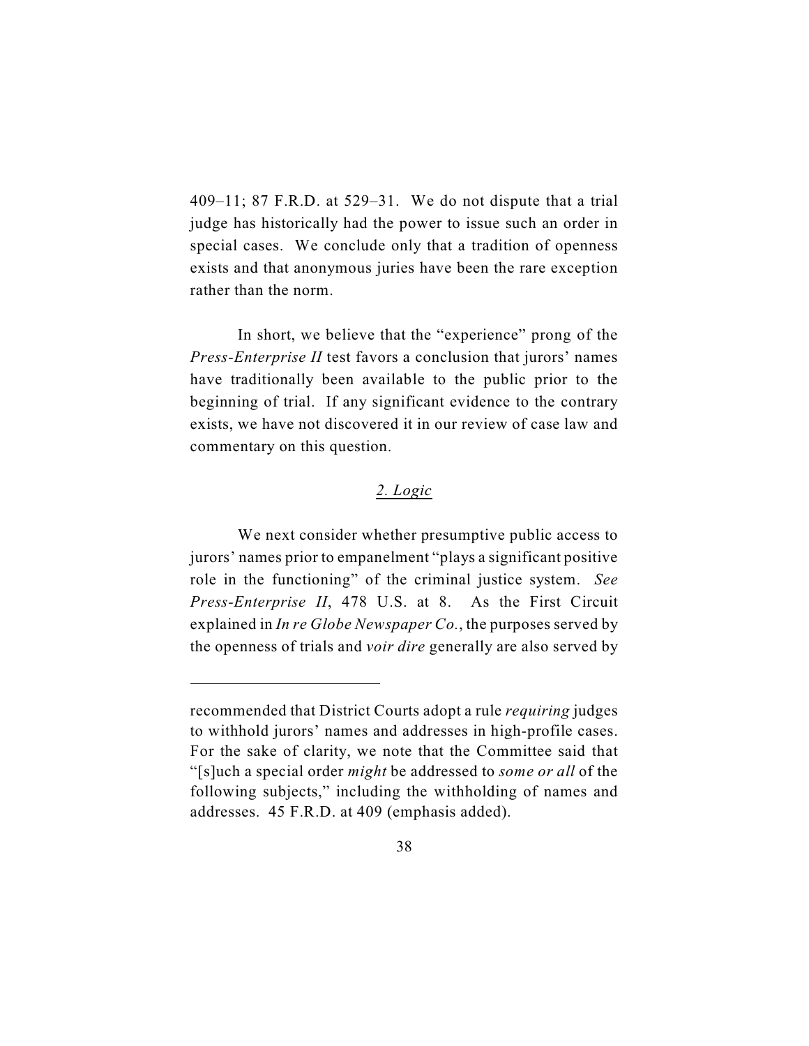409–11; 87 F.R.D. at 529–31. We do not dispute that a trial judge has historically had the power to issue such an order in special cases. We conclude only that a tradition of openness exists and that anonymous juries have been the rare exception rather than the norm.

In short, we believe that the "experience" prong of the *Press-Enterprise II* test favors a conclusion that jurors' names have traditionally been available to the public prior to the beginning of trial. If any significant evidence to the contrary exists, we have not discovered it in our review of case law and commentary on this question.

### *2. Logic*

We next consider whether presumptive public access to jurors' names prior to empanelment "plays a significant positive role in the functioning" of the criminal justice system. *See Press-Enterprise II*, 478 U.S. at 8. As the First Circuit explained in *In re Globe Newspaper Co.*, the purposes served by the openness of trials and *voir dire* generally are also served by

---

recommended that District Courts adopt a rule *requiring* judges to withhold jurors' names and addresses in high-profile cases. For the sake of clarity, we note that the Committee said that "[s]uch a special order *might* be addressed to *some or all* of the following subjects," including the withholding of names and addresses. 45 F.R.D. at 409 (emphasis added).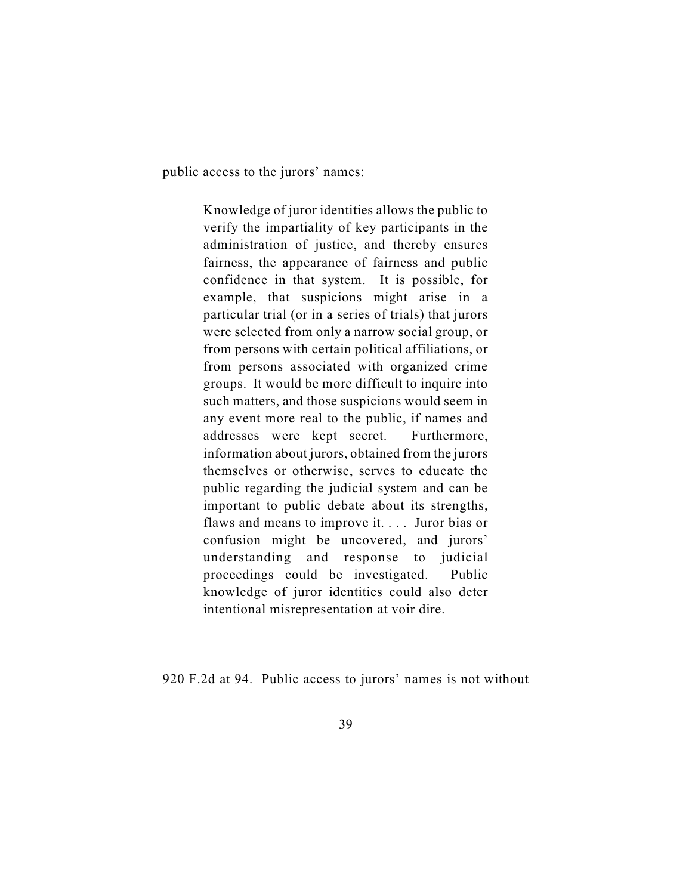public access to the jurors' names:

> Knowledge of juror identities allows the public to verify the impartiality of key participants in the administration of justice, and thereby ensures fairness, the appearance of fairness and public confidence in that system. It is possible, for example, that suspicions might arise in a particular trial (or in a series of trials) that jurors were selected from only a narrow social group, or from persons with certain political affiliations, or from persons associated with organized crime groups. It would be more difficult to inquire into such matters, and those suspicions would seem in any event more real to the public, if names and addresses were kept secret. Furthermore, information about jurors, obtained from the jurors themselves or otherwise, serves to educate the public regarding the judicial system and can be important to public debate about its strengths, flaws and means to improve it. . . . Juror bias or confusion might be uncovered, and jurors' understanding and response to judicial proceedings could be investigated. Public knowledge of juror identities could also deter intentional misrepresentation at voir dire.

920 F.2d at 94. Public access to jurors' names is not without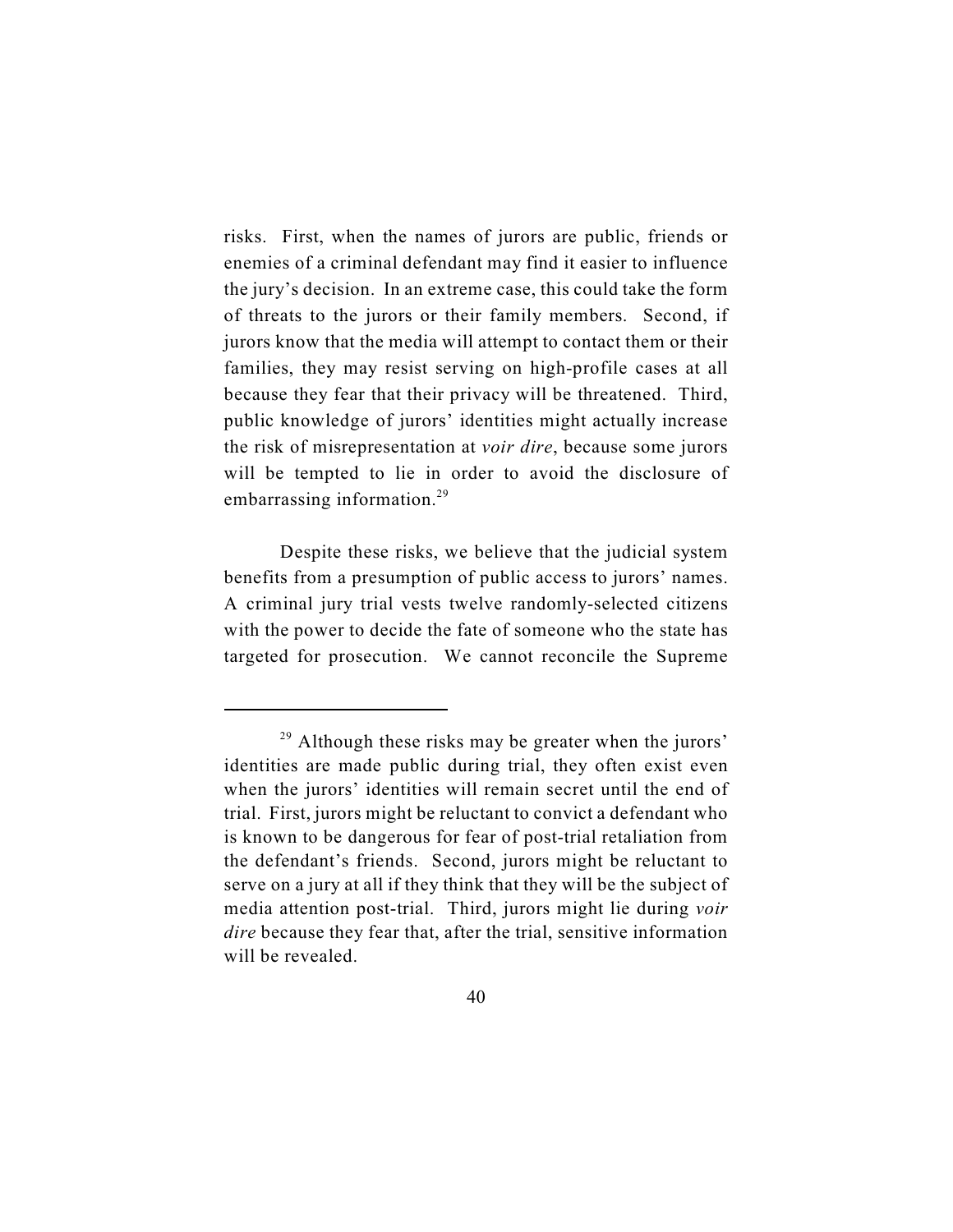risks. First, when the names of jurors are public, friends or enemies of a criminal defendant may find it easier to influence the jury's decision. In an extreme case, this could take the form of threats to the jurors or their family members. Second, if jurors know that the media will attempt to contact them or their families, they may resist serving on high-profile cases at all because they fear that their privacy will be threatened. Third, public knowledge of jurors' identities might actually increase the risk of misrepresentation at *voir dire*, because some jurors will be tempted to lie in order to avoid the disclosure of embarrassing information.[29]

Despite these risks, we believe that the judicial system benefits from a presumption of public access to jurors' names. A criminal jury trial vests twelve randomly-selected citizens with the power to decide the fate of someone who the state has targeted for prosecution. We cannot reconcile the Supreme

---

[29] Although these risks may be greater when the jurors' identities are made public during trial, they often exist even when the jurors' identities will remain secret until the end of trial. First, jurors might be reluctant to convict a defendant who is known to be dangerous for fear of post-trial retaliation from the defendant's friends. Second, jurors might be reluctant to serve on a jury at all if they think that they will be the subject of media attention post-trial. Third, jurors might lie during *voir dire* because they fear that, after the trial, sensitive information will be revealed.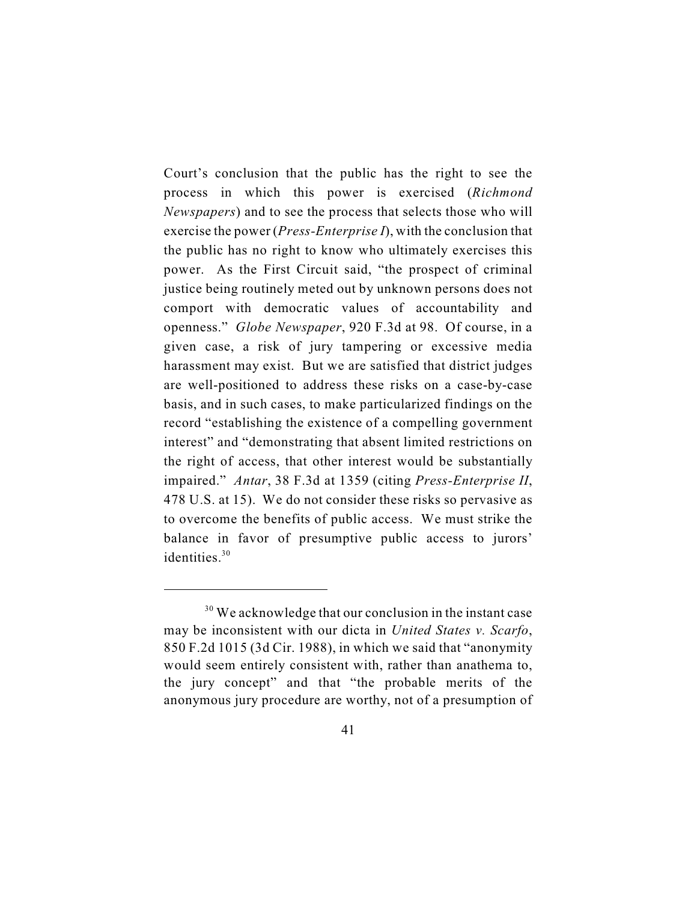Court's conclusion that the public has the right to see the process in which this power is exercised (*Richmond Newspapers*) and to see the process that selects those who will exercise the power (*Press-Enterprise I*), with the conclusion that the public has no right to know who ultimately exercises this power. As the First Circuit said, "the prospect of criminal justice being routinely meted out by unknown persons does not comport with democratic values of accountability and openness." *Globe Newspaper*, 920 F.3d at 98. Of course, in a given case, a risk of jury tampering or excessive media harassment may exist. But we are satisfied that district judges are well-positioned to address these risks on a case-by-case basis, and in such cases, to make particularized findings on the record "establishing the existence of a compelling government interest" and "demonstrating that absent limited restrictions on the right of access, that other interest would be substantially impaired." *Antar*, 38 F.3d at 1359 (citing *Press-Enterprise II*, 478 U.S. at 15). We do not consider these risks so pervasive as to overcome the benefits of public access. We must strike the balance in favor of presumptive public access to jurors' identities.[30]

---

[30] We acknowledge that our conclusion in the instant case may be inconsistent with our dicta in *United States v. Scarfo*, 850 F.2d 1015 (3d Cir. 1988), in which we said that "anonymity would seem entirely consistent with, rather than anathema to, the jury concept" and that "the probable merits of the anonymous jury procedure are worthy, not of a presumption of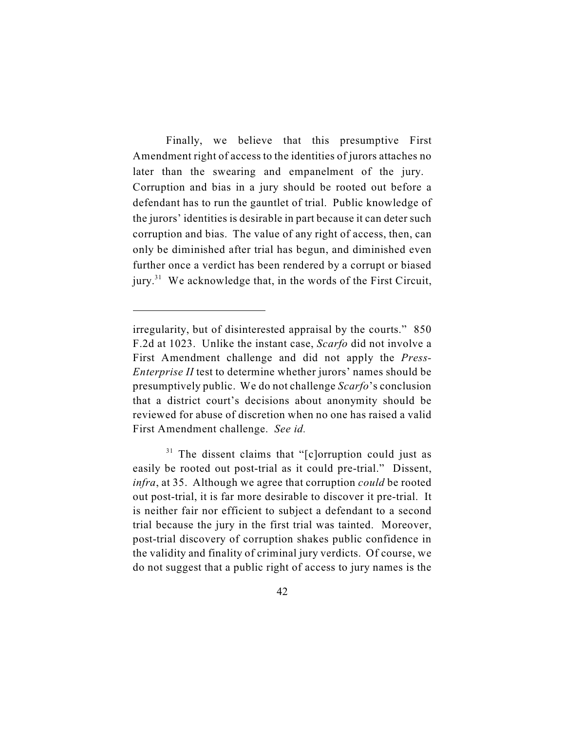Finally, we believe that this presumptive First Amendment right of access to the identities of jurors attaches no later than the swearing and empanelment of the jury. Corruption and bias in a jury should be rooted out before a defendant has to run the gauntlet of trial. Public knowledge of the jurors' identities is desirable in part because it can deter such corruption and bias. The value of any right of access, then, can only be diminished after trial has begun, and diminished even further once a verdict has been rendered by a corrupt or biased jury.[31] We acknowledge that, in the words of the First Circuit,

---

irregularity, but of disinterested appraisal by the courts." 850 F.2d at 1023. Unlike the instant case, *Scarfo* did not involve a First Amendment challenge and did not apply the *Press-Enterprise II* test to determine whether jurors' names should be presumptively public. We do not challenge *Scarfo*'s conclusion that a district court's decisions about anonymity should be reviewed for abuse of discretion when no one has raised a valid First Amendment challenge. *See id.*

[31] The dissent claims that "[c]orruption could just as easily be rooted out post-trial as it could pre-trial." Dissent, *infra*, at 35. Although we agree that corruption *could* be rooted out post-trial, it is far more desirable to discover it pre-trial. It is neither fair nor efficient to subject a defendant to a second trial because the jury in the first trial was tainted. Moreover, post-trial discovery of corruption shakes public confidence in the validity and finality of criminal jury verdicts. Of course, we do not suggest that a public right of access to jury names is the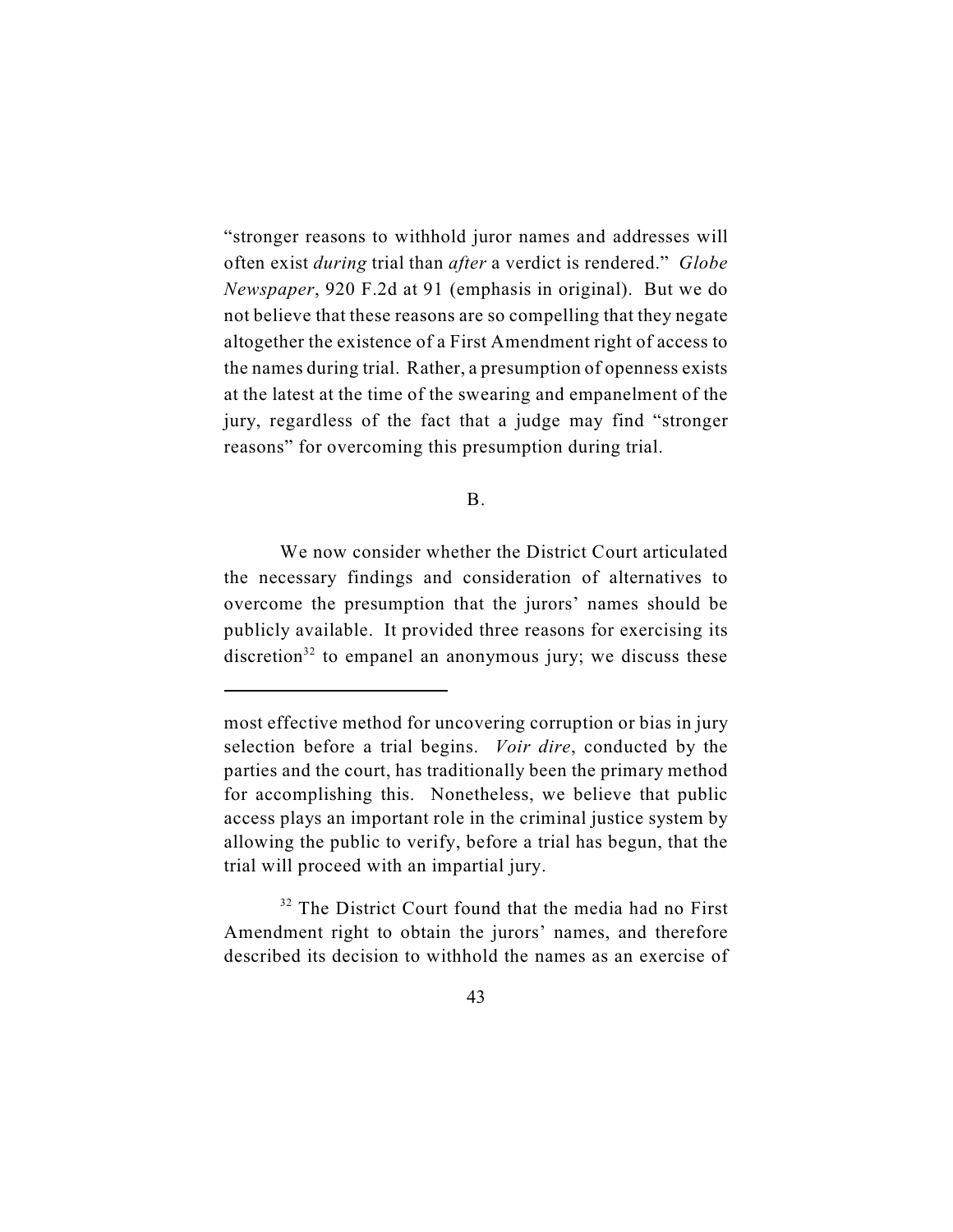"stronger reasons to withhold juror names and addresses will often exist *during* trial than *after* a verdict is rendered." *Globe Newspaper*, 920 F.2d at 91 (emphasis in original). But we do not believe that these reasons are so compelling that they negate altogether the existence of a First Amendment right of access to the names during trial. Rather, a presumption of openness exists at the latest at the time of the swearing and empanelment of the jury, regardless of the fact that a judge may find "stronger reasons" for overcoming this presumption during trial.

B.

We now consider whether the District Court articulated the necessary findings and consideration of alternatives to overcome the presumption that the jurors' names should be publicly available. It provided three reasons for exercising its discretion[32] to empanel an anonymous jury; we discuss these

---

most effective method for uncovering corruption or bias in jury selection before a trial begins. *Voir dire*, conducted by the parties and the court, has traditionally been the primary method for accomplishing this. Nonetheless, we believe that public access plays an important role in the criminal justice system by allowing the public to verify, before a trial has begun, that the trial will proceed with an impartial jury.

[32] The District Court found that the media had no First Amendment right to obtain the jurors' names, and therefore described its decision to withhold the names as an exercise of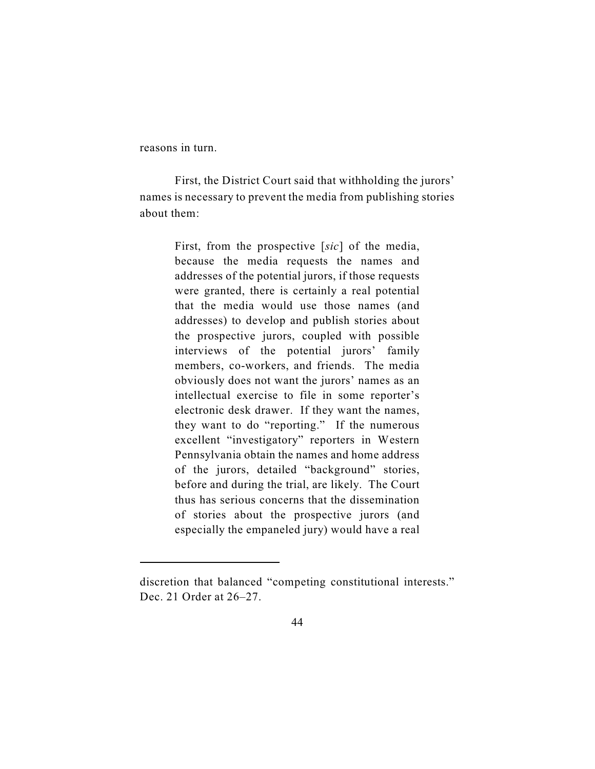reasons in turn.

First, the District Court said that withholding the jurors' names is necessary to prevent the media from publishing stories about them:

> First, from the prospective [*sic*] of the media, because the media requests the names and addresses of the potential jurors, if those requests were granted, there is certainly a real potential that the media would use those names (and addresses) to develop and publish stories about the prospective jurors, coupled with possible interviews of the potential jurors' family members, co-workers, and friends. The media obviously does not want the jurors' names as an intellectual exercise to file in some reporter's electronic desk drawer. If they want the names, they want to do "reporting." If the numerous excellent "investigatory" reporters in Western Pennsylvania obtain the names and home address of the jurors, detailed "background" stories, before and during the trial, are likely. The Court thus has serious concerns that the dissemination of stories about the prospective jurors (and especially the empaneled jury) would have a real

---

discretion that balanced "competing constitutional interests." Dec. 21 Order at 26–27.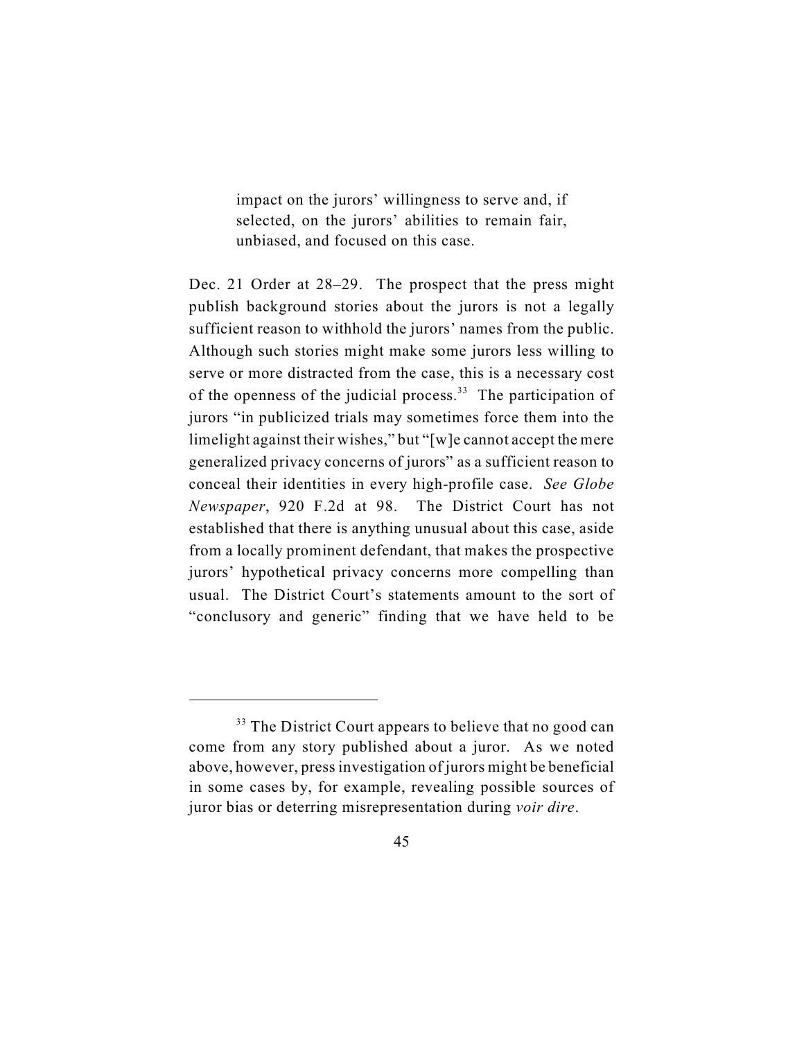> impact on the jurors' willingness to serve and, if selected, on the jurors' abilities to remain fair, unbiased, and focused on this case.

Dec. 21 Order at 28–29. The prospect that the press might publish background stories about the jurors is not a legally sufficient reason to withhold the jurors' names from the public. Although such stories might make some jurors less willing to serve or more distracted from the case, this is a necessary cost of the openness of the judicial process.[33] The participation of jurors "in publicized trials may sometimes force them into the limelight against their wishes," but "[w]e cannot accept the mere generalized privacy concerns of jurors" as a sufficient reason to conceal their identities in every high-profile case. *See Globe Newspaper*, 920 F.2d at 98. The District Court has not established that there is anything unusual about this case, aside from a locally prominent defendant, that makes the prospective jurors' hypothetical privacy concerns more compelling than usual. The District Court's statements amount to the sort of "conclusory and generic" finding that we have held to be

---

[33] The District Court appears to believe that no good can come from any story published about a juror. As we noted above, however, press investigation of jurors might be beneficial in some cases by, for example, revealing possible sources of juror bias or deterring misrepresentation during *voir dire*.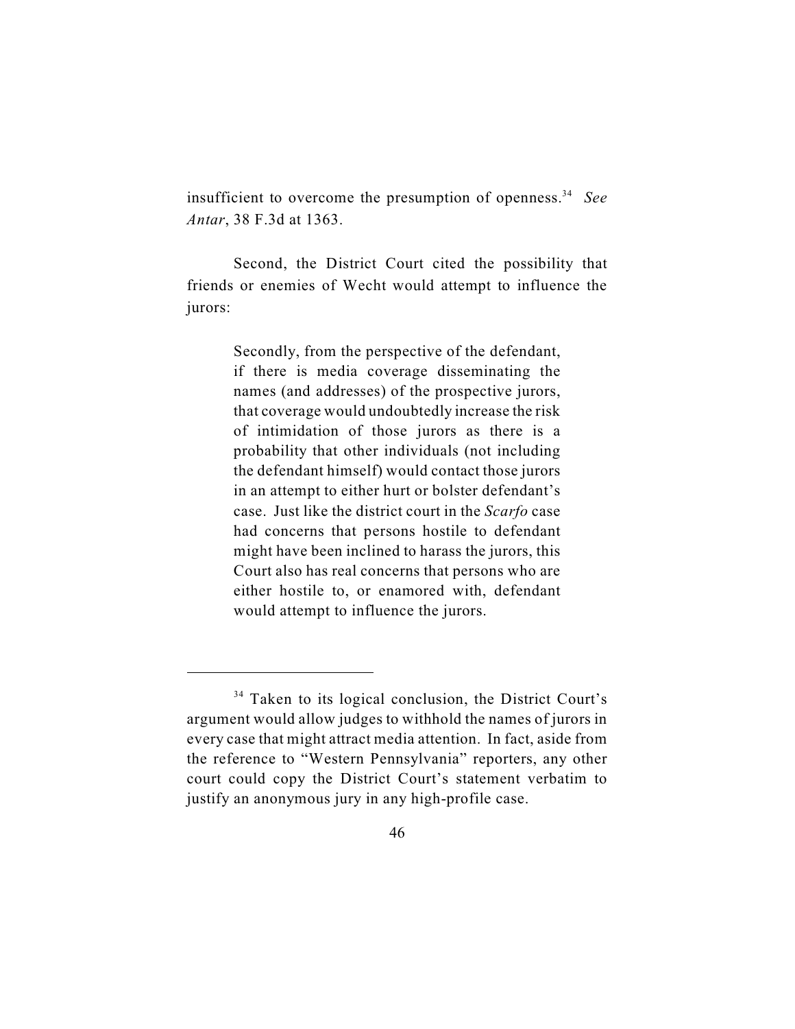insufficient to overcome the presumption of openness.[34] *See Antar*, 38 F.3d at 1363.

Second, the District Court cited the possibility that friends or enemies of Wecht would attempt to influence the jurors:

> Secondly, from the perspective of the defendant, if there is media coverage disseminating the names (and addresses) of the prospective jurors, that coverage would undoubtedly increase the risk of intimidation of those jurors as there is a probability that other individuals (not including the defendant himself) would contact those jurors in an attempt to either hurt or bolster defendant's case. Just like the district court in the *Scarfo* case had concerns that persons hostile to defendant might have been inclined to harass the jurors, this Court also has real concerns that persons who are either hostile to, or enamored with, defendant would attempt to influence the jurors.

---

[34] Taken to its logical conclusion, the District Court's argument would allow judges to withhold the names of jurors in every case that might attract media attention. In fact, aside from the reference to "Western Pennsylvania" reporters, any other court could copy the District Court's statement verbatim to justify an anonymous jury in any high-profile case.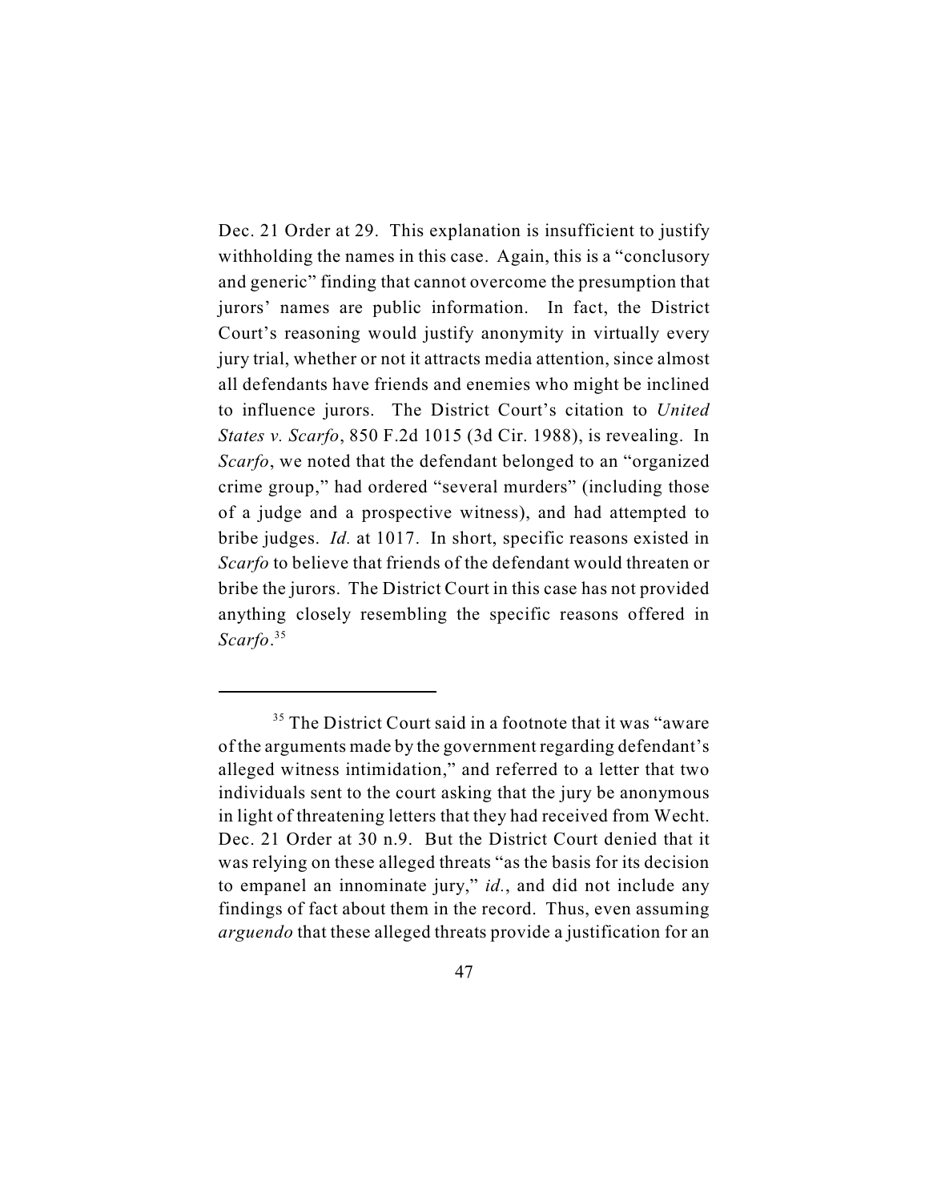Dec. 21 Order at 29. This explanation is insufficient to justify withholding the names in this case. Again, this is a "conclusory and generic" finding that cannot overcome the presumption that jurors' names are public information. In fact, the District Court's reasoning would justify anonymity in virtually every jury trial, whether or not it attracts media attention, since almost all defendants have friends and enemies who might be inclined to influence jurors. The District Court's citation to *United States v. Scarfo*, 850 F.2d 1015 (3d Cir. 1988), is revealing. In *Scarfo*, we noted that the defendant belonged to an "organized crime group," had ordered "several murders" (including those of a judge and a prospective witness), and had attempted to bribe judges. *Id.* at 1017. In short, specific reasons existed in *Scarfo* to believe that friends of the defendant would threaten or bribe the jurors. The District Court in this case has not provided anything closely resembling the specific reasons offered in *Scarfo*.[35]

---

[35] The District Court said in a footnote that it was "aware of the arguments made by the government regarding defendant's alleged witness intimidation," and referred to a letter that two individuals sent to the court asking that the jury be anonymous in light of threatening letters that they had received from Wecht. Dec. 21 Order at 30 n.9. But the District Court denied that it was relying on these alleged threats "as the basis for its decision to empanel an innominate jury," *id.*, and did not include any findings of fact about them in the record. Thus, even assuming *arguendo* that these alleged threats provide a justification for an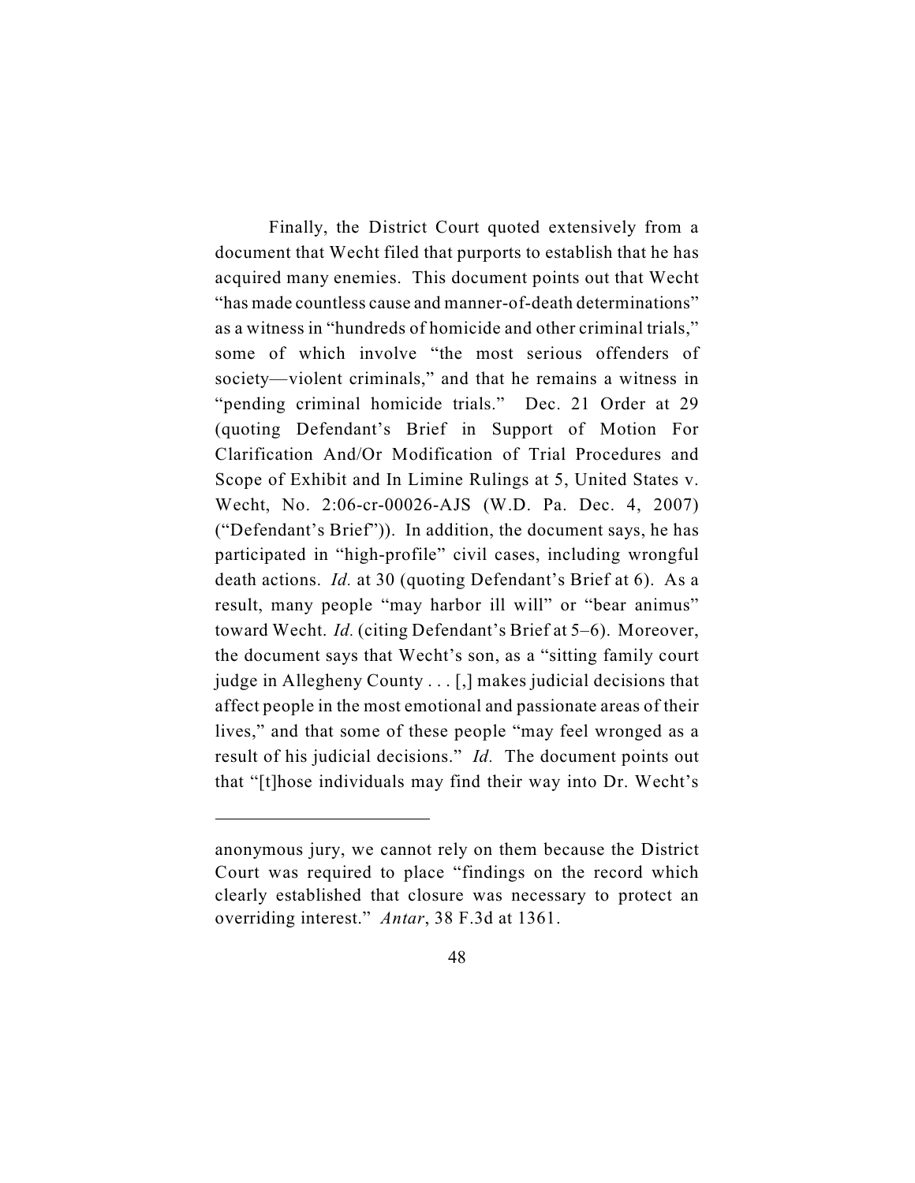Finally, the District Court quoted extensively from a document that Wecht filed that purports to establish that he has acquired many enemies. This document points out that Wecht "has made countless cause and manner-of-death determinations" as a witness in "hundreds of homicide and other criminal trials," some of which involve "the most serious offenders of society—violent criminals," and that he remains a witness in "pending criminal homicide trials." Dec. 21 Order at 29 (quoting Defendant's Brief in Support of Motion For Clarification And/Or Modification of Trial Procedures and Scope of Exhibit and In Limine Rulings at 5, United States v. Wecht, No. 2:06-cr-00026-AJS (W.D. Pa. Dec. 4, 2007) ("Defendant's Brief")). In addition, the document says, he has participated in "high-profile" civil cases, including wrongful death actions. *Id.* at 30 (quoting Defendant's Brief at 6). As a result, many people "may harbor ill will" or "bear animus" toward Wecht. *Id.* (citing Defendant's Brief at 5–6). Moreover, the document says that Wecht's son, as a "sitting family court judge in Allegheny County . . . [,] makes judicial decisions that affect people in the most emotional and passionate areas of their lives," and that some of these people "may feel wronged as a result of his judicial decisions." *Id.* The document points out that "[t]hose individuals may find their way into Dr. Wecht's

---

anonymous jury, we cannot rely on them because the District Court was required to place "findings on the record which clearly established that closure was necessary to protect an overriding interest." *Antar*, 38 F.3d at 1361.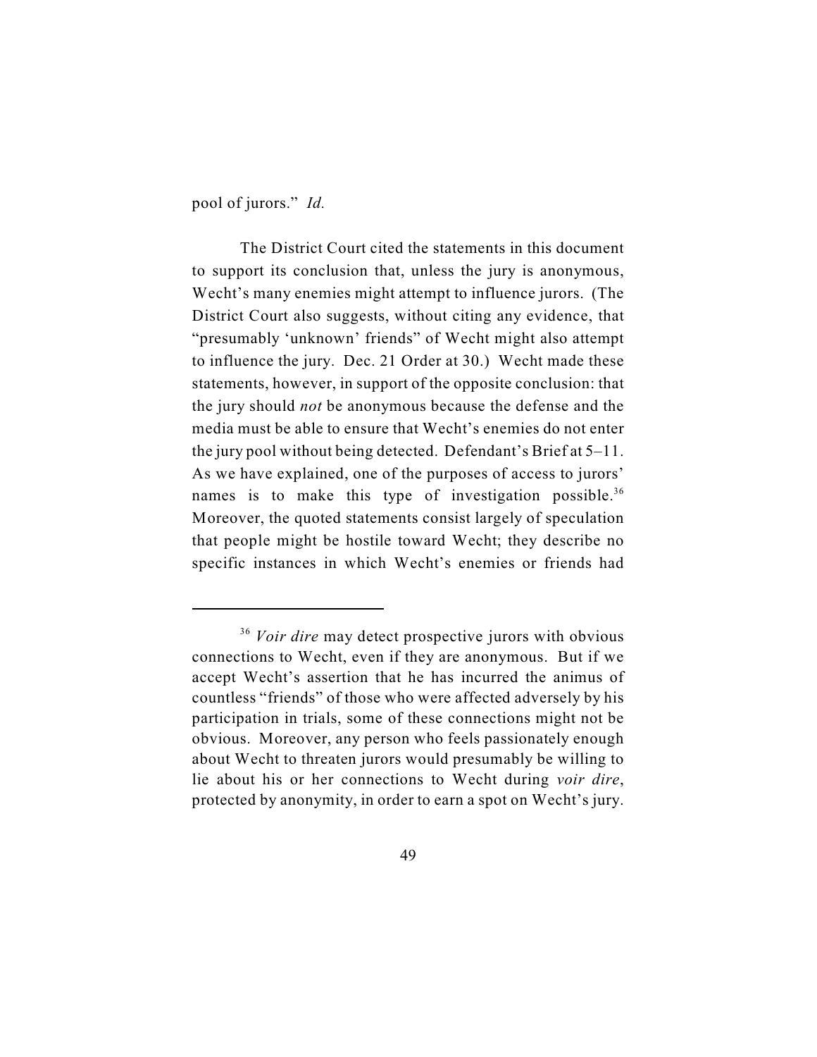pool of jurors." *Id.*

The District Court cited the statements in this document to support its conclusion that, unless the jury is anonymous, Wecht's many enemies might attempt to influence jurors. (The District Court also suggests, without citing any evidence, that "presumably 'unknown' friends" of Wecht might also attempt to influence the jury. Dec. 21 Order at 30.) Wecht made these statements, however, in support of the opposite conclusion: that the jury should *not* be anonymous because the defense and the media must be able to ensure that Wecht's enemies do not enter the jury pool without being detected. Defendant's Brief at 5–11. As we have explained, one of the purposes of access to jurors' names is to make this type of investigation possible.[36] Moreover, the quoted statements consist largely of speculation that people might be hostile toward Wecht; they describe no specific instances in which Wecht's enemies or friends had

---

[36] *Voir dire* may detect prospective jurors with obvious connections to Wecht, even if they are anonymous. But if we accept Wecht's assertion that he has incurred the animus of countless "friends" of those who were affected adversely by his participation in trials, some of these connections might not be obvious. Moreover, any person who feels passionately enough about Wecht to threaten jurors would presumably be willing to lie about his or her connections to Wecht during *voir dire*, protected by anonymity, in order to earn a spot on Wecht's jury.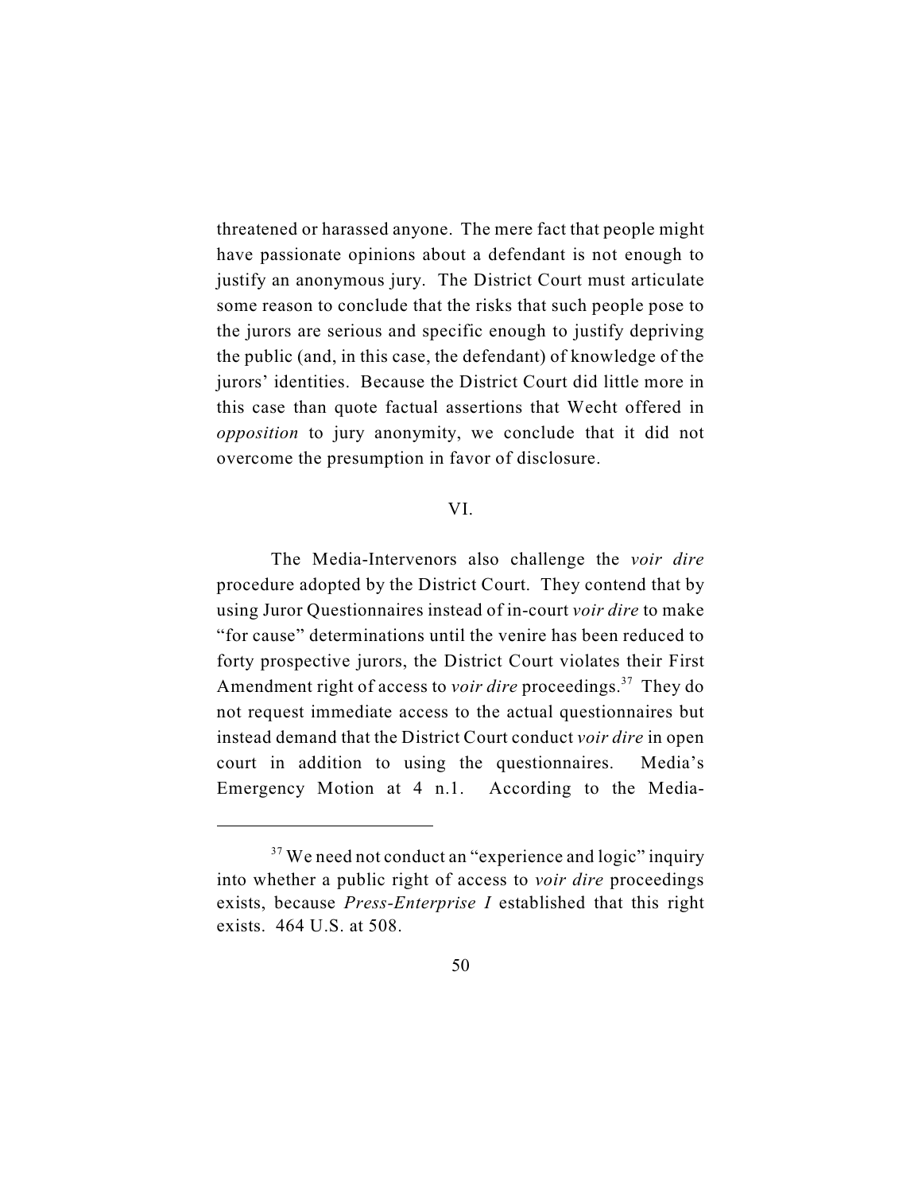threatened or harassed anyone. The mere fact that people might have passionate opinions about a defendant is not enough to justify an anonymous jury. The District Court must articulate some reason to conclude that the risks that such people pose to the jurors are serious and specific enough to justify depriving the public (and, in this case, the defendant) of knowledge of the jurors' identities. Because the District Court did little more in this case than quote factual assertions that Wecht offered in *opposition* to jury anonymity, we conclude that it did not overcome the presumption in favor of disclosure.

## VI.

The Media-Intervenors also challenge the *voir dire* procedure adopted by the District Court. They contend that by using Juror Questionnaires instead of in-court *voir dire* to make "for cause" determinations until the venire has been reduced to forty prospective jurors, the District Court violates their First Amendment right of access to *voir dire* proceedings.[37] They do not request immediate access to the actual questionnaires but instead demand that the District Court conduct *voir dire* in open court in addition to using the questionnaires. Media's Emergency Motion at 4 n.1. According to the Media-

---

[37] We need not conduct an "experience and logic" inquiry into whether a public right of access to *voir dire* proceedings exists, because *Press-Enterprise I* established that this right exists. 464 U.S. at 508.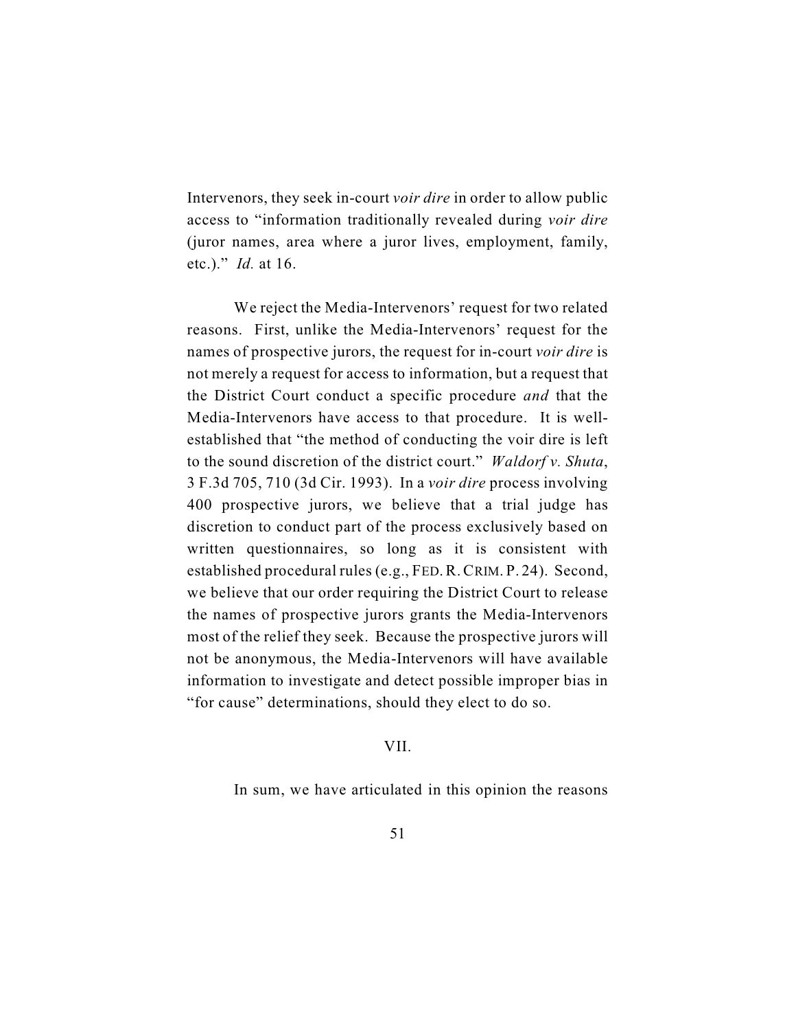Intervenors, they seek in-court *voir dire* in order to allow public access to "information traditionally revealed during *voir dire* (juror names, area where a juror lives, employment, family, etc.)." *Id.* at 16.

We reject the Media-Intervenors' request for two related reasons. First, unlike the Media-Intervenors' request for the names of prospective jurors, the request for in-court *voir dire* is not merely a request for access to information, but a request that the District Court conduct a specific procedure *and* that the Media-Intervenors have access to that procedure. It is well-established that "the method of conducting the voir dire is left to the sound discretion of the district court." *Waldorf v. Shuta*, 3 F.3d 705, 710 (3d Cir. 1993). In a *voir dire* process involving 400 prospective jurors, we believe that a trial judge has discretion to conduct part of the process exclusively based on written questionnaires, so long as it is consistent with established procedural rules (e.g., FED. R. CRIM. P. 24). Second, we believe that our order requiring the District Court to release the names of prospective jurors grants the Media-Intervenors most of the relief they seek. Because the prospective jurors will not be anonymous, the Media-Intervenors will have available information to investigate and detect possible improper bias in "for cause" determinations, should they elect to do so.

## VII.

In sum, we have articulated in this opinion the reasons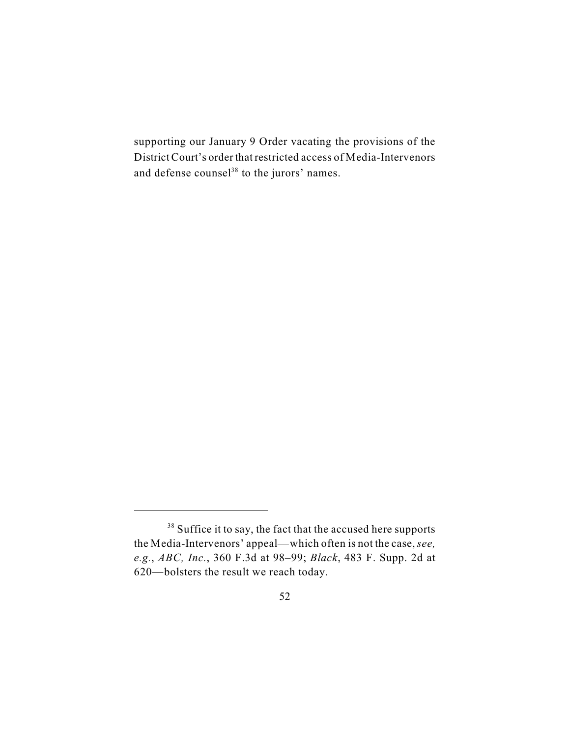supporting our January 9 Order vacating the provisions of the District Court's order that restricted access of Media-Intervenors and defense counsel[38] to the jurors' names.

---

[38] Suffice it to say, the fact that the accused here supports the Media-Intervenors' appeal—which often is not the case, *see, e.g.*, *ABC, Inc.*, 360 F.3d at 98–99; *Black*, 483 F. Supp. 2d at 620—bolsters the result we reach today.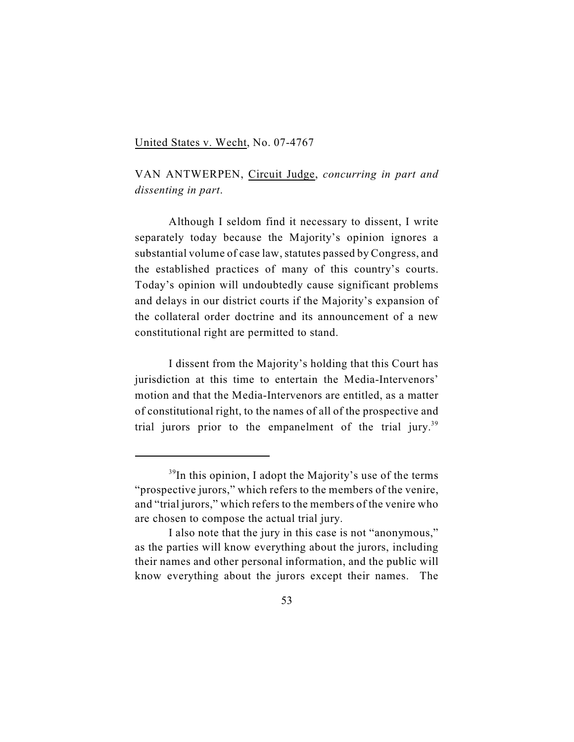United States v. Wecht, No. 07-4767

VAN ANTWERPEN, Circuit Judge, *concurring in part and dissenting in part*.

Although I seldom find it necessary to dissent, I write separately today because the Majority's opinion ignores a substantial volume of case law, statutes passed by Congress, and the established practices of many of this country's courts. Today's opinion will undoubtedly cause significant problems and delays in our district courts if the Majority's expansion of the collateral order doctrine and its announcement of a new constitutional right are permitted to stand.

I dissent from the Majority's holding that this Court has jurisdiction at this time to entertain the Media-Intervenors' motion and that the Media-Intervenors are entitled, as a matter of constitutional right, to the names of all of the prospective and trial jurors prior to the empanelment of the trial jury.[39]

---

[39]In this opinion, I adopt the Majority's use of the terms "prospective jurors," which refers to the members of the venire, and "trial jurors," which refers to the members of the venire who are chosen to compose the actual trial jury.

I also note that the jury in this case is not "anonymous," as the parties will know everything about the jurors, including their names and other personal information, and the public will know everything about the jurors except their names. The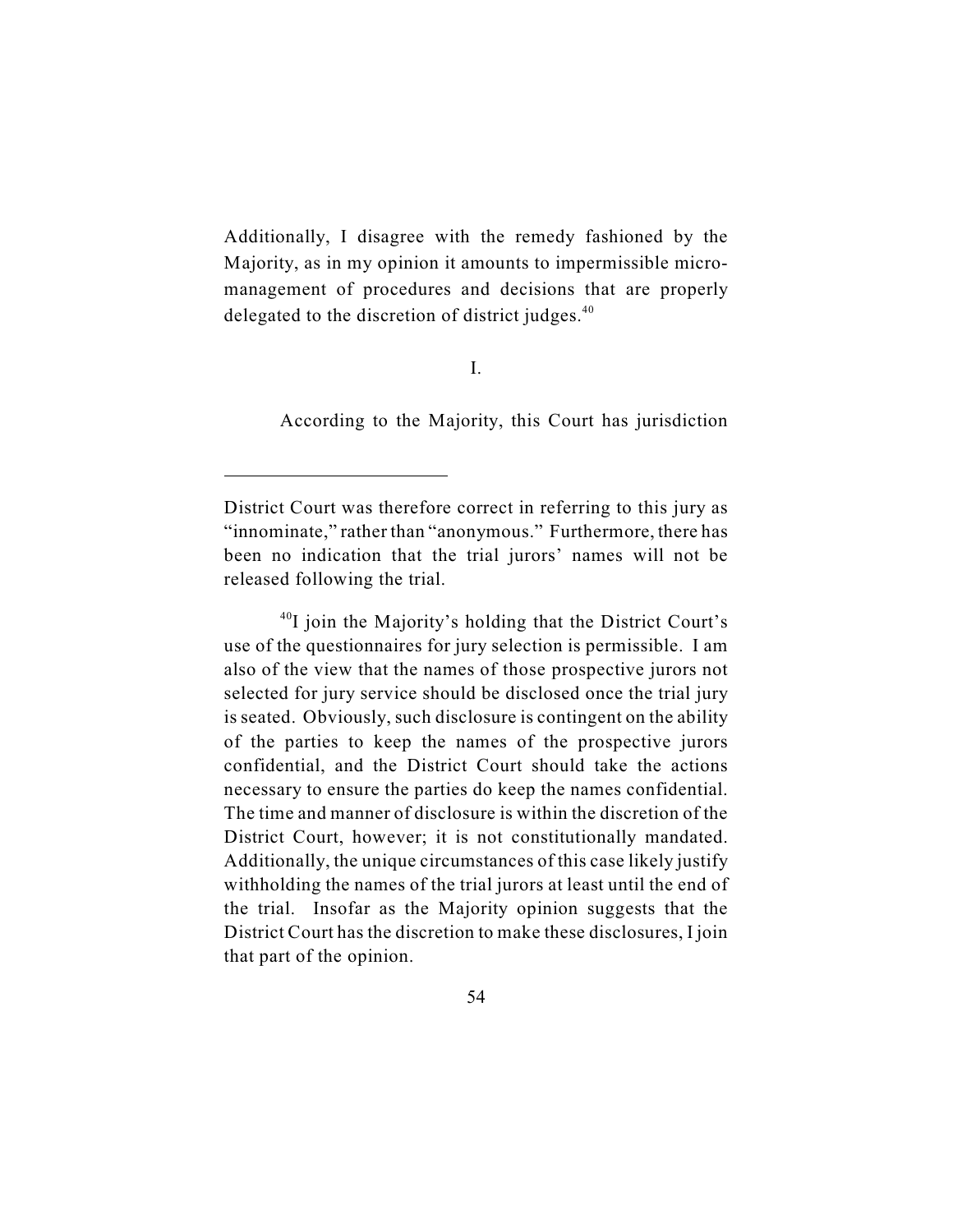Additionally, I disagree with the remedy fashioned by the Majority, as in my opinion it amounts to impermissible micro-management of procedures and decisions that are properly delegated to the discretion of district judges.[40]

I.

According to the Majority, this Court has jurisdiction

---

District Court was therefore correct in referring to this jury as "innominate," rather than "anonymous." Furthermore, there has been no indication that the trial jurors' names will not be released following the trial.

[40] I join the Majority's holding that the District Court's use of the questionnaires for jury selection is permissible. I am also of the view that the names of those prospective jurors not selected for jury service should be disclosed once the trial jury is seated. Obviously, such disclosure is contingent on the ability of the parties to keep the names of the prospective jurors confidential, and the District Court should take the actions necessary to ensure the parties do keep the names confidential. The time and manner of disclosure is within the discretion of the District Court, however; it is not constitutionally mandated. Additionally, the unique circumstances of this case likely justify withholding the names of the trial jurors at least until the end of the trial. Insofar as the Majority opinion suggests that the District Court has the discretion to make these disclosures, I join that part of the opinion.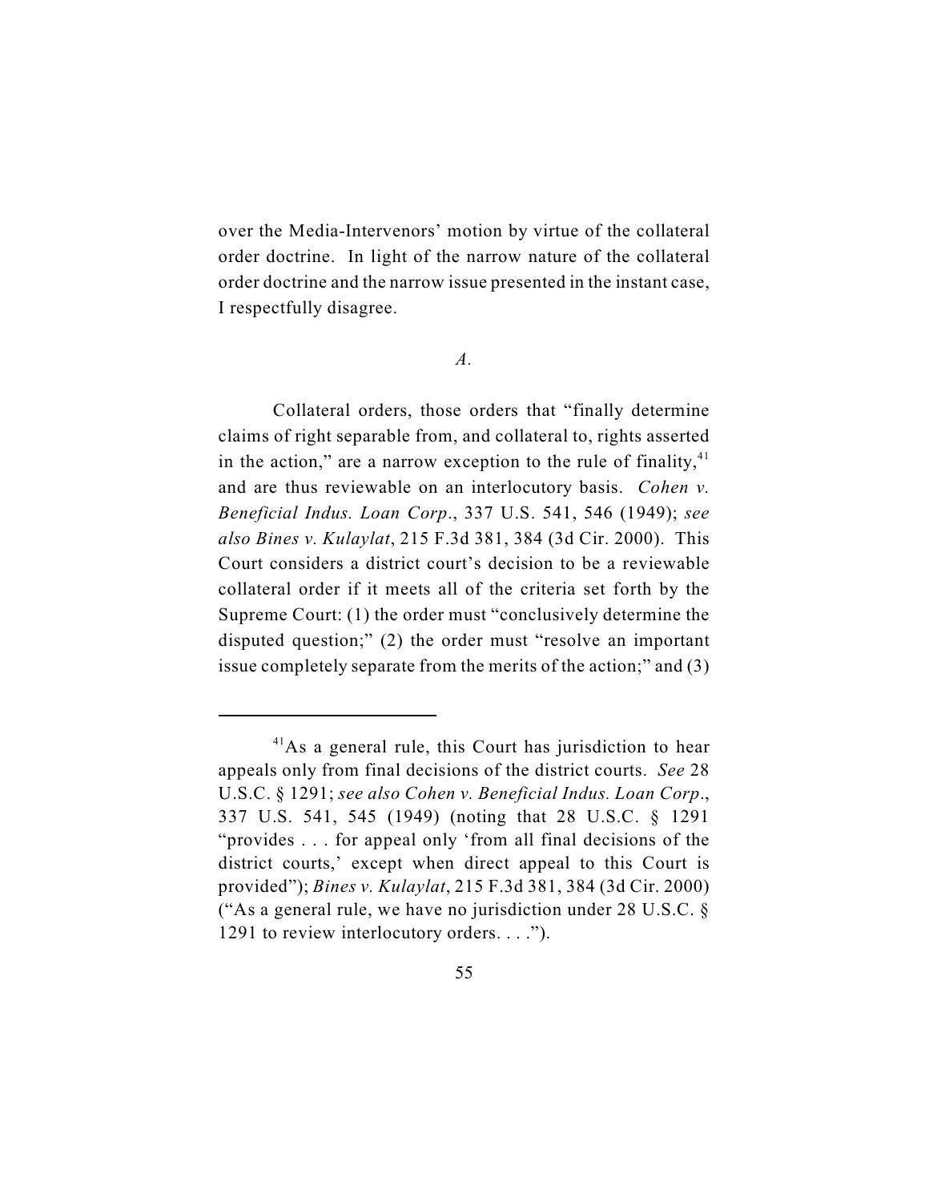over the Media-Intervenors' motion by virtue of the collateral order doctrine. In light of the narrow nature of the collateral order doctrine and the narrow issue presented in the instant case, I respectfully disagree.

*A.*

Collateral orders, those orders that "finally determine claims of right separable from, and collateral to, rights asserted in the action," are a narrow exception to the rule of finality,[41] and are thus reviewable on an interlocutory basis. *Cohen v. Beneficial Indus. Loan Corp.*, 337 U.S. 541, 546 (1949); *see also Bines v. Kulaylat*, 215 F.3d 381, 384 (3d Cir. 2000). This Court considers a district court's decision to be a reviewable collateral order if it meets all of the criteria set forth by the Supreme Court: (1) the order must "conclusively determine the disputed question;" (2) the order must "resolve an important issue completely separate from the merits of the action;" and (3)

---

[41]As a general rule, this Court has jurisdiction to hear appeals only from final decisions of the district courts. *See* 28 U.S.C. § 1291; *see also Cohen v. Beneficial Indus. Loan Corp.*, 337 U.S. 541, 545 (1949) (noting that 28 U.S.C. § 1291 "provides . . . for appeal only 'from all final decisions of the district courts,' except when direct appeal to this Court is provided"); *Bines v. Kulaylat*, 215 F.3d 381, 384 (3d Cir. 2000) ("As a general rule, we have no jurisdiction under 28 U.S.C. § 1291 to review interlocutory orders. . . .").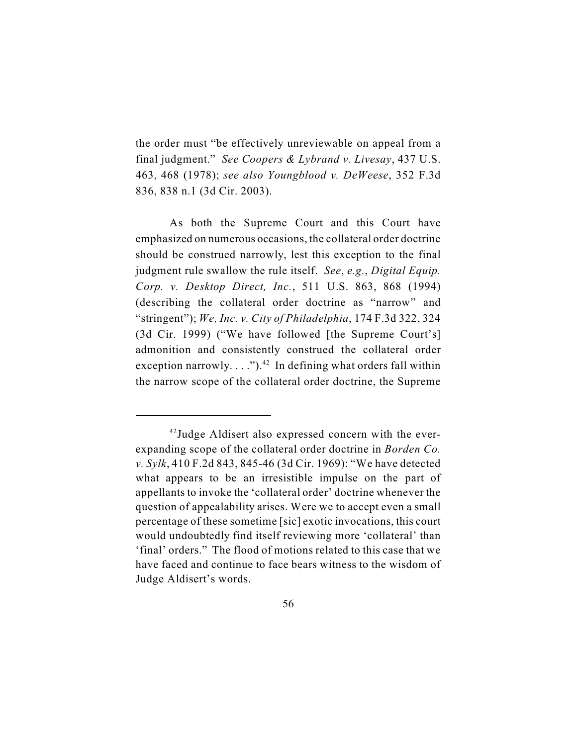the order must "be effectively unreviewable on appeal from a final judgment." *See Coopers & Lybrand v. Livesay*, 437 U.S. 463, 468 (1978); *see also Youngblood v. DeWeese*, 352 F.3d 836, 838 n.1 (3d Cir. 2003).

As both the Supreme Court and this Court have emphasized on numerous occasions, the collateral order doctrine should be construed narrowly, lest this exception to the final judgment rule swallow the rule itself. *See*, *e.g.*, *Digital Equip. Corp. v. Desktop Direct, Inc.*, 511 U.S. 863, 868 (1994) (describing the collateral order doctrine as "narrow" and "stringent"); *We, Inc. v. City of Philadelphia*, 174 F.3d 322, 324 (3d Cir. 1999) ("We have followed [the Supreme Court's] admonition and consistently construed the collateral order exception narrowly. . . .").[42] In defining what orders fall within the narrow scope of the collateral order doctrine, the Supreme

---

[42] Judge Aldisert also expressed concern with the ever-expanding scope of the collateral order doctrine in *Borden Co. v. Sylk*, 410 F.2d 843, 845-46 (3d Cir. 1969): "We have detected what appears to be an irresistible impulse on the part of appellants to invoke the 'collateral order' doctrine whenever the question of appealability arises. Were we to accept even a small percentage of these sometime [sic] exotic invocations, this court would undoubtedly find itself reviewing more 'collateral' than 'final' orders." The flood of motions related to this case that we have faced and continue to face bears witness to the wisdom of Judge Aldisert's words.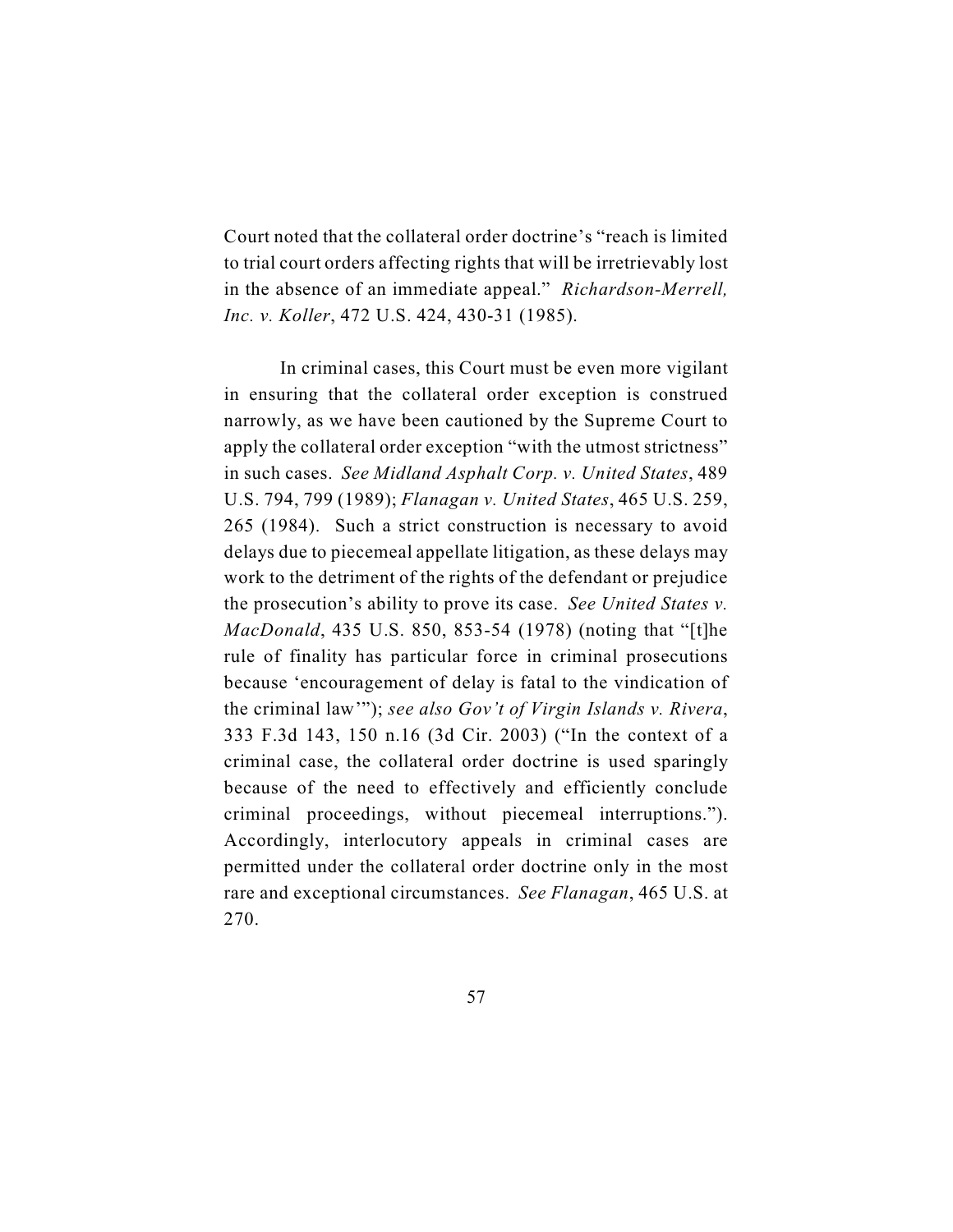Court noted that the collateral order doctrine's "reach is limited to trial court orders affecting rights that will be irretrievably lost in the absence of an immediate appeal." *Richardson-Merrell, Inc. v. Koller*, 472 U.S. 424, 430-31 (1985).

In criminal cases, this Court must be even more vigilant in ensuring that the collateral order exception is construed narrowly, as we have been cautioned by the Supreme Court to apply the collateral order exception "with the utmost strictness" in such cases. *See Midland Asphalt Corp. v. United States*, 489 U.S. 794, 799 (1989); *Flanagan v. United States*, 465 U.S. 259, 265 (1984). Such a strict construction is necessary to avoid delays due to piecemeal appellate litigation, as these delays may work to the detriment of the rights of the defendant or prejudice the prosecution's ability to prove its case. *See United States v. MacDonald*, 435 U.S. 850, 853-54 (1978) (noting that "[t]he rule of finality has particular force in criminal prosecutions because 'encouragement of delay is fatal to the vindication of the criminal law'"); *see also Gov't of Virgin Islands v. Rivera*, 333 F.3d 143, 150 n.16 (3d Cir. 2003) ("In the context of a criminal case, the collateral order doctrine is used sparingly because of the need to effectively and efficiently conclude criminal proceedings, without piecemeal interruptions."). Accordingly, interlocutory appeals in criminal cases are permitted under the collateral order doctrine only in the most rare and exceptional circumstances. *See Flanagan*, 465 U.S. at 270.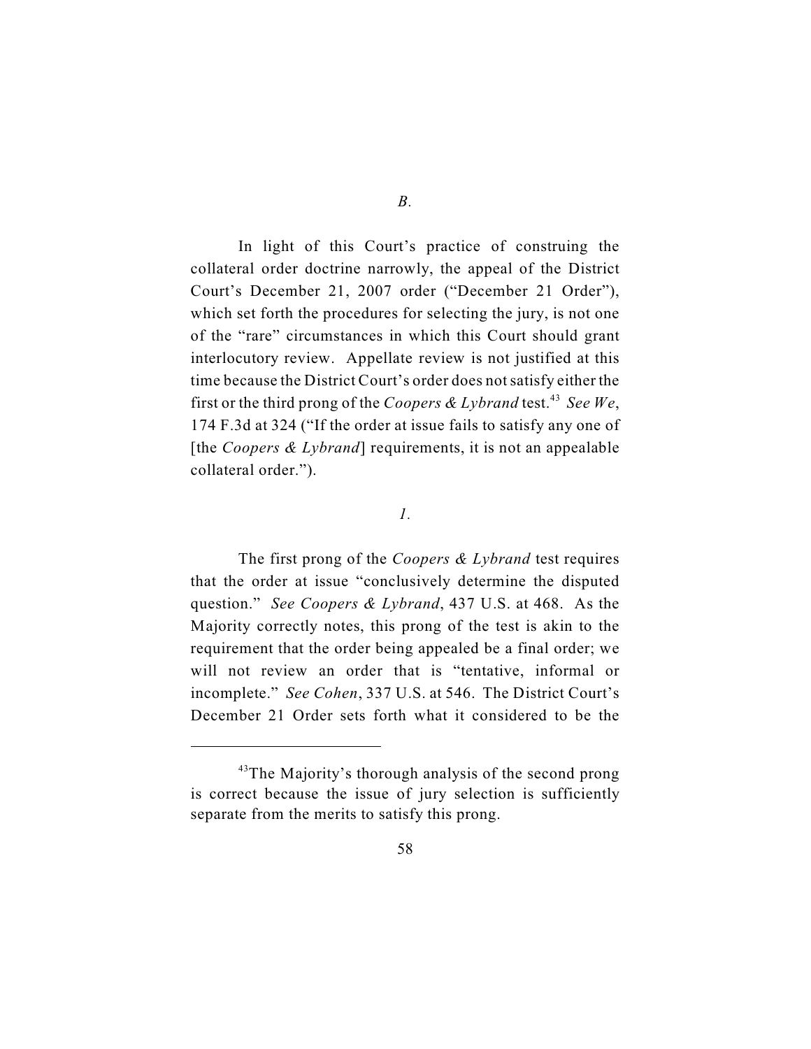*B.*

In light of this Court's practice of construing the collateral order doctrine narrowly, the appeal of the District Court's December 21, 2007 order ("December 21 Order"), which set forth the procedures for selecting the jury, is not one of the "rare" circumstances in which this Court should grant interlocutory review. Appellate review is not justified at this time because the District Court's order does not satisfy either the first or the third prong of the *Coopers & Lybrand* test.[43] *See We*, 174 F.3d at 324 ("If the order at issue fails to satisfy any one of [the *Coopers & Lybrand*] requirements, it is not an appealable collateral order.").

*1.*

The first prong of the *Coopers & Lybrand* test requires that the order at issue "conclusively determine the disputed question." *See Coopers & Lybrand*, 437 U.S. at 468. As the Majority correctly notes, this prong of the test is akin to the requirement that the order being appealed be a final order; we will not review an order that is "tentative, informal or incomplete." *See Cohen*, 337 U.S. at 546. The District Court's December 21 Order sets forth what it considered to be the

---

[43]The Majority's thorough analysis of the second prong is correct because the issue of jury selection is sufficiently separate from the merits to satisfy this prong.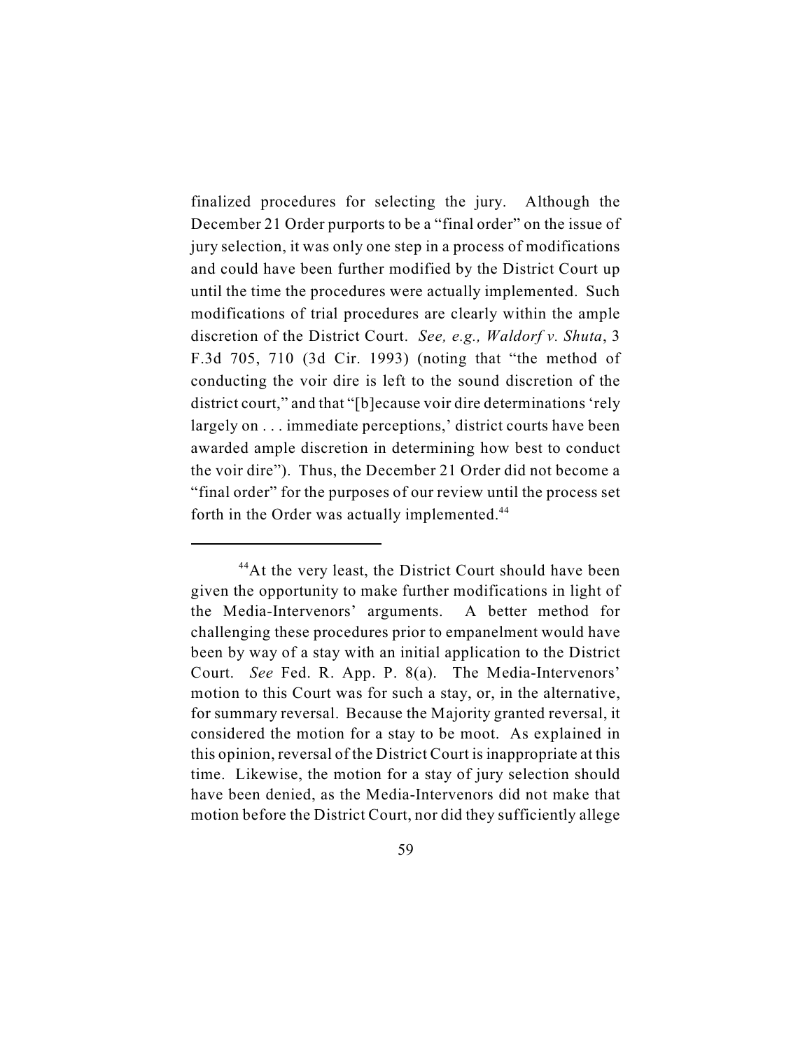finalized procedures for selecting the jury. Although the December 21 Order purports to be a "final order" on the issue of jury selection, it was only one step in a process of modifications and could have been further modified by the District Court up until the time the procedures were actually implemented. Such modifications of trial procedures are clearly within the ample discretion of the District Court. *See, e.g., Waldorf v. Shuta*, 3 F.3d 705, 710 (3d Cir. 1993) (noting that "the method of conducting the voir dire is left to the sound discretion of the district court," and that "[b]ecause voir dire determinations 'rely largely on . . . immediate perceptions,' district courts have been awarded ample discretion in determining how best to conduct the voir dire"). Thus, the December 21 Order did not become a "final order" for the purposes of our review until the process set forth in the Order was actually implemented.[44]

---

[44]At the very least, the District Court should have been given the opportunity to make further modifications in light of the Media-Intervenors' arguments. A better method for challenging these procedures prior to empanelment would have been by way of a stay with an initial application to the District Court. *See* Fed. R. App. P. 8(a). The Media-Intervenors' motion to this Court was for such a stay, or, in the alternative, for summary reversal. Because the Majority granted reversal, it considered the motion for a stay to be moot. As explained in this opinion, reversal of the District Court is inappropriate at this time. Likewise, the motion for a stay of jury selection should have been denied, as the Media-Intervenors did not make that motion before the District Court, nor did they sufficiently allege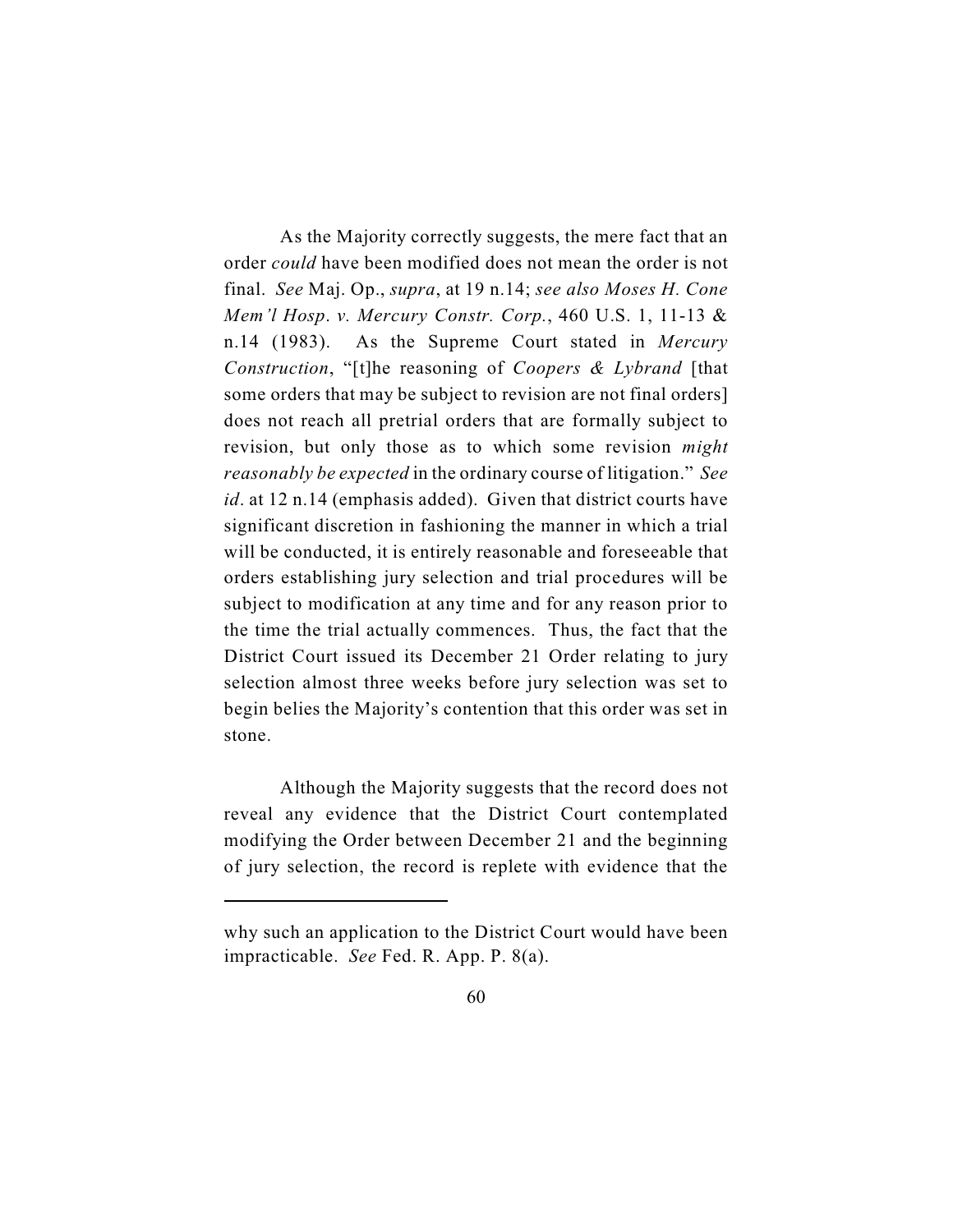As the Majority correctly suggests, the mere fact that an order *could* have been modified does not mean the order is not final. *See* Maj. Op., *supra*, at 19 n.14; *see also Moses H. Cone Mem'l Hosp. v. Mercury Constr. Corp.*, 460 U.S. 1, 11-13 & n.14 (1983). As the Supreme Court stated in *Mercury Construction*, "[t]he reasoning of *Coopers & Lybrand* [that some orders that may be subject to revision are not final orders] does not reach all pretrial orders that are formally subject to revision, but only those as to which some revision *might reasonably be expected* in the ordinary course of litigation." *See id*. at 12 n.14 (emphasis added). Given that district courts have significant discretion in fashioning the manner in which a trial will be conducted, it is entirely reasonable and foreseeable that orders establishing jury selection and trial procedures will be subject to modification at any time and for any reason prior to the time the trial actually commences. Thus, the fact that the District Court issued its December 21 Order relating to jury selection almost three weeks before jury selection was set to begin belies the Majority's contention that this order was set in stone.

Although the Majority suggests that the record does not reveal any evidence that the District Court contemplated modifying the Order between December 21 and the beginning of jury selection, the record is replete with evidence that the

---

why such an application to the District Court would have been impracticable. *See* Fed. R. App. P. 8(a).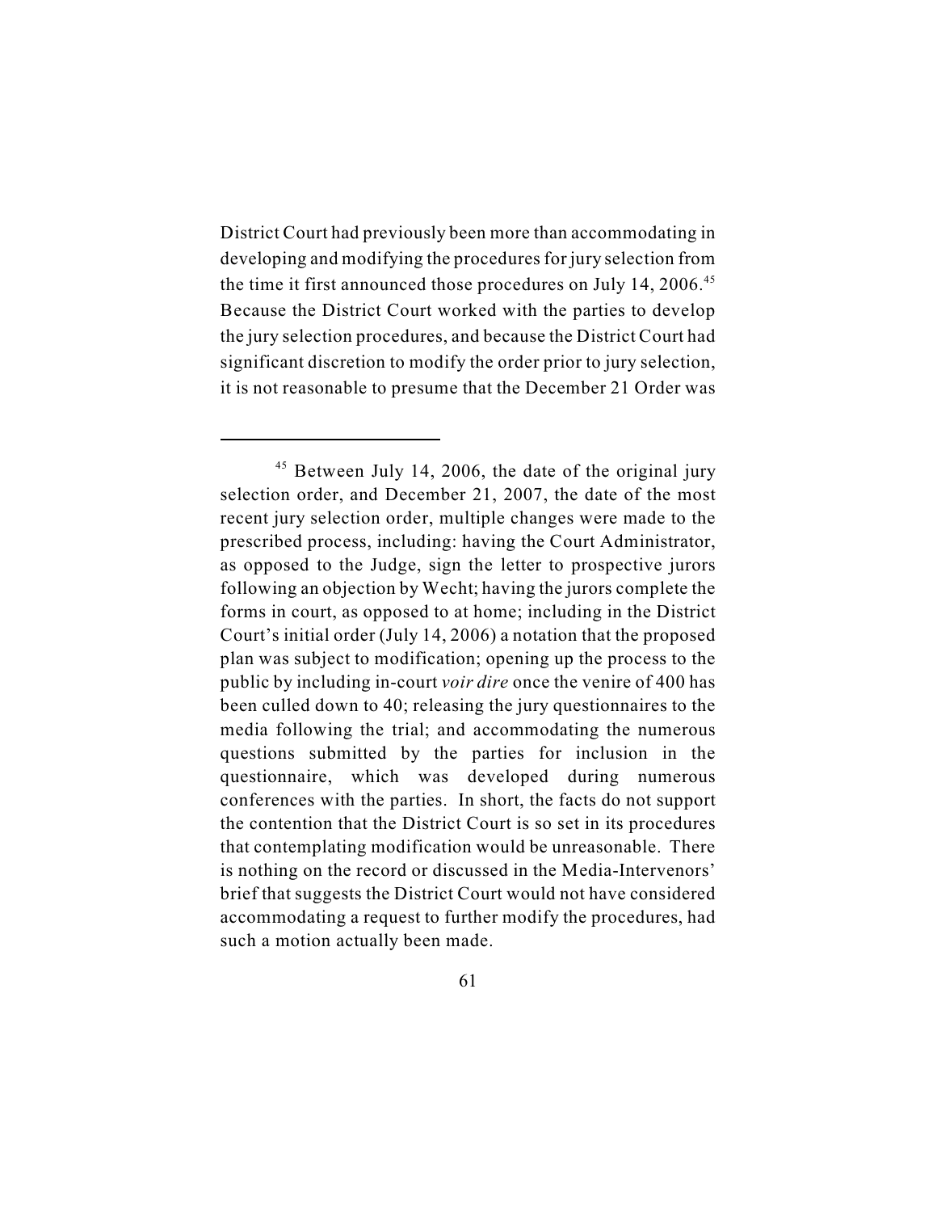District Court had previously been more than accommodating in developing and modifying the procedures for jury selection from the time it first announced those procedures on July 14, 2006.[45] Because the District Court worked with the parties to develop the jury selection procedures, and because the District Court had significant discretion to modify the order prior to jury selection, it is not reasonable to presume that the December 21 Order was

---

[45] Between July 14, 2006, the date of the original jury selection order, and December 21, 2007, the date of the most recent jury selection order, multiple changes were made to the prescribed process, including: having the Court Administrator, as opposed to the Judge, sign the letter to prospective jurors following an objection by Wecht; having the jurors complete the forms in court, as opposed to at home; including in the District Court's initial order (July 14, 2006) a notation that the proposed plan was subject to modification; opening up the process to the public by including in-court *voir dire* once the venire of 400 has been culled down to 40; releasing the jury questionnaires to the media following the trial; and accommodating the numerous questions submitted by the parties for inclusion in the questionnaire, which was developed during numerous conferences with the parties. In short, the facts do not support the contention that the District Court is so set in its procedures that contemplating modification would be unreasonable. There is nothing on the record or discussed in the Media-Intervenors' brief that suggests the District Court would not have considered accommodating a request to further modify the procedures, had such a motion actually been made.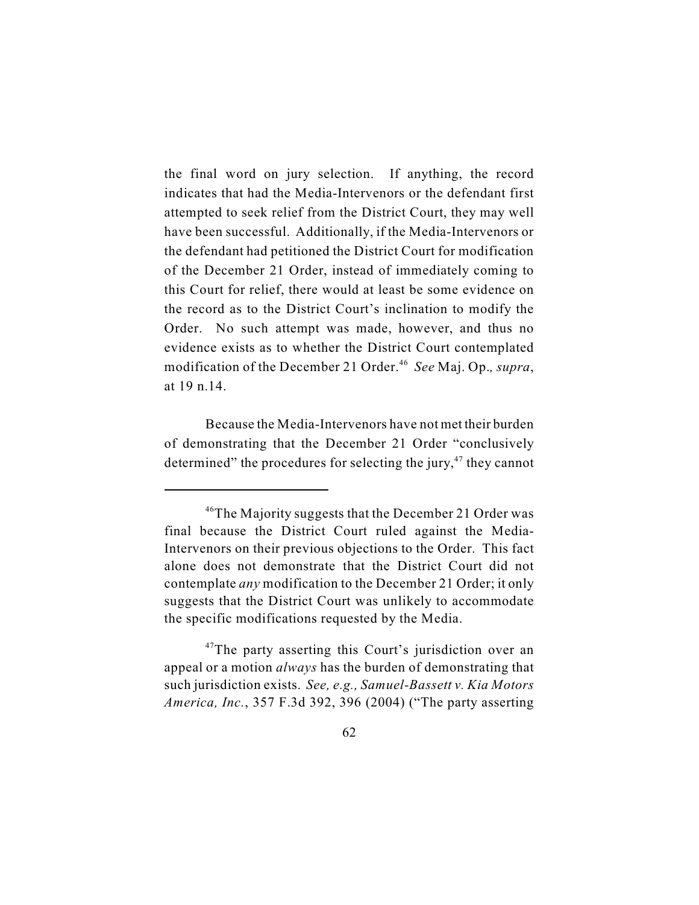the final word on jury selection. If anything, the record indicates that had the Media-Intervenors or the defendant first attempted to seek relief from the District Court, they may well have been successful. Additionally, if the Media-Intervenors or the defendant had petitioned the District Court for modification of the December 21 Order, instead of immediately coming to this Court for relief, there would at least be some evidence on the record as to the District Court's inclination to modify the Order. No such attempt was made, however, and thus no evidence exists as to whether the District Court contemplated modification of the December 21 Order.[46] *See* Maj. Op.*, supra*, at 19 n.14.

Because the Media-Intervenors have not met their burden of demonstrating that the December 21 Order "conclusively determined" the procedures for selecting the jury,[47] they cannot

[46]The Majority suggests that the December 21 Order was final because the District Court ruled against the Media-Intervenors on their previous objections to the Order. This fact alone does not demonstrate that the District Court did not contemplate *any* modification to the December 21 Order; it only suggests that the District Court was unlikely to accommodate the specific modifications requested by the Media.

[47]The party asserting this Court's jurisdiction over an appeal or a motion *always* has the burden of demonstrating that such jurisdiction exists. *See, e.g., Samuel-Bassett v. Kia Motors America, Inc.*, 357 F.3d 392, 396 (2004) ("The party asserting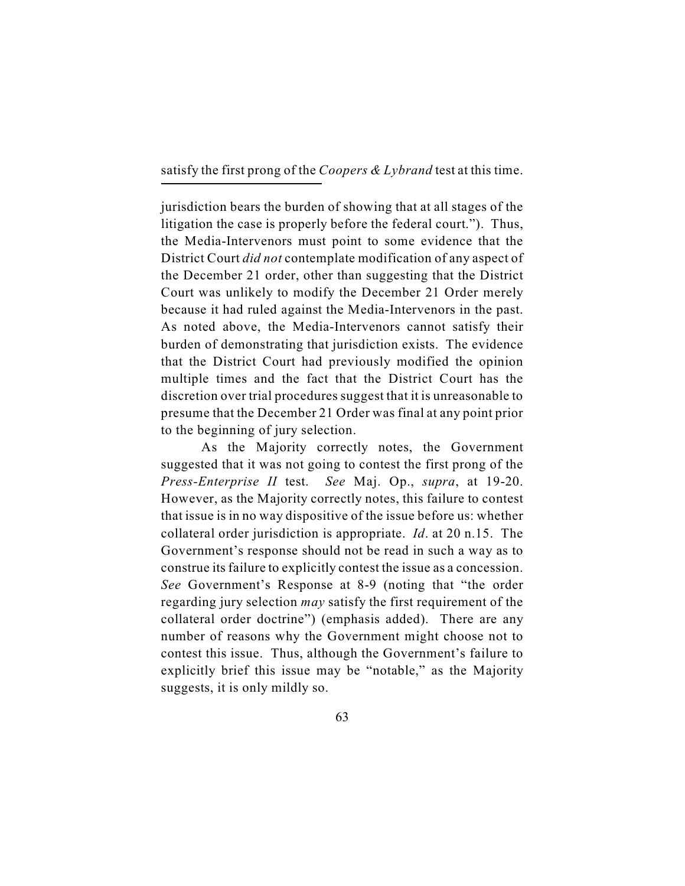satisfy the first prong of the *Coopers & Lybrand* test at this time.

---

jurisdiction bears the burden of showing that at all stages of the litigation the case is properly before the federal court."). Thus, the Media-Intervenors must point to some evidence that the District Court *did not* contemplate modification of any aspect of the December 21 order, other than suggesting that the District Court was unlikely to modify the December 21 Order merely because it had ruled against the Media-Intervenors in the past. As noted above, the Media-Intervenors cannot satisfy their burden of demonstrating that jurisdiction exists. The evidence that the District Court had previously modified the opinion multiple times and the fact that the District Court has the discretion over trial procedures suggest that it is unreasonable to presume that the December 21 Order was final at any point prior to the beginning of jury selection.

As the Majority correctly notes, the Government suggested that it was not going to contest the first prong of the *Press-Enterprise II* test. *See* Maj. Op., *supra*, at 19-20. However, as the Majority correctly notes, this failure to contest that issue is in no way dispositive of the issue before us: whether collateral order jurisdiction is appropriate. *Id*. at 20 n.15. The Government's response should not be read in such a way as to construe its failure to explicitly contest the issue as a concession. *See* Government's Response at 8-9 (noting that "the order regarding jury selection *may* satisfy the first requirement of the collateral order doctrine") (emphasis added). There are any number of reasons why the Government might choose not to contest this issue. Thus, although the Government's failure to explicitly brief this issue may be "notable," as the Majority suggests, it is only mildly so.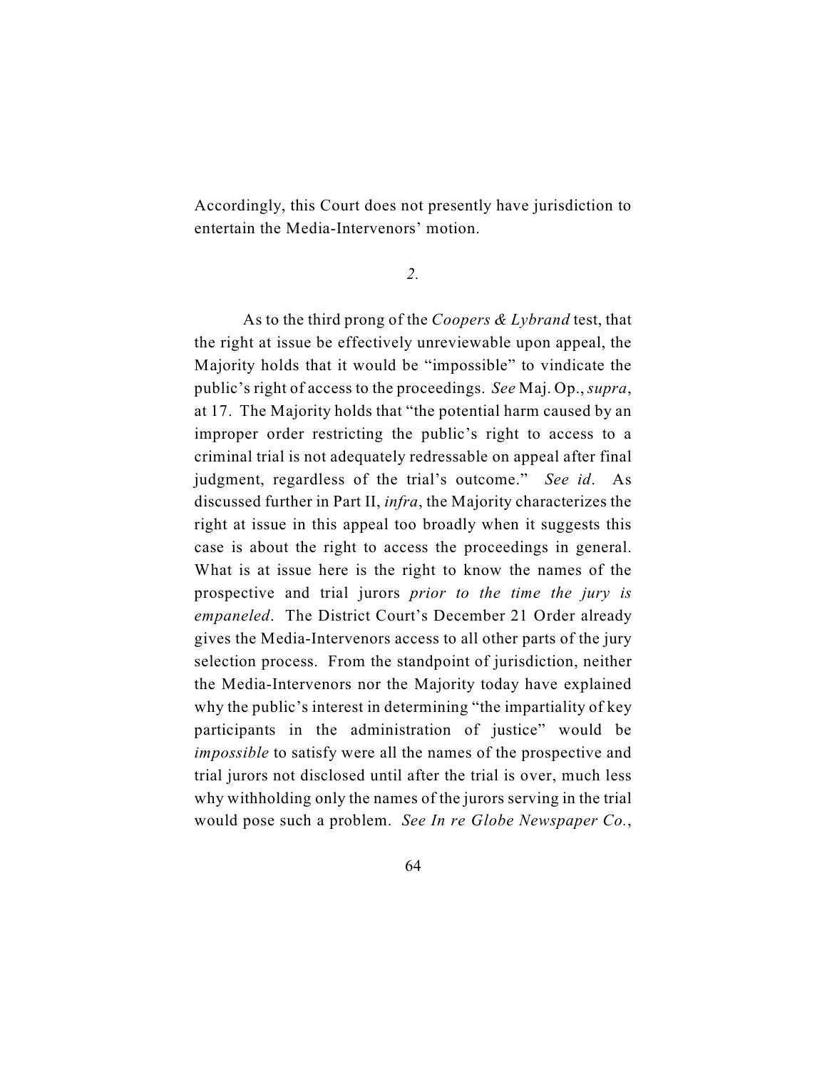Accordingly, this Court does not presently have jurisdiction to entertain the Media-Intervenors' motion.

*2.*

As to the third prong of the *Coopers & Lybrand* test, that the right at issue be effectively unreviewable upon appeal, the Majority holds that it would be "impossible" to vindicate the public's right of access to the proceedings. *See* Maj. Op., *supra*, at 17. The Majority holds that "the potential harm caused by an improper order restricting the public's right to access to a criminal trial is not adequately redressable on appeal after final judgment, regardless of the trial's outcome." *See id*. As discussed further in Part II, *infra*, the Majority characterizes the right at issue in this appeal too broadly when it suggests this case is about the right to access the proceedings in general. What is at issue here is the right to know the names of the prospective and trial jurors *prior to the time the jury is empaneled*. The District Court's December 21 Order already gives the Media-Intervenors access to all other parts of the jury selection process. From the standpoint of jurisdiction, neither the Media-Intervenors nor the Majority today have explained why the public's interest in determining "the impartiality of key participants in the administration of justice" would be *impossible* to satisfy were all the names of the prospective and trial jurors not disclosed until after the trial is over, much less why withholding only the names of the jurors serving in the trial would pose such a problem. *See In re Globe Newspaper Co.*,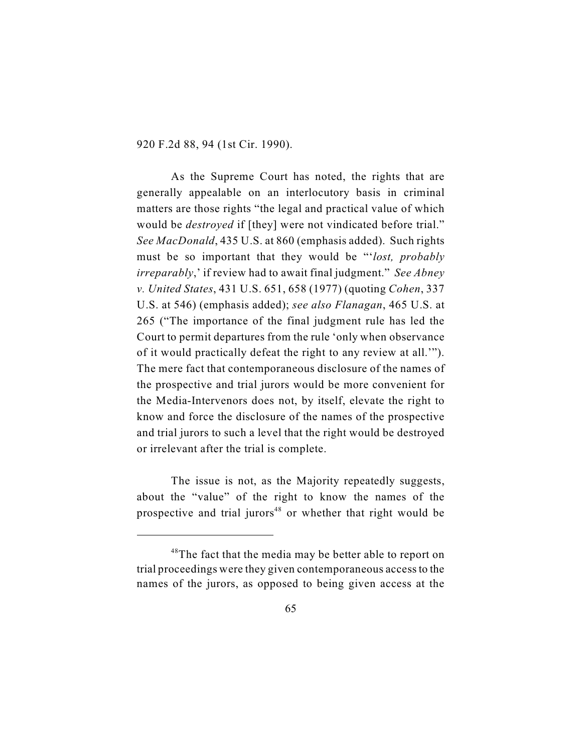920 F.2d 88, 94 (1st Cir. 1990).

As the Supreme Court has noted, the rights that are generally appealable on an interlocutory basis in criminal matters are those rights "the legal and practical value of which would be *destroyed* if [they] were not vindicated before trial." *See MacDonald*, 435 U.S. at 860 (emphasis added). Such rights must be so important that they would be "'*lost, probably irreparably*,' if review had to await final judgment." *See Abney v. United States*, 431 U.S. 651, 658 (1977) (quoting *Cohen*, 337 U.S. at 546) (emphasis added); *see also Flanagan*, 465 U.S. at 265 ("The importance of the final judgment rule has led the Court to permit departures from the rule 'only when observance of it would practically defeat the right to any review at all.'"). The mere fact that contemporaneous disclosure of the names of the prospective and trial jurors would be more convenient for the Media-Intervenors does not, by itself, elevate the right to know and force the disclosure of the names of the prospective and trial jurors to such a level that the right would be destroyed or irrelevant after the trial is complete.

The issue is not, as the Majority repeatedly suggests, about the "value" of the right to know the names of the prospective and trial jurors[48] or whether that right would be

[48] The fact that the media may be better able to report on trial proceedings were they given contemporaneous access to the names of the jurors, as opposed to being given access at the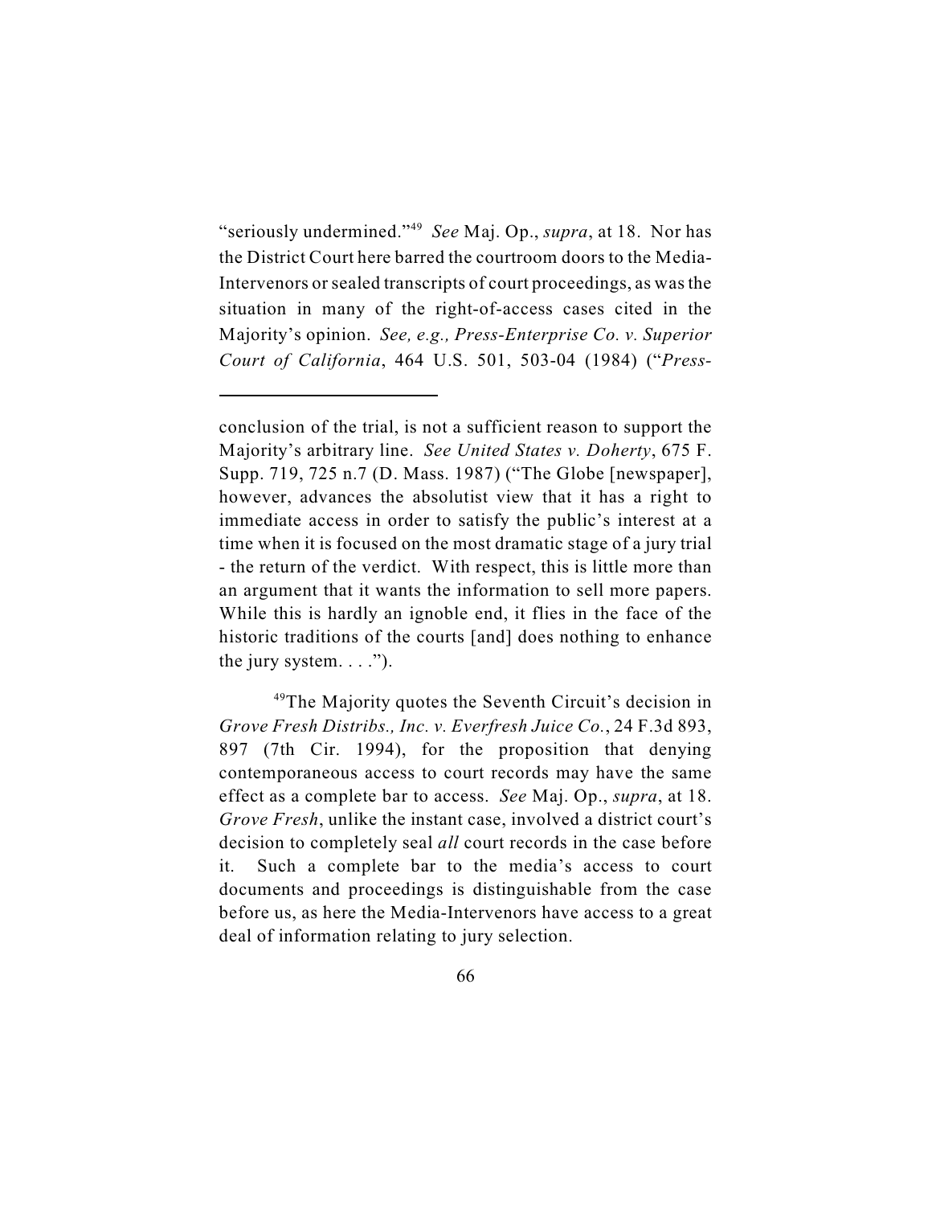"seriously undermined."[49] *See* Maj. Op., *supra*, at 18. Nor has the District Court here barred the courtroom doors to the Media-Intervenors or sealed transcripts of court proceedings, as was the situation in many of the right-of-access cases cited in the Majority's opinion. *See, e.g., Press-Enterprise Co. v. Superior Court of California*, 464 U.S. 501, 503-04 (1984) ("*Press-*

---

conclusion of the trial, is not a sufficient reason to support the Majority's arbitrary line. *See United States v. Doherty*, 675 F. Supp. 719, 725 n.7 (D. Mass. 1987) ("The Globe [newspaper], however, advances the absolutist view that it has a right to immediate access in order to satisfy the public's interest at a time when it is focused on the most dramatic stage of a jury trial - the return of the verdict. With respect, this is little more than an argument that it wants the information to sell more papers. While this is hardly an ignoble end, it flies in the face of the historic traditions of the courts [and] does nothing to enhance the jury system. . . .").

[49]The Majority quotes the Seventh Circuit's decision in *Grove Fresh Distribs., Inc. v. Everfresh Juice Co.*, 24 F.3d 893, 897 (7th Cir. 1994), for the proposition that denying contemporaneous access to court records may have the same effect as a complete bar to access. *See* Maj. Op., *supra*, at 18. *Grove Fresh*, unlike the instant case, involved a district court's decision to completely seal *all* court records in the case before it. Such a complete bar to the media's access to court documents and proceedings is distinguishable from the case before us, as here the Media-Intervenors have access to a great deal of information relating to jury selection.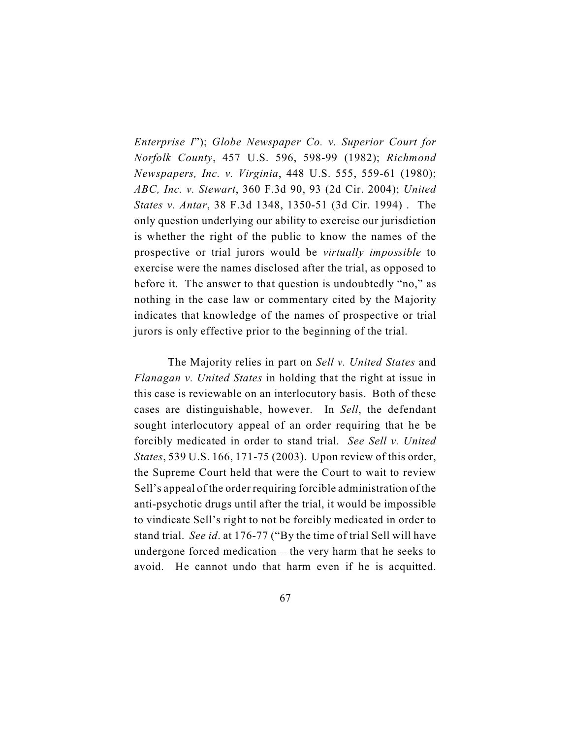*Enterprise I*"); *Globe Newspaper Co. v. Superior Court for Norfolk County*, 457 U.S. 596, 598-99 (1982); *Richmond Newspapers, Inc. v. Virginia*, 448 U.S. 555, 559-61 (1980); *ABC, Inc. v. Stewart*, 360 F.3d 90, 93 (2d Cir. 2004); *United States v. Antar*, 38 F.3d 1348, 1350-51 (3d Cir. 1994) . The only question underlying our ability to exercise our jurisdiction is whether the right of the public to know the names of the prospective or trial jurors would be *virtually impossible* to exercise were the names disclosed after the trial, as opposed to before it. The answer to that question is undoubtedly "no," as nothing in the case law or commentary cited by the Majority indicates that knowledge of the names of prospective or trial jurors is only effective prior to the beginning of the trial.

The Majority relies in part on *Sell v. United States* and *Flanagan v. United States* in holding that the right at issue in this case is reviewable on an interlocutory basis. Both of these cases are distinguishable, however. In *Sell*, the defendant sought interlocutory appeal of an order requiring that he be forcibly medicated in order to stand trial. *See Sell v. United States*, 539 U.S. 166, 171-75 (2003). Upon review of this order, the Supreme Court held that were the Court to wait to review Sell's appeal of the order requiring forcible administration of the anti-psychotic drugs until after the trial, it would be impossible to vindicate Sell's right to not be forcibly medicated in order to stand trial. *See id*. at 176-77 ("By the time of trial Sell will have undergone forced medication – the very harm that he seeks to avoid. He cannot undo that harm even if he is acquitted.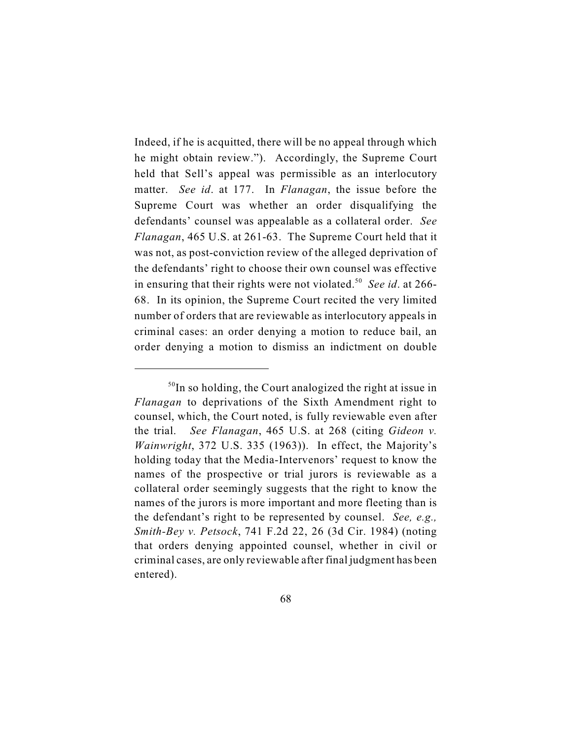Indeed, if he is acquitted, there will be no appeal through which he might obtain review."). Accordingly, the Supreme Court held that Sell's appeal was permissible as an interlocutory matter. *See id*. at 177. In *Flanagan*, the issue before the Supreme Court was whether an order disqualifying the defendants' counsel was appealable as a collateral order. *See Flanagan*, 465 U.S. at 261-63. The Supreme Court held that it was not, as post-conviction review of the alleged deprivation of the defendants' right to choose their own counsel was effective in ensuring that their rights were not violated.[50] *See id*. at 266-68. In its opinion, the Supreme Court recited the very limited number of orders that are reviewable as interlocutory appeals in criminal cases: an order denying a motion to reduce bail, an order denying a motion to dismiss an indictment on double

---

[50]In so holding, the Court analogized the right at issue in *Flanagan* to deprivations of the Sixth Amendment right to counsel, which, the Court noted, is fully reviewable even after the trial. *See Flanagan*, 465 U.S. at 268 (citing *Gideon v. Wainwright*, 372 U.S. 335 (1963)). In effect, the Majority's holding today that the Media-Intervenors' request to know the names of the prospective or trial jurors is reviewable as a collateral order seemingly suggests that the right to know the names of the jurors is more important and more fleeting than is the defendant's right to be represented by counsel. *See, e.g., Smith-Bey v. Petsock*, 741 F.2d 22, 26 (3d Cir. 1984) (noting that orders denying appointed counsel, whether in civil or criminal cases, are only reviewable after final judgment has been entered).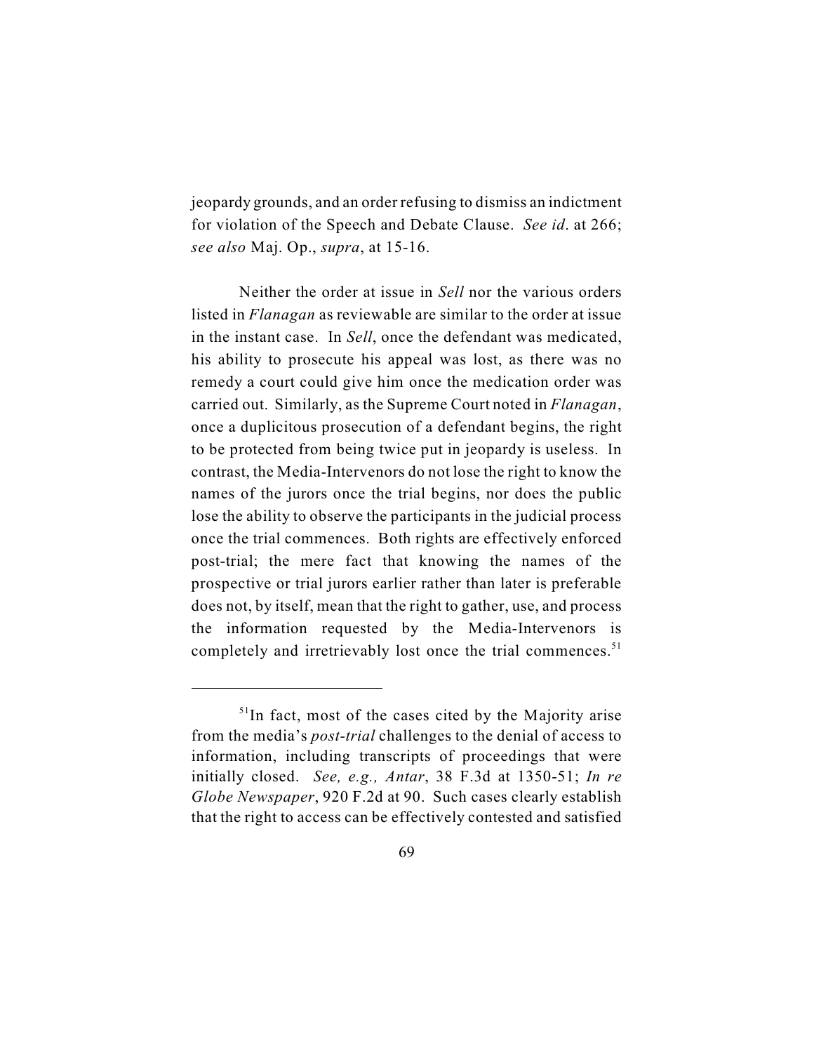jeopardy grounds, and an order refusing to dismiss an indictment for violation of the Speech and Debate Clause. *See id*. at 266; *see also* Maj. Op., *supra*, at 15-16.

Neither the order at issue in *Sell* nor the various orders listed in *Flanagan* as reviewable are similar to the order at issue in the instant case. In *Sell*, once the defendant was medicated, his ability to prosecute his appeal was lost, as there was no remedy a court could give him once the medication order was carried out. Similarly, as the Supreme Court noted in *Flanagan*, once a duplicitous prosecution of a defendant begins, the right to be protected from being twice put in jeopardy is useless. In contrast, the Media-Intervenors do not lose the right to know the names of the jurors once the trial begins, nor does the public lose the ability to observe the participants in the judicial process once the trial commences. Both rights are effectively enforced post-trial; the mere fact that knowing the names of the prospective or trial jurors earlier rather than later is preferable does not, by itself, mean that the right to gather, use, and process the information requested by the Media-Intervenors is completely and irretrievably lost once the trial commences.[51]

[51] In fact, most of the cases cited by the Majority arise from the media's *post-trial* challenges to the denial of access to information, including transcripts of proceedings that were initially closed. *See, e.g., Antar*, 38 F.3d at 1350-51; *In re Globe Newspaper*, 920 F.2d at 90. Such cases clearly establish that the right to access can be effectively contested and satisfied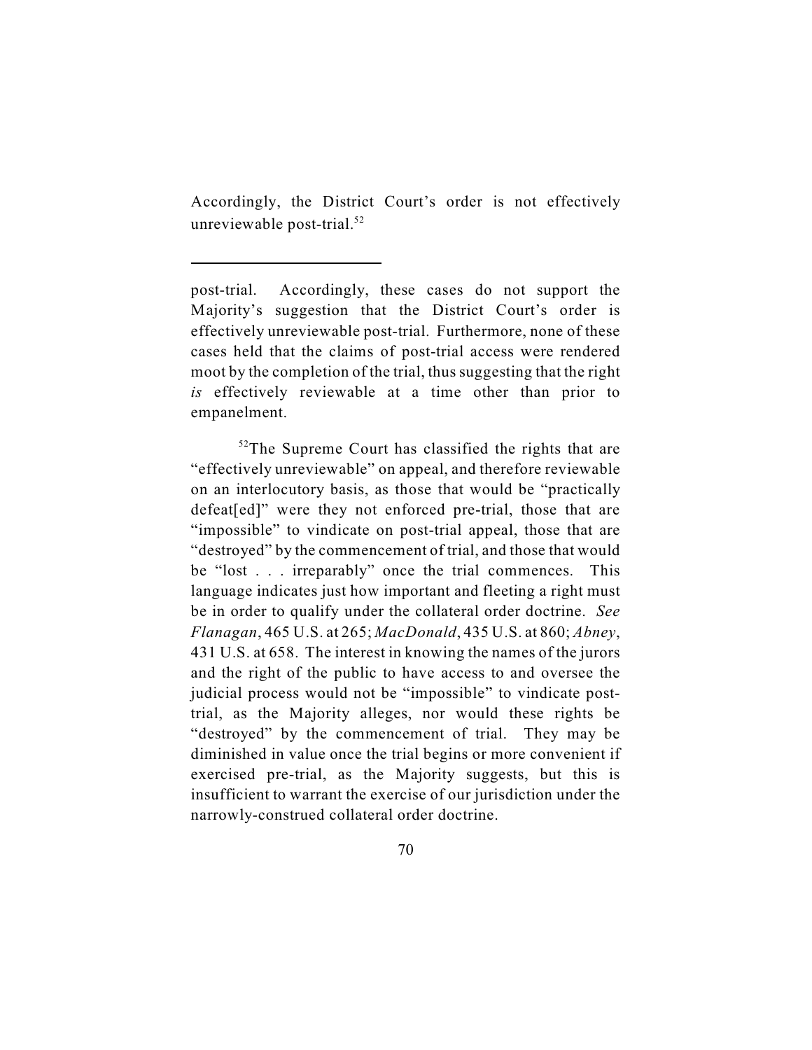Accordingly, the District Court's order is not effectively unreviewable post-trial.[52]

---

post-trial. Accordingly, these cases do not support the Majority's suggestion that the District Court's order is effectively unreviewable post-trial. Furthermore, none of these cases held that the claims of post-trial access were rendered moot by the completion of the trial, thus suggesting that the right *is* effectively reviewable at a time other than prior to empanelment.

[52]The Supreme Court has classified the rights that are "effectively unreviewable" on appeal, and therefore reviewable on an interlocutory basis, as those that would be "practically defeat[ed]" were they not enforced pre-trial, those that are "impossible" to vindicate on post-trial appeal, those that are "destroyed" by the commencement of trial, and those that would be "lost . . . irreparably" once the trial commences. This language indicates just how important and fleeting a right must be in order to qualify under the collateral order doctrine. *See Flanagan*, 465 U.S. at 265; *MacDonald*, 435 U.S. at 860; *Abney*, 431 U.S. at 658. The interest in knowing the names of the jurors and the right of the public to have access to and oversee the judicial process would not be "impossible" to vindicate post-trial, as the Majority alleges, nor would these rights be "destroyed" by the commencement of trial. They may be diminished in value once the trial begins or more convenient if exercised pre-trial, as the Majority suggests, but this is insufficient to warrant the exercise of our jurisdiction under the narrowly-construed collateral order doctrine.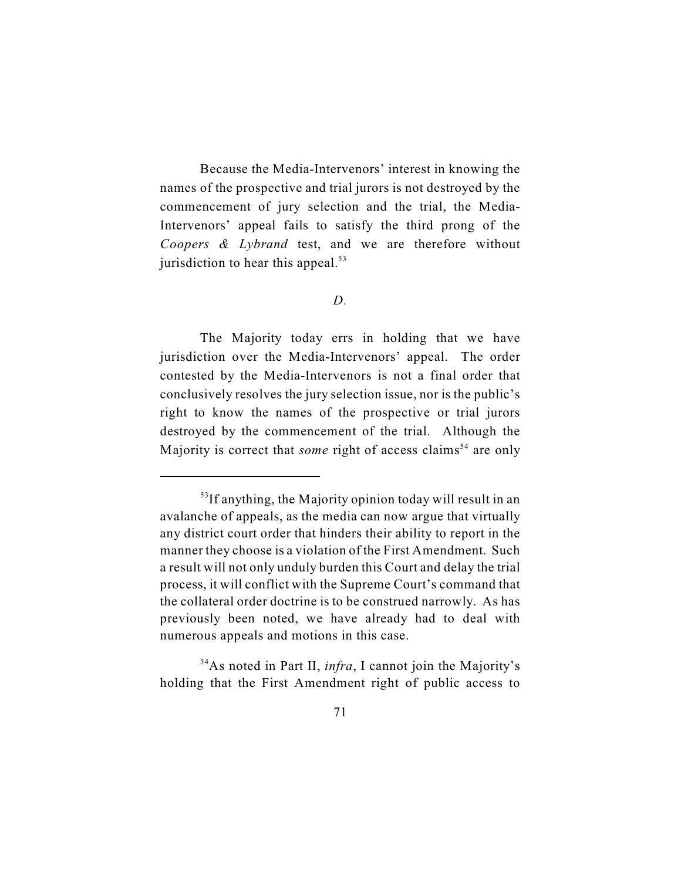Because the Media-Intervenors' interest in knowing the names of the prospective and trial jurors is not destroyed by the commencement of jury selection and the trial, the Media-Intervenors' appeal fails to satisfy the third prong of the *Coopers & Lybrand* test, and we are therefore without jurisdiction to hear this appeal.[53]

*D.*

The Majority today errs in holding that we have jurisdiction over the Media-Intervenors' appeal. The order contested by the Media-Intervenors is not a final order that conclusively resolves the jury selection issue, nor is the public's right to know the names of the prospective or trial jurors destroyed by the commencement of the trial. Although the Majority is correct that *some* right of access claims[54] are only

---

[53] If anything, the Majority opinion today will result in an avalanche of appeals, as the media can now argue that virtually any district court order that hinders their ability to report in the manner they choose is a violation of the First Amendment. Such a result will not only unduly burden this Court and delay the trial process, it will conflict with the Supreme Court's command that the collateral order doctrine is to be construed narrowly. As has previously been noted, we have already had to deal with numerous appeals and motions in this case.

[54] As noted in Part II, *infra*, I cannot join the Majority's holding that the First Amendment right of public access to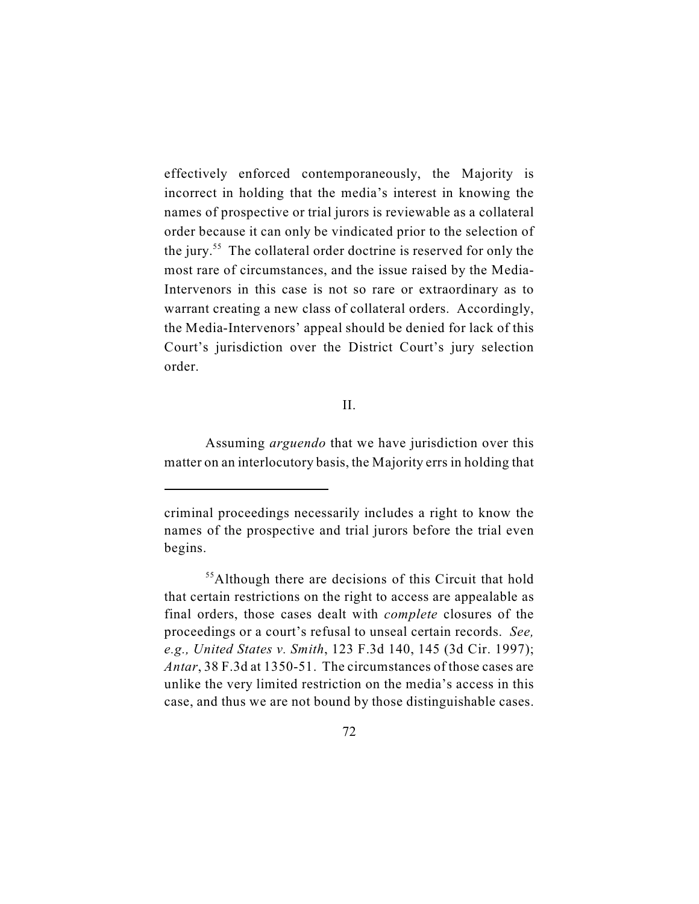effectively enforced contemporaneously, the Majority is incorrect in holding that the media's interest in knowing the names of prospective or trial jurors is reviewable as a collateral order because it can only be vindicated prior to the selection of the jury.[55] The collateral order doctrine is reserved for only the most rare of circumstances, and the issue raised by the Media-Intervenors in this case is not so rare or extraordinary as to warrant creating a new class of collateral orders. Accordingly, the Media-Intervenors' appeal should be denied for lack of this Court's jurisdiction over the District Court's jury selection order.

II.

Assuming *arguendo* that we have jurisdiction over this matter on an interlocutory basis, the Majority errs in holding that

---

criminal proceedings necessarily includes a right to know the names of the prospective and trial jurors before the trial even begins.

[55]Although there are decisions of this Circuit that hold that certain restrictions on the right to access are appealable as final orders, those cases dealt with *complete* closures of the proceedings or a court's refusal to unseal certain records. *See, e.g., United States v. Smith*, 123 F.3d 140, 145 (3d Cir. 1997); *Antar*, 38 F.3d at 1350-51. The circumstances of those cases are unlike the very limited restriction on the media's access in this case, and thus we are not bound by those distinguishable cases.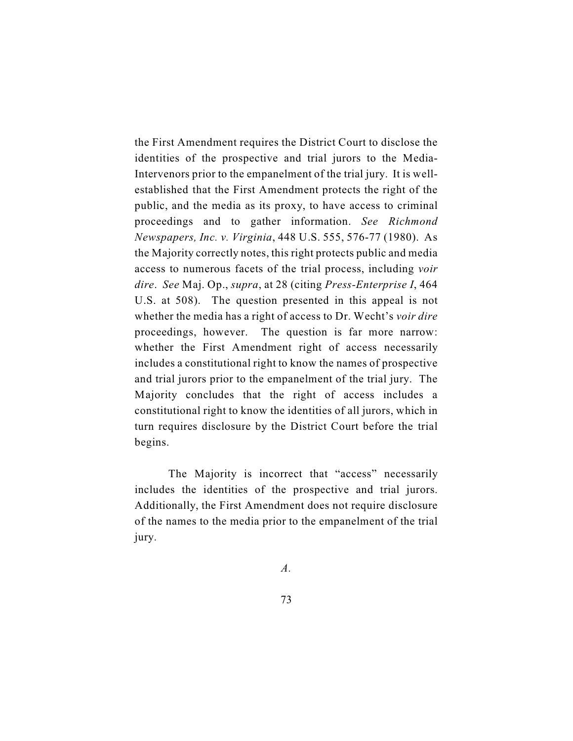the First Amendment requires the District Court to disclose the identities of the prospective and trial jurors to the Media-Intervenors prior to the empanelment of the trial jury. It is well-established that the First Amendment protects the right of the public, and the media as its proxy, to have access to criminal proceedings and to gather information. *See Richmond Newspapers, Inc. v. Virginia*, 448 U.S. 555, 576-77 (1980). As the Majority correctly notes, this right protects public and media access to numerous facets of the trial process, including *voir dire*. *See* Maj. Op., *supra*, at 28 (citing *Press-Enterprise I*, 464 U.S. at 508). The question presented in this appeal is not whether the media has a right of access to Dr. Wecht's *voir dire* proceedings, however. The question is far more narrow: whether the First Amendment right of access necessarily includes a constitutional right to know the names of prospective and trial jurors prior to the empanelment of the trial jury. The Majority concludes that the right of access includes a constitutional right to know the identities of all jurors, which in turn requires disclosure by the District Court before the trial begins.

The Majority is incorrect that "access" necessarily includes the identities of the prospective and trial jurors. Additionally, the First Amendment does not require disclosure of the names to the media prior to the empanelment of the trial jury.

### *A.*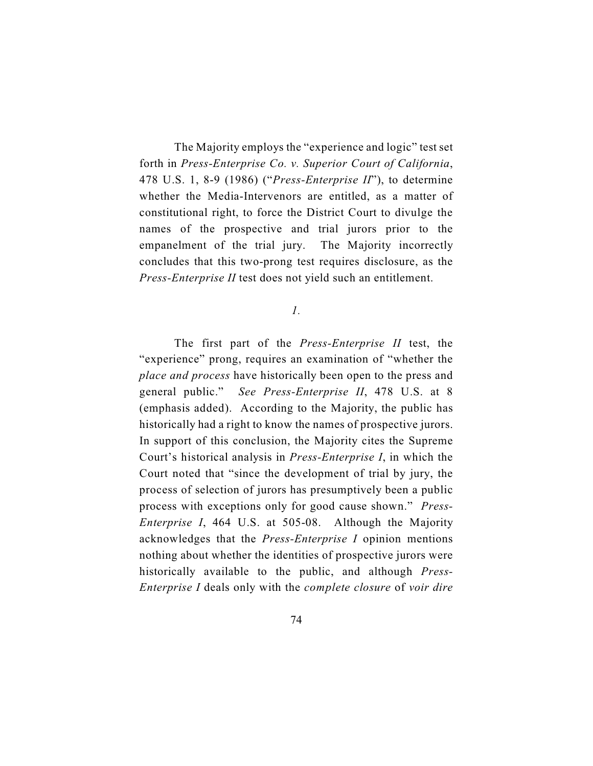The Majority employs the "experience and logic" test set forth in *Press-Enterprise Co. v. Superior Court of California*, 478 U.S. 1, 8-9 (1986) ("*Press-Enterprise II*"), to determine whether the Media-Intervenors are entitled, as a matter of constitutional right, to force the District Court to divulge the names of the prospective and trial jurors prior to the empanelment of the trial jury. The Majority incorrectly concludes that this two-prong test requires disclosure, as the *Press-Enterprise II* test does not yield such an entitlement.

*1.*

The first part of the *Press-Enterprise II* test, the "experience" prong, requires an examination of "whether the *place and process* have historically been open to the press and general public." *See Press-Enterprise II*, 478 U.S. at 8 (emphasis added). According to the Majority, the public has historically had a right to know the names of prospective jurors. In support of this conclusion, the Majority cites the Supreme Court's historical analysis in *Press-Enterprise I*, in which the Court noted that "since the development of trial by jury, the process of selection of jurors has presumptively been a public process with exceptions only for good cause shown." *Press-Enterprise I*, 464 U.S. at 505-08. Although the Majority acknowledges that the *Press-Enterprise I* opinion mentions nothing about whether the identities of prospective jurors were historically available to the public, and although *Press-Enterprise I* deals only with the *complete closure* of *voir dire*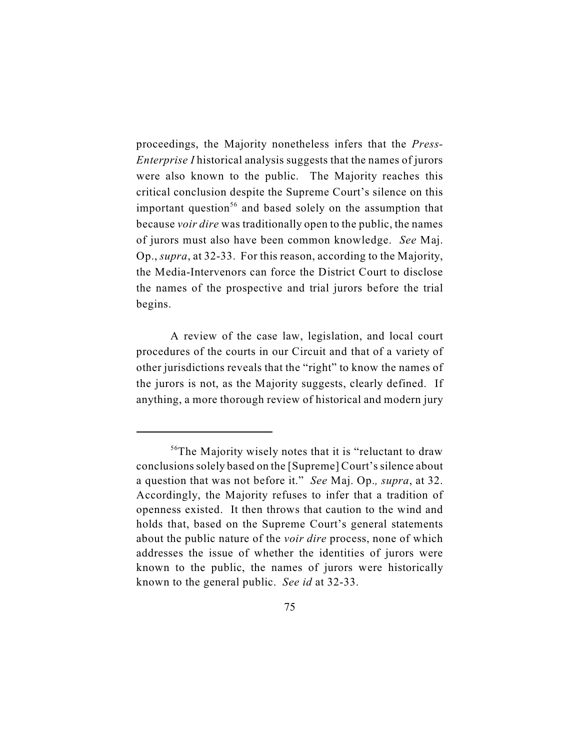proceedings, the Majority nonetheless infers that the *Press-Enterprise I* historical analysis suggests that the names of jurors were also known to the public. The Majority reaches this critical conclusion despite the Supreme Court's silence on this important question[56] and based solely on the assumption that because *voir dire* was traditionally open to the public, the names of jurors must also have been common knowledge. *See* Maj. Op., *supra*, at 32-33. For this reason, according to the Majority, the Media-Intervenors can force the District Court to disclose the names of the prospective and trial jurors before the trial begins.

A review of the case law, legislation, and local court procedures of the courts in our Circuit and that of a variety of other jurisdictions reveals that the "right" to know the names of the jurors is not, as the Majority suggests, clearly defined. If anything, a more thorough review of historical and modern jury

---

[56]The Majority wisely notes that it is "reluctant to draw conclusions solely based on the [Supreme] Court's silence about a question that was not before it." *See* Maj. Op.*, supra*, at 32. Accordingly, the Majority refuses to infer that a tradition of openness existed. It then throws that caution to the wind and holds that, based on the Supreme Court's general statements about the public nature of the *voir dire* process, none of which addresses the issue of whether the identities of jurors were known to the public, the names of jurors were historically known to the general public. *See id* at 32-33.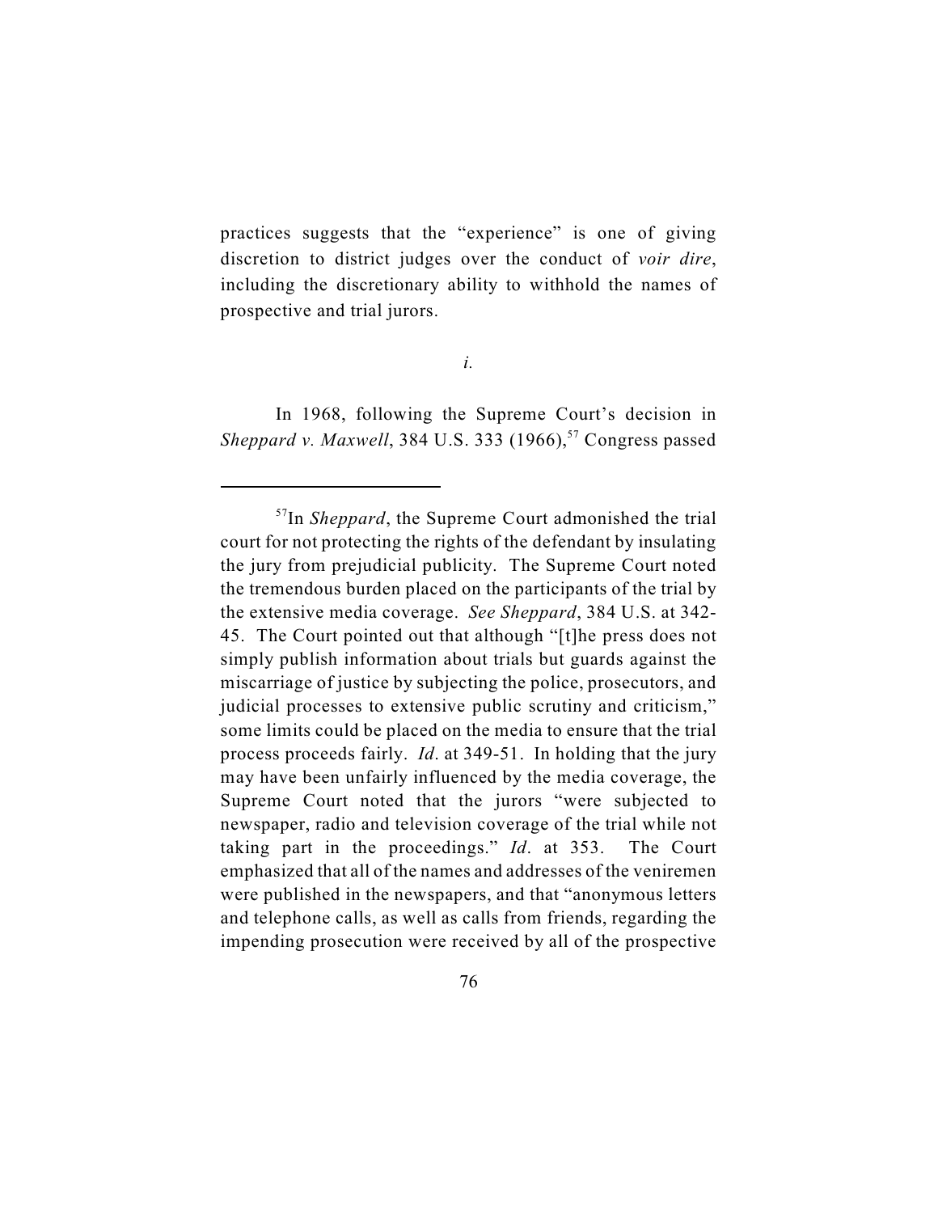practices suggests that the "experience" is one of giving discretion to district judges over the conduct of *voir dire*, including the discretionary ability to withhold the names of prospective and trial jurors.

*i.*

In 1968, following the Supreme Court's decision in *Sheppard v. Maxwell*, 384 U.S. 333 (1966),[57] Congress passed

---

[57]In *Sheppard*, the Supreme Court admonished the trial court for not protecting the rights of the defendant by insulating the jury from prejudicial publicity. The Supreme Court noted the tremendous burden placed on the participants of the trial by the extensive media coverage. *See Sheppard*, 384 U.S. at 342-45. The Court pointed out that although "[t]he press does not simply publish information about trials but guards against the miscarriage of justice by subjecting the police, prosecutors, and judicial processes to extensive public scrutiny and criticism," some limits could be placed on the media to ensure that the trial process proceeds fairly. *Id*. at 349-51. In holding that the jury may have been unfairly influenced by the media coverage, the Supreme Court noted that the jurors "were subjected to newspaper, radio and television coverage of the trial while not taking part in the proceedings." *Id*. at 353. The Court emphasized that all of the names and addresses of the veniremen were published in the newspapers, and that "anonymous letters and telephone calls, as well as calls from friends, regarding the impending prosecution were received by all of the prospective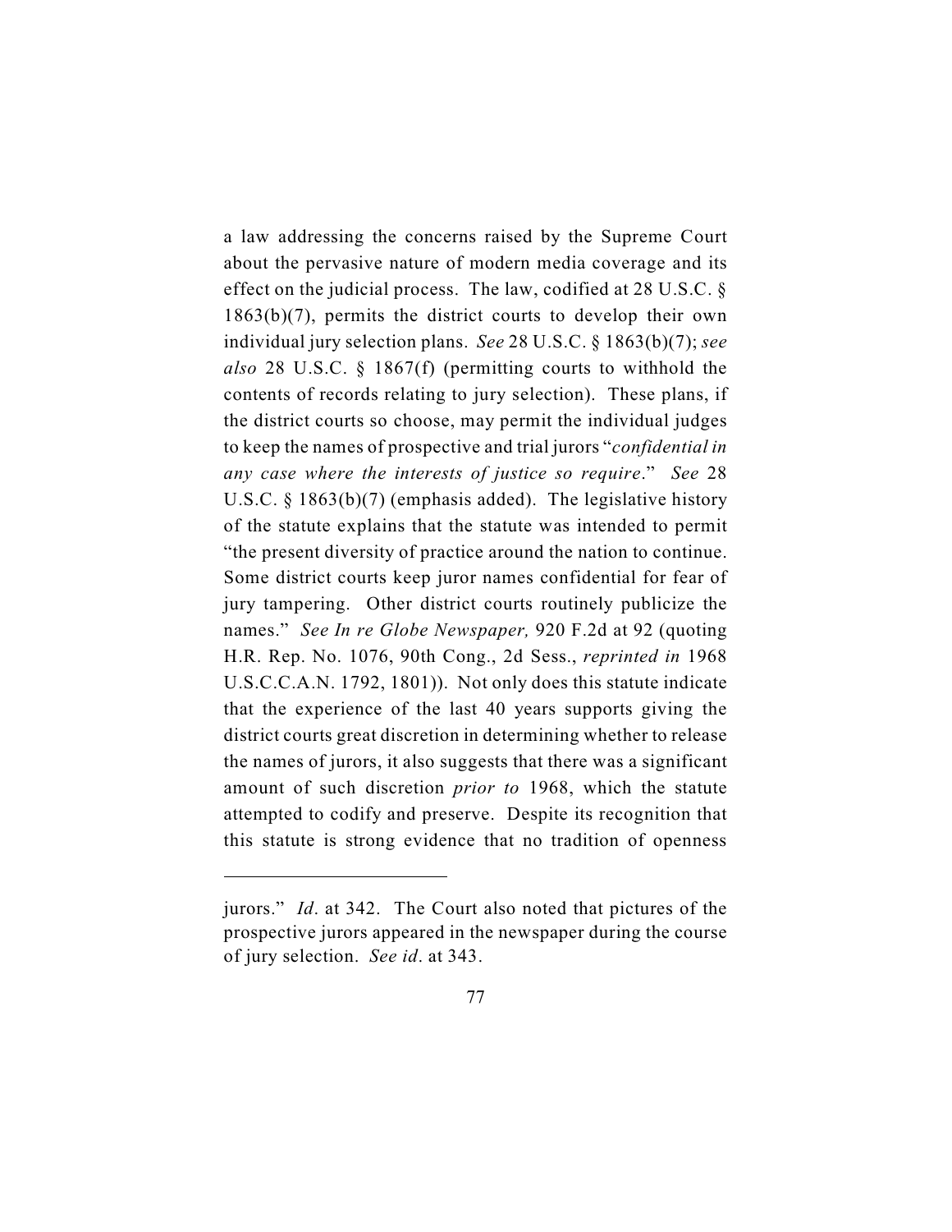a law addressing the concerns raised by the Supreme Court about the pervasive nature of modern media coverage and its effect on the judicial process. The law, codified at 28 U.S.C. § 1863(b)(7), permits the district courts to develop their own individual jury selection plans. *See* 28 U.S.C. § 1863(b)(7); *see also* 28 U.S.C. § 1867(f) (permitting courts to withhold the contents of records relating to jury selection). These plans, if the district courts so choose, may permit the individual judges to keep the names of prospective and trial jurors "*confidential in any case where the interests of justice so require*." *See* 28 U.S.C. § 1863(b)(7) (emphasis added). The legislative history of the statute explains that the statute was intended to permit "the present diversity of practice around the nation to continue. Some district courts keep juror names confidential for fear of jury tampering. Other district courts routinely publicize the names." *See In re Globe Newspaper,* 920 F.2d at 92 (quoting H.R. Rep. No. 1076, 90th Cong., 2d Sess., *reprinted in* 1968 U.S.C.C.A.N. 1792, 1801)). Not only does this statute indicate that the experience of the last 40 years supports giving the district courts great discretion in determining whether to release the names of jurors, it also suggests that there was a significant amount of such discretion *prior to* 1968, which the statute attempted to codify and preserve. Despite its recognition that this statute is strong evidence that no tradition of openness

---

jurors." *Id*. at 342. The Court also noted that pictures of the prospective jurors appeared in the newspaper during the course of jury selection. *See id*. at 343.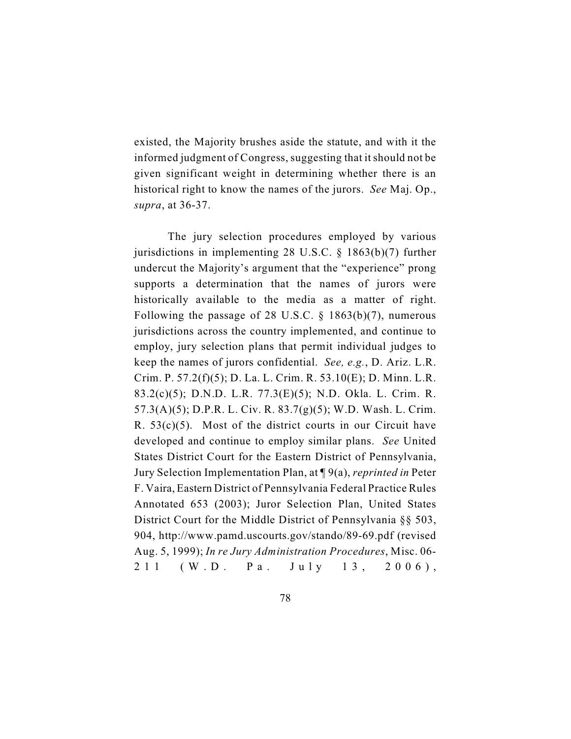existed, the Majority brushes aside the statute, and with it the informed judgment of Congress, suggesting that it should not be given significant weight in determining whether there is an historical right to know the names of the jurors. *See* Maj. Op., *supra*, at 36-37.

The jury selection procedures employed by various jurisdictions in implementing 28 U.S.C. § 1863(b)(7) further undercut the Majority's argument that the "experience" prong supports a determination that the names of jurors were historically available to the media as a matter of right. Following the passage of 28 U.S.C. § 1863(b)(7), numerous jurisdictions across the country implemented, and continue to employ, jury selection plans that permit individual judges to keep the names of jurors confidential. *See, e.g.*, D. Ariz. L.R. Crim. P. 57.2(f)(5); D. La. L. Crim. R. 53.10(E); D. Minn. L.R. 83.2(c)(5); D.N.D. L.R. 77.3(E)(5); N.D. Okla. L. Crim. R. 57.3(A)(5); D.P.R. L. Civ. R. 83.7(g)(5); W.D. Wash. L. Crim. R. 53(c)(5). Most of the district courts in our Circuit have developed and continue to employ similar plans. *See* United States District Court for the Eastern District of Pennsylvania, Jury Selection Implementation Plan, at ¶ 9(a), *reprinted in* Peter F. Vaira, Eastern District of Pennsylvania Federal Practice Rules Annotated 653 (2003); Juror Selection Plan, United States District Court for the Middle District of Pennsylvania §§ 503, 904, http://www.pamd.uscourts.gov/stando/89-69.pdf (revised Aug. 5, 1999); *In re Jury Administration Procedures*, Misc. 06-211 (W.D. Pa. July 13, 2006),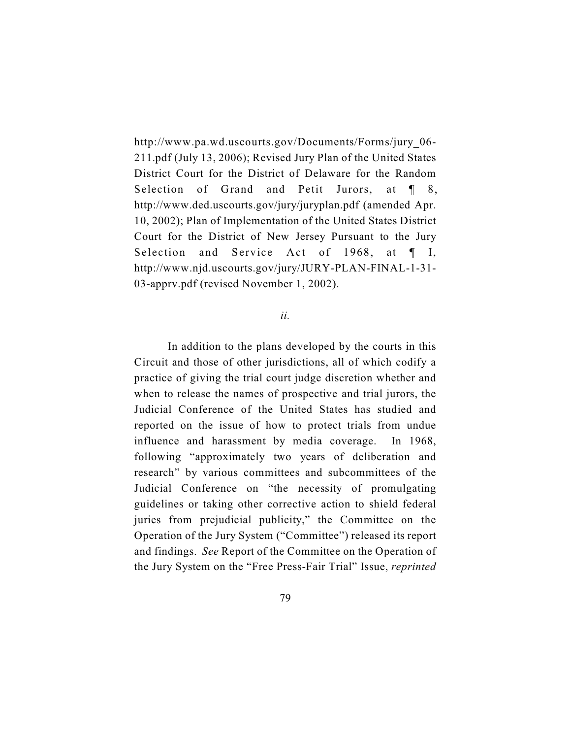http://www.pa.wd.uscourts.gov/Documents/Forms/jury_06-211.pdf (July 13, 2006); Revised Jury Plan of the United States District Court for the District of Delaware for the Random Selection of Grand and Petit Jurors, at ¶ 8, http://www.ded.uscourts.gov/jury/juryplan.pdf (amended Apr. 10, 2002); Plan of Implementation of the United States District Court for the District of New Jersey Pursuant to the Jury Selection and Service Act of 1968, at ¶ I, http://www.njd.uscourts.gov/jury/JURY-PLAN-FINAL-1-31-03-apprv.pdf (revised November 1, 2002).

*ii.*

In addition to the plans developed by the courts in this Circuit and those of other jurisdictions, all of which codify a practice of giving the trial court judge discretion whether and when to release the names of prospective and trial jurors, the Judicial Conference of the United States has studied and reported on the issue of how to protect trials from undue influence and harassment by media coverage. In 1968, following "approximately two years of deliberation and research" by various committees and subcommittees of the Judicial Conference on "the necessity of promulgating guidelines or taking other corrective action to shield federal juries from prejudicial publicity," the Committee on the Operation of the Jury System ("Committee") released its report and findings. *See* Report of the Committee on the Operation of the Jury System on the "Free Press-Fair Trial" Issue, *reprinted*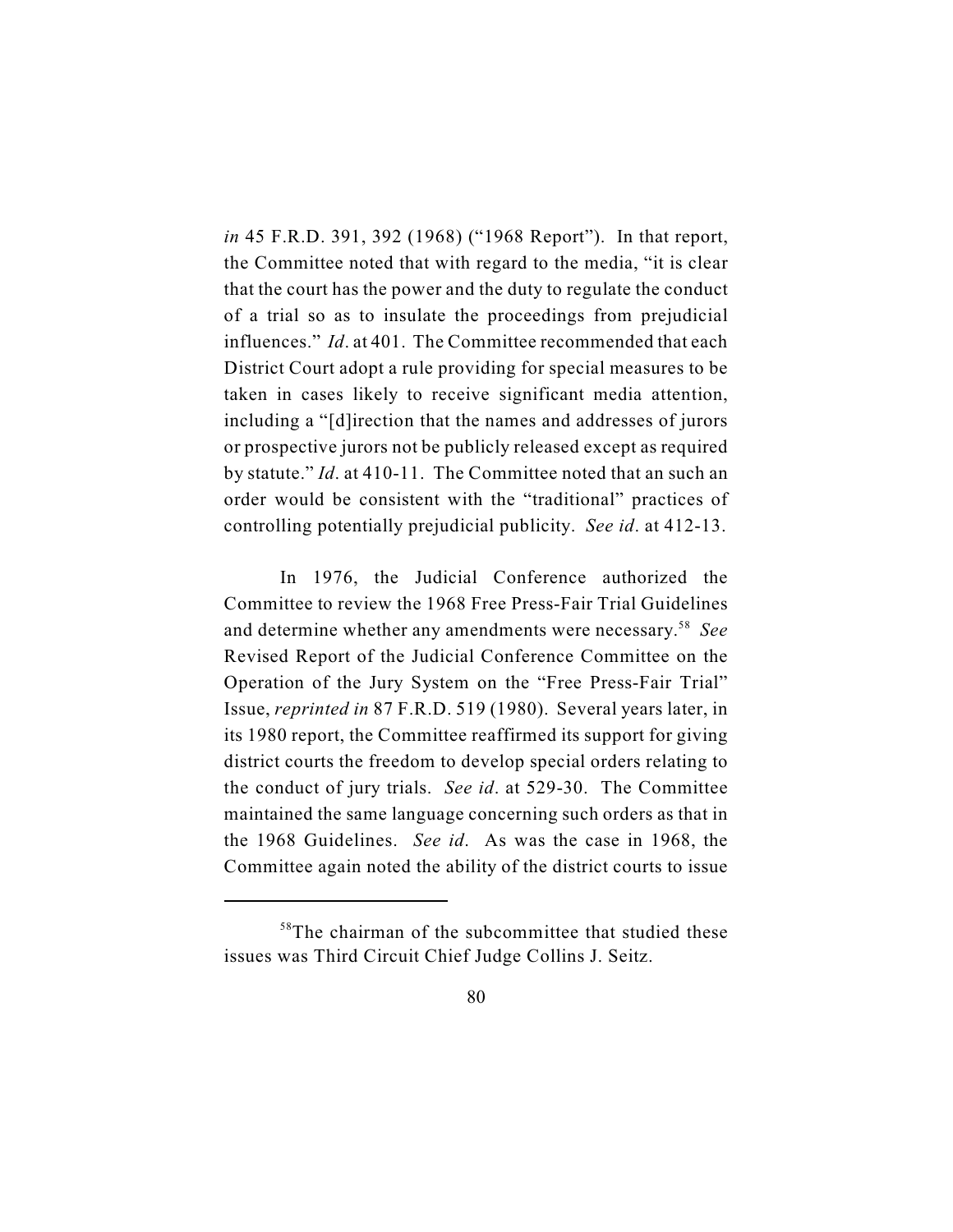*in* 45 F.R.D. 391, 392 (1968) ("1968 Report"). In that report, the Committee noted that with regard to the media, "it is clear that the court has the power and the duty to regulate the conduct of a trial so as to insulate the proceedings from prejudicial influences." *Id*. at 401. The Committee recommended that each District Court adopt a rule providing for special measures to be taken in cases likely to receive significant media attention, including a "[d]irection that the names and addresses of jurors or prospective jurors not be publicly released except as required by statute." *Id*. at 410-11. The Committee noted that an such an order would be consistent with the "traditional" practices of controlling potentially prejudicial publicity. *See id*. at 412-13.

In 1976, the Judicial Conference authorized the Committee to review the 1968 Free Press-Fair Trial Guidelines and determine whether any amendments were necessary.[58] *See* Revised Report of the Judicial Conference Committee on the Operation of the Jury System on the "Free Press-Fair Trial" Issue, *reprinted in* 87 F.R.D. 519 (1980). Several years later, in its 1980 report, the Committee reaffirmed its support for giving district courts the freedom to develop special orders relating to the conduct of jury trials. *See id*. at 529-30. The Committee maintained the same language concerning such orders as that in the 1968 Guidelines. *See id*. As was the case in 1968, the Committee again noted the ability of the district courts to issue

---

[58]The chairman of the subcommittee that studied these issues was Third Circuit Chief Judge Collins J. Seitz.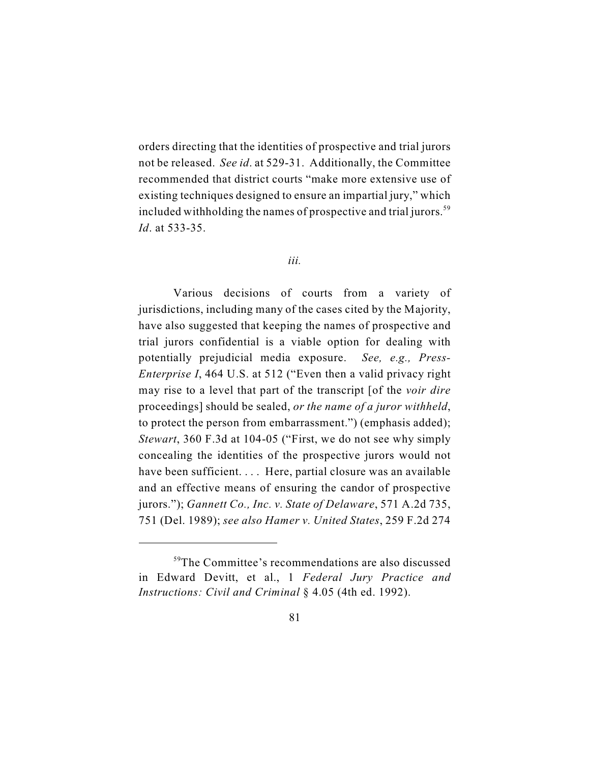orders directing that the identities of prospective and trial jurors not be released. *See id*. at 529-31. Additionally, the Committee recommended that district courts "make more extensive use of existing techniques designed to ensure an impartial jury," which included withholding the names of prospective and trial jurors.[59] *Id*. at 533-35.

*iii.*

Various decisions of courts from a variety of jurisdictions, including many of the cases cited by the Majority, have also suggested that keeping the names of prospective and trial jurors confidential is a viable option for dealing with potentially prejudicial media exposure. *See, e.g., Press-Enterprise I*, 464 U.S. at 512 ("Even then a valid privacy right may rise to a level that part of the transcript [of the *voir dire* proceedings] should be sealed, *or the name of a juror withheld*, to protect the person from embarrassment.") (emphasis added); *Stewart*, 360 F.3d at 104-05 ("First, we do not see why simply concealing the identities of the prospective jurors would not have been sufficient. . . . Here, partial closure was an available and an effective means of ensuring the candor of prospective jurors."); *Gannett Co., Inc. v. State of Delaware*, 571 A.2d 735, 751 (Del. 1989); *see also Hamer v. United States*, 259 F.2d 274

[59]The Committee's recommendations are also discussed in Edward Devitt, et al., 1 *Federal Jury Practice and Instructions: Civil and Criminal* § 4.05 (4th ed. 1992).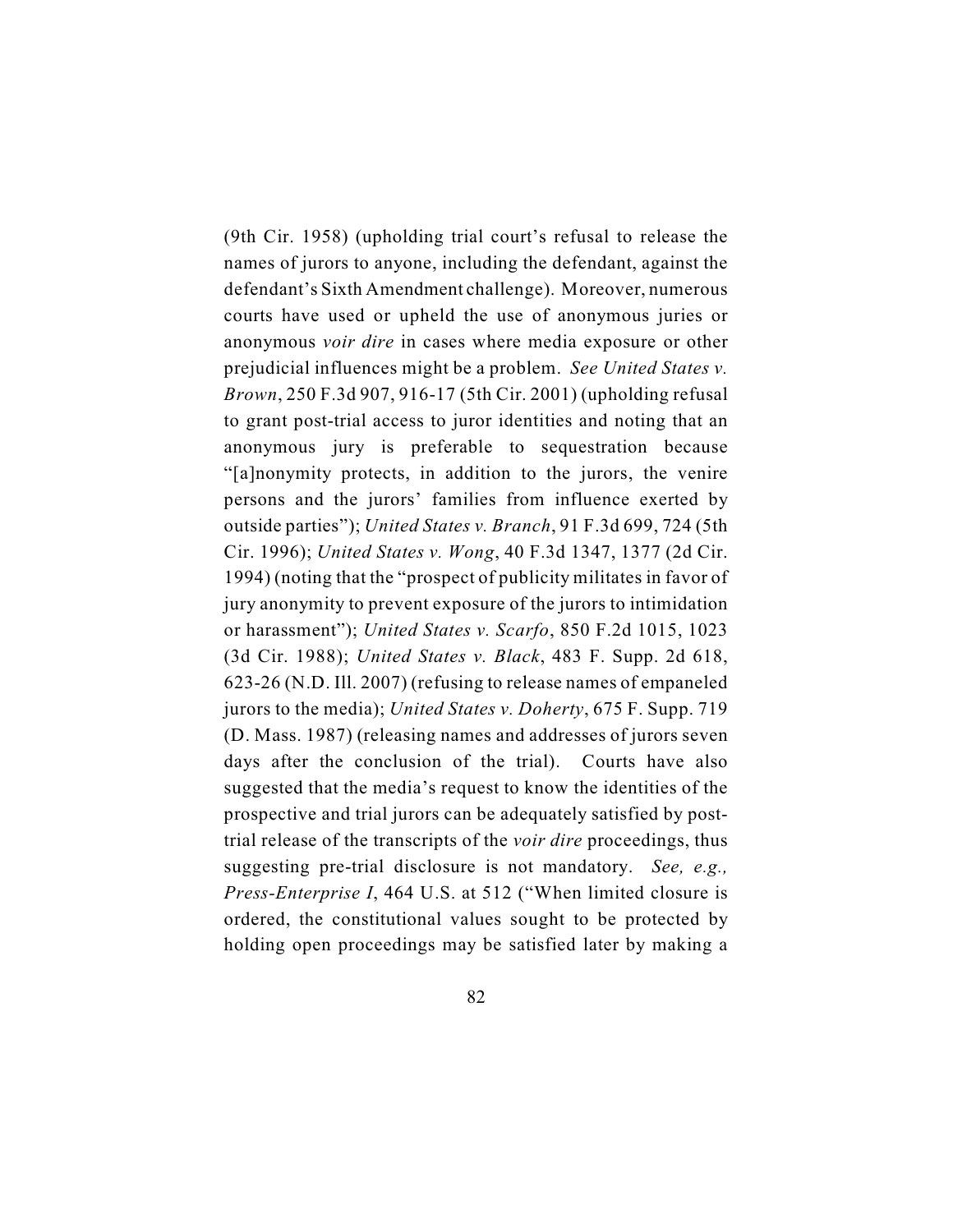(9th Cir. 1958) (upholding trial court's refusal to release the names of jurors to anyone, including the defendant, against the defendant's Sixth Amendment challenge). Moreover, numerous courts have used or upheld the use of anonymous juries or anonymous *voir dire* in cases where media exposure or other prejudicial influences might be a problem. *See United States v. Brown*, 250 F.3d 907, 916-17 (5th Cir. 2001) (upholding refusal to grant post-trial access to juror identities and noting that an anonymous jury is preferable to sequestration because "[a]nonymity protects, in addition to the jurors, the venire persons and the jurors' families from influence exerted by outside parties"); *United States v. Branch*, 91 F.3d 699, 724 (5th Cir. 1996); *United States v. Wong*, 40 F.3d 1347, 1377 (2d Cir. 1994) (noting that the "prospect of publicity militates in favor of jury anonymity to prevent exposure of the jurors to intimidation or harassment"); *United States v. Scarfo*, 850 F.2d 1015, 1023 (3d Cir. 1988); *United States v. Black*, 483 F. Supp. 2d 618, 623-26 (N.D. Ill. 2007) (refusing to release names of empaneled jurors to the media); *United States v. Doherty*, 675 F. Supp. 719 (D. Mass. 1987) (releasing names and addresses of jurors seven days after the conclusion of the trial). Courts have also suggested that the media's request to know the identities of the prospective and trial jurors can be adequately satisfied by post-trial release of the transcripts of the *voir dire* proceedings, thus suggesting pre-trial disclosure is not mandatory. *See, e.g., Press-Enterprise I*, 464 U.S. at 512 ("When limited closure is ordered, the constitutional values sought to be protected by holding open proceedings may be satisfied later by making a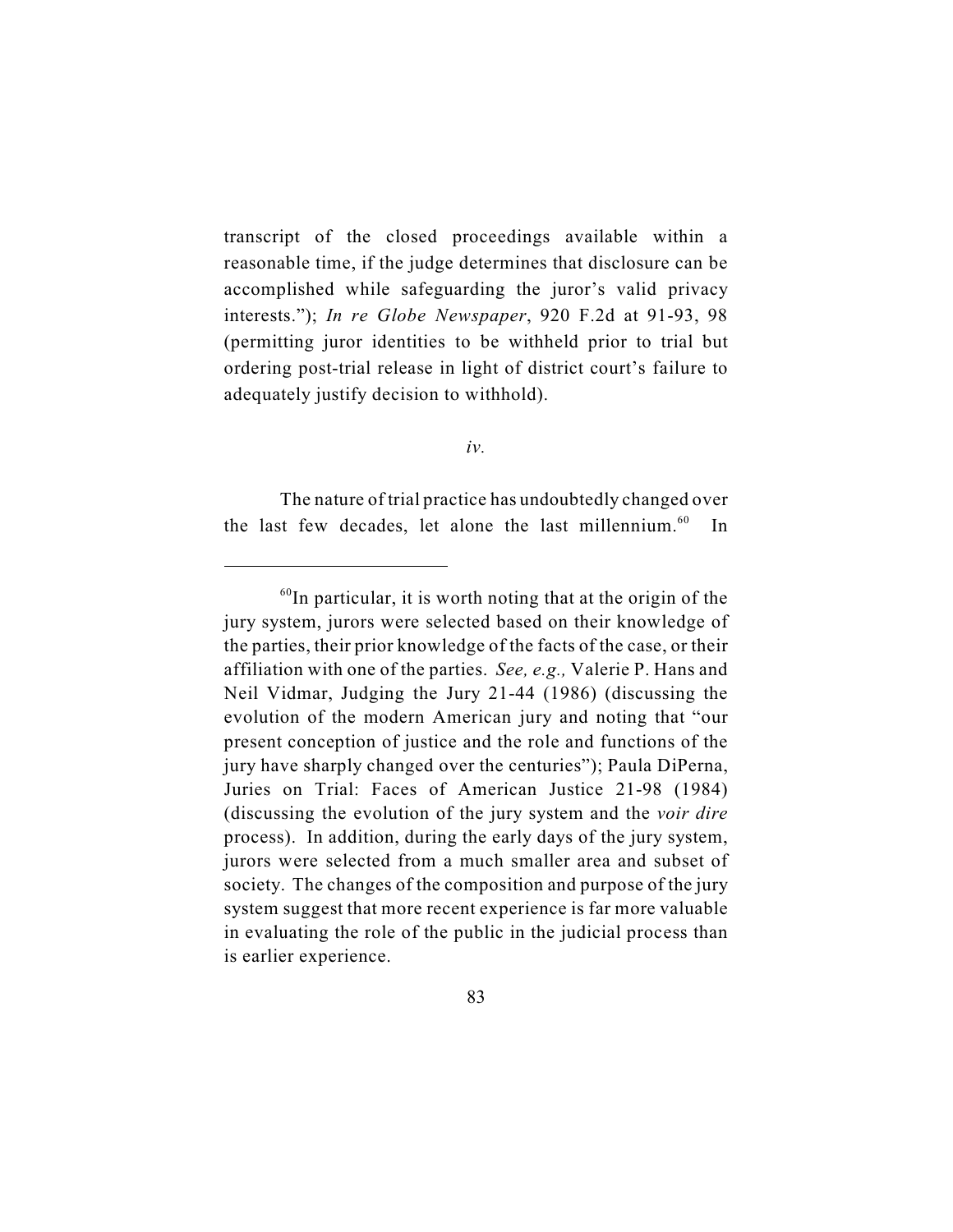transcript of the closed proceedings available within a reasonable time, if the judge determines that disclosure can be accomplished while safeguarding the juror's valid privacy interests."); *In re Globe Newspaper*, 920 F.2d at 91-93, 98 (permitting juror identities to be withheld prior to trial but ordering post-trial release in light of district court's failure to adequately justify decision to withhold).

*iv.*

The nature of trial practice has undoubtedly changed over the last few decades, let alone the last millennium.[60] In

[60]In particular, it is worth noting that at the origin of the jury system, jurors were selected based on their knowledge of the parties, their prior knowledge of the facts of the case, or their affiliation with one of the parties. *See, e.g.,* Valerie P. Hans and Neil Vidmar, Judging the Jury 21-44 (1986) (discussing the evolution of the modern American jury and noting that "our present conception of justice and the role and functions of the jury have sharply changed over the centuries"); Paula DiPerna, Juries on Trial: Faces of American Justice 21-98 (1984) (discussing the evolution of the jury system and the *voir dire* process). In addition, during the early days of the jury system, jurors were selected from a much smaller area and subset of society. The changes of the composition and purpose of the jury system suggest that more recent experience is far more valuable in evaluating the role of the public in the judicial process than is earlier experience.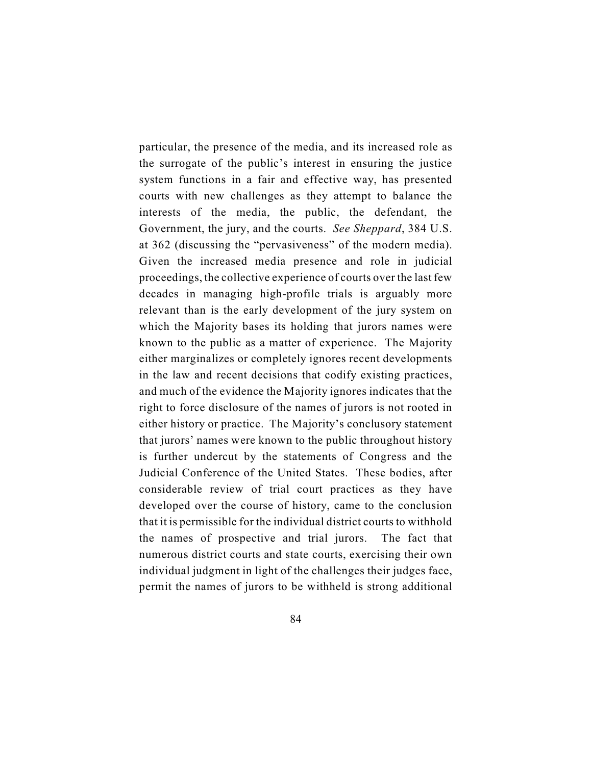particular, the presence of the media, and its increased role as the surrogate of the public's interest in ensuring the justice system functions in a fair and effective way, has presented courts with new challenges as they attempt to balance the interests of the media, the public, the defendant, the Government, the jury, and the courts. *See Sheppard*, 384 U.S. at 362 (discussing the "pervasiveness" of the modern media). Given the increased media presence and role in judicial proceedings, the collective experience of courts over the last few decades in managing high-profile trials is arguably more relevant than is the early development of the jury system on which the Majority bases its holding that jurors names were known to the public as a matter of experience. The Majority either marginalizes or completely ignores recent developments in the law and recent decisions that codify existing practices, and much of the evidence the Majority ignores indicates that the right to force disclosure of the names of jurors is not rooted in either history or practice. The Majority's conclusory statement that jurors' names were known to the public throughout history is further undercut by the statements of Congress and the Judicial Conference of the United States. These bodies, after considerable review of trial court practices as they have developed over the course of history, came to the conclusion that it is permissible for the individual district courts to withhold the names of prospective and trial jurors. The fact that numerous district courts and state courts, exercising their own individual judgment in light of the challenges their judges face, permit the names of jurors to be withheld is strong additional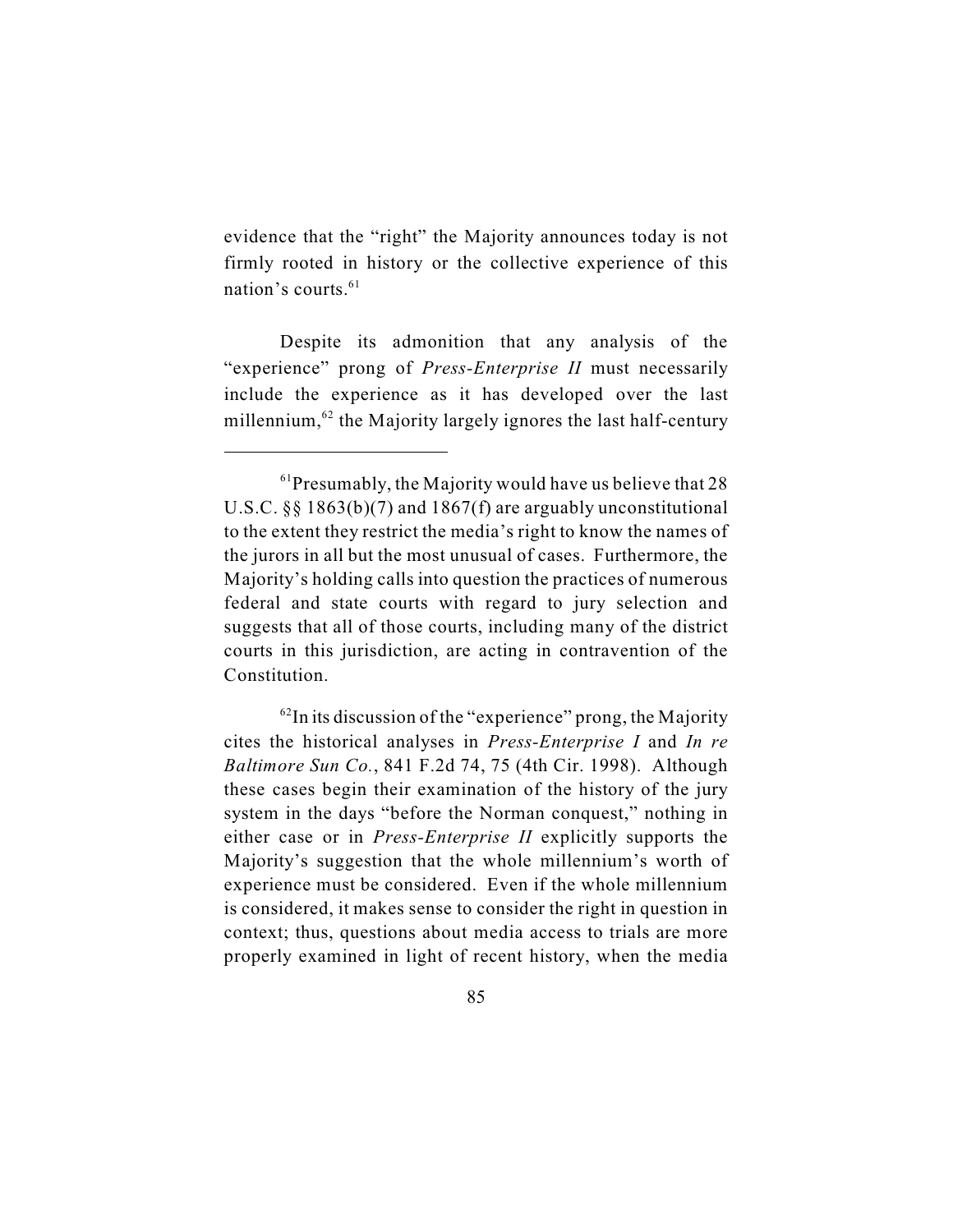evidence that the "right" the Majority announces today is not firmly rooted in history or the collective experience of this nation's courts.[61]

Despite its admonition that any analysis of the "experience" prong of *Press-Enterprise II* must necessarily include the experience as it has developed over the last millennium,[62] the Majority largely ignores the last half-century

---

[61]Presumably, the Majority would have us believe that 28 U.S.C. §§ 1863(b)(7) and 1867(f) are arguably unconstitutional to the extent they restrict the media's right to know the names of the jurors in all but the most unusual of cases. Furthermore, the Majority's holding calls into question the practices of numerous federal and state courts with regard to jury selection and suggests that all of those courts, including many of the district courts in this jurisdiction, are acting in contravention of the Constitution.

[62]In its discussion of the "experience" prong, the Majority cites the historical analyses in *Press-Enterprise I* and *In re Baltimore Sun Co.*, 841 F.2d 74, 75 (4th Cir. 1998). Although these cases begin their examination of the history of the jury system in the days "before the Norman conquest," nothing in either case or in *Press-Enterprise II* explicitly supports the Majority's suggestion that the whole millennium's worth of experience must be considered. Even if the whole millennium is considered, it makes sense to consider the right in question in context; thus, questions about media access to trials are more properly examined in light of recent history, when the media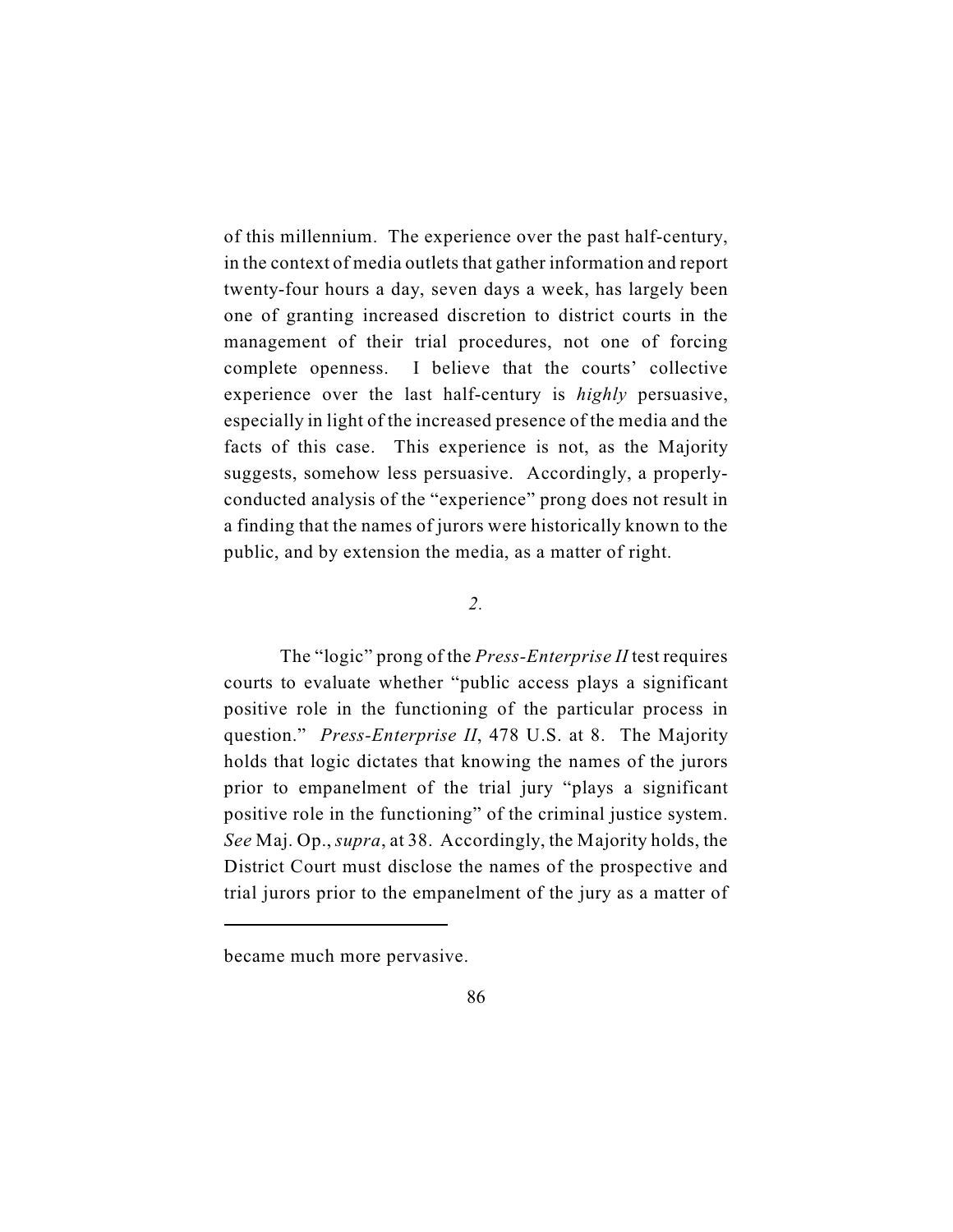of this millennium. The experience over the past half-century, in the context of media outlets that gather information and report twenty-four hours a day, seven days a week, has largely been one of granting increased discretion to district courts in the management of their trial procedures, not one of forcing complete openness. I believe that the courts' collective experience over the last half-century is *highly* persuasive, especially in light of the increased presence of the media and the facts of this case. This experience is not, as the Majority suggests, somehow less persuasive. Accordingly, a properly-conducted analysis of the "experience" prong does not result in a finding that the names of jurors were historically known to the public, and by extension the media, as a matter of right.

*2.*

The "logic" prong of the *Press-Enterprise II* test requires courts to evaluate whether "public access plays a significant positive role in the functioning of the particular process in question." *Press-Enterprise II*, 478 U.S. at 8. The Majority holds that logic dictates that knowing the names of the jurors prior to empanelment of the trial jury "plays a significant positive role in the functioning" of the criminal justice system. *See* Maj. Op., *supra*, at 38. Accordingly, the Majority holds, the District Court must disclose the names of the prospective and trial jurors prior to the empanelment of the jury as a matter of

---

became much more pervasive.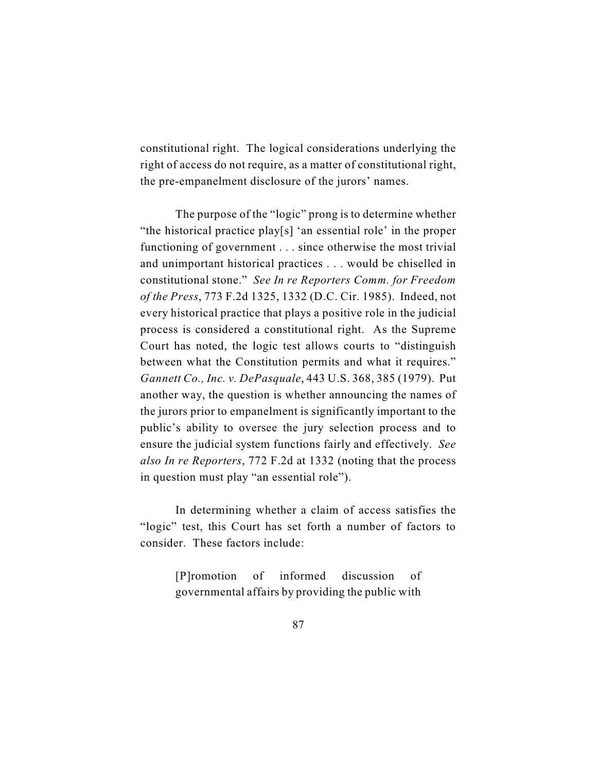constitutional right. The logical considerations underlying the right of access do not require, as a matter of constitutional right, the pre-empanelment disclosure of the jurors' names.

The purpose of the "logic" prong is to determine whether "the historical practice play[s] 'an essential role' in the proper functioning of government . . . since otherwise the most trivial and unimportant historical practices . . . would be chiselled in constitutional stone." *See In re Reporters Comm. for Freedom of the Press*, 773 F.2d 1325, 1332 (D.C. Cir. 1985). Indeed, not every historical practice that plays a positive role in the judicial process is considered a constitutional right. As the Supreme Court has noted, the logic test allows courts to "distinguish between what the Constitution permits and what it requires." *Gannett Co., Inc. v. DePasquale*, 443 U.S. 368, 385 (1979). Put another way, the question is whether announcing the names of the jurors prior to empanelment is significantly important to the public's ability to oversee the jury selection process and to ensure the judicial system functions fairly and effectively. *See also In re Reporters*, 772 F.2d at 1332 (noting that the process in question must play "an essential role").

In determining whether a claim of access satisfies the "logic" test, this Court has set forth a number of factors to consider. These factors include:

> [P]romotion of informed discussion of governmental affairs by providing the public with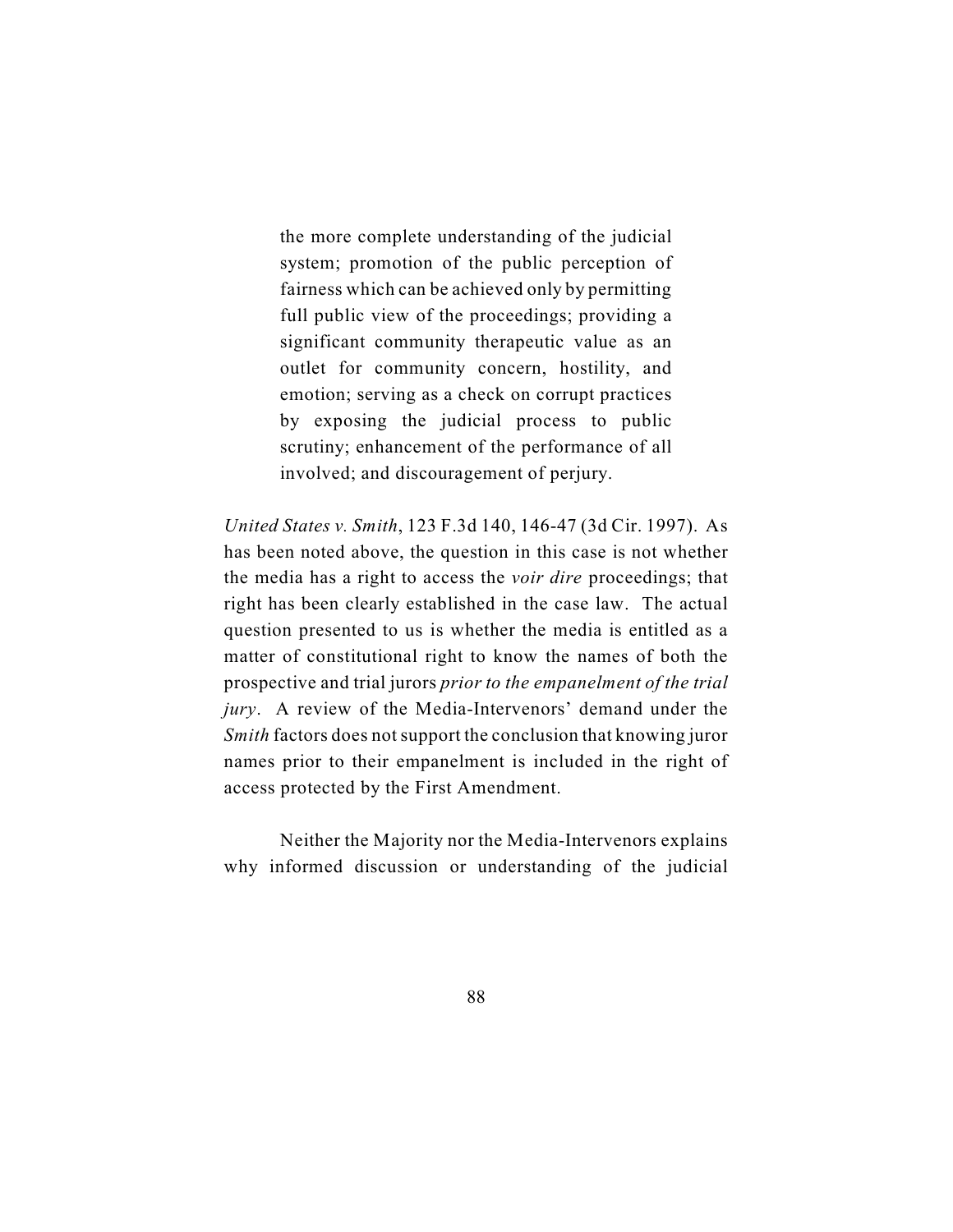> the more complete understanding of the judicial system; promotion of the public perception of fairness which can be achieved only by permitting full public view of the proceedings; providing a significant community therapeutic value as an outlet for community concern, hostility, and emotion; serving as a check on corrupt practices by exposing the judicial process to public scrutiny; enhancement of the performance of all involved; and discouragement of perjury.

*United States v. Smith*, 123 F.3d 140, 146-47 (3d Cir. 1997). As has been noted above, the question in this case is not whether the media has a right to access the *voir dire* proceedings; that right has been clearly established in the case law. The actual question presented to us is whether the media is entitled as a matter of constitutional right to know the names of both the prospective and trial jurors *prior to the empanelment of the trial jury*. A review of the Media-Intervenors' demand under the *Smith* factors does not support the conclusion that knowing juror names prior to their empanelment is included in the right of access protected by the First Amendment.

Neither the Majority nor the Media-Intervenors explains why informed discussion or understanding of the judicial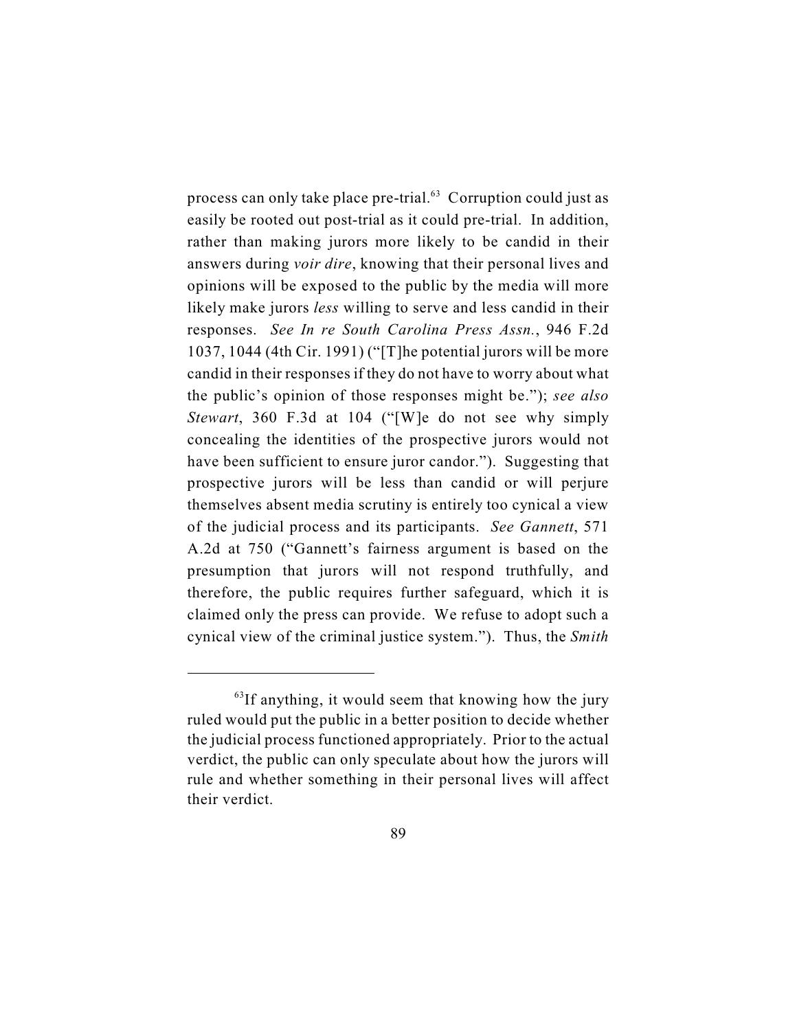process can only take place pre-trial.[63] Corruption could just as easily be rooted out post-trial as it could pre-trial. In addition, rather than making jurors more likely to be candid in their answers during *voir dire*, knowing that their personal lives and opinions will be exposed to the public by the media will more likely make jurors *less* willing to serve and less candid in their responses. *See In re South Carolina Press Assn.*, 946 F.2d 1037, 1044 (4th Cir. 1991) ("[T]he potential jurors will be more candid in their responses if they do not have to worry about what the public's opinion of those responses might be."); *see also Stewart*, 360 F.3d at 104 ("[W]e do not see why simply concealing the identities of the prospective jurors would not have been sufficient to ensure juror candor."). Suggesting that prospective jurors will be less than candid or will perjure themselves absent media scrutiny is entirely too cynical a view of the judicial process and its participants. *See Gannett*, 571 A.2d at 750 ("Gannett's fairness argument is based on the presumption that jurors will not respond truthfully, and therefore, the public requires further safeguard, which it is claimed only the press can provide. We refuse to adopt such a cynical view of the criminal justice system."). Thus, the *Smith*

---

[63] If anything, it would seem that knowing how the jury ruled would put the public in a better position to decide whether the judicial process functioned appropriately. Prior to the actual verdict, the public can only speculate about how the jurors will rule and whether something in their personal lives will affect their verdict.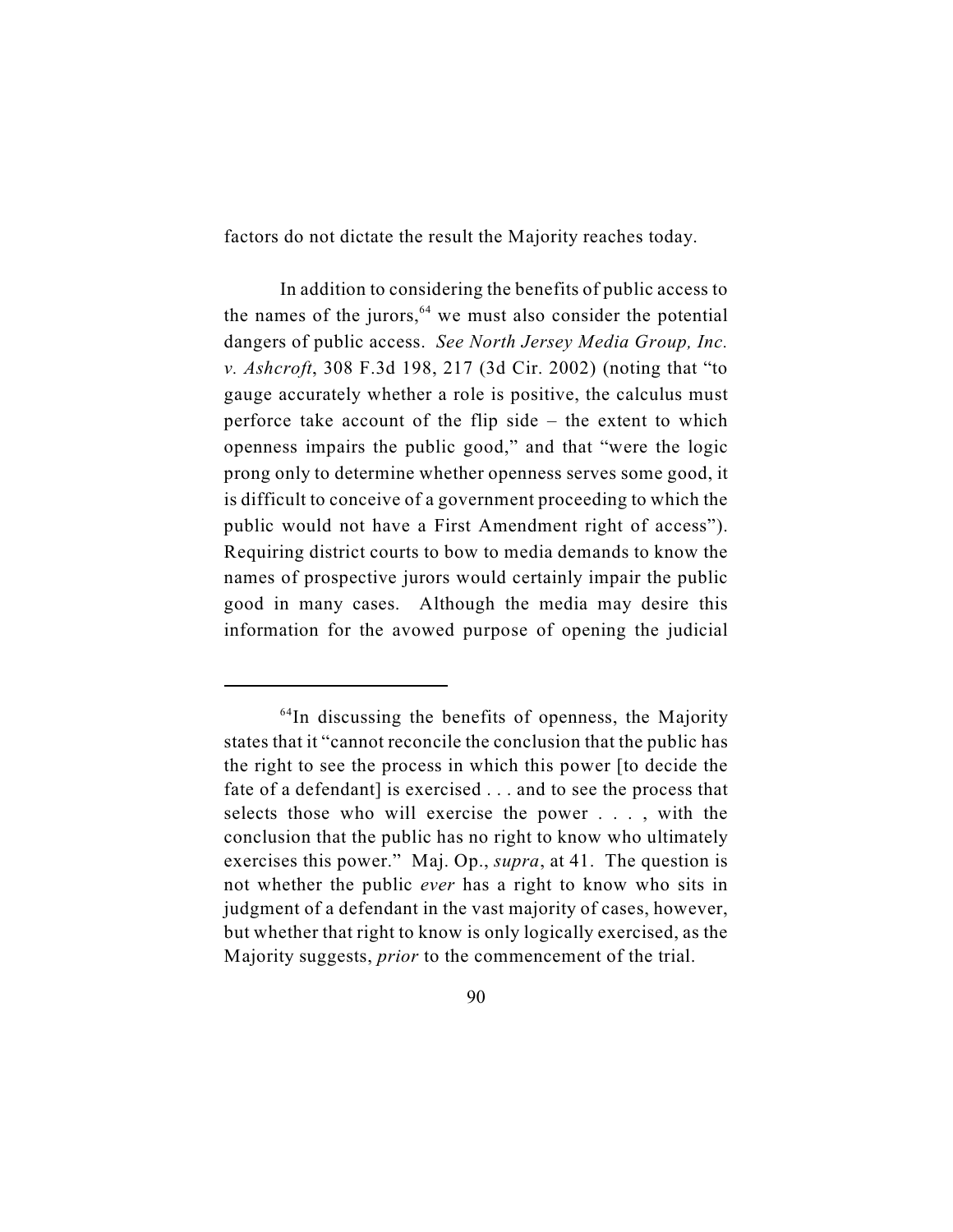factors do not dictate the result the Majority reaches today.

In addition to considering the benefits of public access to the names of the jurors,[64] we must also consider the potential dangers of public access. *See North Jersey Media Group, Inc. v. Ashcroft*, 308 F.3d 198, 217 (3d Cir. 2002) (noting that "to gauge accurately whether a role is positive, the calculus must perforce take account of the flip side – the extent to which openness impairs the public good," and that "were the logic prong only to determine whether openness serves some good, it is difficult to conceive of a government proceeding to which the public would not have a First Amendment right of access"). Requiring district courts to bow to media demands to know the names of prospective jurors would certainly impair the public good in many cases. Although the media may desire this information for the avowed purpose of opening the judicial

---

[64]In discussing the benefits of openness, the Majority states that it "cannot reconcile the conclusion that the public has the right to see the process in which this power [to decide the fate of a defendant] is exercised . . . and to see the process that selects those who will exercise the power . . . , with the conclusion that the public has no right to know who ultimately exercises this power." Maj. Op., *supra*, at 41. The question is not whether the public *ever* has a right to know who sits in judgment of a defendant in the vast majority of cases, however, but whether that right to know is only logically exercised, as the Majority suggests, *prior* to the commencement of the trial.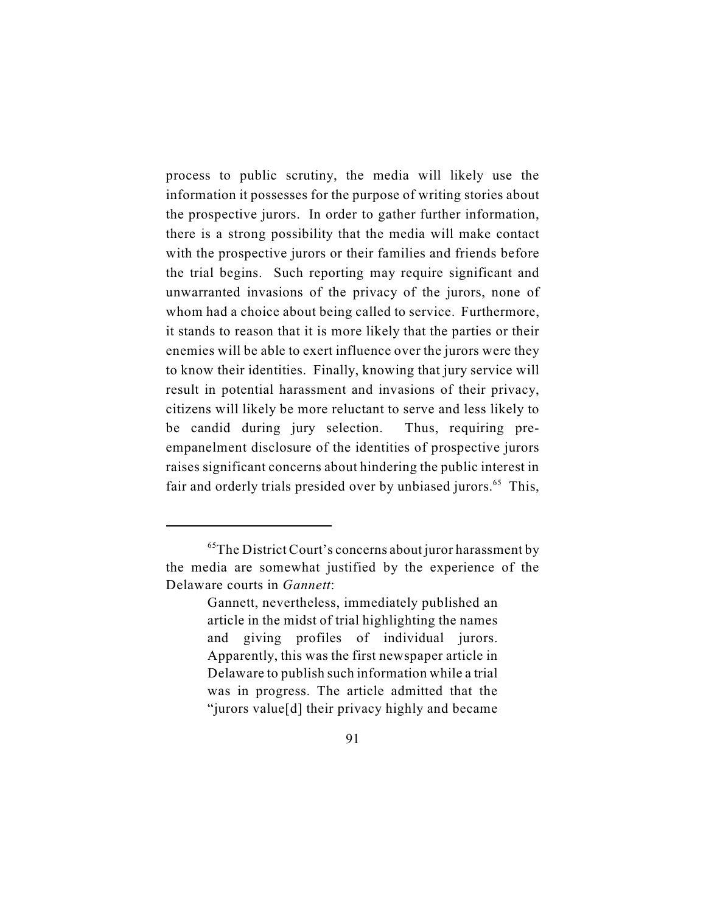process to public scrutiny, the media will likely use the information it possesses for the purpose of writing stories about the prospective jurors. In order to gather further information, there is a strong possibility that the media will make contact with the prospective jurors or their families and friends before the trial begins. Such reporting may require significant and unwarranted invasions of the privacy of the jurors, none of whom had a choice about being called to service. Furthermore, it stands to reason that it is more likely that the parties or their enemies will be able to exert influence over the jurors were they to know their identities. Finally, knowing that jury service will result in potential harassment and invasions of their privacy, citizens will likely be more reluctant to serve and less likely to be candid during jury selection. Thus, requiring pre-empanelment disclosure of the identities of prospective jurors raises significant concerns about hindering the public interest in fair and orderly trials presided over by unbiased jurors.[65] This,

---

[65]The District Court's concerns about juror harassment by the media are somewhat justified by the experience of the Delaware courts in *Gannett*:

> Gannett, nevertheless, immediately published an article in the midst of trial highlighting the names and giving profiles of individual jurors. Apparently, this was the first newspaper article in Delaware to publish such information while a trial was in progress. The article admitted that the "jurors value[d] their privacy highly and became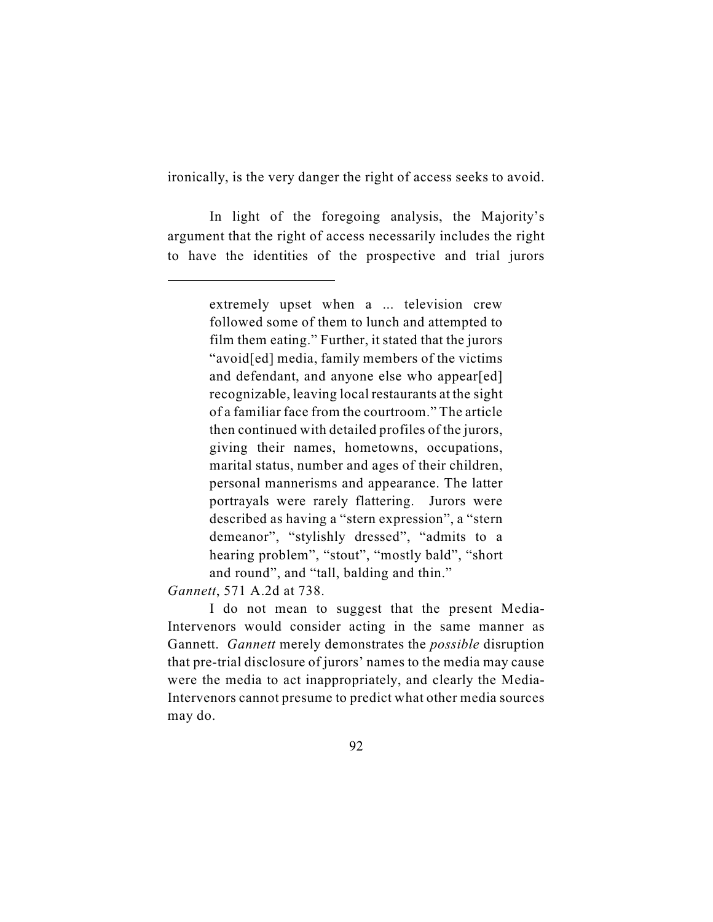ironically, is the very danger the right of access seeks to avoid.

In light of the foregoing analysis, the Majority's argument that the right of access necessarily includes the right to have the identities of the prospective and trial jurors

---

> extremely upset when a ... television crew followed some of them to lunch and attempted to film them eating." Further, it stated that the jurors "avoid[ed] media, family members of the victims and defendant, and anyone else who appear[ed] recognizable, leaving local restaurants at the sight of a familiar face from the courtroom." The article then continued with detailed profiles of the jurors, giving their names, hometowns, occupations, marital status, number and ages of their children, personal mannerisms and appearance. The latter portrayals were rarely flattering. Jurors were described as having a "stern expression", a "stern demeanor", "stylishly dressed", "admits to a hearing problem", "stout", "mostly bald", "short and round", and "tall, balding and thin."

*Gannett*, 571 A.2d at 738.

I do not mean to suggest that the present Media-Intervenors would consider acting in the same manner as Gannett. *Gannett* merely demonstrates the *possible* disruption that pre-trial disclosure of jurors' names to the media may cause were the media to act inappropriately, and clearly the Media-Intervenors cannot presume to predict what other media sources may do.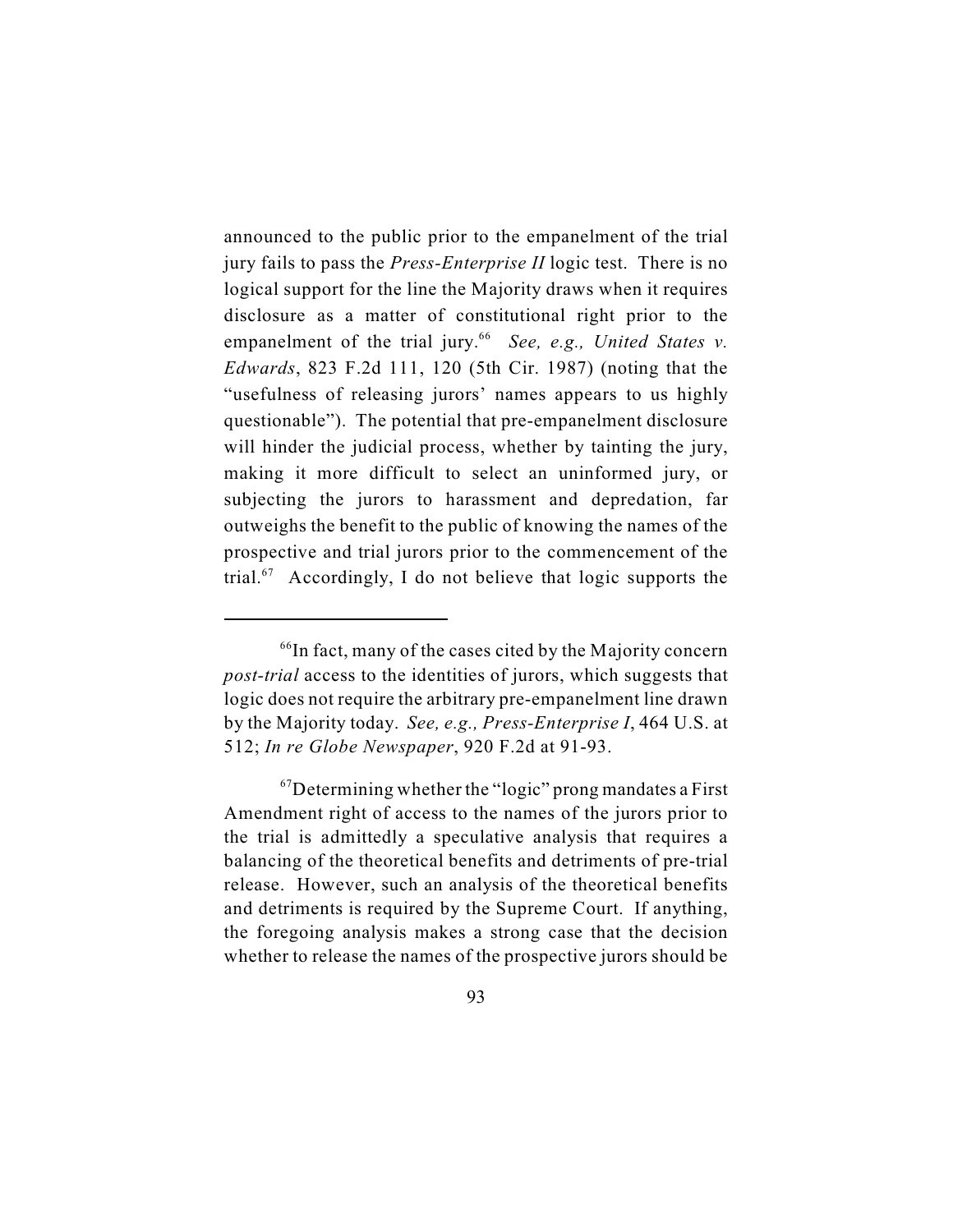announced to the public prior to the empanelment of the trial jury fails to pass the *Press-Enterprise II* logic test. There is no logical support for the line the Majority draws when it requires disclosure as a matter of constitutional right prior to the empanelment of the trial jury.[66] *See, e.g., United States v. Edwards*, 823 F.2d 111, 120 (5th Cir. 1987) (noting that the "usefulness of releasing jurors' names appears to us highly questionable"). The potential that pre-empanelment disclosure will hinder the judicial process, whether by tainting the jury, making it more difficult to select an uninformed jury, or subjecting the jurors to harassment and depredation, far outweighs the benefit to the public of knowing the names of the prospective and trial jurors prior to the commencement of the trial.[67] Accordingly, I do not believe that logic supports the

---

[66]In fact, many of the cases cited by the Majority concern *post-trial* access to the identities of jurors, which suggests that logic does not require the arbitrary pre-empanelment line drawn by the Majority today. *See, e.g., Press-Enterprise I*, 464 U.S. at 512; *In re Globe Newspaper*, 920 F.2d at 91-93.

[67]Determining whether the "logic" prong mandates a First Amendment right of access to the names of the jurors prior to the trial is admittedly a speculative analysis that requires a balancing of the theoretical benefits and detriments of pre-trial release. However, such an analysis of the theoretical benefits and detriments is required by the Supreme Court. If anything, the foregoing analysis makes a strong case that the decision whether to release the names of the prospective jurors should be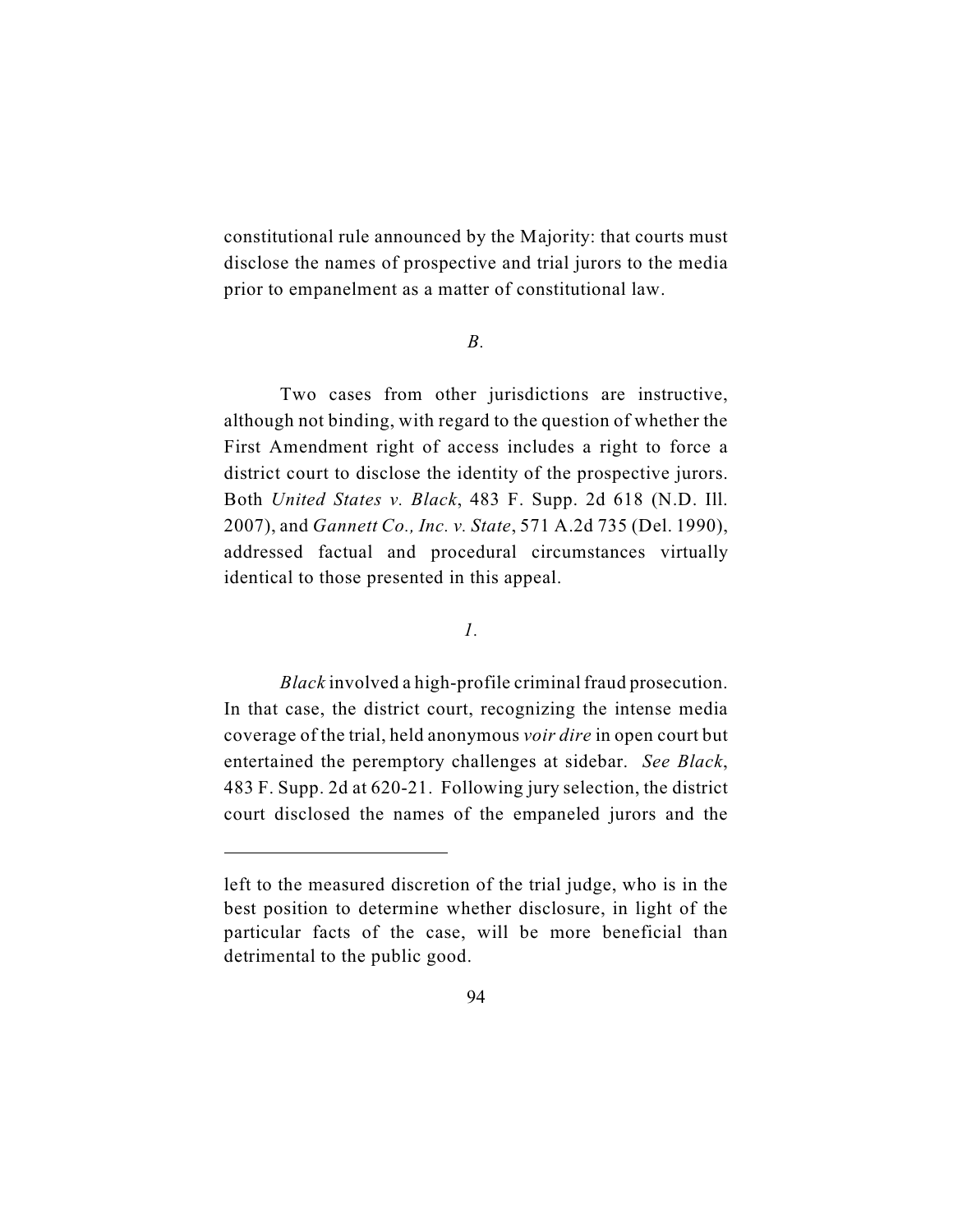constitutional rule announced by the Majority: that courts must disclose the names of prospective and trial jurors to the media prior to empanelment as a matter of constitutional law.

*B.*

Two cases from other jurisdictions are instructive, although not binding, with regard to the question of whether the First Amendment right of access includes a right to force a district court to disclose the identity of the prospective jurors. Both *United States v. Black*, 483 F. Supp. 2d 618 (N.D. Ill. 2007), and *Gannett Co., Inc. v. State*, 571 A.2d 735 (Del. 1990), addressed factual and procedural circumstances virtually identical to those presented in this appeal.

*1.*

*Black* involved a high-profile criminal fraud prosecution. In that case, the district court, recognizing the intense media coverage of the trial, held anonymous *voir dire* in open court but entertained the peremptory challenges at sidebar. *See Black*, 483 F. Supp. 2d at 620-21. Following jury selection, the district court disclosed the names of the empaneled jurors and the

---

left to the measured discretion of the trial judge, who is in the best position to determine whether disclosure, in light of the particular facts of the case, will be more beneficial than detrimental to the public good.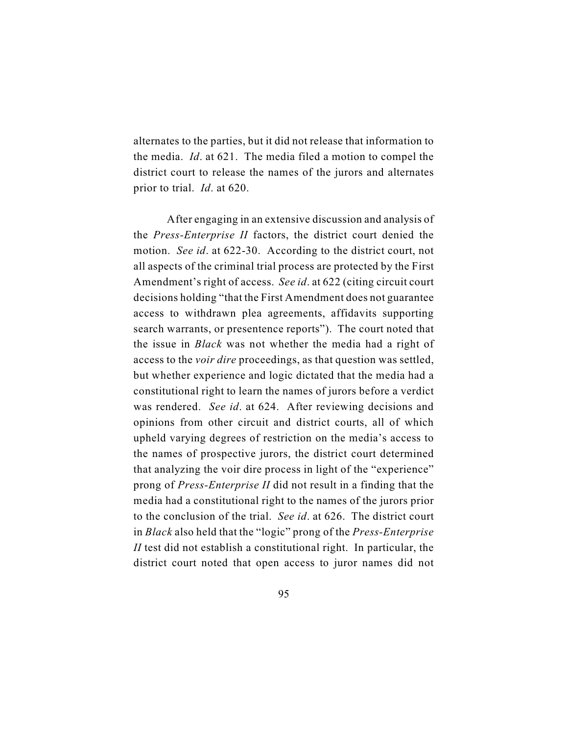alternates to the parties, but it did not release that information to the media. *Id*. at 621. The media filed a motion to compel the district court to release the names of the jurors and alternates prior to trial. *Id*. at 620.

After engaging in an extensive discussion and analysis of the *Press-Enterprise II* factors, the district court denied the motion. *See id*. at 622-30. According to the district court, not all aspects of the criminal trial process are protected by the First Amendment's right of access. *See id*. at 622 (citing circuit court decisions holding "that the First Amendment does not guarantee access to withdrawn plea agreements, affidavits supporting search warrants, or presentence reports"). The court noted that the issue in *Black* was not whether the media had a right of access to the *voir dire* proceedings, as that question was settled, but whether experience and logic dictated that the media had a constitutional right to learn the names of jurors before a verdict was rendered. *See id*. at 624. After reviewing decisions and opinions from other circuit and district courts, all of which upheld varying degrees of restriction on the media's access to the names of prospective jurors, the district court determined that analyzing the voir dire process in light of the "experience" prong of *Press-Enterprise II* did not result in a finding that the media had a constitutional right to the names of the jurors prior to the conclusion of the trial. *See id*. at 626. The district court in *Black* also held that the "logic" prong of the *Press-Enterprise II* test did not establish a constitutional right. In particular, the district court noted that open access to juror names did not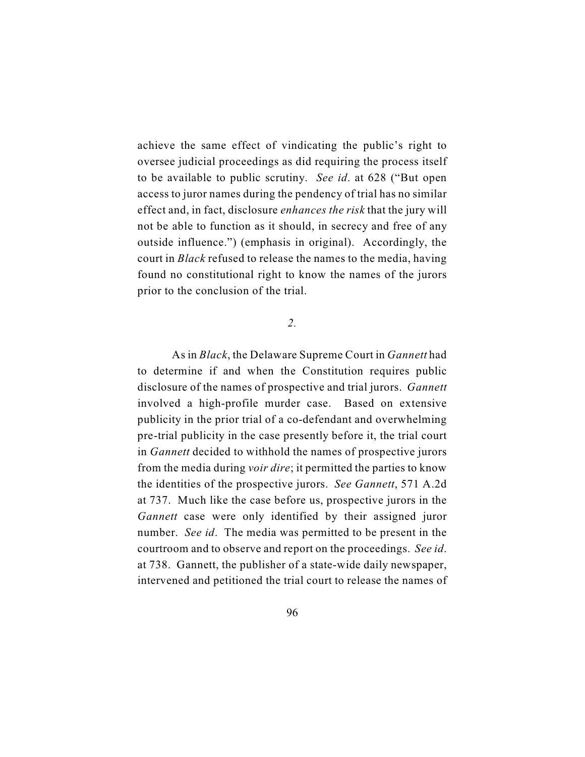achieve the same effect of vindicating the public's right to oversee judicial proceedings as did requiring the process itself to be available to public scrutiny. *See id*. at 628 ("But open access to juror names during the pendency of trial has no similar effect and, in fact, disclosure *enhances the risk* that the jury will not be able to function as it should, in secrecy and free of any outside influence.") (emphasis in original). Accordingly, the court in *Black* refused to release the names to the media, having found no constitutional right to know the names of the jurors prior to the conclusion of the trial.

*2.*

As in *Black*, the Delaware Supreme Court in *Gannett* had to determine if and when the Constitution requires public disclosure of the names of prospective and trial jurors. *Gannett* involved a high-profile murder case. Based on extensive publicity in the prior trial of a co-defendant and overwhelming pre-trial publicity in the case presently before it, the trial court in *Gannett* decided to withhold the names of prospective jurors from the media during *voir dire*; it permitted the parties to know the identities of the prospective jurors. *See Gannett*, 571 A.2d at 737. Much like the case before us, prospective jurors in the *Gannett* case were only identified by their assigned juror number. *See id*. The media was permitted to be present in the courtroom and to observe and report on the proceedings. *See id*. at 738. Gannett, the publisher of a state-wide daily newspaper, intervened and petitioned the trial court to release the names of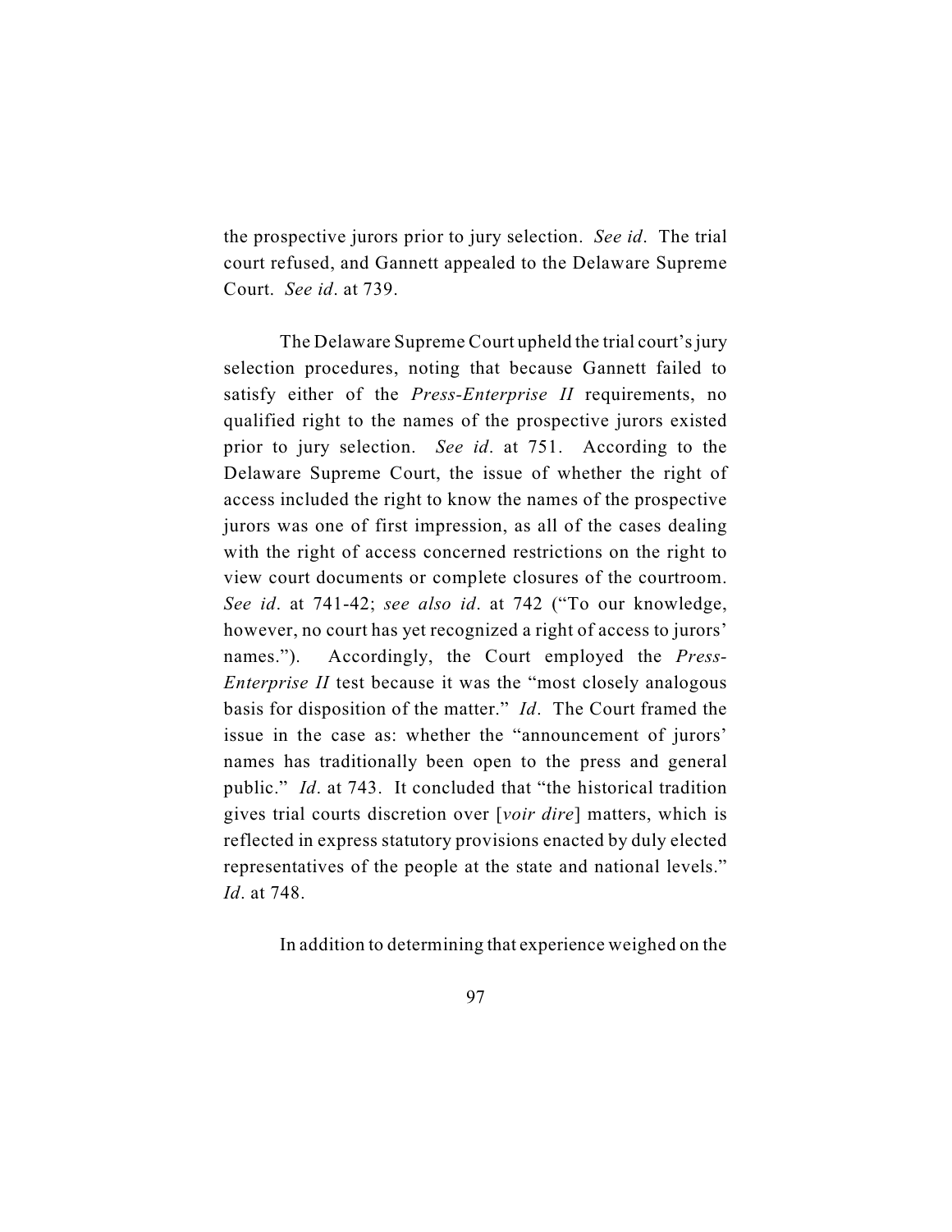the prospective jurors prior to jury selection. *See id*. The trial court refused, and Gannett appealed to the Delaware Supreme Court. *See id*. at 739.

The Delaware Supreme Court upheld the trial court's jury selection procedures, noting that because Gannett failed to satisfy either of the *Press-Enterprise II* requirements, no qualified right to the names of the prospective jurors existed prior to jury selection. *See id*. at 751. According to the Delaware Supreme Court, the issue of whether the right of access included the right to know the names of the prospective jurors was one of first impression, as all of the cases dealing with the right of access concerned restrictions on the right to view court documents or complete closures of the courtroom. *See id*. at 741-42; *see also id*. at 742 ("To our knowledge, however, no court has yet recognized a right of access to jurors' names."). Accordingly, the Court employed the *Press-Enterprise II* test because it was the "most closely analogous basis for disposition of the matter." *Id*. The Court framed the issue in the case as: whether the "announcement of jurors' names has traditionally been open to the press and general public." *Id*. at 743. It concluded that "the historical tradition gives trial courts discretion over [*voir dire*] matters, which is reflected in express statutory provisions enacted by duly elected representatives of the people at the state and national levels." *Id*. at 748.

In addition to determining that experience weighed on the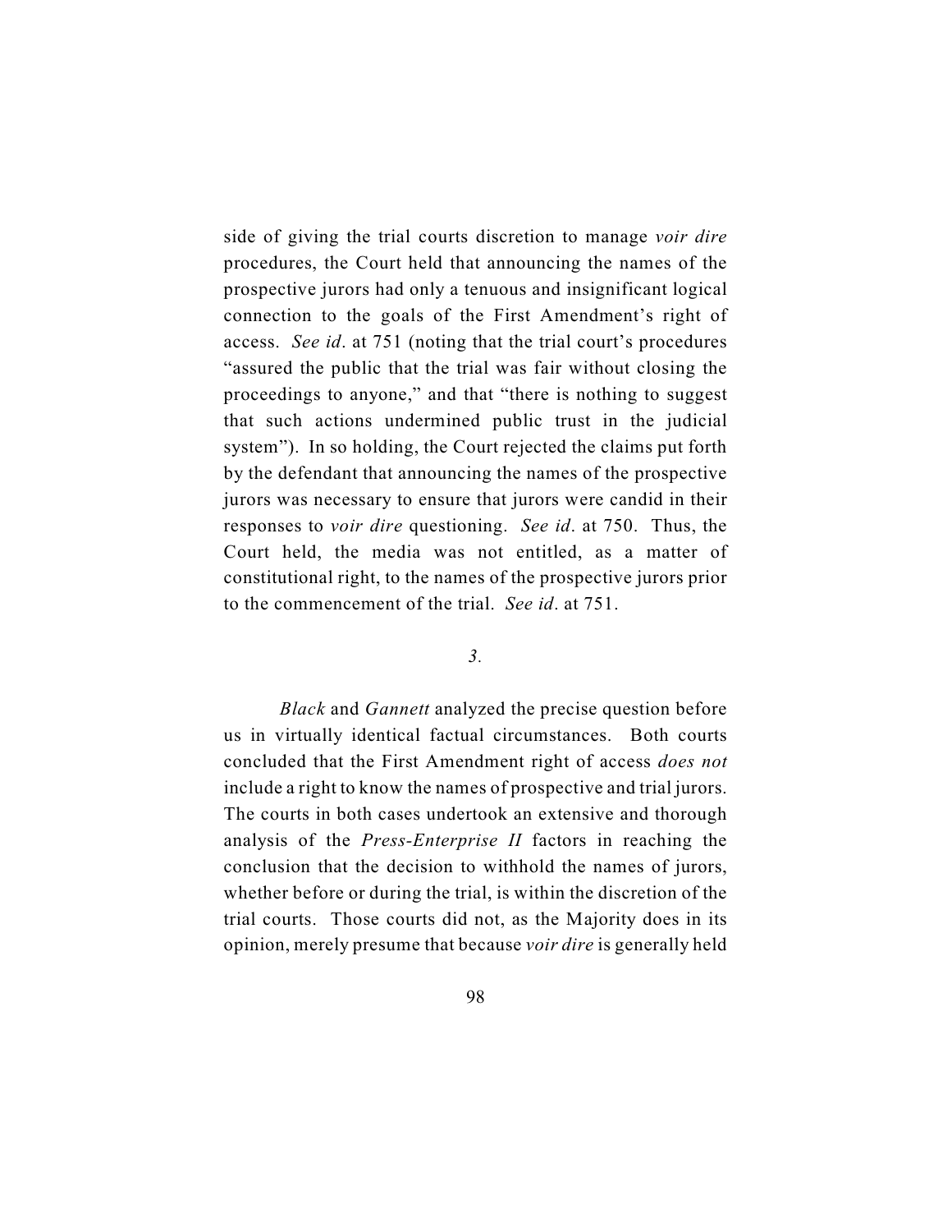side of giving the trial courts discretion to manage *voir dire* procedures, the Court held that announcing the names of the prospective jurors had only a tenuous and insignificant logical connection to the goals of the First Amendment's right of access. *See id*. at 751 (noting that the trial court's procedures "assured the public that the trial was fair without closing the proceedings to anyone," and that "there is nothing to suggest that such actions undermined public trust in the judicial system"). In so holding, the Court rejected the claims put forth by the defendant that announcing the names of the prospective jurors was necessary to ensure that jurors were candid in their responses to *voir dire* questioning. *See id*. at 750. Thus, the Court held, the media was not entitled, as a matter of constitutional right, to the names of the prospective jurors prior to the commencement of the trial. *See id*. at 751.

*3.*

*Black* and *Gannett* analyzed the precise question before us in virtually identical factual circumstances. Both courts concluded that the First Amendment right of access *does not* include a right to know the names of prospective and trial jurors. The courts in both cases undertook an extensive and thorough analysis of the *Press-Enterprise II* factors in reaching the conclusion that the decision to withhold the names of jurors, whether before or during the trial, is within the discretion of the trial courts. Those courts did not, as the Majority does in its opinion, merely presume that because *voir dire* is generally held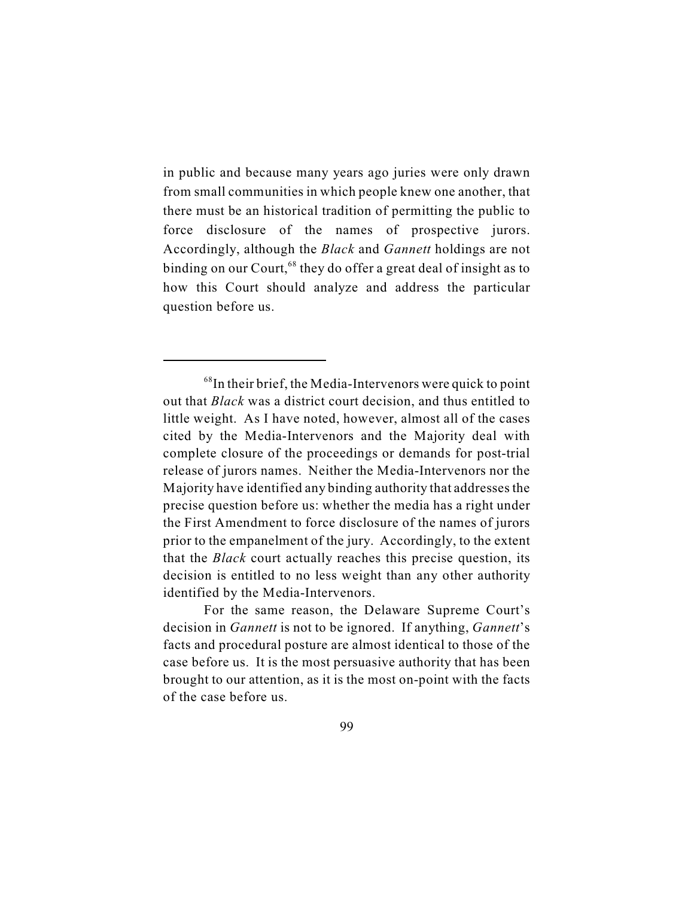in public and because many years ago juries were only drawn from small communities in which people knew one another, that there must be an historical tradition of permitting the public to force disclosure of the names of prospective jurors. Accordingly, although the *Black* and *Gannett* holdings are not binding on our Court,[68] they do offer a great deal of insight as to how this Court should analyze and address the particular question before us.

---

[68] In their brief, the Media-Intervenors were quick to point out that *Black* was a district court decision, and thus entitled to little weight. As I have noted, however, almost all of the cases cited by the Media-Intervenors and the Majority deal with complete closure of the proceedings or demands for post-trial release of jurors names. Neither the Media-Intervenors nor the Majority have identified any binding authority that addresses the precise question before us: whether the media has a right under the First Amendment to force disclosure of the names of jurors prior to the empanelment of the jury. Accordingly, to the extent that the *Black* court actually reaches this precise question, its decision is entitled to no less weight than any other authority identified by the Media-Intervenors.

For the same reason, the Delaware Supreme Court's decision in *Gannett* is not to be ignored. If anything, *Gannett*'s facts and procedural posture are almost identical to those of the case before us. It is the most persuasive authority that has been brought to our attention, as it is the most on-point with the facts of the case before us.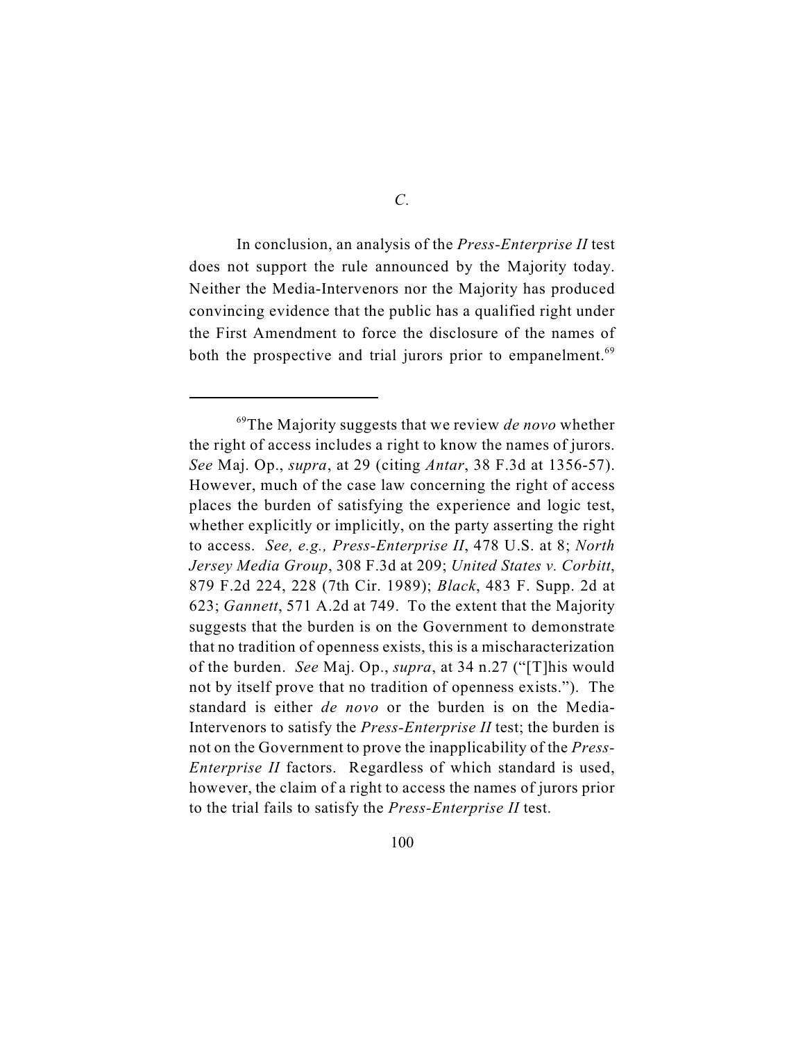*C.*

In conclusion, an analysis of the *Press-Enterprise II* test does not support the rule announced by the Majority today. Neither the Media-Intervenors nor the Majority has produced convincing evidence that the public has a qualified right under the First Amendment to force the disclosure of the names of both the prospective and trial jurors prior to empanelment.[69]

---

[69]The Majority suggests that we review *de novo* whether the right of access includes a right to know the names of jurors. *See* Maj. Op., *supra*, at 29 (citing *Antar*, 38 F.3d at 1356-57). However, much of the case law concerning the right of access places the burden of satisfying the experience and logic test, whether explicitly or implicitly, on the party asserting the right to access. *See, e.g., Press-Enterprise II*, 478 U.S. at 8; *North Jersey Media Group*, 308 F.3d at 209; *United States v. Corbitt*, 879 F.2d 224, 228 (7th Cir. 1989); *Black*, 483 F. Supp. 2d at 623; *Gannett*, 571 A.2d at 749. To the extent that the Majority suggests that the burden is on the Government to demonstrate that no tradition of openness exists, this is a mischaracterization of the burden. *See* Maj. Op., *supra*, at 34 n.27 ("[T]his would not by itself prove that no tradition of openness exists."). The standard is either *de novo* or the burden is on the Media-Intervenors to satisfy the *Press-Enterprise II* test; the burden is not on the Government to prove the inapplicability of the *Press-Enterprise II* factors. Regardless of which standard is used, however, the claim of a right to access the names of jurors prior to the trial fails to satisfy the *Press-Enterprise II* test.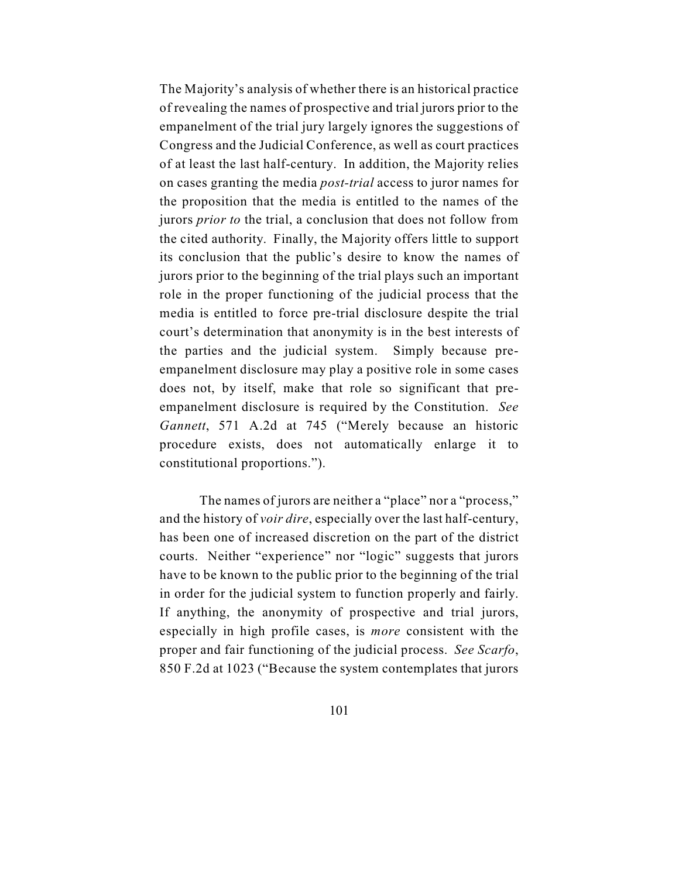The Majority's analysis of whether there is an historical practice of revealing the names of prospective and trial jurors prior to the empanelment of the trial jury largely ignores the suggestions of Congress and the Judicial Conference, as well as court practices of at least the last half-century. In addition, the Majority relies on cases granting the media *post-trial* access to juror names for the proposition that the media is entitled to the names of the jurors *prior to* the trial, a conclusion that does not follow from the cited authority. Finally, the Majority offers little to support its conclusion that the public's desire to know the names of jurors prior to the beginning of the trial plays such an important role in the proper functioning of the judicial process that the media is entitled to force pre-trial disclosure despite the trial court's determination that anonymity is in the best interests of the parties and the judicial system. Simply because pre-empanelment disclosure may play a positive role in some cases does not, by itself, make that role so significant that pre-empanelment disclosure is required by the Constitution. *See Gannett*, 571 A.2d at 745 ("Merely because an historic procedure exists, does not automatically enlarge it to constitutional proportions.").

The names of jurors are neither a "place" nor a "process," and the history of *voir dire*, especially over the last half-century, has been one of increased discretion on the part of the district courts. Neither "experience" nor "logic" suggests that jurors have to be known to the public prior to the beginning of the trial in order for the judicial system to function properly and fairly. If anything, the anonymity of prospective and trial jurors, especially in high profile cases, is *more* consistent with the proper and fair functioning of the judicial process. *See Scarfo*, 850 F.2d at 1023 ("Because the system contemplates that jurors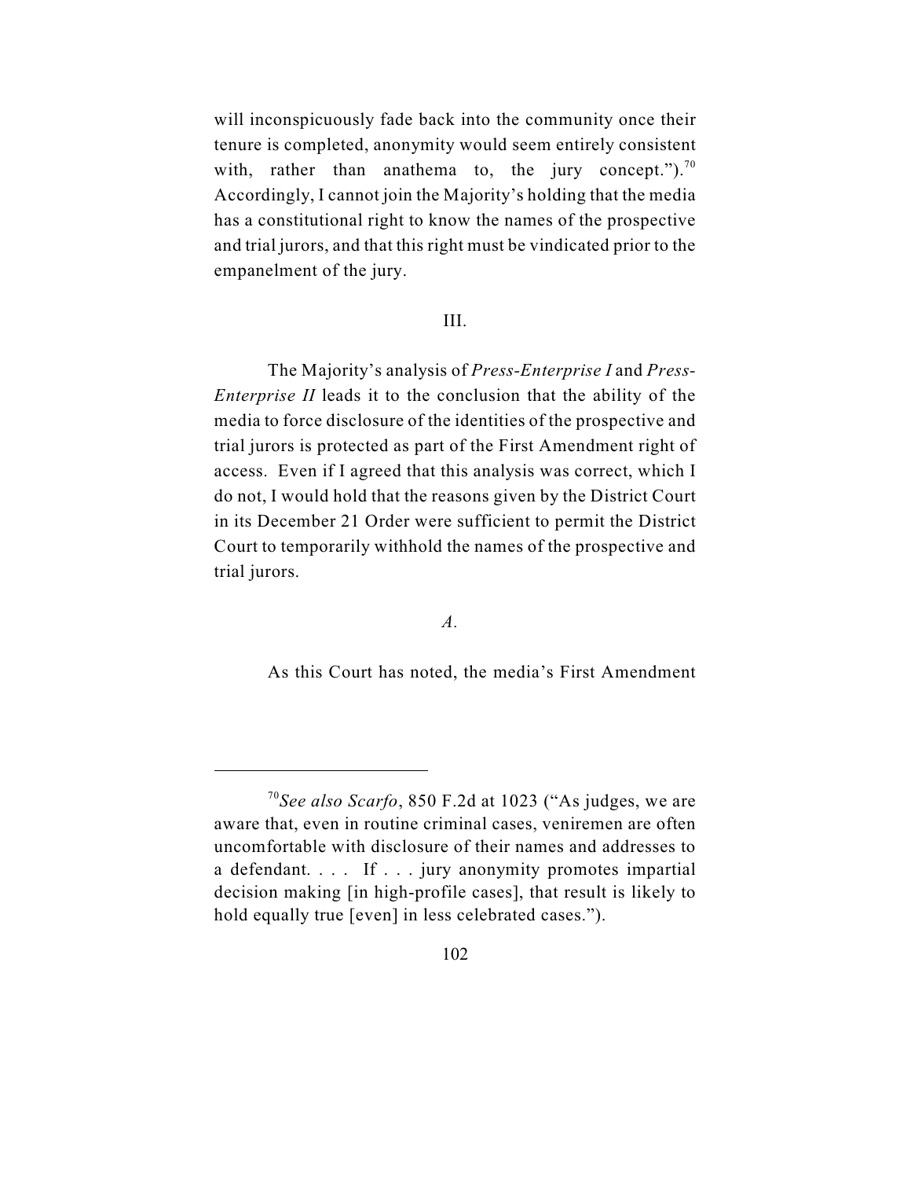will inconspicuously fade back into the community once their tenure is completed, anonymity would seem entirely consistent with, rather than anathema to, the jury concept.").[70] Accordingly, I cannot join the Majority's holding that the media has a constitutional right to know the names of the prospective and trial jurors, and that this right must be vindicated prior to the empanelment of the jury.

## III.

The Majority's analysis of *Press-Enterprise I* and *Press-Enterprise II* leads it to the conclusion that the ability of the media to force disclosure of the identities of the prospective and trial jurors is protected as part of the First Amendment right of access. Even if I agreed that this analysis was correct, which I do not, I would hold that the reasons given by the District Court in its December 21 Order were sufficient to permit the District Court to temporarily withhold the names of the prospective and trial jurors.

### *A.*

As this Court has noted, the media's First Amendment

---

[70] *See also Scarfo*, 850 F.2d at 1023 ("As judges, we are aware that, even in routine criminal cases, veniremen are often uncomfortable with disclosure of their names and addresses to a defendant. . . . If . . . jury anonymity promotes impartial decision making [in high-profile cases], that result is likely to hold equally true [even] in less celebrated cases.").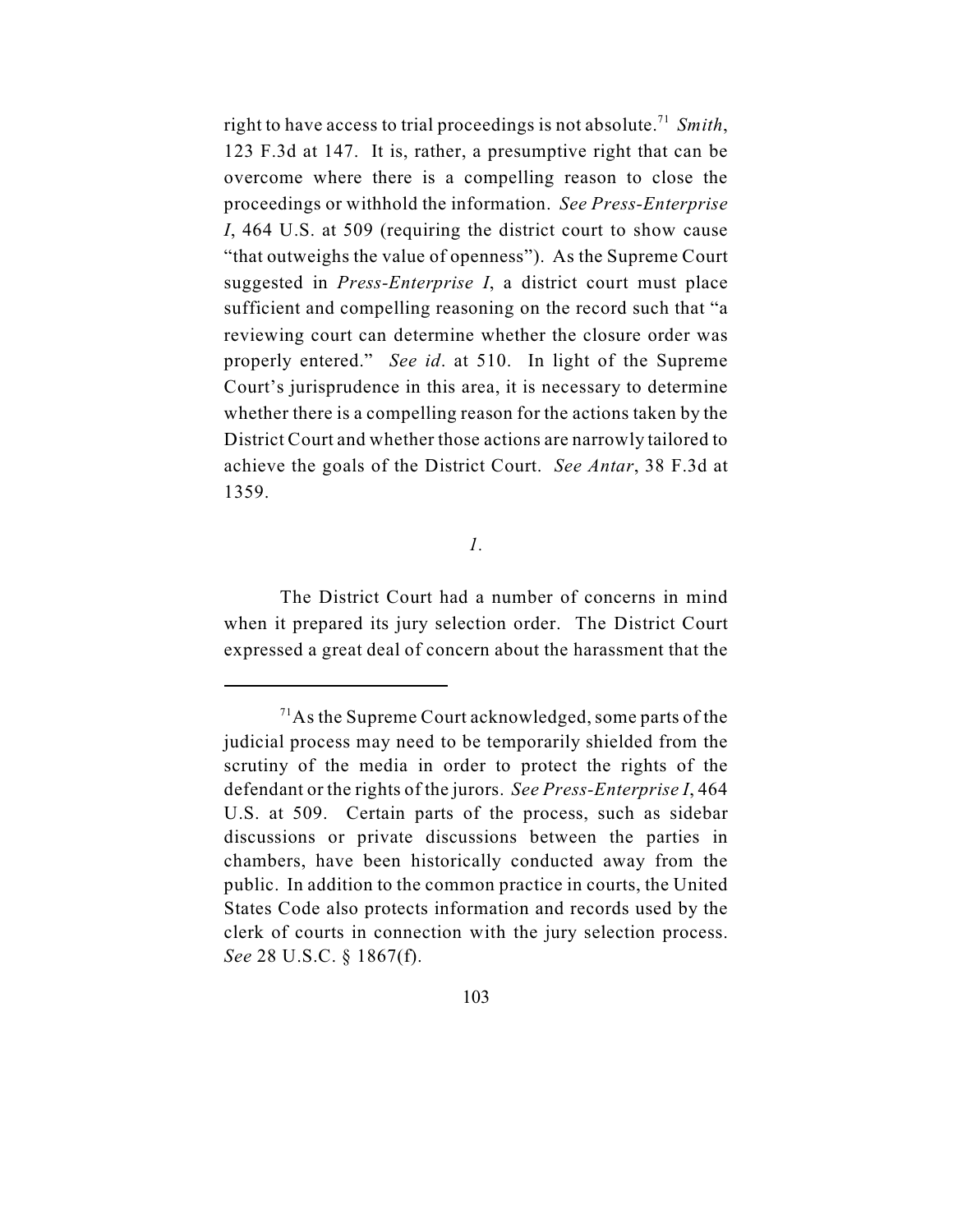right to have access to trial proceedings is not absolute.[71] *Smith*, 123 F.3d at 147. It is, rather, a presumptive right that can be overcome where there is a compelling reason to close the proceedings or withhold the information. *See Press-Enterprise I*, 464 U.S. at 509 (requiring the district court to show cause "that outweighs the value of openness"). As the Supreme Court suggested in *Press-Enterprise I*, a district court must place sufficient and compelling reasoning on the record such that "a reviewing court can determine whether the closure order was properly entered." *See id*. at 510. In light of the Supreme Court's jurisprudence in this area, it is necessary to determine whether there is a compelling reason for the actions taken by the District Court and whether those actions are narrowly tailored to achieve the goals of the District Court. *See Antar*, 38 F.3d at 1359.

*1.*

The District Court had a number of concerns in mind when it prepared its jury selection order. The District Court expressed a great deal of concern about the harassment that the

---

[71] As the Supreme Court acknowledged, some parts of the judicial process may need to be temporarily shielded from the scrutiny of the media in order to protect the rights of the defendant or the rights of the jurors. *See Press-Enterprise I*, 464 U.S. at 509. Certain parts of the process, such as sidebar discussions or private discussions between the parties in chambers, have been historically conducted away from the public. In addition to the common practice in courts, the United States Code also protects information and records used by the clerk of courts in connection with the jury selection process. *See* 28 U.S.C. § 1867(f).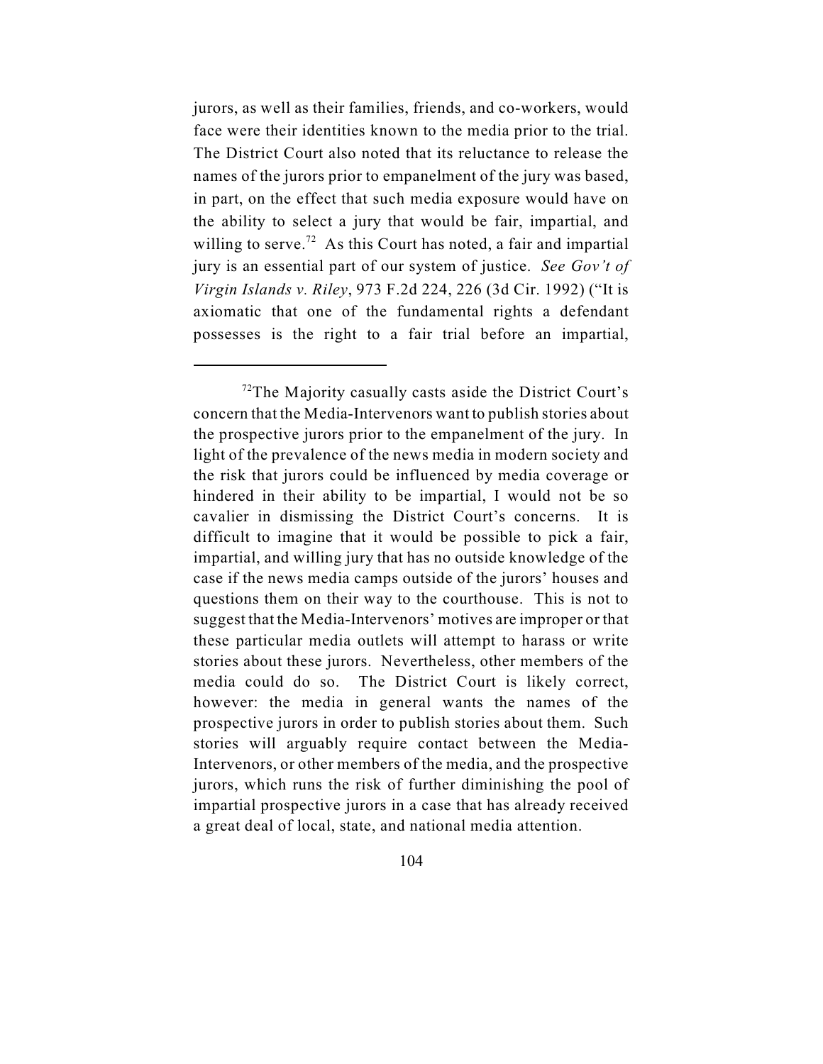jurors, as well as their families, friends, and co-workers, would face were their identities known to the media prior to the trial. The District Court also noted that its reluctance to release the names of the jurors prior to empanelment of the jury was based, in part, on the effect that such media exposure would have on the ability to select a jury that would be fair, impartial, and willing to serve.[72] As this Court has noted, a fair and impartial jury is an essential part of our system of justice. *See Gov't of Virgin Islands v. Riley*, 973 F.2d 224, 226 (3d Cir. 1992) ("It is axiomatic that one of the fundamental rights a defendant possesses is the right to a fair trial before an impartial,

---

[72] The Majority casually casts aside the District Court's concern that the Media-Intervenors want to publish stories about the prospective jurors prior to the empanelment of the jury. In light of the prevalence of the news media in modern society and the risk that jurors could be influenced by media coverage or hindered in their ability to be impartial, I would not be so cavalier in dismissing the District Court's concerns. It is difficult to imagine that it would be possible to pick a fair, impartial, and willing jury that has no outside knowledge of the case if the news media camps outside of the jurors' houses and questions them on their way to the courthouse. This is not to suggest that the Media-Intervenors' motives are improper or that these particular media outlets will attempt to harass or write stories about these jurors. Nevertheless, other members of the media could do so. The District Court is likely correct, however: the media in general wants the names of the prospective jurors in order to publish stories about them. Such stories will arguably require contact between the Media-Intervenors, or other members of the media, and the prospective jurors, which runs the risk of further diminishing the pool of impartial prospective jurors in a case that has already received a great deal of local, state, and national media attention.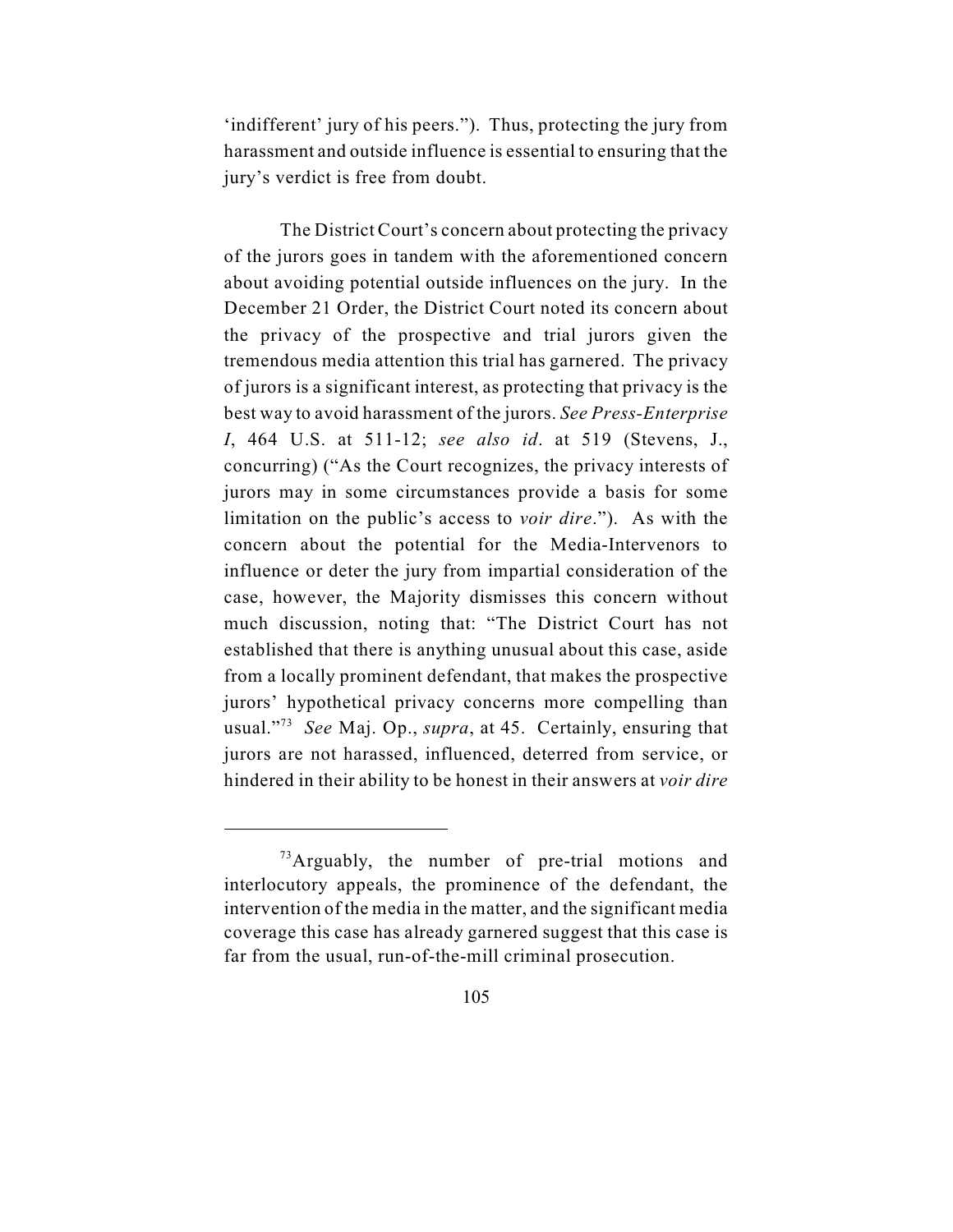'indifferent' jury of his peers."). Thus, protecting the jury from harassment and outside influence is essential to ensuring that the jury's verdict is free from doubt.

The District Court's concern about protecting the privacy of the jurors goes in tandem with the aforementioned concern about avoiding potential outside influences on the jury. In the December 21 Order, the District Court noted its concern about the privacy of the prospective and trial jurors given the tremendous media attention this trial has garnered. The privacy of jurors is a significant interest, as protecting that privacy is the best way to avoid harassment of the jurors. *See Press-Enterprise I*, 464 U.S. at 511-12; *see also id.* at 519 (Stevens, J., concurring) ("As the Court recognizes, the privacy interests of jurors may in some circumstances provide a basis for some limitation on the public's access to *voir dire*."). As with the concern about the potential for the Media-Intervenors to influence or deter the jury from impartial consideration of the case, however, the Majority dismisses this concern without much discussion, noting that: "The District Court has not established that there is anything unusual about this case, aside from a locally prominent defendant, that makes the prospective jurors' hypothetical privacy concerns more compelling than usual."[73] *See* Maj. Op., *supra*, at 45. Certainly, ensuring that jurors are not harassed, influenced, deterred from service, or hindered in their ability to be honest in their answers at *voir dire*

---

[73] Arguably, the number of pre-trial motions and interlocutory appeals, the prominence of the defendant, the intervention of the media in the matter, and the significant media coverage this case has already garnered suggest that this case is far from the usual, run-of-the-mill criminal prosecution.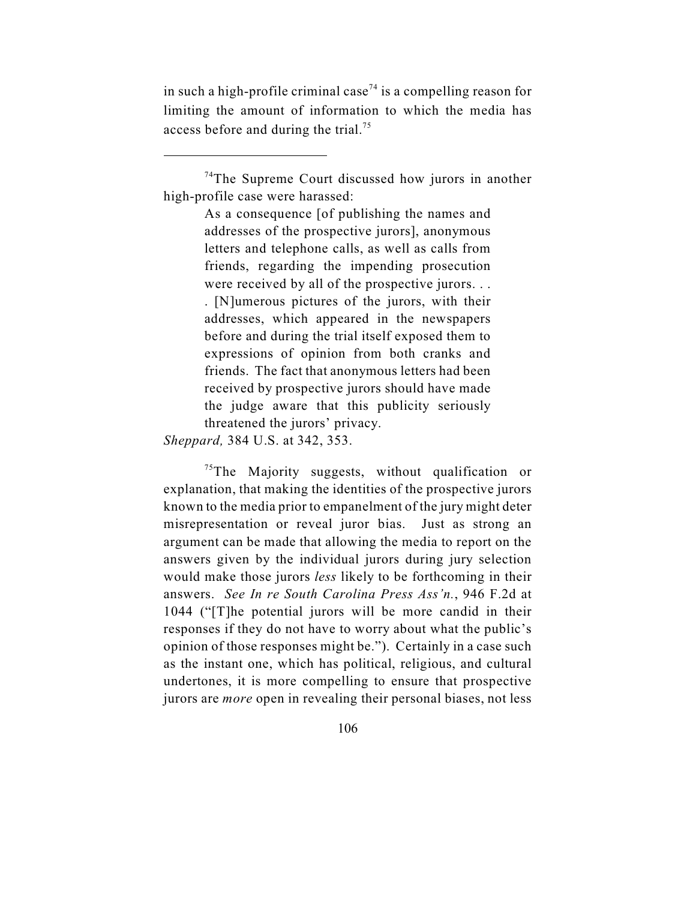in such a high-profile criminal case[74] is a compelling reason for limiting the amount of information to which the media has access before and during the trial.[75]

---

[74]The Supreme Court discussed how jurors in another high-profile case were harassed:

> As a consequence [of publishing the names and addresses of the prospective jurors], anonymous letters and telephone calls, as well as calls from friends, regarding the impending prosecution were received by all of the prospective jurors. . . . [N]umerous pictures of the jurors, with their addresses, which appeared in the newspapers before and during the trial itself exposed them to expressions of opinion from both cranks and friends. The fact that anonymous letters had been received by prospective jurors should have made the judge aware that this publicity seriously threatened the jurors' privacy.

*Sheppard,* 384 U.S. at 342, 353.

[75]The Majority suggests, without qualification or explanation, that making the identities of the prospective jurors known to the media prior to empanelment of the jury might deter misrepresentation or reveal juror bias. Just as strong an argument can be made that allowing the media to report on the answers given by the individual jurors during jury selection would make those jurors *less* likely to be forthcoming in their answers. *See In re South Carolina Press Ass'n.*, 946 F.2d at 1044 ("[T]he potential jurors will be more candid in their responses if they do not have to worry about what the public's opinion of those responses might be."). Certainly in a case such as the instant one, which has political, religious, and cultural undertones, it is more compelling to ensure that prospective jurors are *more* open in revealing their personal biases, not less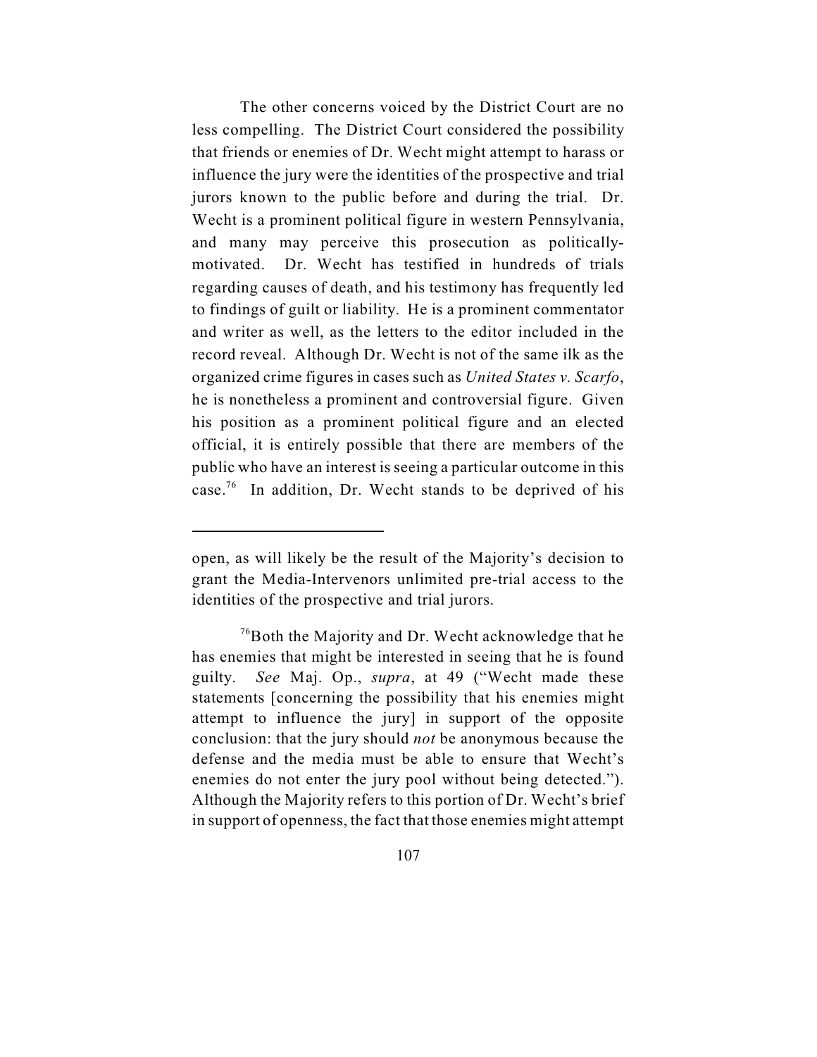The other concerns voiced by the District Court are no less compelling. The District Court considered the possibility that friends or enemies of Dr. Wecht might attempt to harass or influence the jury were the identities of the prospective and trial jurors known to the public before and during the trial. Dr. Wecht is a prominent political figure in western Pennsylvania, and many may perceive this prosecution as politically-motivated. Dr. Wecht has testified in hundreds of trials regarding causes of death, and his testimony has frequently led to findings of guilt or liability. He is a prominent commentator and writer as well, as the letters to the editor included in the record reveal. Although Dr. Wecht is not of the same ilk as the organized crime figures in cases such as *United States v. Scarfo*, he is nonetheless a prominent and controversial figure. Given his position as a prominent political figure and an elected official, it is entirely possible that there are members of the public who have an interest is seeing a particular outcome in this case.[76] In addition, Dr. Wecht stands to be deprived of his

---

open, as will likely be the result of the Majority's decision to grant the Media-Intervenors unlimited pre-trial access to the identities of the prospective and trial jurors.

[76]Both the Majority and Dr. Wecht acknowledge that he has enemies that might be interested in seeing that he is found guilty. *See* Maj. Op., *supra*, at 49 ("Wecht made these statements [concerning the possibility that his enemies might attempt to influence the jury] in support of the opposite conclusion: that the jury should *not* be anonymous because the defense and the media must be able to ensure that Wecht's enemies do not enter the jury pool without being detected."). Although the Majority refers to this portion of Dr. Wecht's brief in support of openness, the fact that those enemies might attempt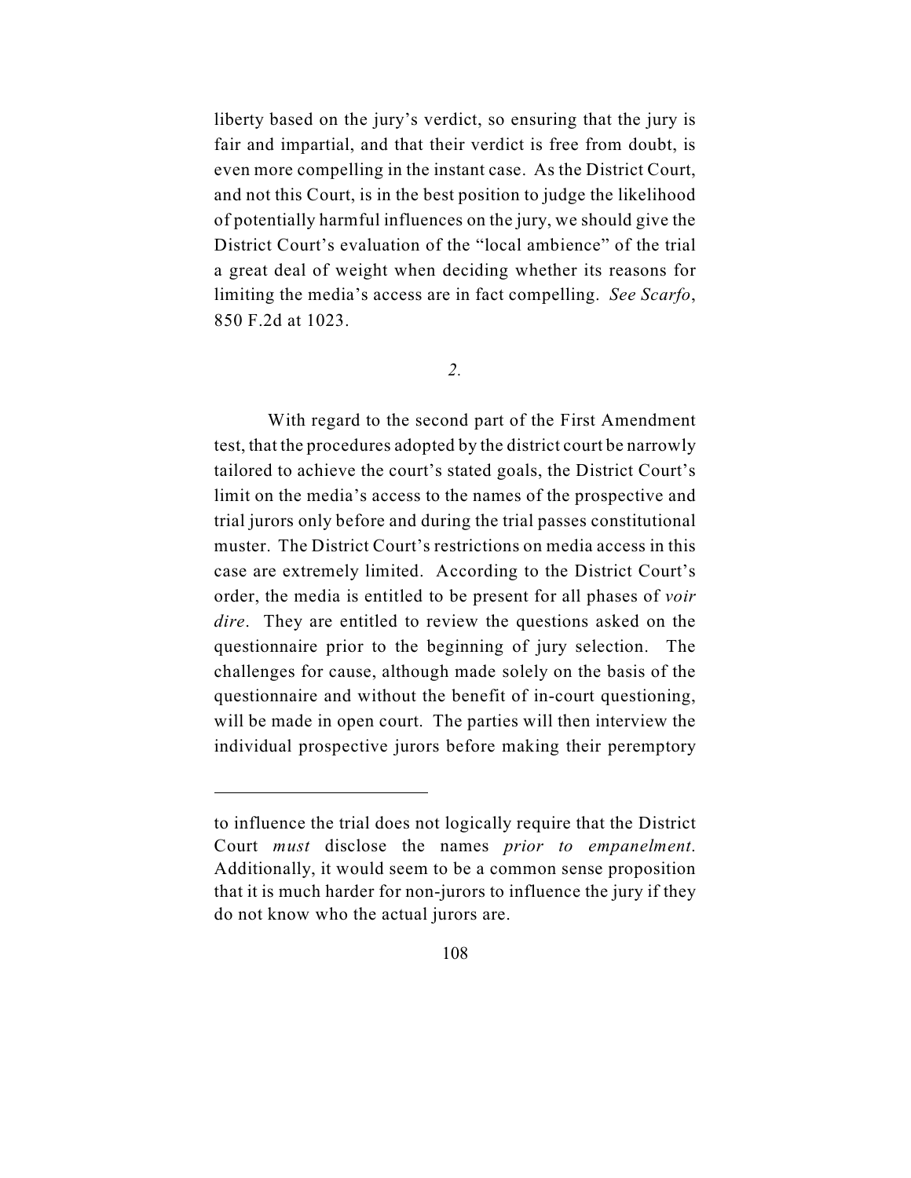liberty based on the jury's verdict, so ensuring that the jury is fair and impartial, and that their verdict is free from doubt, is even more compelling in the instant case. As the District Court, and not this Court, is in the best position to judge the likelihood of potentially harmful influences on the jury, we should give the District Court's evaluation of the "local ambience" of the trial a great deal of weight when deciding whether its reasons for limiting the media's access are in fact compelling. *See Scarfo*, 850 F.2d at 1023.

*2.*

With regard to the second part of the First Amendment test, that the procedures adopted by the district court be narrowly tailored to achieve the court's stated goals, the District Court's limit on the media's access to the names of the prospective and trial jurors only before and during the trial passes constitutional muster. The District Court's restrictions on media access in this case are extremely limited. According to the District Court's order, the media is entitled to be present for all phases of *voir dire*. They are entitled to review the questions asked on the questionnaire prior to the beginning of jury selection. The challenges for cause, although made solely on the basis of the questionnaire and without the benefit of in-court questioning, will be made in open court. The parties will then interview the individual prospective jurors before making their peremptory

---

to influence the trial does not logically require that the District Court *must* disclose the names *prior to empanelment*. Additionally, it would seem to be a common sense proposition that it is much harder for non-jurors to influence the jury if they do not know who the actual jurors are.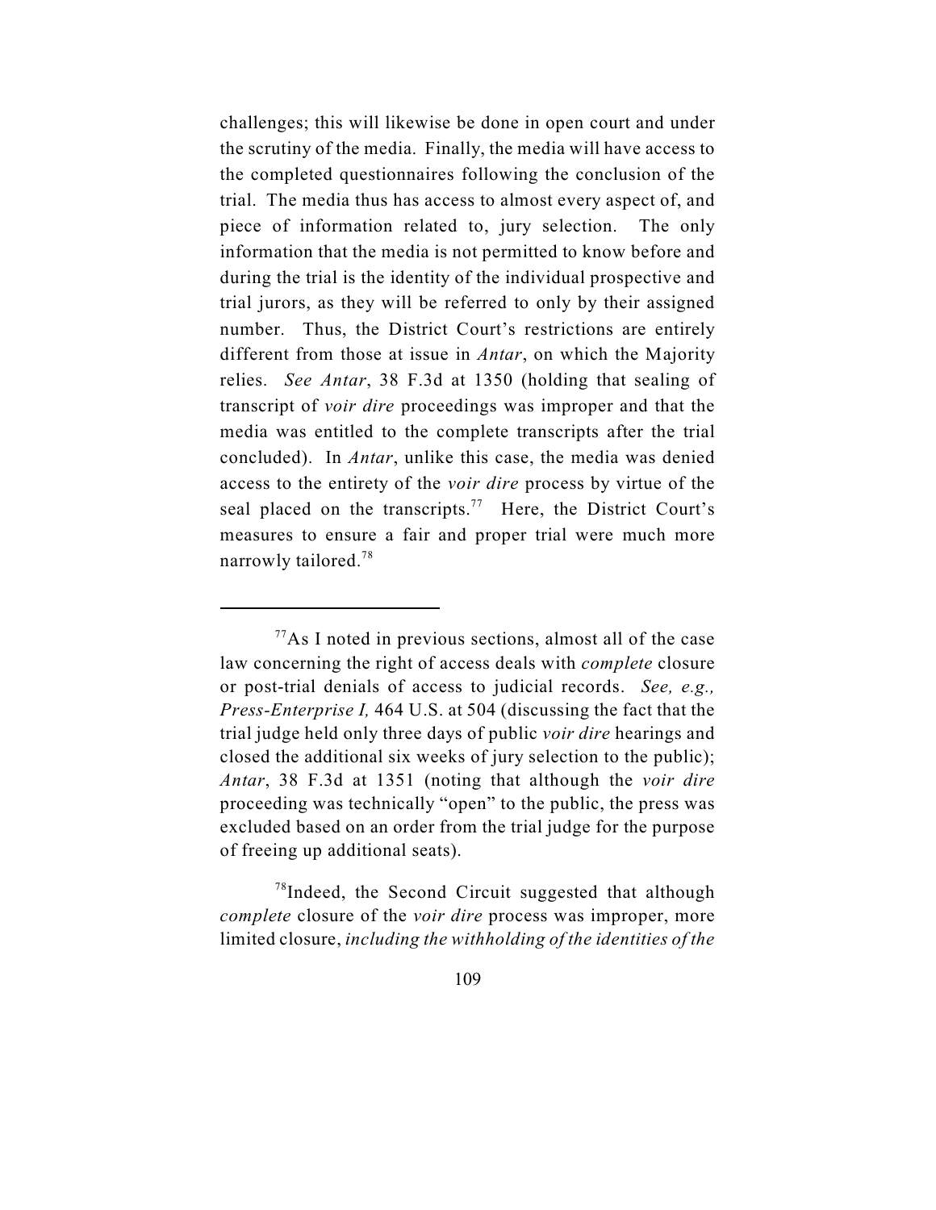challenges; this will likewise be done in open court and under the scrutiny of the media. Finally, the media will have access to the completed questionnaires following the conclusion of the trial. The media thus has access to almost every aspect of, and piece of information related to, jury selection. The only information that the media is not permitted to know before and during the trial is the identity of the individual prospective and trial jurors, as they will be referred to only by their assigned number. Thus, the District Court's restrictions are entirely different from those at issue in *Antar*, on which the Majority relies. *See Antar*, 38 F.3d at 1350 (holding that sealing of transcript of *voir dire* proceedings was improper and that the media was entitled to the complete transcripts after the trial concluded). In *Antar*, unlike this case, the media was denied access to the entirety of the *voir dire* process by virtue of the seal placed on the transcripts.[77] Here, the District Court's measures to ensure a fair and proper trial were much more narrowly tailored.[78]

---

[77]As I noted in previous sections, almost all of the case law concerning the right of access deals with *complete* closure or post-trial denials of access to judicial records. *See, e.g., Press-Enterprise I,* 464 U.S. at 504 (discussing the fact that the trial judge held only three days of public *voir dire* hearings and closed the additional six weeks of jury selection to the public); *Antar*, 38 F.3d at 1351 (noting that although the *voir dire* proceeding was technically "open" to the public, the press was excluded based on an order from the trial judge for the purpose of freeing up additional seats).

[78]Indeed, the Second Circuit suggested that although *complete* closure of the *voir dire* process was improper, more limited closure, *including the withholding of the identities of the*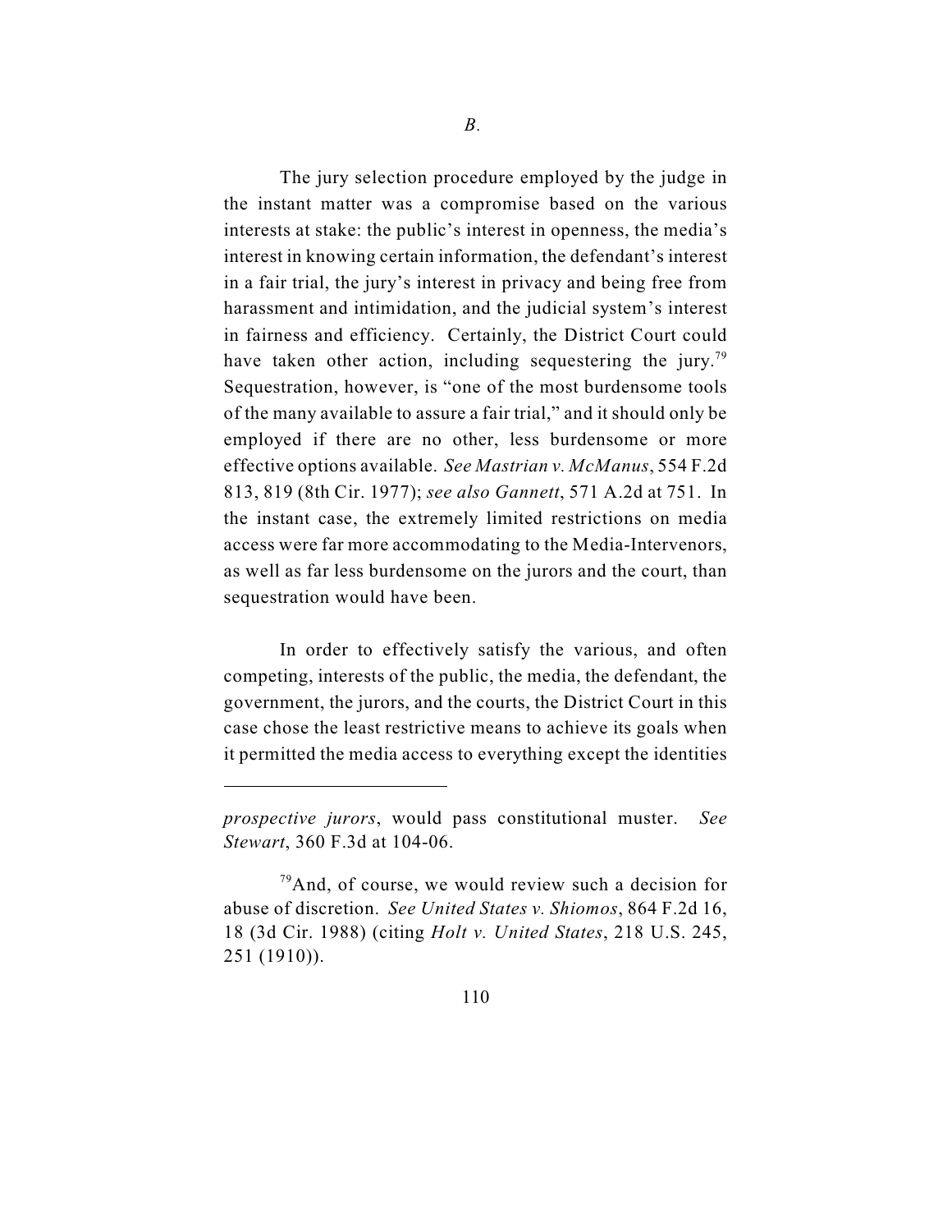*B.*

The jury selection procedure employed by the judge in the instant matter was a compromise based on the various interests at stake: the public's interest in openness, the media's interest in knowing certain information, the defendant's interest in a fair trial, the jury's interest in privacy and being free from harassment and intimidation, and the judicial system's interest in fairness and efficiency. Certainly, the District Court could have taken other action, including sequestering the jury.[79] Sequestration, however, is "one of the most burdensome tools of the many available to assure a fair trial," and it should only be employed if there are no other, less burdensome or more effective options available. *See Mastrian v. McManus*, 554 F.2d 813, 819 (8th Cir. 1977); *see also Gannett*, 571 A.2d at 751. In the instant case, the extremely limited restrictions on media access were far more accommodating to the Media-Intervenors, as well as far less burdensome on the jurors and the court, than sequestration would have been.

In order to effectively satisfy the various, and often competing, interests of the public, the media, the defendant, the government, the jurors, and the courts, the District Court in this case chose the least restrictive means to achieve its goals when it permitted the media access to everything except the identities

---

*prospective jurors*, would pass constitutional muster. *See Stewart*, 360 F.3d at 104-06.

[79] And, of course, we would review such a decision for abuse of discretion. *See United States v. Shiomos*, 864 F.2d 16, 18 (3d Cir. 1988) (citing *Holt v. United States*, 218 U.S. 245, 251 (1910)).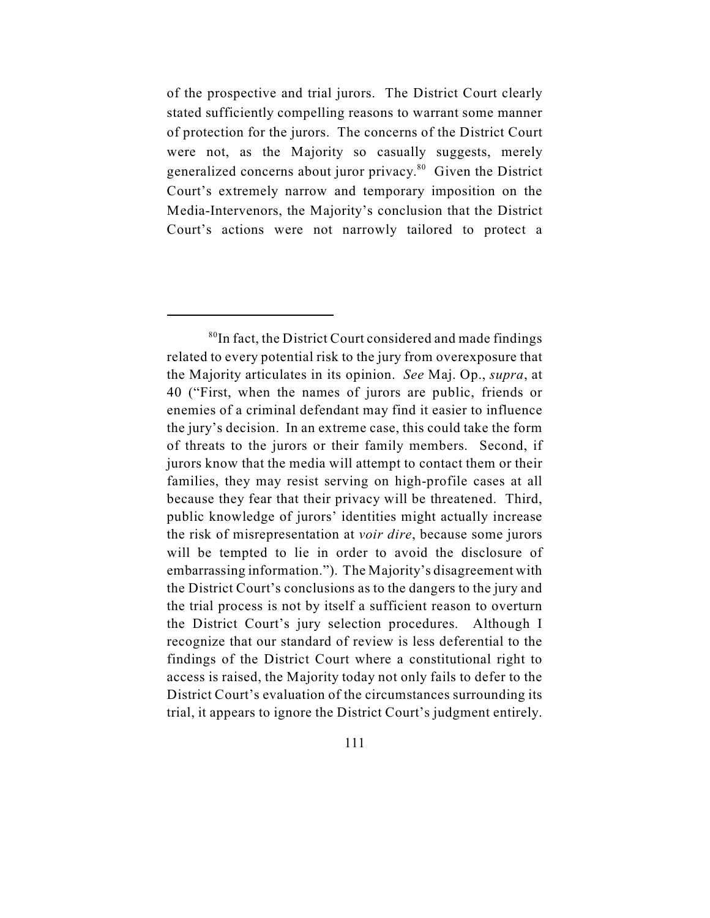of the prospective and trial jurors. The District Court clearly stated sufficiently compelling reasons to warrant some manner of protection for the jurors. The concerns of the District Court were not, as the Majority so casually suggests, merely generalized concerns about juror privacy.[80] Given the District Court's extremely narrow and temporary imposition on the Media-Intervenors, the Majority's conclusion that the District Court's actions were not narrowly tailored to protect a

---

[80] In fact, the District Court considered and made findings related to every potential risk to the jury from overexposure that the Majority articulates in its opinion. *See* Maj. Op., *supra*, at 40 ("First, when the names of jurors are public, friends or enemies of a criminal defendant may find it easier to influence the jury's decision. In an extreme case, this could take the form of threats to the jurors or their family members. Second, if jurors know that the media will attempt to contact them or their families, they may resist serving on high-profile cases at all because they fear that their privacy will be threatened. Third, public knowledge of jurors' identities might actually increase the risk of misrepresentation at *voir dire*, because some jurors will be tempted to lie in order to avoid the disclosure of embarrassing information."). The Majority's disagreement with the District Court's conclusions as to the dangers to the jury and the trial process is not by itself a sufficient reason to overturn the District Court's jury selection procedures. Although I recognize that our standard of review is less deferential to the findings of the District Court where a constitutional right to access is raised, the Majority today not only fails to defer to the District Court's evaluation of the circumstances surrounding its trial, it appears to ignore the District Court's judgment entirely.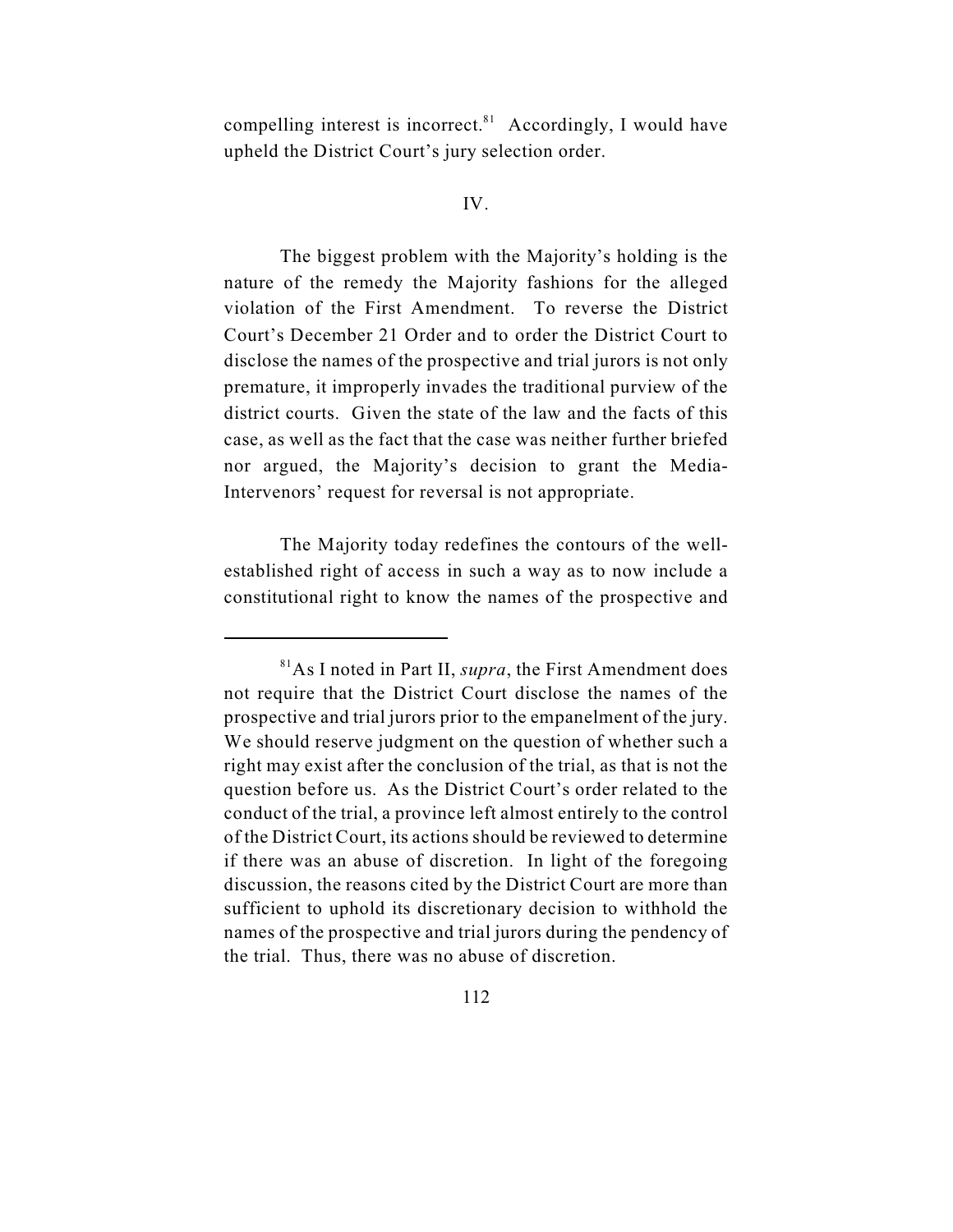compelling interest is incorrect.[81] Accordingly, I would have upheld the District Court's jury selection order.

IV.

The biggest problem with the Majority's holding is the nature of the remedy the Majority fashions for the alleged violation of the First Amendment. To reverse the District Court's December 21 Order and to order the District Court to disclose the names of the prospective and trial jurors is not only premature, it improperly invades the traditional purview of the district courts. Given the state of the law and the facts of this case, as well as the fact that the case was neither further briefed nor argued, the Majority's decision to grant the Media-Intervenors' request for reversal is not appropriate.

The Majority today redefines the contours of the well-established right of access in such a way as to now include a constitutional right to know the names of the prospective and

---

[81]As I noted in Part II, *supra*, the First Amendment does not require that the District Court disclose the names of the prospective and trial jurors prior to the empanelment of the jury. We should reserve judgment on the question of whether such a right may exist after the conclusion of the trial, as that is not the question before us. As the District Court's order related to the conduct of the trial, a province left almost entirely to the control of the District Court, its actions should be reviewed to determine if there was an abuse of discretion. In light of the foregoing discussion, the reasons cited by the District Court are more than sufficient to uphold its discretionary decision to withhold the names of the prospective and trial jurors during the pendency of the trial. Thus, there was no abuse of discretion.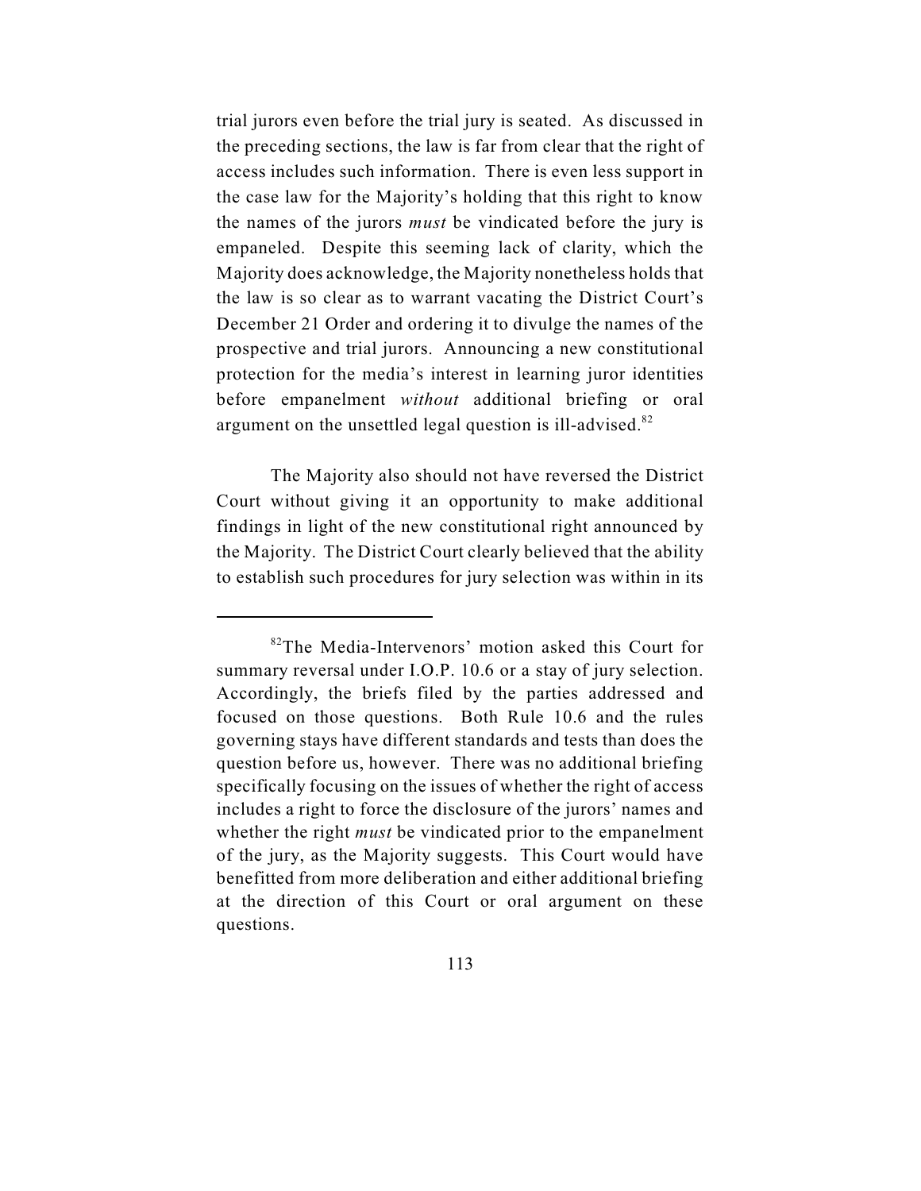trial jurors even before the trial jury is seated. As discussed in the preceding sections, the law is far from clear that the right of access includes such information. There is even less support in the case law for the Majority's holding that this right to know the names of the jurors *must* be vindicated before the jury is empaneled. Despite this seeming lack of clarity, which the Majority does acknowledge, the Majority nonetheless holds that the law is so clear as to warrant vacating the District Court's December 21 Order and ordering it to divulge the names of the prospective and trial jurors. Announcing a new constitutional protection for the media's interest in learning juror identities before empanelment *without* additional briefing or oral argument on the unsettled legal question is ill-advised.[82]

The Majority also should not have reversed the District Court without giving it an opportunity to make additional findings in light of the new constitutional right announced by the Majority. The District Court clearly believed that the ability to establish such procedures for jury selection was within in its

[82]The Media-Intervenors' motion asked this Court for summary reversal under I.O.P. 10.6 or a stay of jury selection. Accordingly, the briefs filed by the parties addressed and focused on those questions. Both Rule 10.6 and the rules governing stays have different standards and tests than does the question before us, however. There was no additional briefing specifically focusing on the issues of whether the right of access includes a right to force the disclosure of the jurors' names and whether the right *must* be vindicated prior to the empanelment of the jury, as the Majority suggests. This Court would have benefitted from more deliberation and either additional briefing at the direction of this Court or oral argument on these questions.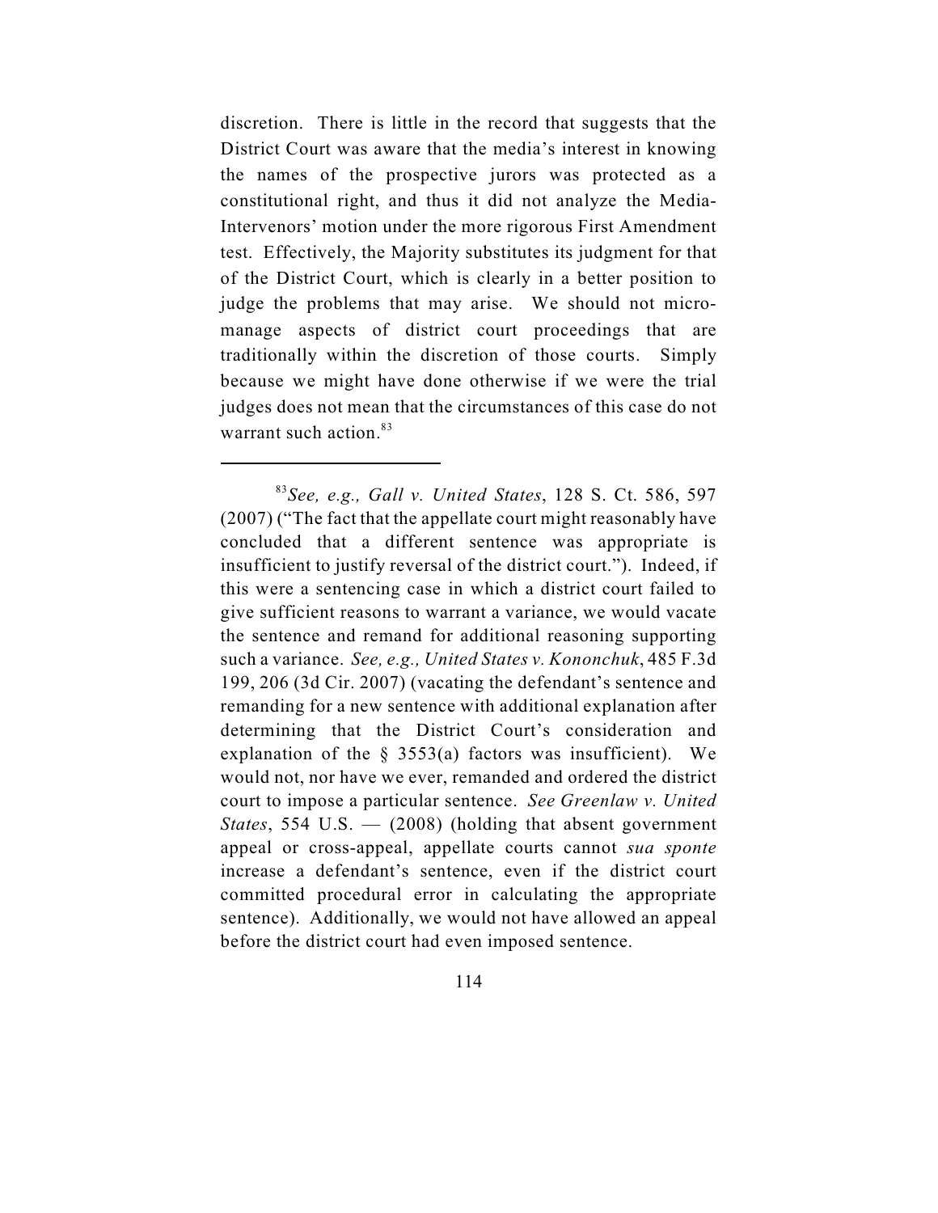discretion. There is little in the record that suggests that the District Court was aware that the media's interest in knowing the names of the prospective jurors was protected as a constitutional right, and thus it did not analyze the Media-Intervenors' motion under the more rigorous First Amendment test. Effectively, the Majority substitutes its judgment for that of the District Court, which is clearly in a better position to judge the problems that may arise. We should not micro-manage aspects of district court proceedings that are traditionally within the discretion of those courts. Simply because we might have done otherwise if we were the trial judges does not mean that the circumstances of this case do not warrant such action.[83]

---

[83] *See, e.g., Gall v. United States*, 128 S. Ct. 586, 597 (2007) ("The fact that the appellate court might reasonably have concluded that a different sentence was appropriate is insufficient to justify reversal of the district court."). Indeed, if this were a sentencing case in which a district court failed to give sufficient reasons to warrant a variance, we would vacate the sentence and remand for additional reasoning supporting such a variance. *See, e.g., United States v. Kononchuk*, 485 F.3d 199, 206 (3d Cir. 2007) (vacating the defendant's sentence and remanding for a new sentence with additional explanation after determining that the District Court's consideration and explanation of the § 3553(a) factors was insufficient). We would not, nor have we ever, remanded and ordered the district court to impose a particular sentence. *See Greenlaw v. United States*, 554 U.S. — (2008) (holding that absent government appeal or cross-appeal, appellate courts cannot *sua sponte* increase a defendant's sentence, even if the district court committed procedural error in calculating the appropriate sentence). Additionally, we would not have allowed an appeal before the district court had even imposed sentence.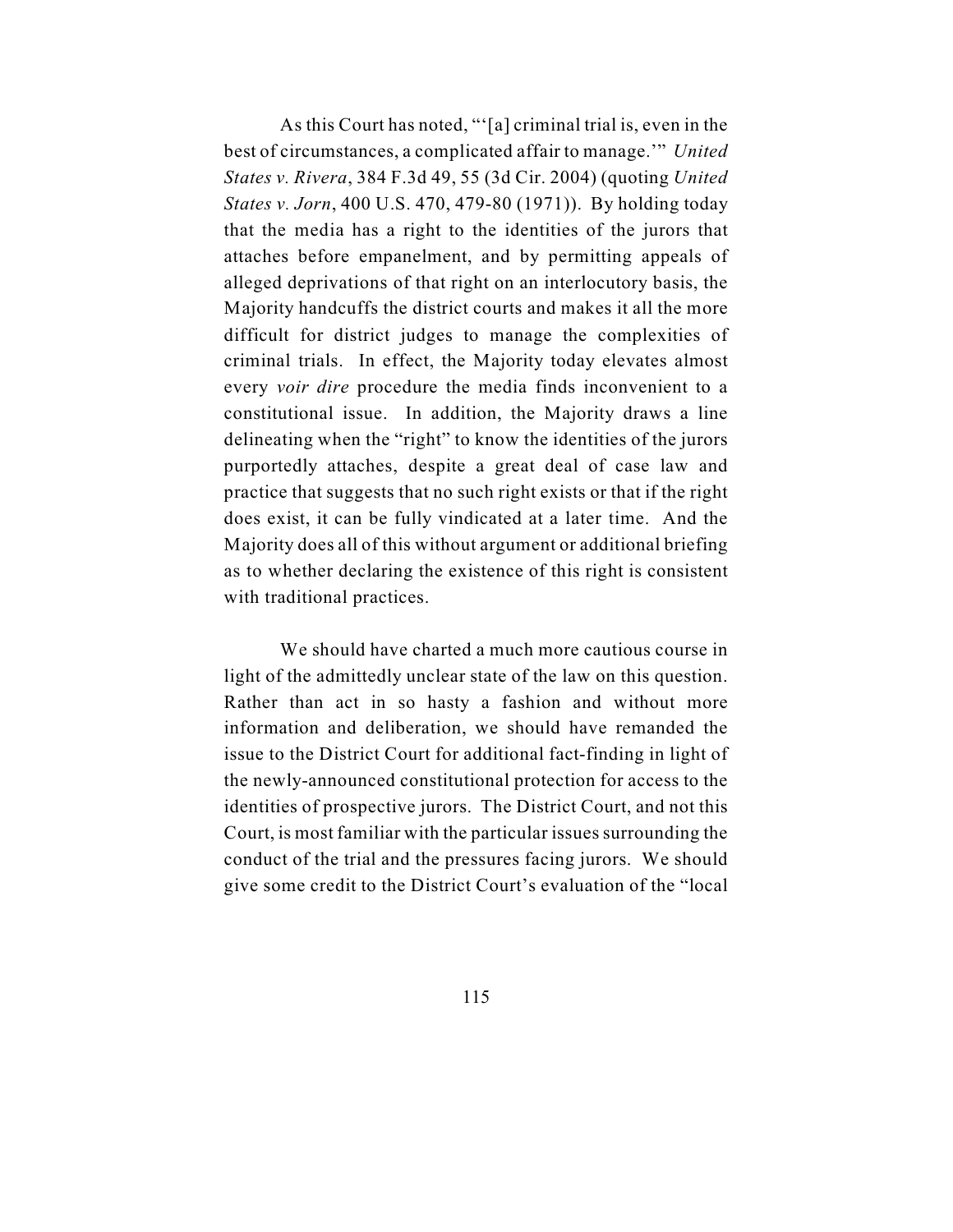As this Court has noted, "'[a] criminal trial is, even in the best of circumstances, a complicated affair to manage.'" *United States v. Rivera*, 384 F.3d 49, 55 (3d Cir. 2004) (quoting *United States v. Jorn*, 400 U.S. 470, 479-80 (1971)). By holding today that the media has a right to the identities of the jurors that attaches before empanelment, and by permitting appeals of alleged deprivations of that right on an interlocutory basis, the Majority handcuffs the district courts and makes it all the more difficult for district judges to manage the complexities of criminal trials. In effect, the Majority today elevates almost every *voir dire* procedure the media finds inconvenient to a constitutional issue. In addition, the Majority draws a line delineating when the "right" to know the identities of the jurors purportedly attaches, despite a great deal of case law and practice that suggests that no such right exists or that if the right does exist, it can be fully vindicated at a later time. And the Majority does all of this without argument or additional briefing as to whether declaring the existence of this right is consistent with traditional practices.

We should have charted a much more cautious course in light of the admittedly unclear state of the law on this question. Rather than act in so hasty a fashion and without more information and deliberation, we should have remanded the issue to the District Court for additional fact-finding in light of the newly-announced constitutional protection for access to the identities of prospective jurors. The District Court, and not this Court, is most familiar with the particular issues surrounding the conduct of the trial and the pressures facing jurors. We should give some credit to the District Court's evaluation of the "local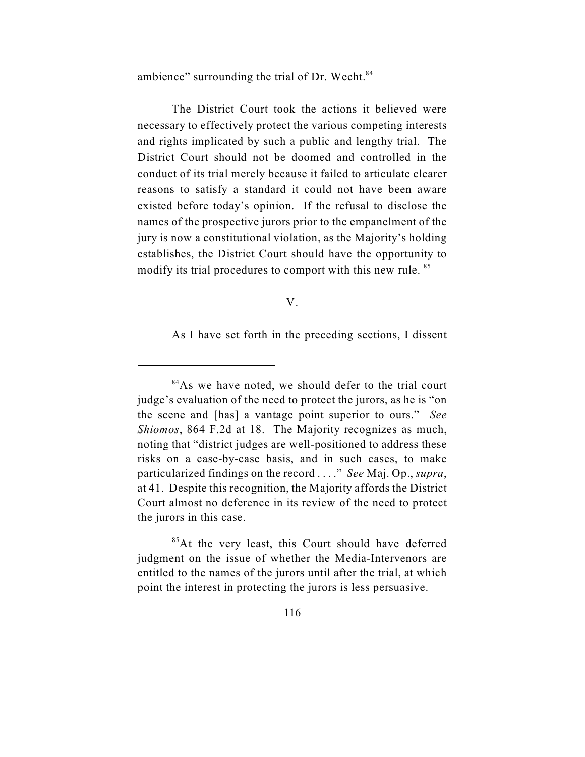ambience" surrounding the trial of Dr. Wecht.[84]

The District Court took the actions it believed were necessary to effectively protect the various competing interests and rights implicated by such a public and lengthy trial. The District Court should not be doomed and controlled in the conduct of its trial merely because it failed to articulate clearer reasons to satisfy a standard it could not have been aware existed before today's opinion. If the refusal to disclose the names of the prospective jurors prior to the empanelment of the jury is now a constitutional violation, as the Majority's holding establishes, the District Court should have the opportunity to modify its trial procedures to comport with this new rule.[85]

V.

As I have set forth in the preceding sections, I dissent

---

[84]As we have noted, we should defer to the trial court judge's evaluation of the need to protect the jurors, as he is "on the scene and [has] a vantage point superior to ours." *See Shiomos*, 864 F.2d at 18. The Majority recognizes as much, noting that "district judges are well-positioned to address these risks on a case-by-case basis, and in such cases, to make particularized findings on the record . . . ." *See* Maj. Op., *supra*, at 41. Despite this recognition, the Majority affords the District Court almost no deference in its review of the need to protect the jurors in this case.

[85]At the very least, this Court should have deferred judgment on the issue of whether the Media-Intervenors are entitled to the names of the jurors until after the trial, at which point the interest in protecting the jurors is less persuasive.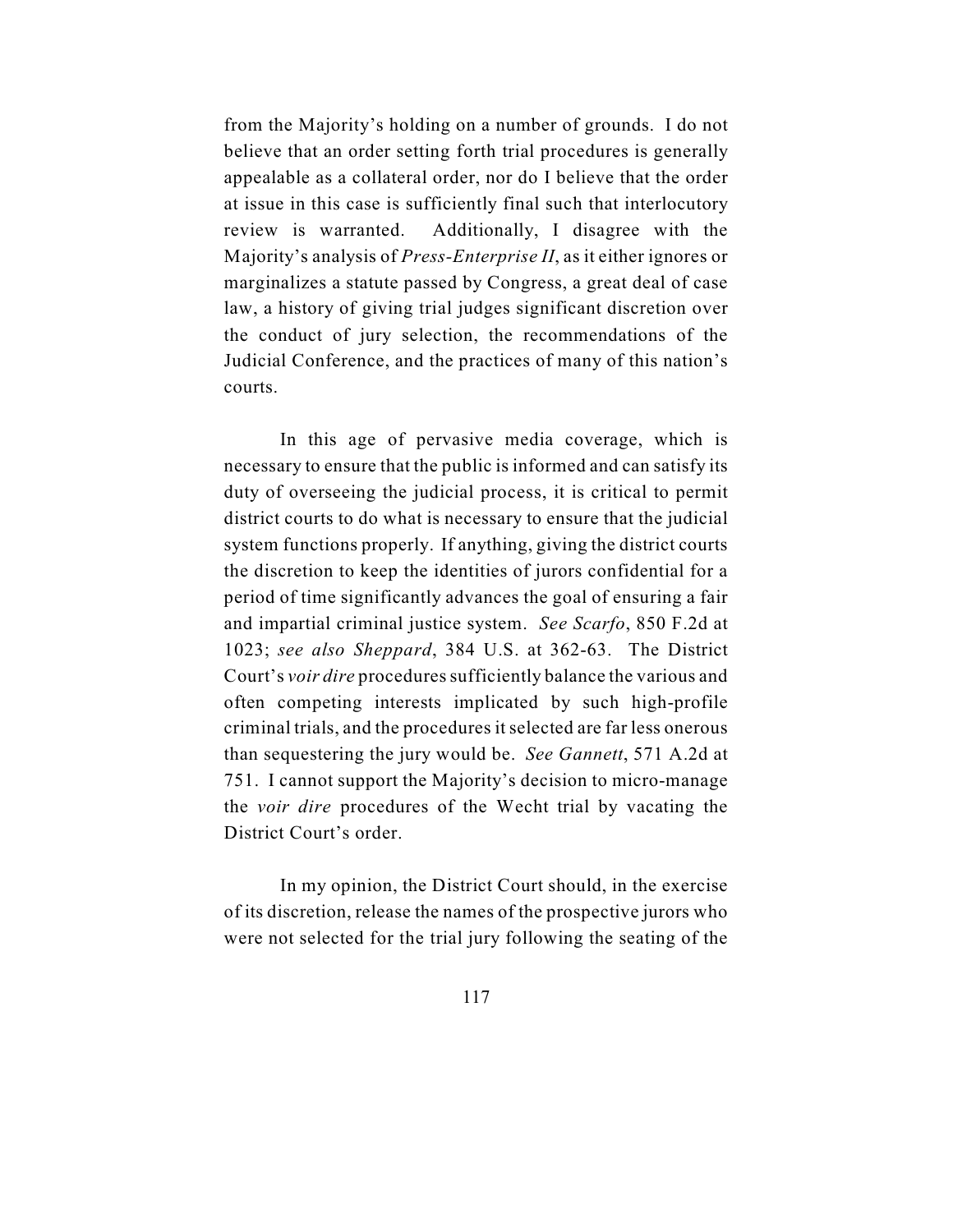from the Majority's holding on a number of grounds. I do not believe that an order setting forth trial procedures is generally appealable as a collateral order, nor do I believe that the order at issue in this case is sufficiently final such that interlocutory review is warranted. Additionally, I disagree with the Majority's analysis of *Press-Enterprise II*, as it either ignores or marginalizes a statute passed by Congress, a great deal of case law, a history of giving trial judges significant discretion over the conduct of jury selection, the recommendations of the Judicial Conference, and the practices of many of this nation's courts.

In this age of pervasive media coverage, which is necessary to ensure that the public is informed and can satisfy its duty of overseeing the judicial process, it is critical to permit district courts to do what is necessary to ensure that the judicial system functions properly. If anything, giving the district courts the discretion to keep the identities of jurors confidential for a period of time significantly advances the goal of ensuring a fair and impartial criminal justice system. *See Scarfo*, 850 F.2d at 1023; *see also Sheppard*, 384 U.S. at 362-63. The District Court's *voir dire* procedures sufficiently balance the various and often competing interests implicated by such high-profile criminal trials, and the procedures it selected are far less onerous than sequestering the jury would be. *See Gannett*, 571 A.2d at 751. I cannot support the Majority's decision to micro-manage the *voir dire* procedures of the Wecht trial by vacating the District Court's order.

In my opinion, the District Court should, in the exercise of its discretion, release the names of the prospective jurors who were not selected for the trial jury following the seating of the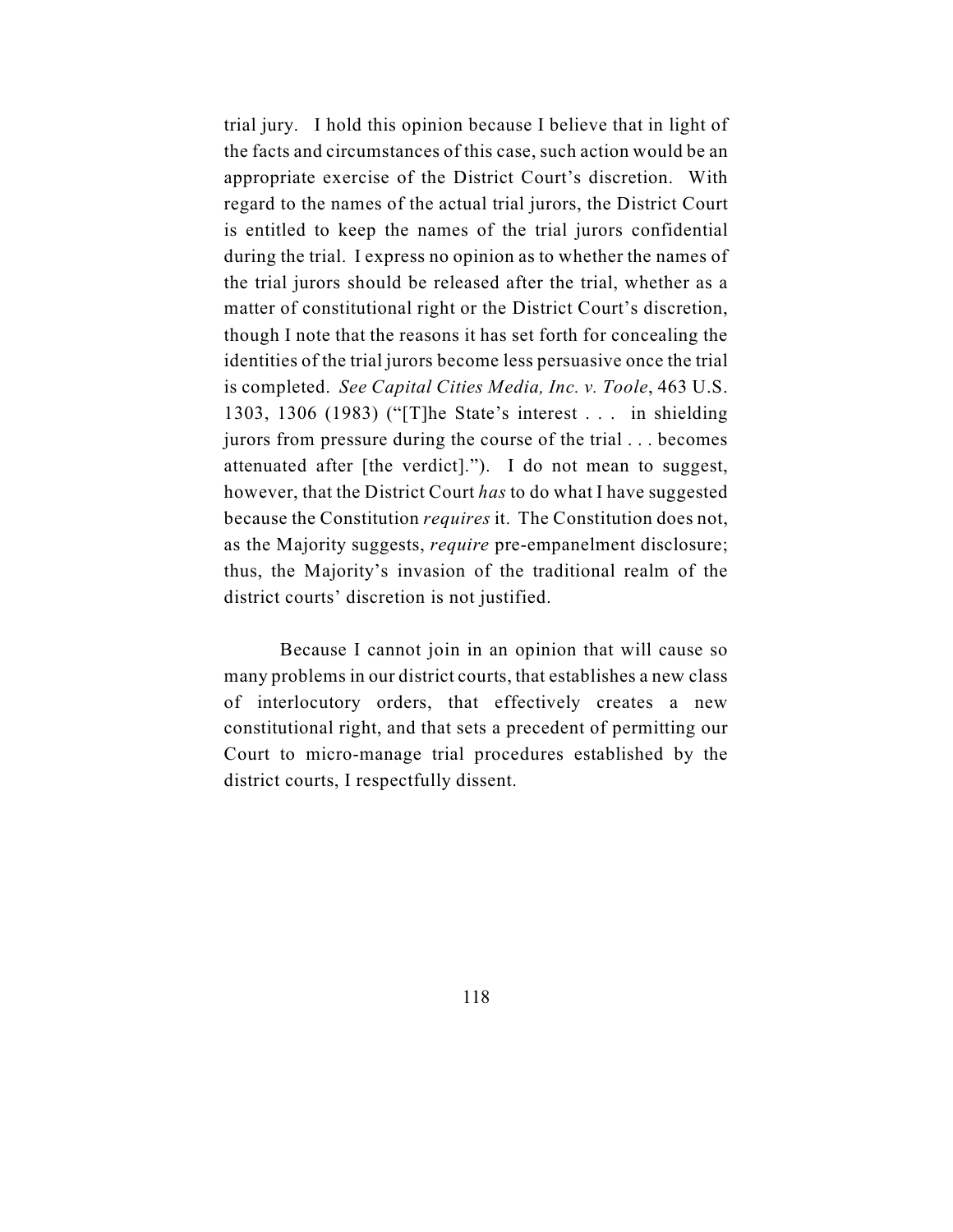trial jury. I hold this opinion because I believe that in light of the facts and circumstances of this case, such action would be an appropriate exercise of the District Court's discretion. With regard to the names of the actual trial jurors, the District Court is entitled to keep the names of the trial jurors confidential during the trial. I express no opinion as to whether the names of the trial jurors should be released after the trial, whether as a matter of constitutional right or the District Court's discretion, though I note that the reasons it has set forth for concealing the identities of the trial jurors become less persuasive once the trial is completed. *See Capital Cities Media, Inc. v. Toole*, 463 U.S. 1303, 1306 (1983) ("[T]he State's interest . . . in shielding jurors from pressure during the course of the trial . . . becomes attenuated after [the verdict]."). I do not mean to suggest, however, that the District Court *has* to do what I have suggested because the Constitution *requires* it. The Constitution does not, as the Majority suggests, *require* pre-empanelment disclosure; thus, the Majority's invasion of the traditional realm of the district courts' discretion is not justified.

Because I cannot join in an opinion that will cause so many problems in our district courts, that establishes a new class of interlocutory orders, that effectively creates a new constitutional right, and that sets a precedent of permitting our Court to micro-manage trial procedures established by the district courts, I respectfully dissent.